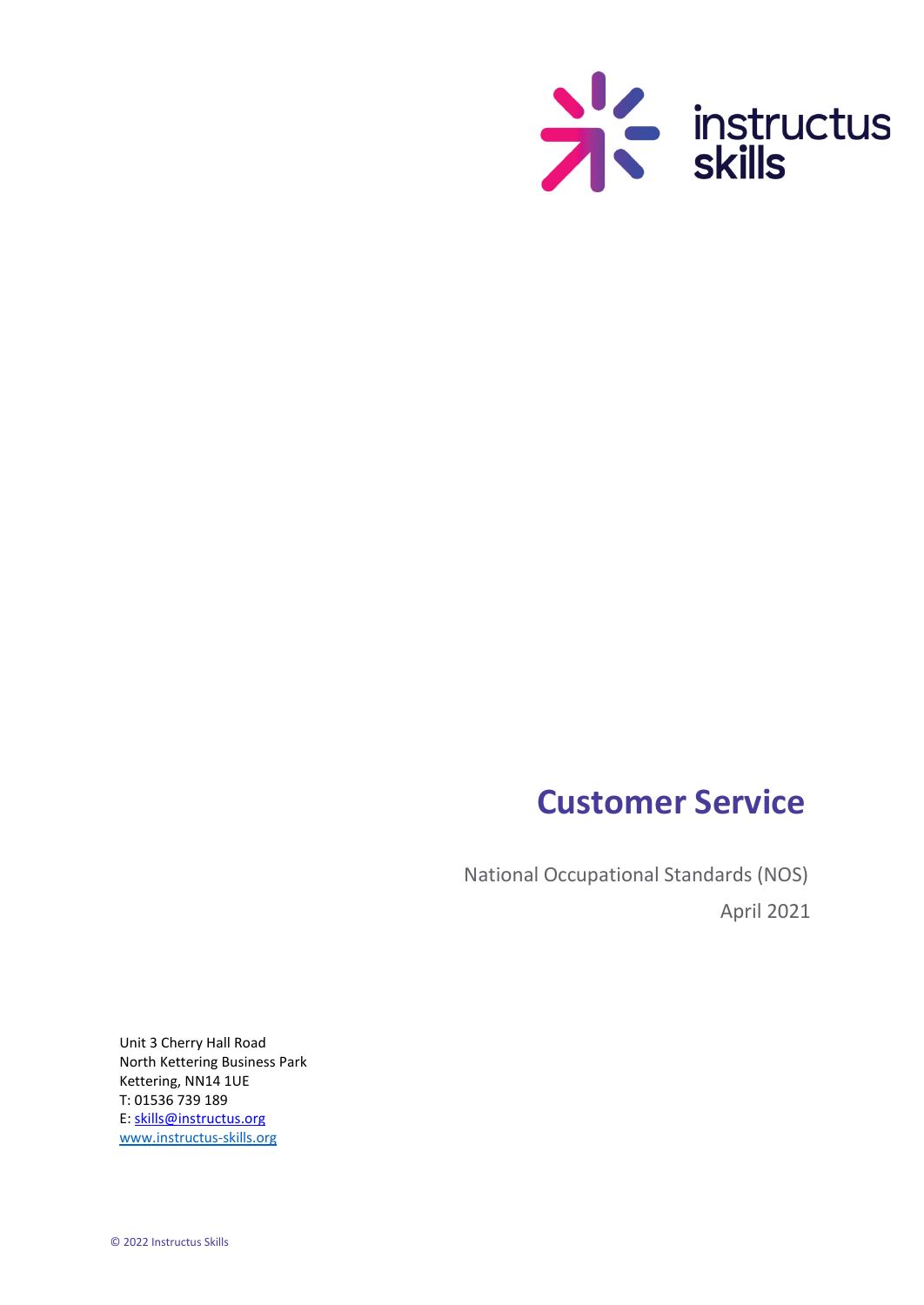instructus skills

# Customer Service

National Occupational Standards (NOS)

April 2021

Unit 3 Cherry Hall Road
North Kettering Business Park
Kettering, NN14 1UE
T: 01536 739 189
E: skills@instructus.org
www.instructus-skills.org

© 2022 Instructus Skills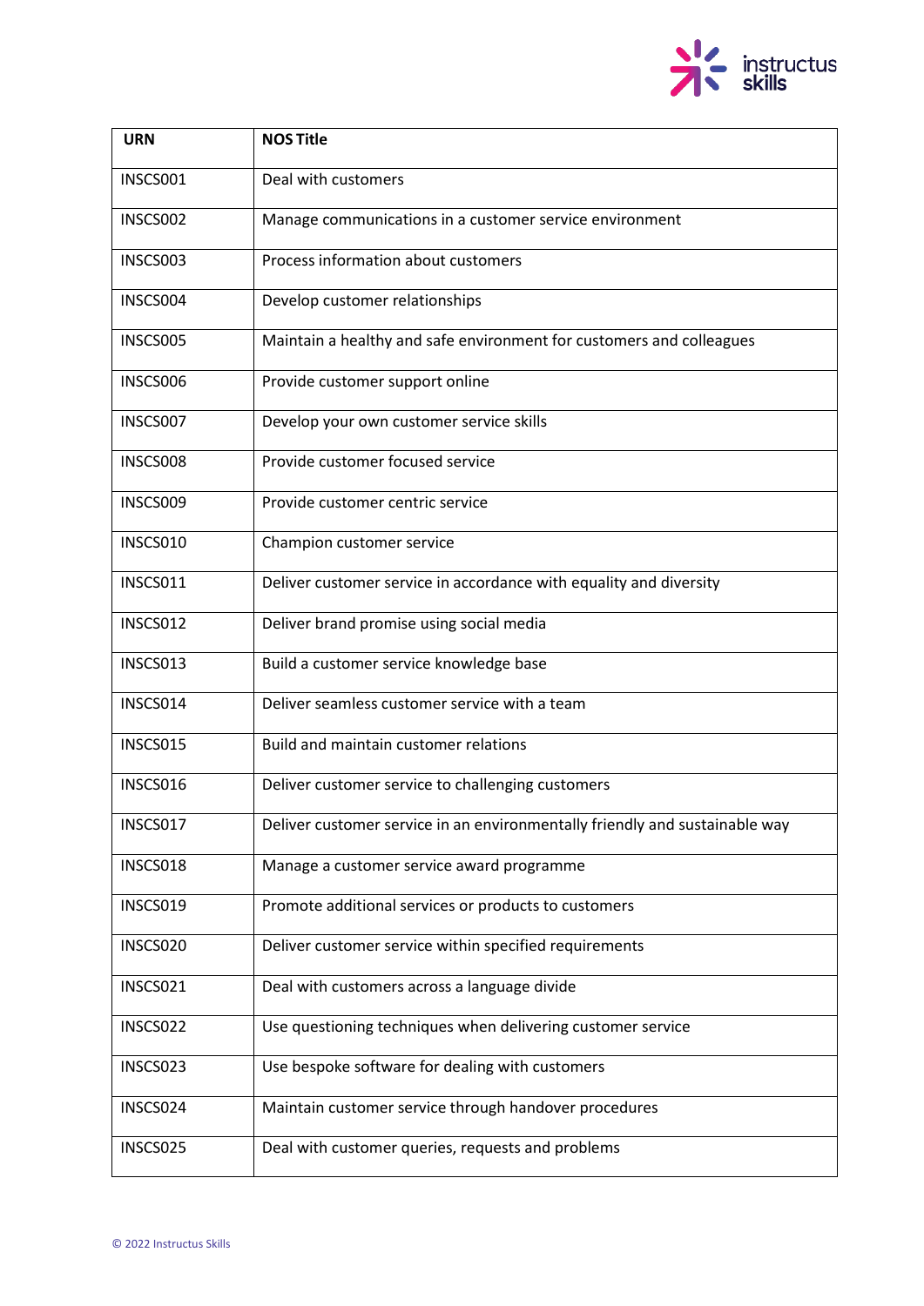| URN | NOS Title |
|---|---|
| INSCS001 | Deal with customers |
| INSCS002 | Manage communications in a customer service environment |
| INSCS003 | Process information about customers |
| INSCS004 | Develop customer relationships |
| INSCS005 | Maintain a healthy and safe environment for customers and colleagues |
| INSCS006 | Provide customer support online |
| INSCS007 | Develop your own customer service skills |
| INSCS008 | Provide customer focused service |
| INSCS009 | Provide customer centric service |
| INSCS010 | Champion customer service |
| INSCS011 | Deliver customer service in accordance with equality and diversity |
| INSCS012 | Deliver brand promise using social media |
| INSCS013 | Build a customer service knowledge base |
| INSCS014 | Deliver seamless customer service with a team |
| INSCS015 | Build and maintain customer relations |
| INSCS016 | Deliver customer service to challenging customers |
| INSCS017 | Deliver customer service in an environmentally friendly and sustainable way |
| INSCS018 | Manage a customer service award programme |
| INSCS019 | Promote additional services or products to customers |
| INSCS020 | Deliver customer service within specified requirements |
| INSCS021 | Deal with customers across a language divide |
| INSCS022 | Use questioning techniques when delivering customer service |
| INSCS023 | Use bespoke software for dealing with customers |
| INSCS024 | Maintain customer service through handover procedures |
| INSCS025 | Deal with customer queries, requests and problems |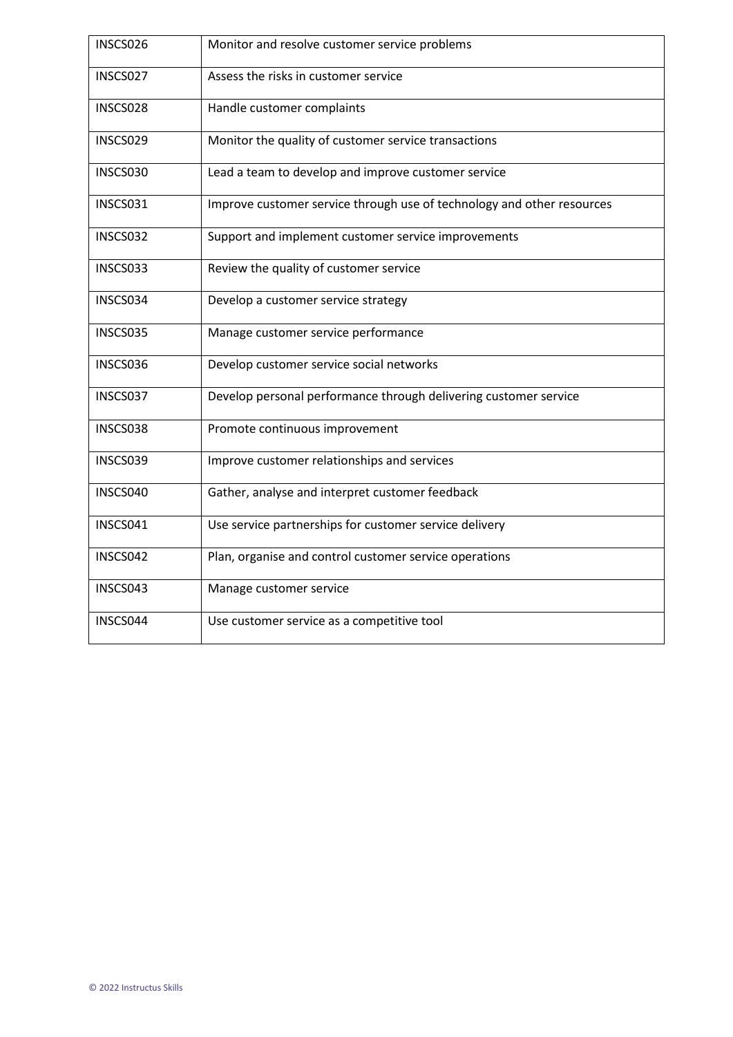| | |
|---|---|
| INSCS026 | Monitor and resolve customer service problems |
| INSCS027 | Assess the risks in customer service |
| INSCS028 | Handle customer complaints |
| INSCS029 | Monitor the quality of customer service transactions |
| INSCS030 | Lead a team to develop and improve customer service |
| INSCS031 | Improve customer service through use of technology and other resources |
| INSCS032 | Support and implement customer service improvements |
| INSCS033 | Review the quality of customer service |
| INSCS034 | Develop a customer service strategy |
| INSCS035 | Manage customer service performance |
| INSCS036 | Develop customer service social networks |
| INSCS037 | Develop personal performance through delivering customer service |
| INSCS038 | Promote continuous improvement |
| INSCS039 | Improve customer relationships and services |
| INSCS040 | Gather, analyse and interpret customer feedback |
| INSCS041 | Use service partnerships for customer service delivery |
| INSCS042 | Plan, organise and control customer service operations |
| INSCS043 | Manage customer service |
| INSCS044 | Use customer service as a competitive tool |

© 2022 Instructus Skills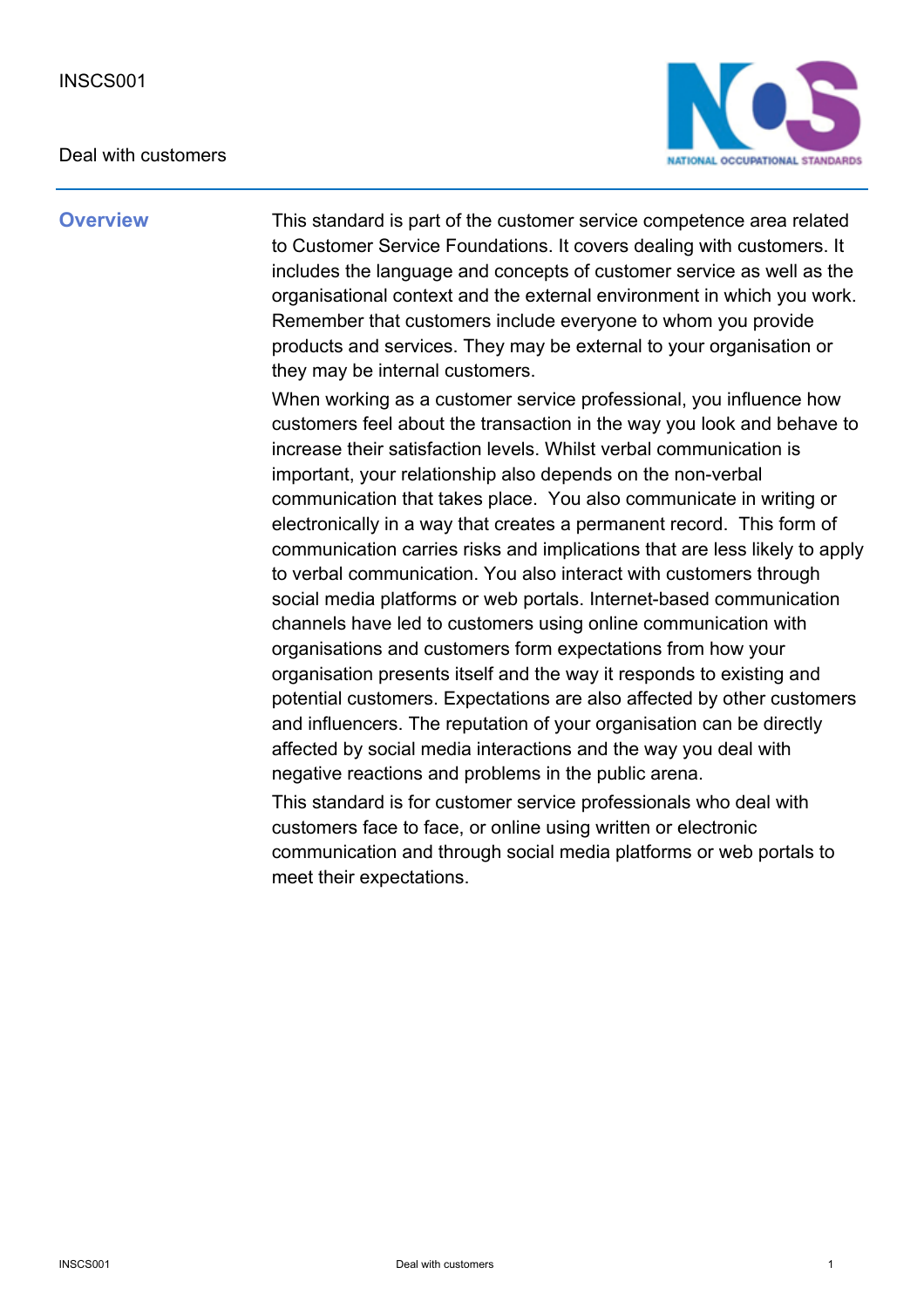INSCS001

Deal with customers

## Overview

This standard is part of the customer service competence area related to Customer Service Foundations. It covers dealing with customers. It includes the language and concepts of customer service as well as the organisational context and the external environment in which you work. Remember that customers include everyone to whom you provide products and services. They may be external to your organisation or they may be internal customers.

When working as a customer service professional, you influence how customers feel about the transaction in the way you look and behave to increase their satisfaction levels. Whilst verbal communication is important, your relationship also depends on the non-verbal communication that takes place. You also communicate in writing or electronically in a way that creates a permanent record. This form of communication carries risks and implications that are less likely to apply to verbal communication. You also interact with customers through social media platforms or web portals. Internet-based communication channels have led to customers using online communication with organisations and customers form expectations from how your organisation presents itself and the way it responds to existing and potential customers. Expectations are also affected by other customers and influencers. The reputation of your organisation can be directly affected by social media interactions and the way you deal with negative reactions and problems in the public arena.

This standard is for customer service professionals who deal with customers face to face, or online using written or electronic communication and through social media platforms or web portals to meet their expectations.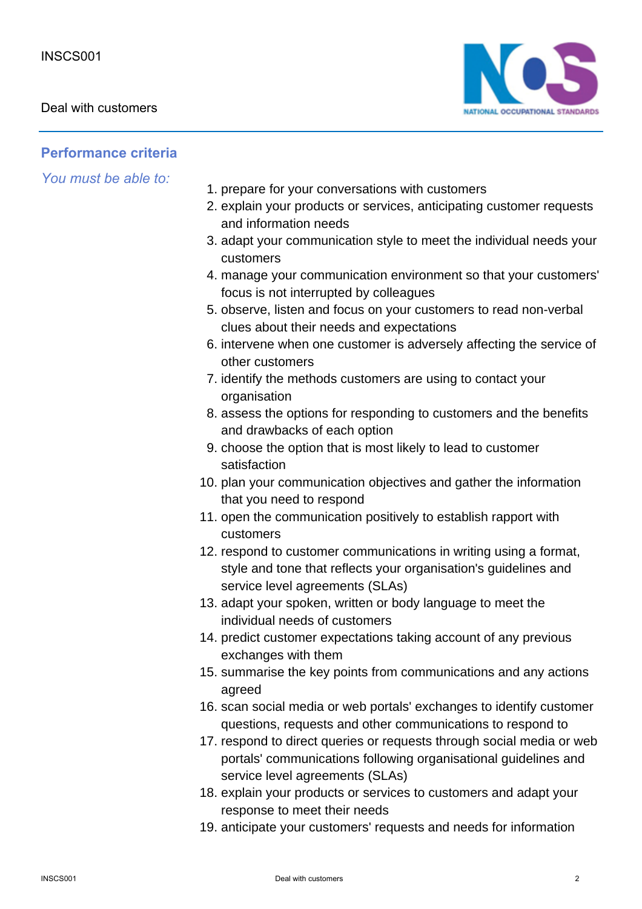## Performance criteria

*You must be able to:*

1. prepare for your conversations with customers
2. explain your products or services, anticipating customer requests and information needs
3. adapt your communication style to meet the individual needs your customers
4. manage your communication environment so that your customers' focus is not interrupted by colleagues
5. observe, listen and focus on your customers to read non-verbal clues about their needs and expectations
6. intervene when one customer is adversely affecting the service of other customers
7. identify the methods customers are using to contact your organisation
8. assess the options for responding to customers and the benefits and drawbacks of each option
9. choose the option that is most likely to lead to customer satisfaction
10. plan your communication objectives and gather the information that you need to respond
11. open the communication positively to establish rapport with customers
12. respond to customer communications in writing using a format, style and tone that reflects your organisation's guidelines and service level agreements (SLAs)
13. adapt your spoken, written or body language to meet the individual needs of customers
14. predict customer expectations taking account of any previous exchanges with them
15. summarise the key points from communications and any actions agreed
16. scan social media or web portals' exchanges to identify customer questions, requests and other communications to respond to
17. respond to direct queries or requests through social media or web portals' communications following organisational guidelines and service level agreements (SLAs)
18. explain your products or services to customers and adapt your response to meet their needs
19. anticipate your customers' requests and needs for information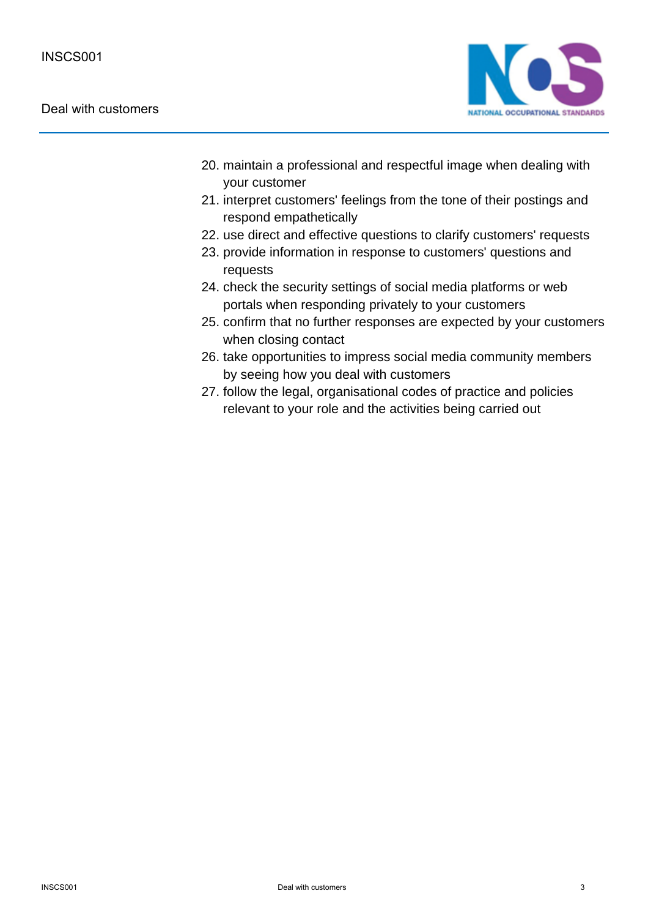20. maintain a professional and respectful image when dealing with your customer
21. interpret customers' feelings from the tone of their postings and respond empathetically
22. use direct and effective questions to clarify customers' requests
23. provide information in response to customers' questions and requests
24. check the security settings of social media platforms or web portals when responding privately to your customers
25. confirm that no further responses are expected by your customers when closing contact
26. take opportunities to impress social media community members by seeing how you deal with customers
27. follow the legal, organisational codes of practice and policies relevant to your role and the activities being carried out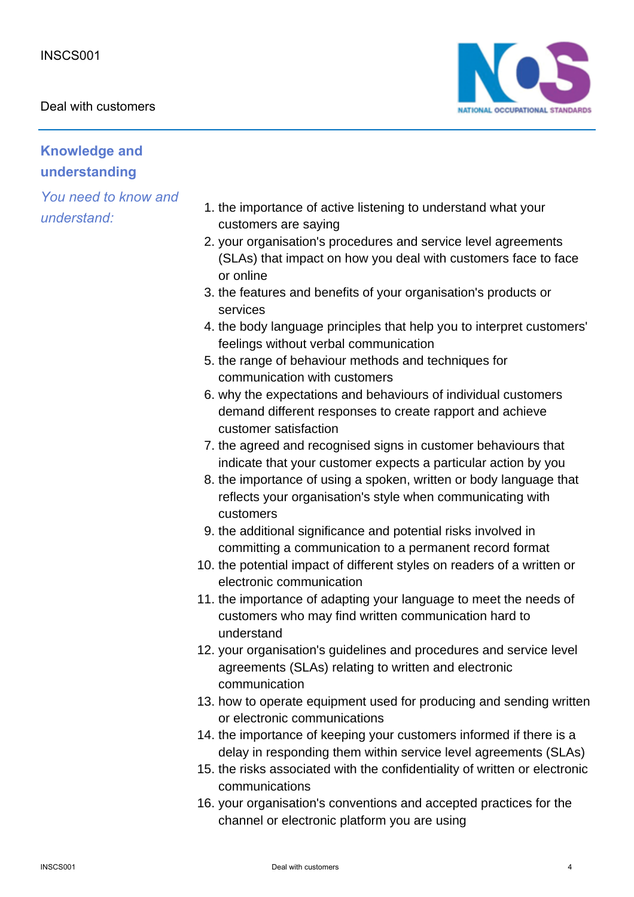## Knowledge and understanding

*You need to know and understand:*

1. the importance of active listening to understand what your customers are saying
2. your organisation's procedures and service level agreements (SLAs) that impact on how you deal with customers face to face or online
3. the features and benefits of your organisation's products or services
4. the body language principles that help you to interpret customers' feelings without verbal communication
5. the range of behaviour methods and techniques for communication with customers
6. why the expectations and behaviours of individual customers demand different responses to create rapport and achieve customer satisfaction
7. the agreed and recognised signs in customer behaviours that indicate that your customer expects a particular action by you
8. the importance of using a spoken, written or body language that reflects your organisation's style when communicating with customers
9. the additional significance and potential risks involved in committing a communication to a permanent record format
10. the potential impact of different styles on readers of a written or electronic communication
11. the importance of adapting your language to meet the needs of customers who may find written communication hard to understand
12. your organisation's guidelines and procedures and service level agreements (SLAs) relating to written and electronic communication
13. how to operate equipment used for producing and sending written or electronic communications
14. the importance of keeping your customers informed if there is a delay in responding them within service level agreements (SLAs)
15. the risks associated with the confidentiality of written or electronic communications
16. your organisation's conventions and accepted practices for the channel or electronic platform you are using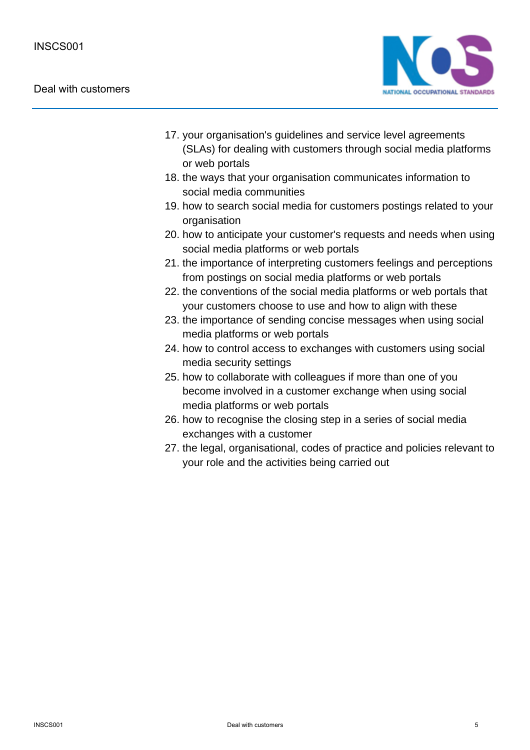17. your organisation's guidelines and service level agreements (SLAs) for dealing with customers through social media platforms or web portals
18. the ways that your organisation communicates information to social media communities
19. how to search social media for customers postings related to your organisation
20. how to anticipate your customer's requests and needs when using social media platforms or web portals
21. the importance of interpreting customers feelings and perceptions from postings on social media platforms or web portals
22. the conventions of the social media platforms or web portals that your customers choose to use and how to align with these
23. the importance of sending concise messages when using social media platforms or web portals
24. how to control access to exchanges with customers using social media security settings
25. how to collaborate with colleagues if more than one of you become involved in a customer exchange when using social media platforms or web portals
26. how to recognise the closing step in a series of social media exchanges with a customer
27. the legal, organisational, codes of practice and policies relevant to your role and the activities being carried out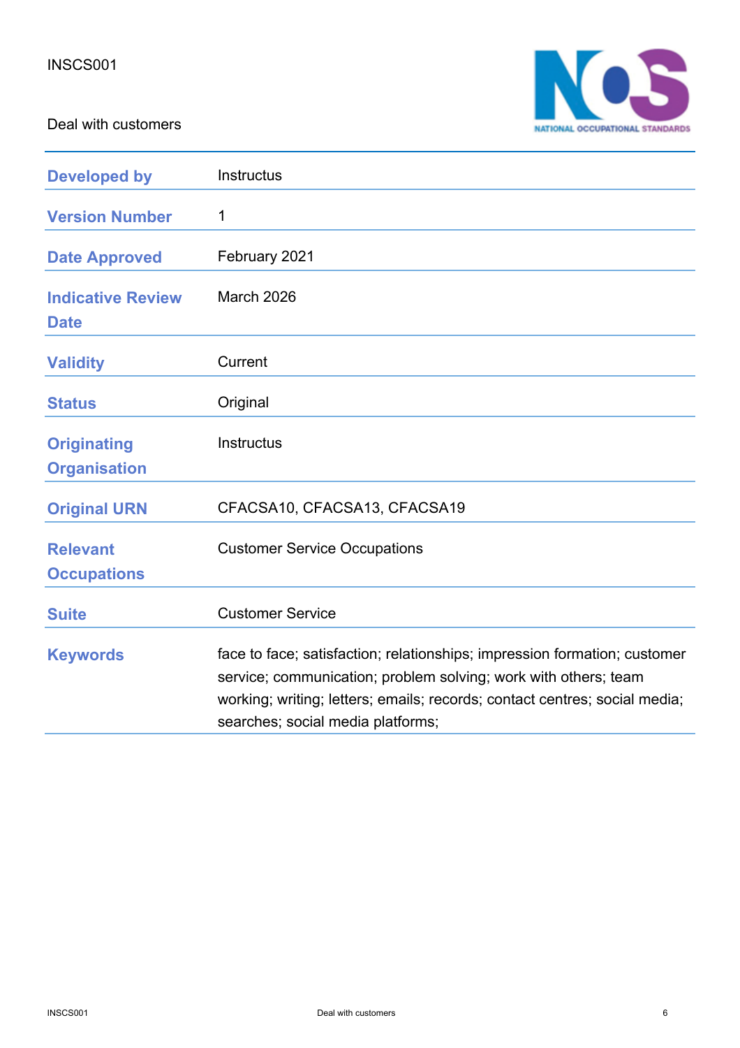INSCS001

Deal with customers

| Developed by | Instructus |
| --- | --- |
| Version Number | 1 |
| Date Approved | February 2021 |
| Indicative Review Date | March 2026 |
| Validity | Current |
| Status | Original |
| Originating Organisation | Instructus |
| Original URN | CFACSA10, CFACSA13, CFACSA19 |
| Relevant Occupations | Customer Service Occupations |
| Suite | Customer Service |
| Keywords | face to face; satisfaction; relationships; impression formation; customer service; communication; problem solving; work with others; team working; writing; letters; emails; records; contact centres; social media; searches; social media platforms; |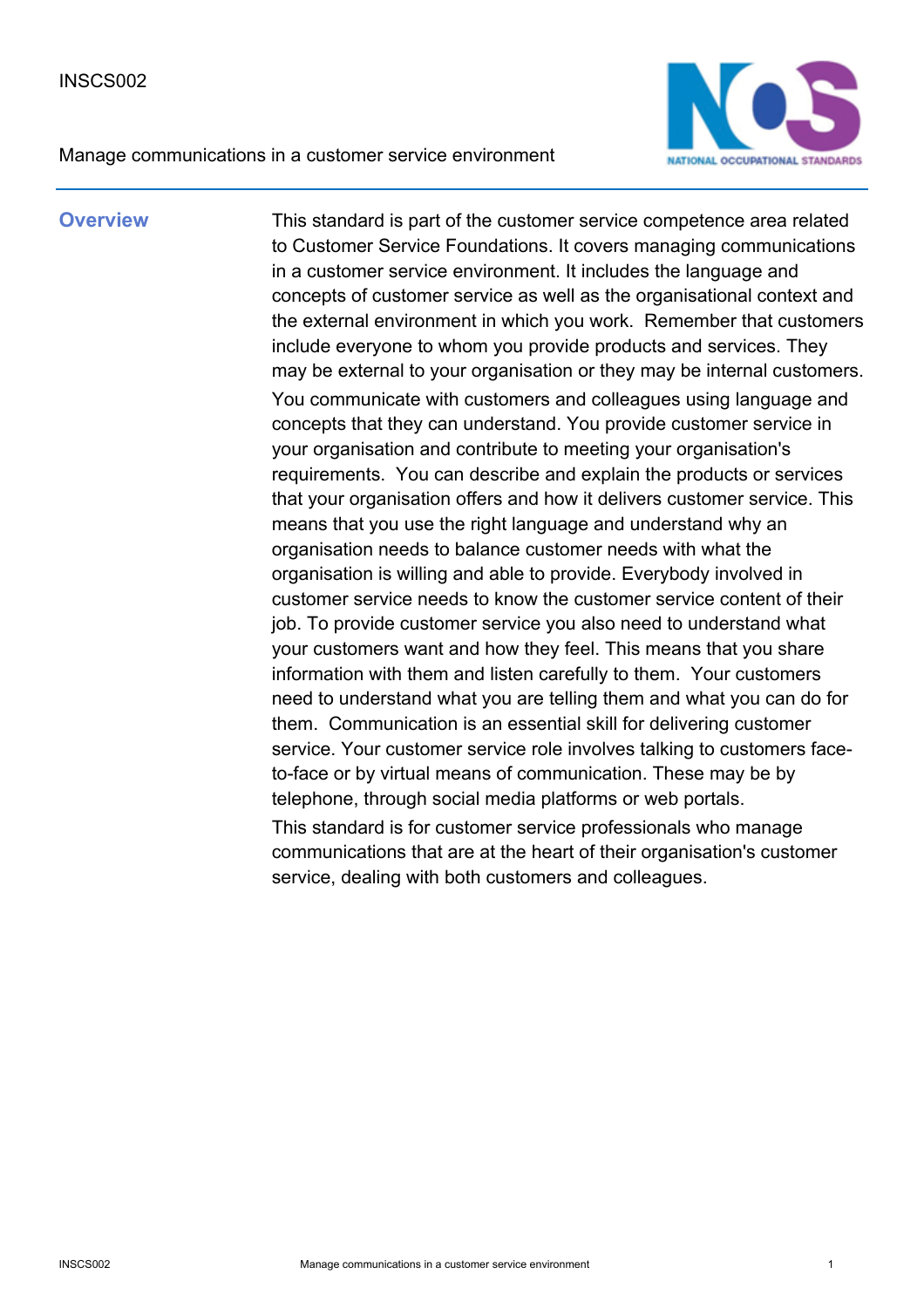INSCS002

Manage communications in a customer service environment

## Overview

This standard is part of the customer service competence area related to Customer Service Foundations. It covers managing communications in a customer service environment. It includes the language and concepts of customer service as well as the organisational context and the external environment in which you work. Remember that customers include everyone to whom you provide products and services. They may be external to your organisation or they may be internal customers.

You communicate with customers and colleagues using language and concepts that they can understand. You provide customer service in your organisation and contribute to meeting your organisation's requirements. You can describe and explain the products or services that your organisation offers and how it delivers customer service. This means that you use the right language and understand why an organisation needs to balance customer needs with what the organisation is willing and able to provide. Everybody involved in customer service needs to know the customer service content of their job. To provide customer service you also need to understand what your customers want and how they feel. This means that you share information with them and listen carefully to them. Your customers need to understand what you are telling them and what you can do for them. Communication is an essential skill for delivering customer service. Your customer service role involves talking to customers face-to-face or by virtual means of communication. These may be by telephone, through social media platforms or web portals.

This standard is for customer service professionals who manage communications that are at the heart of their organisation's customer service, dealing with both customers and colleagues.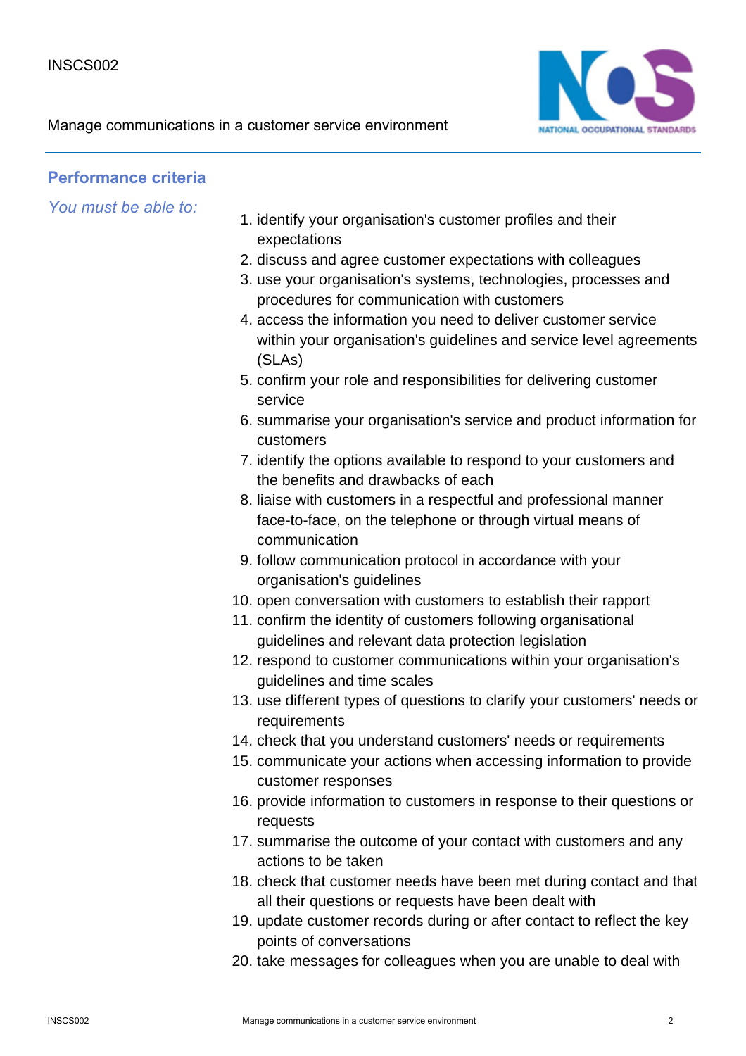## Performance criteria

*You must be able to:*

1. identify your organisation's customer profiles and their expectations
2. discuss and agree customer expectations with colleagues
3. use your organisation's systems, technologies, processes and procedures for communication with customers
4. access the information you need to deliver customer service within your organisation's guidelines and service level agreements (SLAs)
5. confirm your role and responsibilities for delivering customer service
6. summarise your organisation's service and product information for customers
7. identify the options available to respond to your customers and the benefits and drawbacks of each
8. liaise with customers in a respectful and professional manner face-to-face, on the telephone or through virtual means of communication
9. follow communication protocol in accordance with your organisation's guidelines
10. open conversation with customers to establish their rapport
11. confirm the identity of customers following organisational guidelines and relevant data protection legislation
12. respond to customer communications within your organisation's guidelines and time scales
13. use different types of questions to clarify your customers' needs or requirements
14. check that you understand customers' needs or requirements
15. communicate your actions when accessing information to provide customer responses
16. provide information to customers in response to their questions or requests
17. summarise the outcome of your contact with customers and any actions to be taken
18. check that customer needs have been met during contact and that all their questions or requests have been dealt with
19. update customer records during or after contact to reflect the key points of conversations
20. take messages for colleagues when you are unable to deal with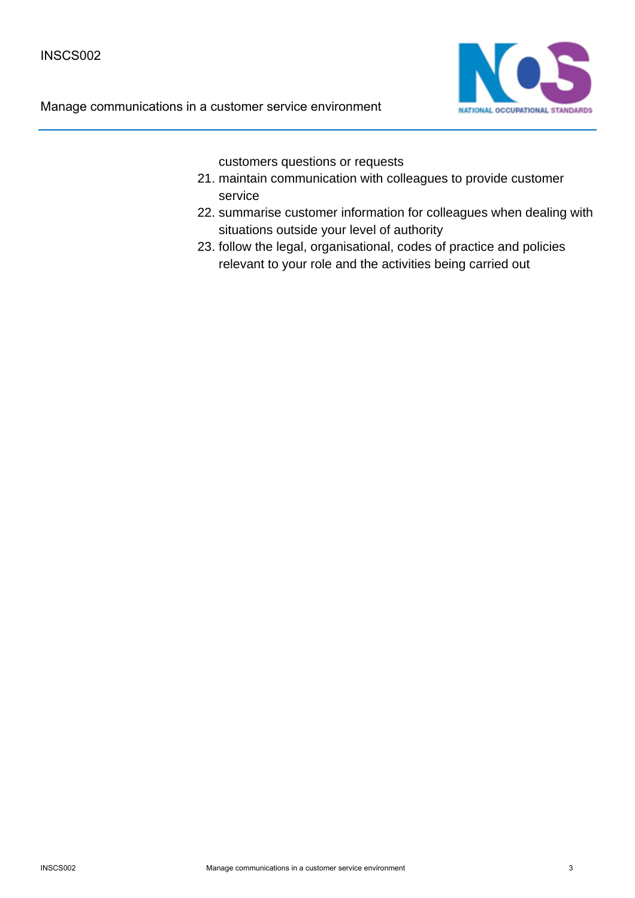customers questions or requests

21. maintain communication with colleagues to provide customer service
22. summarise customer information for colleagues when dealing with situations outside your level of authority
23. follow the legal, organisational, codes of practice and policies relevant to your role and the activities being carried out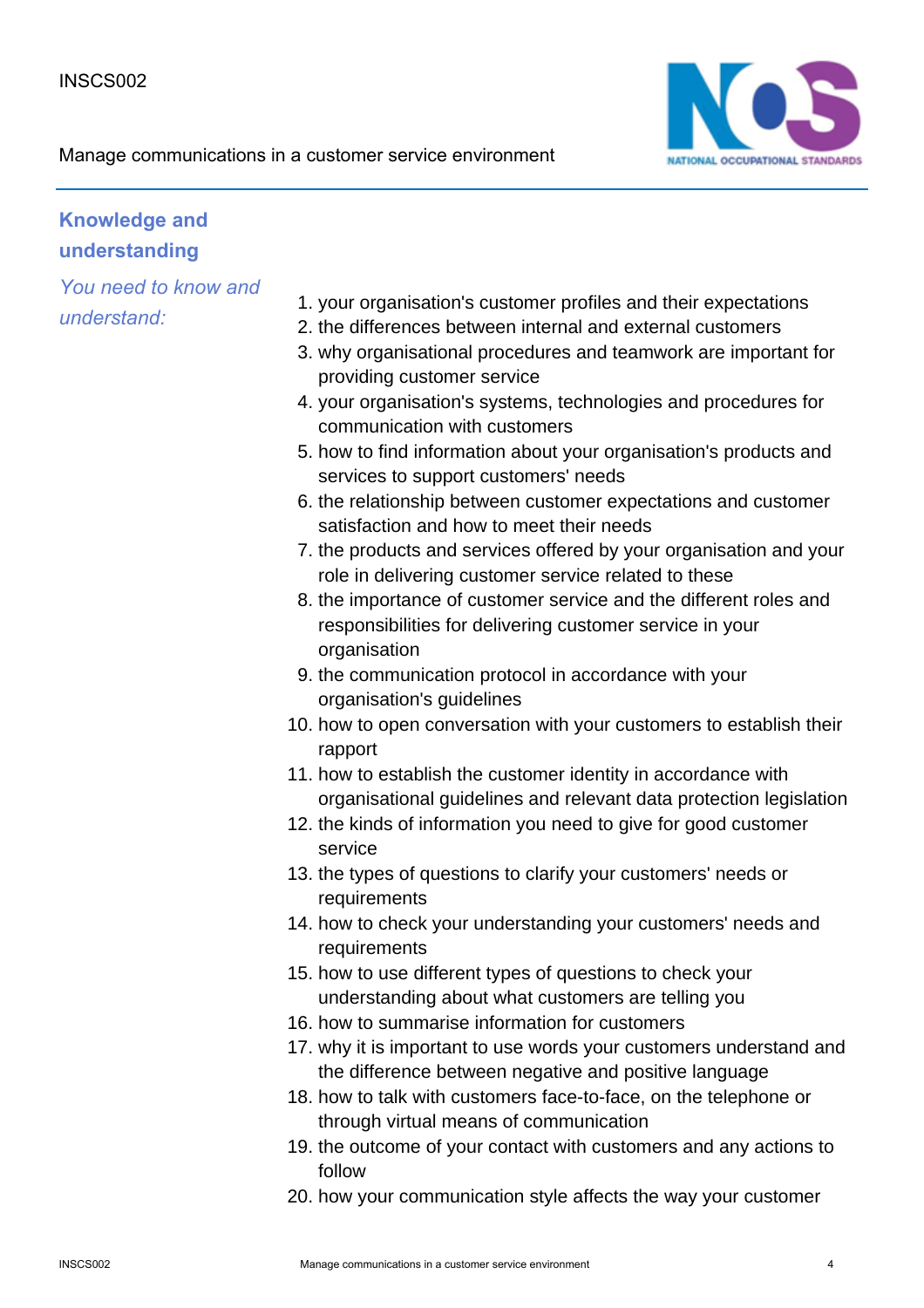## Knowledge and understanding

*You need to know and understand:*

1. your organisation's customer profiles and their expectations
2. the differences between internal and external customers
3. why organisational procedures and teamwork are important for providing customer service
4. your organisation's systems, technologies and procedures for communication with customers
5. how to find information about your organisation's products and services to support customers' needs
6. the relationship between customer expectations and customer satisfaction and how to meet their needs
7. the products and services offered by your organisation and your role in delivering customer service related to these
8. the importance of customer service and the different roles and responsibilities for delivering customer service in your organisation
9. the communication protocol in accordance with your organisation's guidelines
10. how to open conversation with your customers to establish their rapport
11. how to establish the customer identity in accordance with organisational guidelines and relevant data protection legislation
12. the kinds of information you need to give for good customer service
13. the types of questions to clarify your customers' needs or requirements
14. how to check your understanding your customers' needs and requirements
15. how to use different types of questions to check your understanding about what customers are telling you
16. how to summarise information for customers
17. why it is important to use words your customers understand and the difference between negative and positive language
18. how to talk with customers face-to-face, on the telephone or through virtual means of communication
19. the outcome of your contact with customers and any actions to follow
20. how your communication style affects the way your customer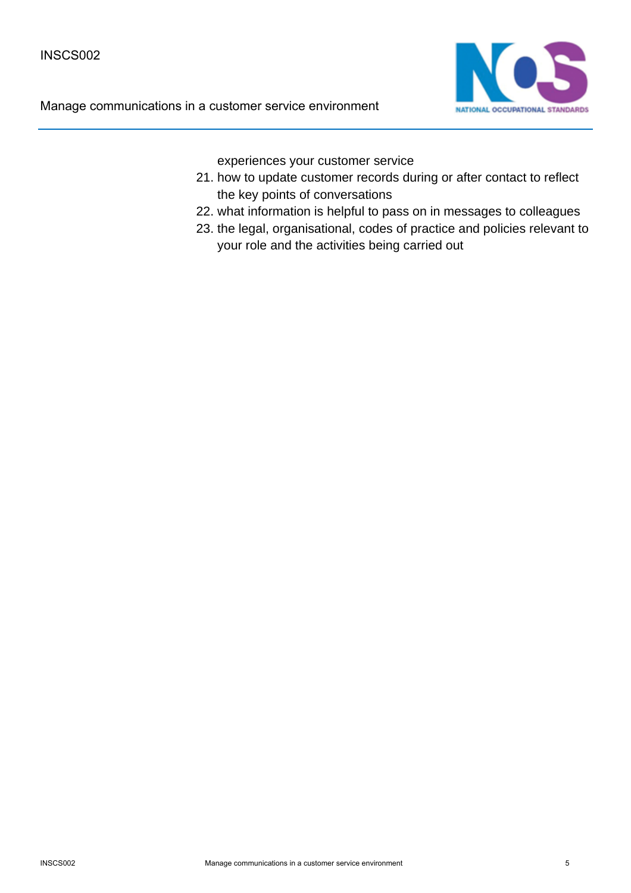experiences your customer service

21. how to update customer records during or after contact to reflect the key points of conversations
22. what information is helpful to pass on in messages to colleagues
23. the legal, organisational, codes of practice and policies relevant to your role and the activities being carried out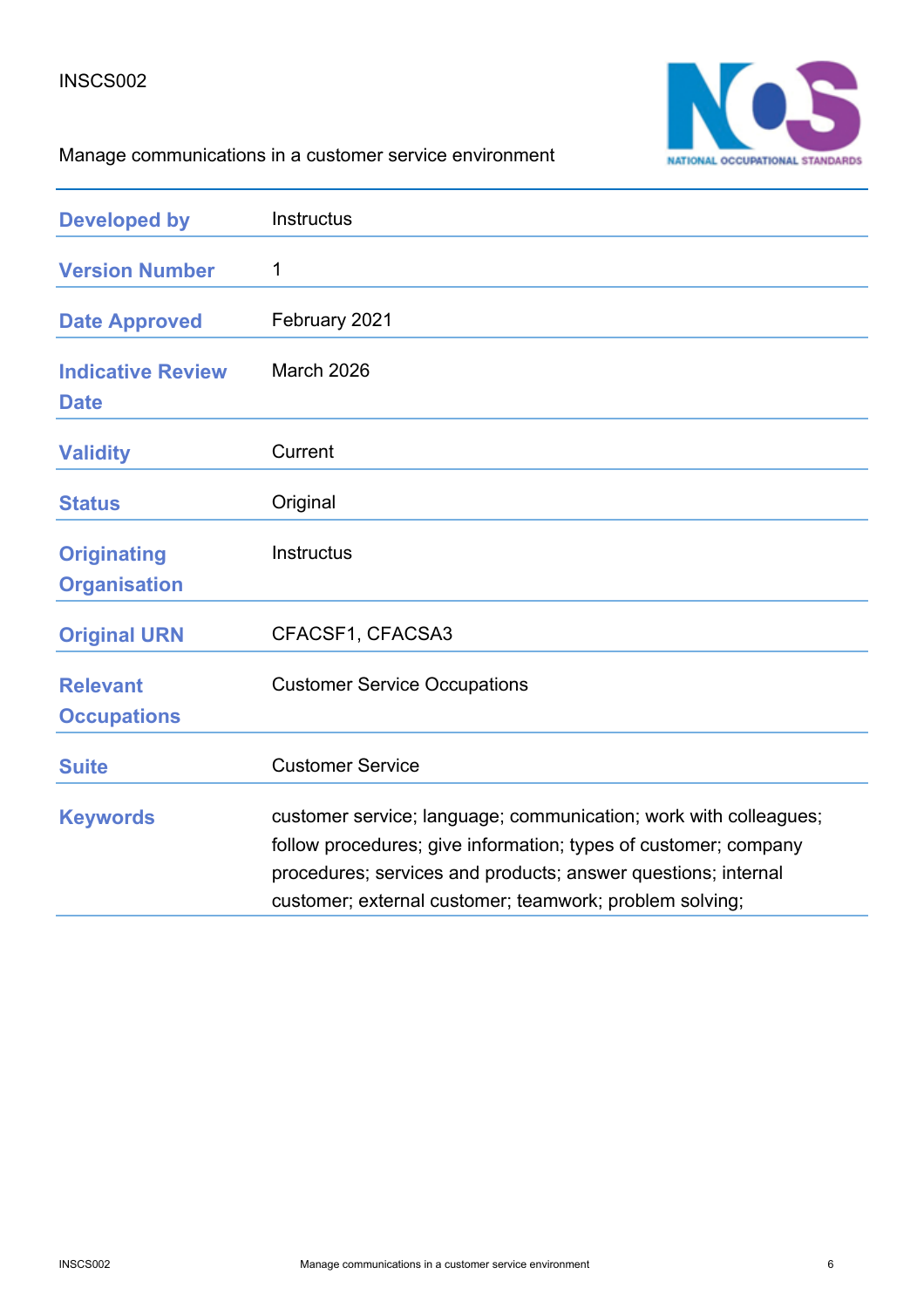| | |
|---|---|
| **Developed by** | Instructus |
| **Version Number** | 1 |
| **Date Approved** | February 2021 |
| **Indicative Review Date** | March 2026 |
| **Validity** | Current |
| **Status** | Original |
| **Originating Organisation** | Instructus |
| **Original URN** | CFACSF1, CFACSA3 |
| **Relevant Occupations** | Customer Service Occupations |
| **Suite** | Customer Service |
| **Keywords** | customer service; language; communication; work with colleagues; follow procedures; give information; types of customer; company procedures; services and products; answer questions; internal customer; external customer; teamwork; problem solving; |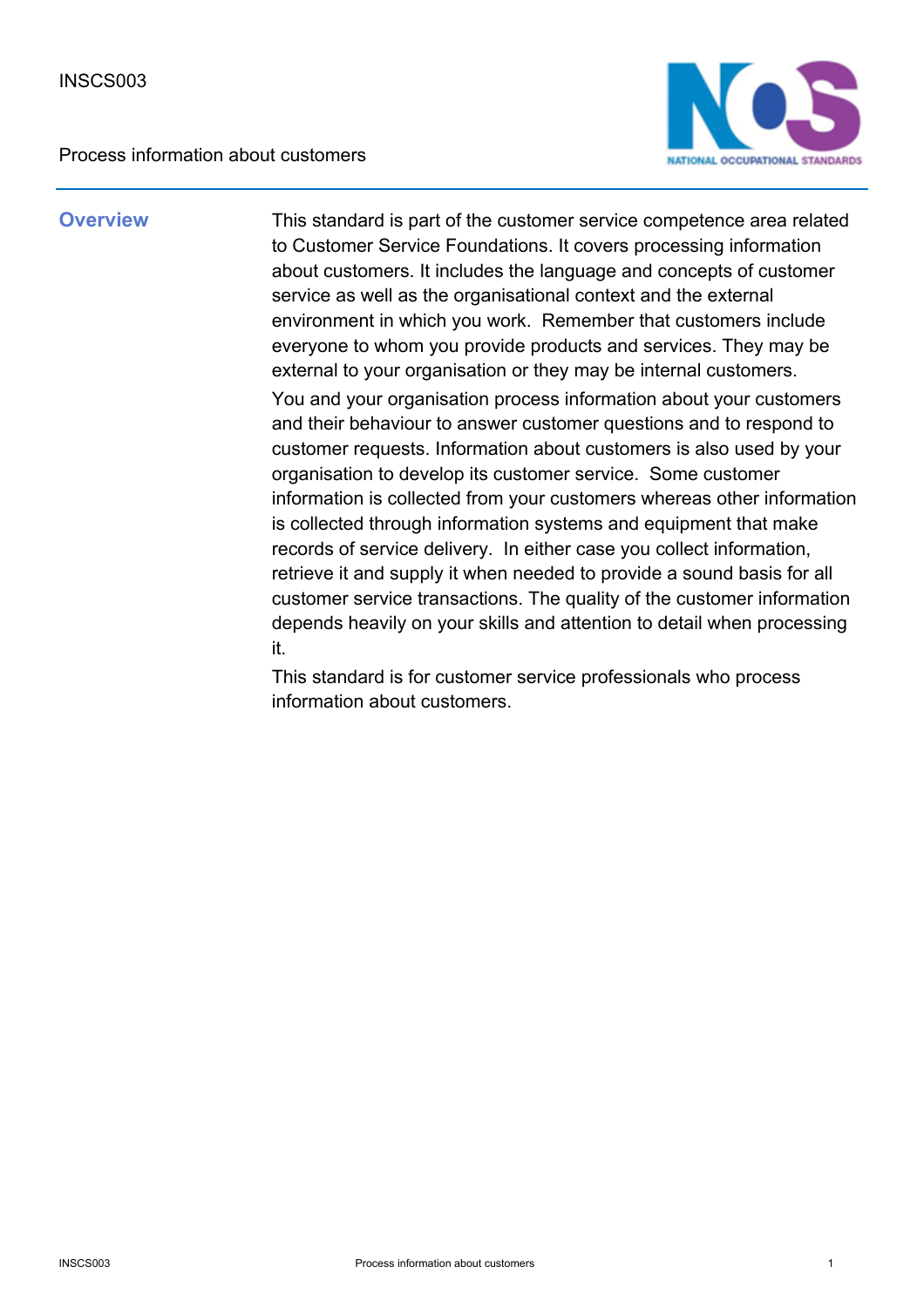INSCS003

Process information about customers

## Overview

This standard is part of the customer service competence area related to Customer Service Foundations. It covers processing information about customers. It includes the language and concepts of customer service as well as the organisational context and the external environment in which you work. Remember that customers include everyone to whom you provide products and services. They may be external to your organisation or they may be internal customers.

You and your organisation process information about your customers and their behaviour to answer customer questions and to respond to customer requests. Information about customers is also used by your organisation to develop its customer service. Some customer information is collected from your customers whereas other information is collected through information systems and equipment that make records of service delivery. In either case you collect information, retrieve it and supply it when needed to provide a sound basis for all customer service transactions. The quality of the customer information depends heavily on your skills and attention to detail when processing it.

This standard is for customer service professionals who process information about customers.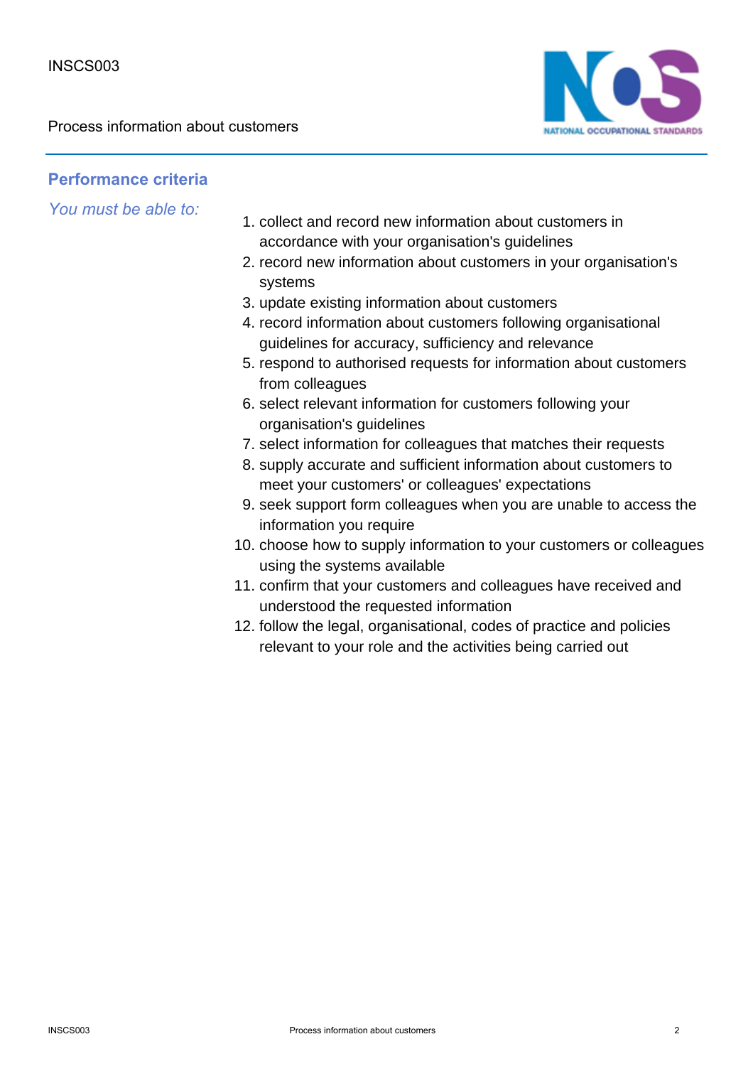## Performance criteria

*You must be able to:*

1. collect and record new information about customers in accordance with your organisation's guidelines
2. record new information about customers in your organisation's systems
3. update existing information about customers
4. record information about customers following organisational guidelines for accuracy, sufficiency and relevance
5. respond to authorised requests for information about customers from colleagues
6. select relevant information for customers following your organisation's guidelines
7. select information for colleagues that matches their requests
8. supply accurate and sufficient information about customers to meet your customers' or colleagues' expectations
9. seek support form colleagues when you are unable to access the information you require
10. choose how to supply information to your customers or colleagues using the systems available
11. confirm that your customers and colleagues have received and understood the requested information
12. follow the legal, organisational, codes of practice and policies relevant to your role and the activities being carried out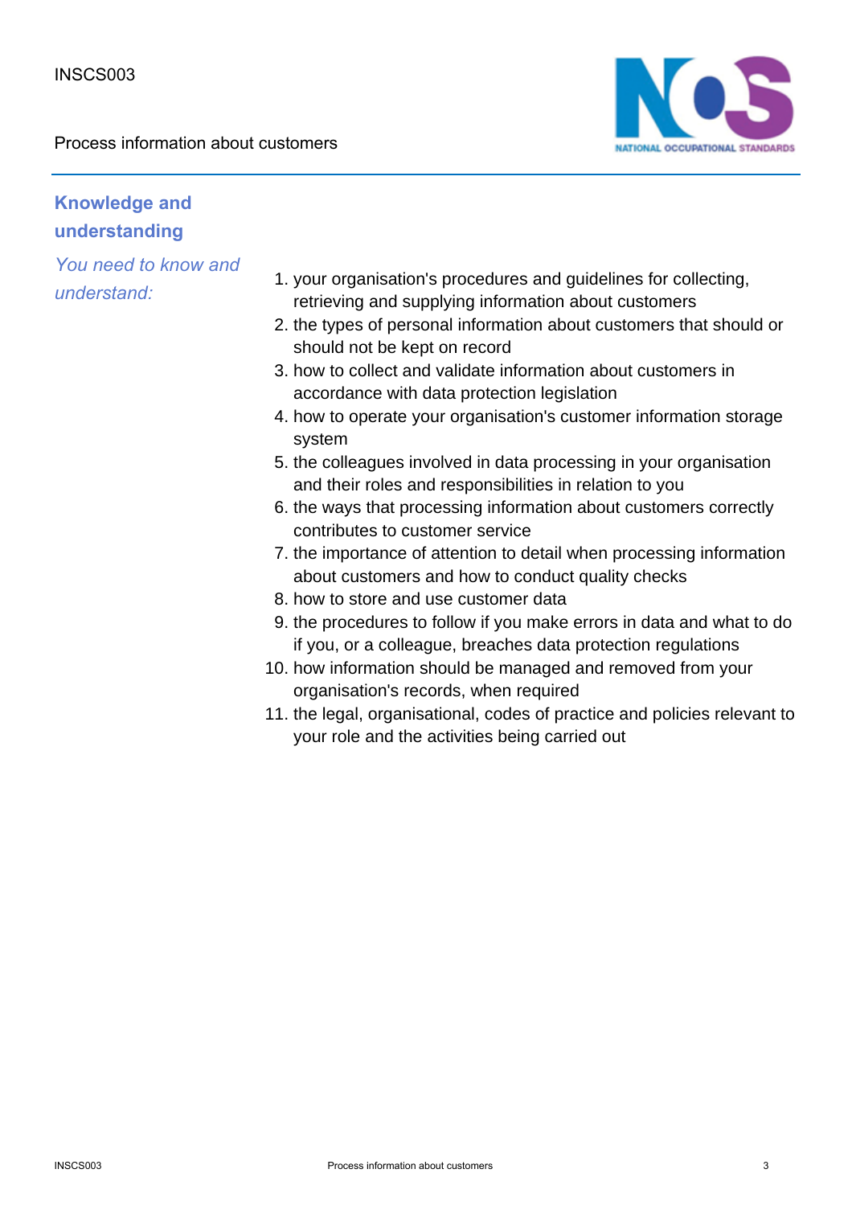## Knowledge and understanding

*You need to know and understand:*

1. your organisation's procedures and guidelines for collecting, retrieving and supplying information about customers
2. the types of personal information about customers that should or should not be kept on record
3. how to collect and validate information about customers in accordance with data protection legislation
4. how to operate your organisation's customer information storage system
5. the colleagues involved in data processing in your organisation and their roles and responsibilities in relation to you
6. the ways that processing information about customers correctly contributes to customer service
7. the importance of attention to detail when processing information about customers and how to conduct quality checks
8. how to store and use customer data
9. the procedures to follow if you make errors in data and what to do if you, or a colleague, breaches data protection regulations
10. how information should be managed and removed from your organisation's records, when required
11. the legal, organisational, codes of practice and policies relevant to your role and the activities being carried out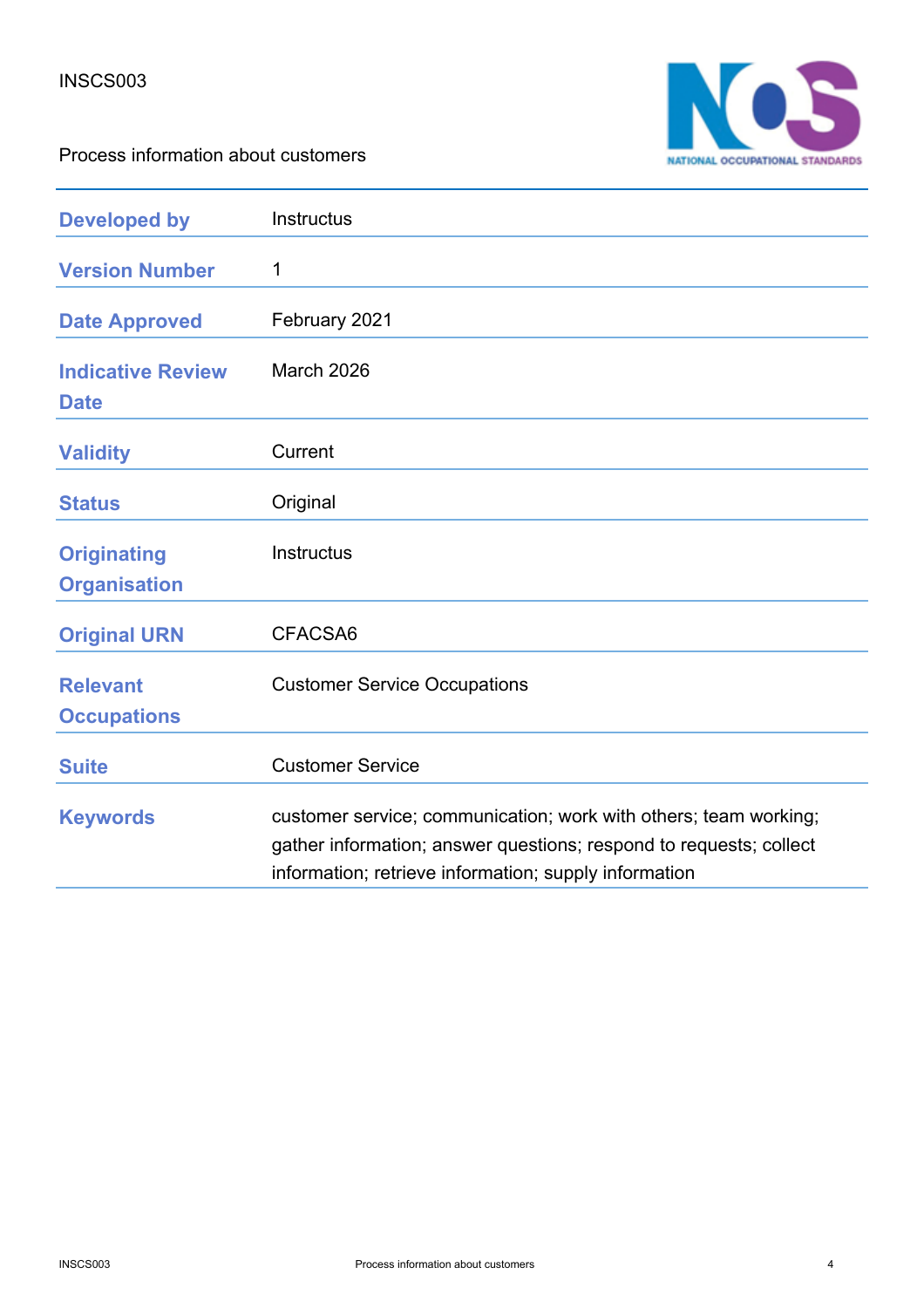| Developed by | Instructus |
|---|---|
| Version Number | 1 |
| Date Approved | February 2021 |
| Indicative Review Date | March 2026 |
| Validity | Current |
| Status | Original |
| Originating Organisation | Instructus |
| Original URN | CFACSA6 |
| Relevant Occupations | Customer Service Occupations |
| Suite | Customer Service |
| Keywords | customer service; communication; work with others; team working; gather information; answer questions; respond to requests; collect information; retrieve information; supply information |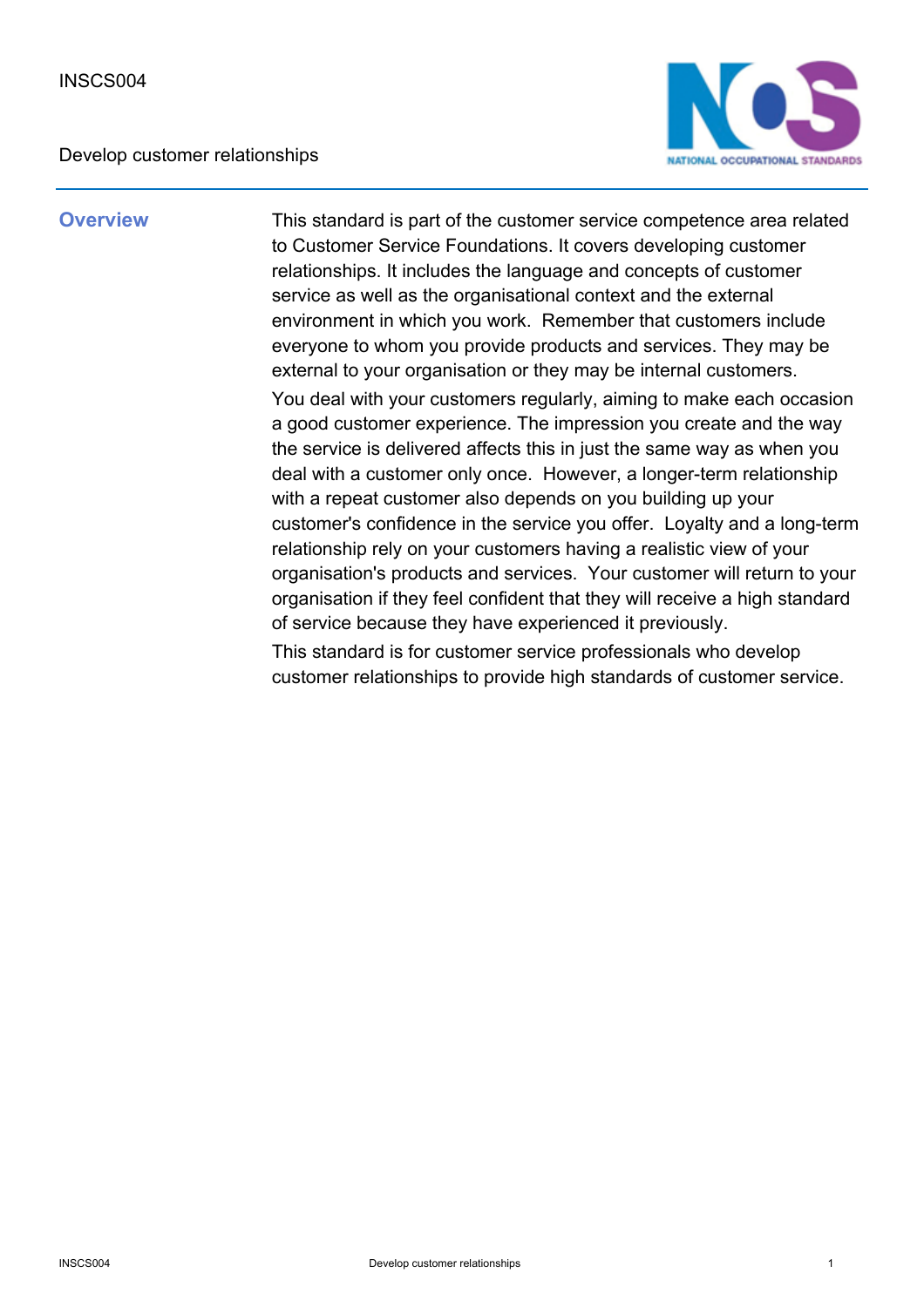INSCS004

Develop customer relationships

## Overview

This standard is part of the customer service competence area related to Customer Service Foundations. It covers developing customer relationships. It includes the language and concepts of customer service as well as the organisational context and the external environment in which you work. Remember that customers include everyone to whom you provide products and services. They may be external to your organisation or they may be internal customers.

You deal with your customers regularly, aiming to make each occasion a good customer experience. The impression you create and the way the service is delivered affects this in just the same way as when you deal with a customer only once. However, a longer-term relationship with a repeat customer also depends on you building up your customer's confidence in the service you offer. Loyalty and a long-term relationship rely on your customers having a realistic view of your organisation's products and services. Your customer will return to your organisation if they feel confident that they will receive a high standard of service because they have experienced it previously.

This standard is for customer service professionals who develop customer relationships to provide high standards of customer service.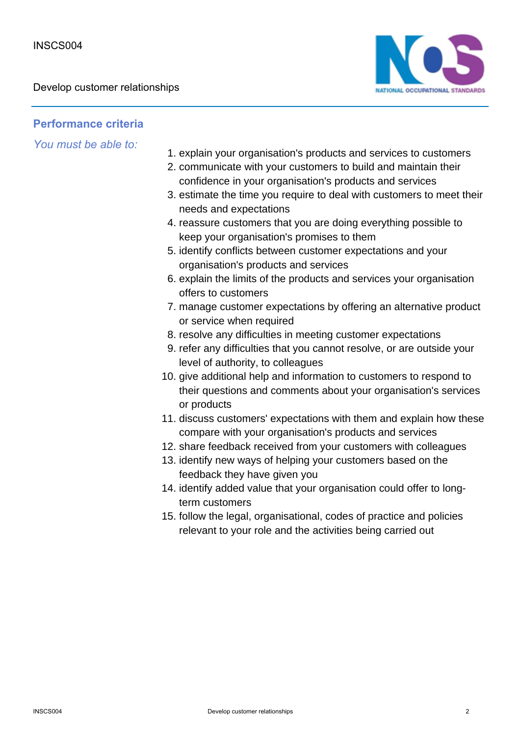## Performance criteria

*You must be able to:*

1. explain your organisation's products and services to customers
2. communicate with your customers to build and maintain their confidence in your organisation's products and services
3. estimate the time you require to deal with customers to meet their needs and expectations
4. reassure customers that you are doing everything possible to keep your organisation's promises to them
5. identify conflicts between customer expectations and your organisation's products and services
6. explain the limits of the products and services your organisation offers to customers
7. manage customer expectations by offering an alternative product or service when required
8. resolve any difficulties in meeting customer expectations
9. refer any difficulties that you cannot resolve, or are outside your level of authority, to colleagues
10. give additional help and information to customers to respond to their questions and comments about your organisation's services or products
11. discuss customers' expectations with them and explain how these compare with your organisation's products and services
12. share feedback received from your customers with colleagues
13. identify new ways of helping your customers based on the feedback they have given you
14. identify added value that your organisation could offer to long-term customers
15. follow the legal, organisational, codes of practice and policies relevant to your role and the activities being carried out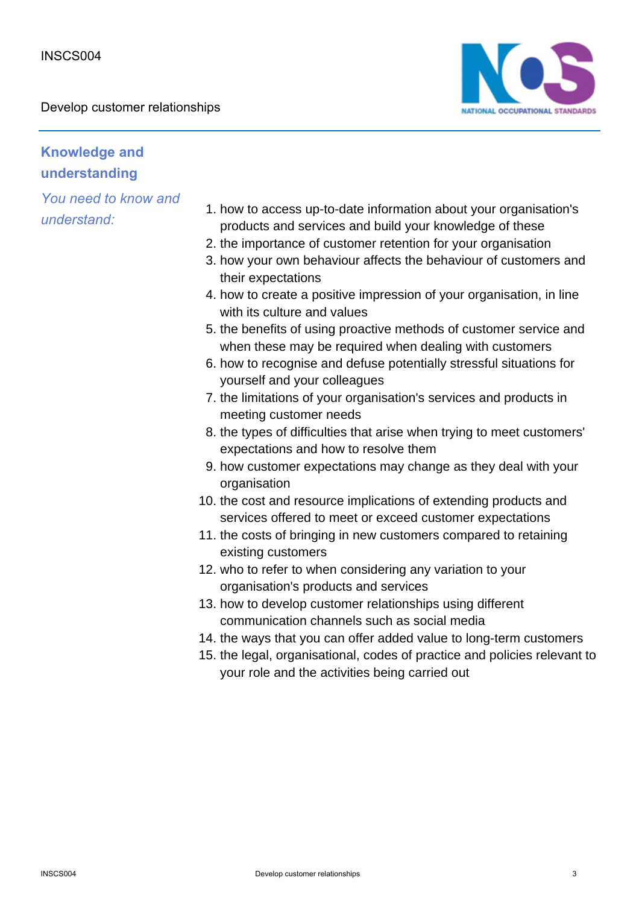## Knowledge and understanding

*You need to know and understand:*

1. how to access up-to-date information about your organisation's products and services and build your knowledge of these
2. the importance of customer retention for your organisation
3. how your own behaviour affects the behaviour of customers and their expectations
4. how to create a positive impression of your organisation, in line with its culture and values
5. the benefits of using proactive methods of customer service and when these may be required when dealing with customers
6. how to recognise and defuse potentially stressful situations for yourself and your colleagues
7. the limitations of your organisation's services and products in meeting customer needs
8. the types of difficulties that arise when trying to meet customers' expectations and how to resolve them
9. how customer expectations may change as they deal with your organisation
10. the cost and resource implications of extending products and services offered to meet or exceed customer expectations
11. the costs of bringing in new customers compared to retaining existing customers
12. who to refer to when considering any variation to your organisation's products and services
13. how to develop customer relationships using different communication channels such as social media
14. the ways that you can offer added value to long-term customers
15. the legal, organisational, codes of practice and policies relevant to your role and the activities being carried out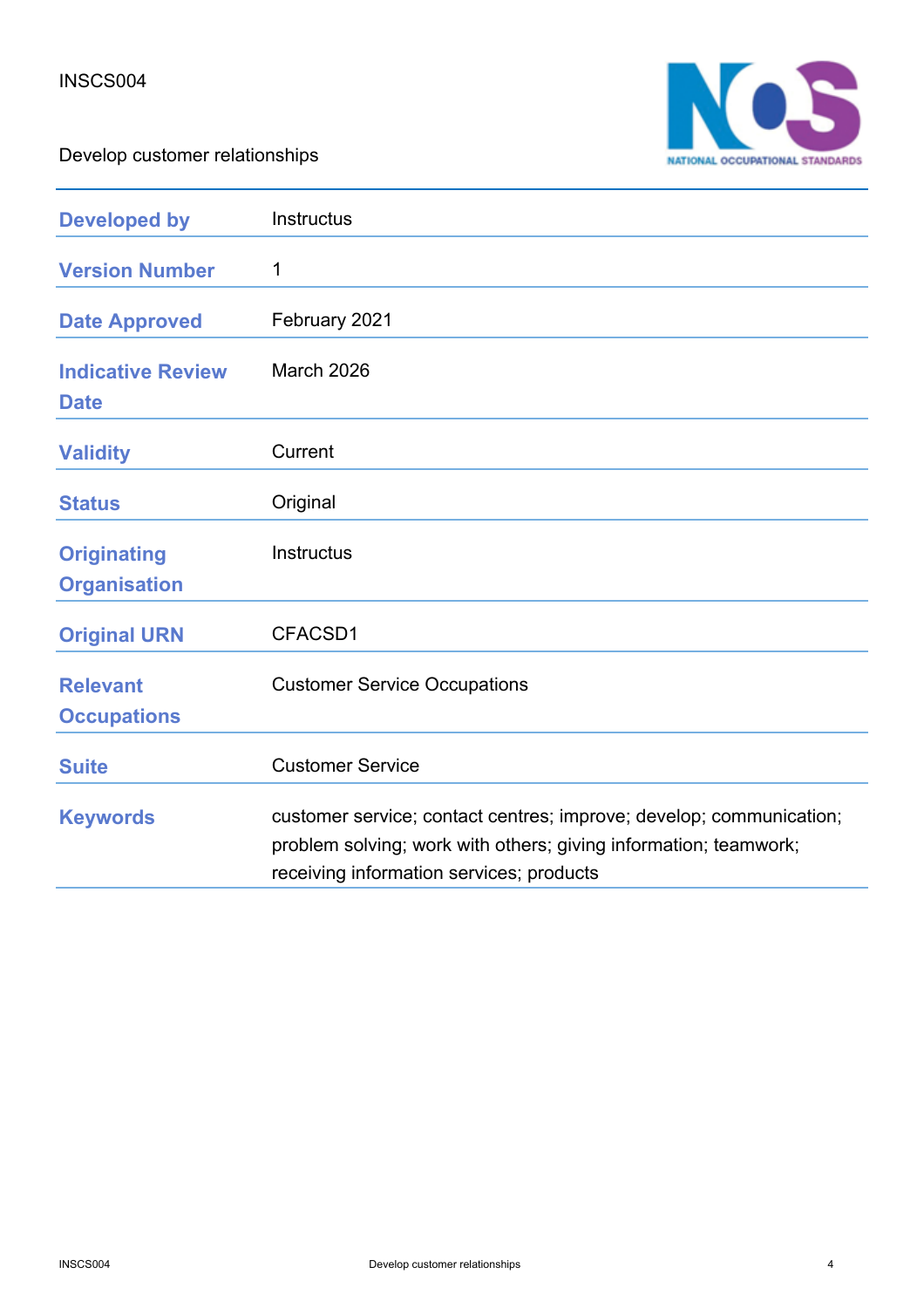INSCS004

Develop customer relationships

| | |
|---|---|
| **Developed by** | Instructus |
| **Version Number** | 1 |
| **Date Approved** | February 2021 |
| **Indicative Review Date** | March 2026 |
| **Validity** | Current |
| **Status** | Original |
| **Originating Organisation** | Instructus |
| **Original URN** | CFACSD1 |
| **Relevant Occupations** | Customer Service Occupations |
| **Suite** | Customer Service |
| **Keywords** | customer service; contact centres; improve; develop; communication; problem solving; work with others; giving information; teamwork; receiving information services; products |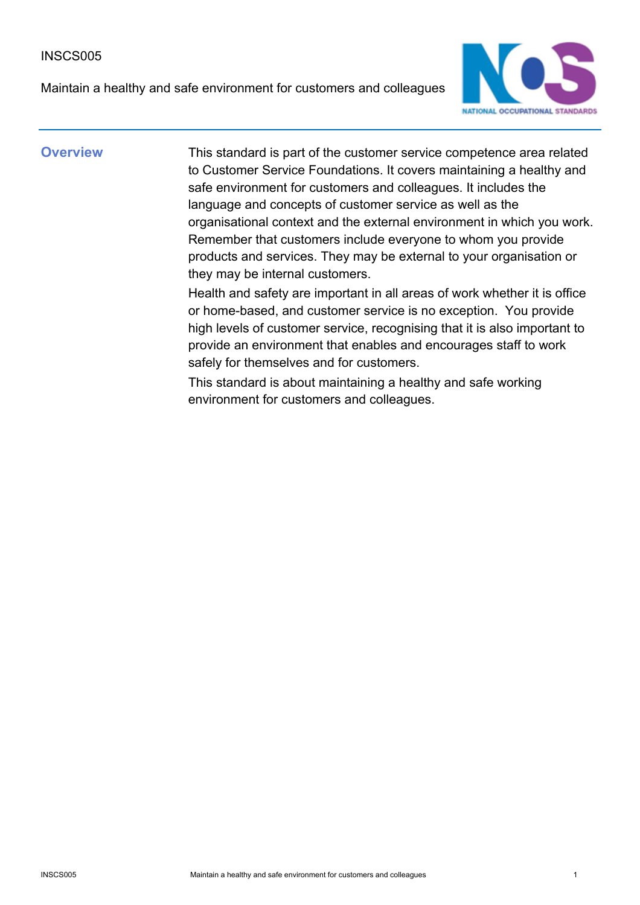INSCS005

Maintain a healthy and safe environment for customers and colleagues

## Overview

This standard is part of the customer service competence area related to Customer Service Foundations. It covers maintaining a healthy and safe environment for customers and colleagues. It includes the language and concepts of customer service as well as the organisational context and the external environment in which you work. Remember that customers include everyone to whom you provide products and services. They may be external to your organisation or they may be internal customers.

Health and safety are important in all areas of work whether it is office or home-based, and customer service is no exception. You provide high levels of customer service, recognising that it is also important to provide an environment that enables and encourages staff to work safely for themselves and for customers.

This standard is about maintaining a healthy and safe working environment for customers and colleagues.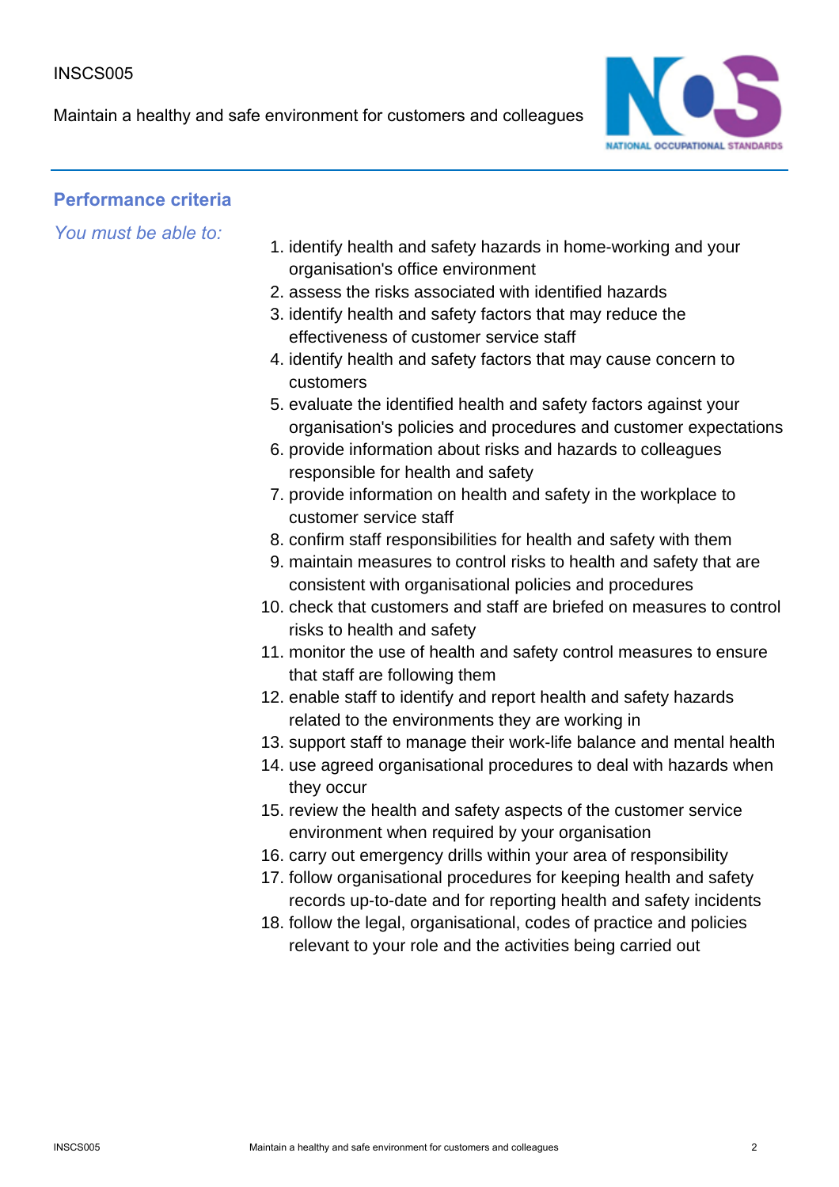## Performance criteria

*You must be able to:*

1. identify health and safety hazards in home-working and your organisation's office environment
2. assess the risks associated with identified hazards
3. identify health and safety factors that may reduce the effectiveness of customer service staff
4. identify health and safety factors that may cause concern to customers
5. evaluate the identified health and safety factors against your organisation's policies and procedures and customer expectations
6. provide information about risks and hazards to colleagues responsible for health and safety
7. provide information on health and safety in the workplace to customer service staff
8. confirm staff responsibilities for health and safety with them
9. maintain measures to control risks to health and safety that are consistent with organisational policies and procedures
10. check that customers and staff are briefed on measures to control risks to health and safety
11. monitor the use of health and safety control measures to ensure that staff are following them
12. enable staff to identify and report health and safety hazards related to the environments they are working in
13. support staff to manage their work-life balance and mental health
14. use agreed organisational procedures to deal with hazards when they occur
15. review the health and safety aspects of the customer service environment when required by your organisation
16. carry out emergency drills within your area of responsibility
17. follow organisational procedures for keeping health and safety records up-to-date and for reporting health and safety incidents
18. follow the legal, organisational, codes of practice and policies relevant to your role and the activities being carried out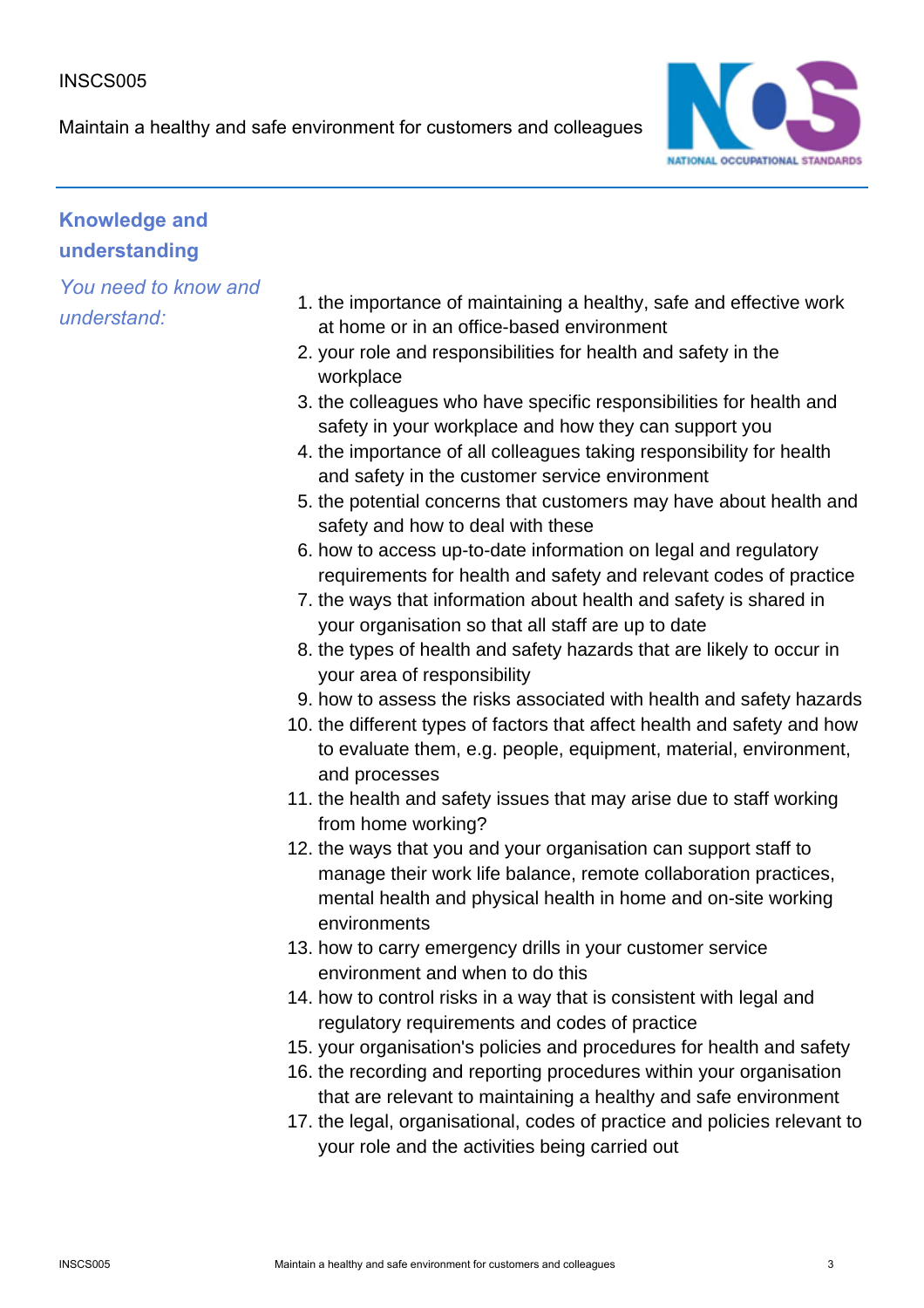## Knowledge and understanding

*You need to know and understand:*

1. the importance of maintaining a healthy, safe and effective work at home or in an office-based environment
2. your role and responsibilities for health and safety in the workplace
3. the colleagues who have specific responsibilities for health and safety in your workplace and how they can support you
4. the importance of all colleagues taking responsibility for health and safety in the customer service environment
5. the potential concerns that customers may have about health and safety and how to deal with these
6. how to access up-to-date information on legal and regulatory requirements for health and safety and relevant codes of practice
7. the ways that information about health and safety is shared in your organisation so that all staff are up to date
8. the types of health and safety hazards that are likely to occur in your area of responsibility
9. how to assess the risks associated with health and safety hazards
10. the different types of factors that affect health and safety and how to evaluate them, e.g. people, equipment, material, environment, and processes
11. the health and safety issues that may arise due to staff working from home working?
12. the ways that you and your organisation can support staff to manage their work life balance, remote collaboration practices, mental health and physical health in home and on-site working environments
13. how to carry emergency drills in your customer service environment and when to do this
14. how to control risks in a way that is consistent with legal and regulatory requirements and codes of practice
15. your organisation's policies and procedures for health and safety
16. the recording and reporting procedures within your organisation that are relevant to maintaining a healthy and safe environment
17. the legal, organisational, codes of practice and policies relevant to your role and the activities being carried out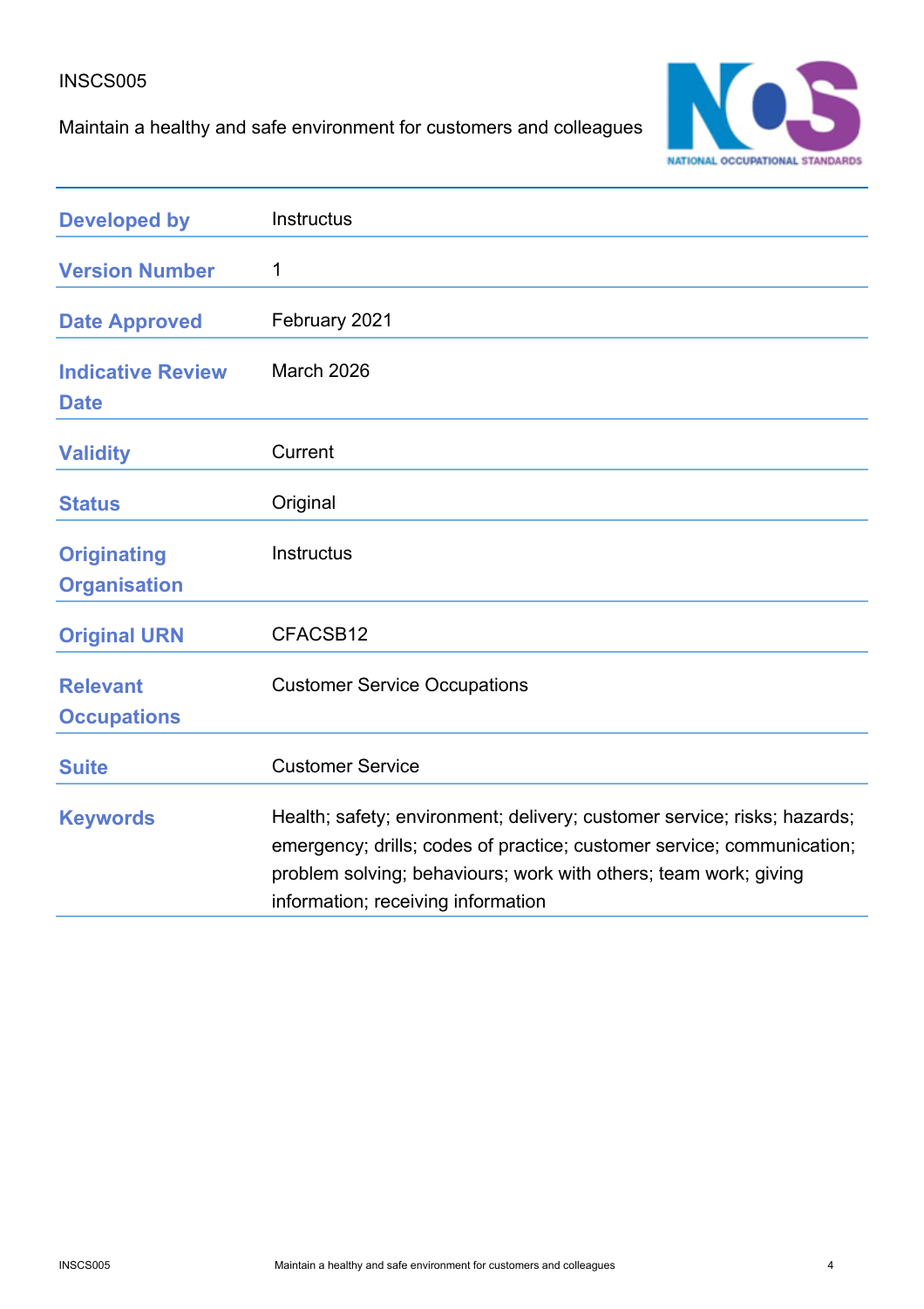INSCS005

Maintain a healthy and safe environment for customers and colleagues

| | |
|---|---|
| **Developed by** | Instructus |
| **Version Number** | 1 |
| **Date Approved** | February 2021 |
| **Indicative Review Date** | March 2026 |
| **Validity** | Current |
| **Status** | Original |
| **Originating Organisation** | Instructus |
| **Original URN** | CFACSB12 |
| **Relevant Occupations** | Customer Service Occupations |
| **Suite** | Customer Service |
| **Keywords** | Health; safety; environment; delivery; customer service; risks; hazards; emergency; drills; codes of practice; customer service; communication; problem solving; behaviours; work with others; team work; giving information; receiving information |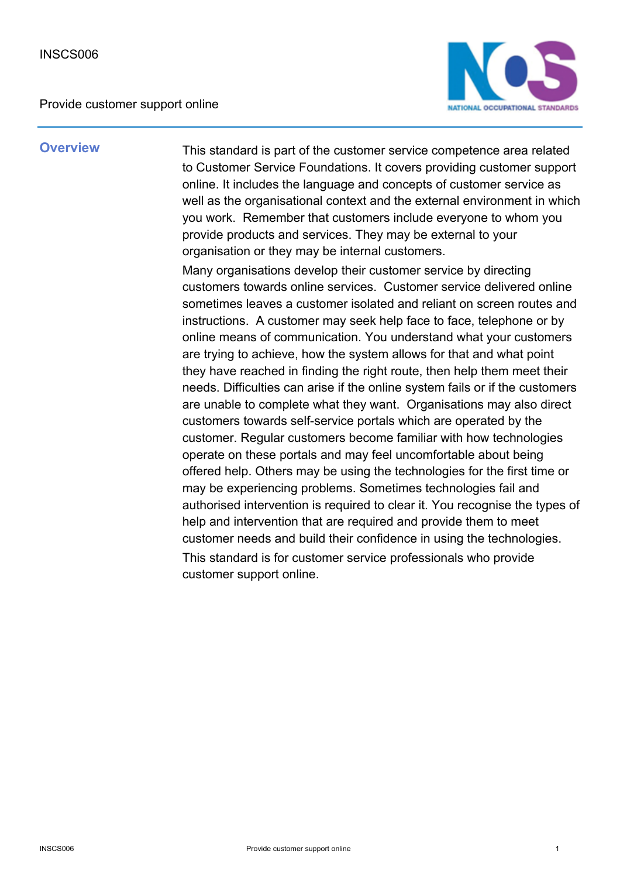INSCS006

Provide customer support online

## Overview

This standard is part of the customer service competence area related to Customer Service Foundations. It covers providing customer support online. It includes the language and concepts of customer service as well as the organisational context and the external environment in which you work. Remember that customers include everyone to whom you provide products and services. They may be external to your organisation or they may be internal customers.

Many organisations develop their customer service by directing customers towards online services. Customer service delivered online sometimes leaves a customer isolated and reliant on screen routes and instructions. A customer may seek help face to face, telephone or by online means of communication. You understand what your customers are trying to achieve, how the system allows for that and what point they have reached in finding the right route, then help them meet their needs. Difficulties can arise if the online system fails or if the customers are unable to complete what they want. Organisations may also direct customers towards self-service portals which are operated by the customer. Regular customers become familiar with how technologies operate on these portals and may feel uncomfortable about being offered help. Others may be using the technologies for the first time or may be experiencing problems. Sometimes technologies fail and authorised intervention is required to clear it. You recognise the types of help and intervention that are required and provide them to meet customer needs and build their confidence in using the technologies.

This standard is for customer service professionals who provide customer support online.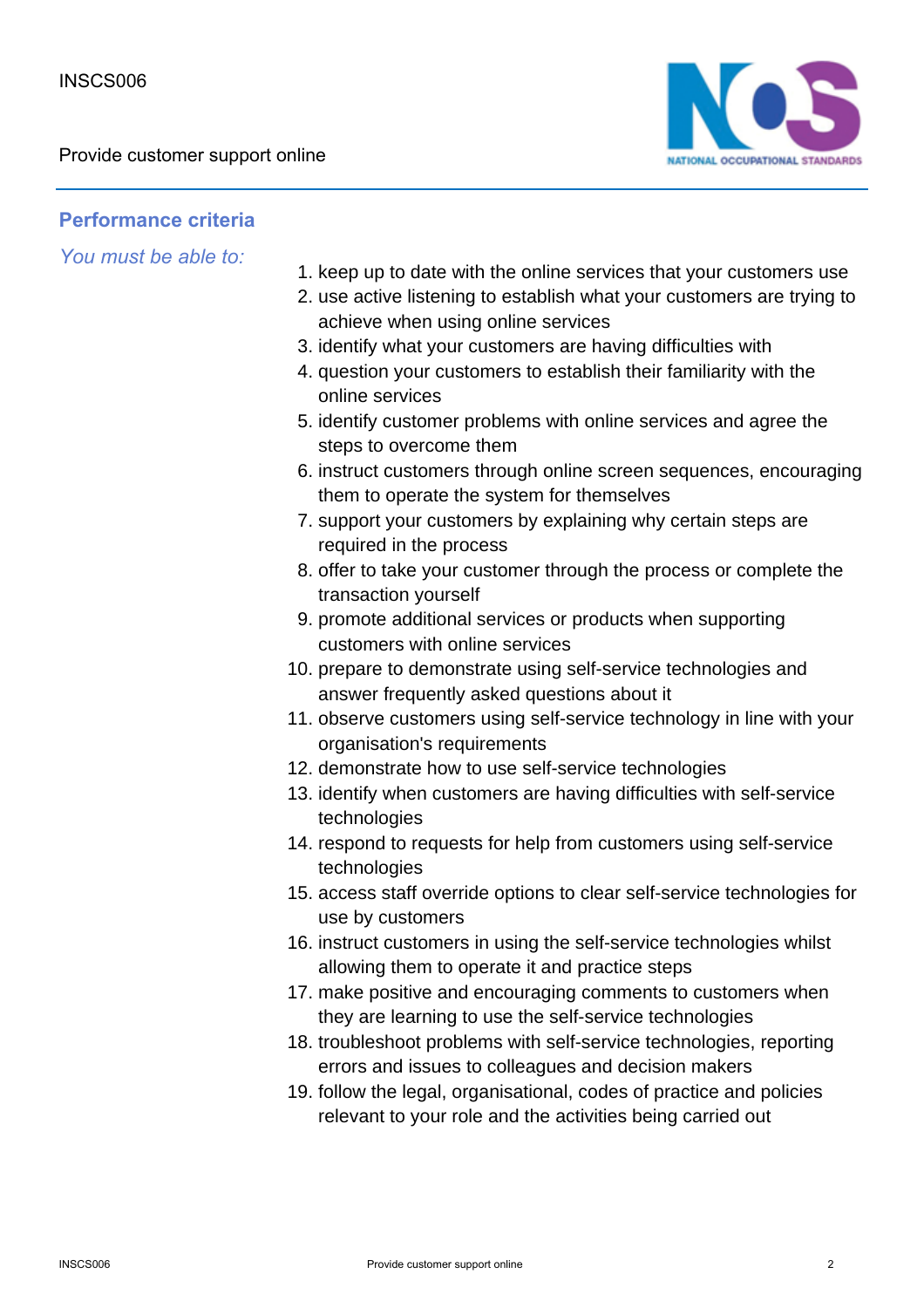## Performance criteria

*You must be able to:*

1. keep up to date with the online services that your customers use
2. use active listening to establish what your customers are trying to achieve when using online services
3. identify what your customers are having difficulties with
4. question your customers to establish their familiarity with the online services
5. identify customer problems with online services and agree the steps to overcome them
6. instruct customers through online screen sequences, encouraging them to operate the system for themselves
7. support your customers by explaining why certain steps are required in the process
8. offer to take your customer through the process or complete the transaction yourself
9. promote additional services or products when supporting customers with online services
10. prepare to demonstrate using self-service technologies and answer frequently asked questions about it
11. observe customers using self-service technology in line with your organisation's requirements
12. demonstrate how to use self-service technologies
13. identify when customers are having difficulties with self-service technologies
14. respond to requests for help from customers using self-service technologies
15. access staff override options to clear self-service technologies for use by customers
16. instruct customers in using the self-service technologies whilst allowing them to operate it and practice steps
17. make positive and encouraging comments to customers when they are learning to use the self-service technologies
18. troubleshoot problems with self-service technologies, reporting errors and issues to colleagues and decision makers
19. follow the legal, organisational, codes of practice and policies relevant to your role and the activities being carried out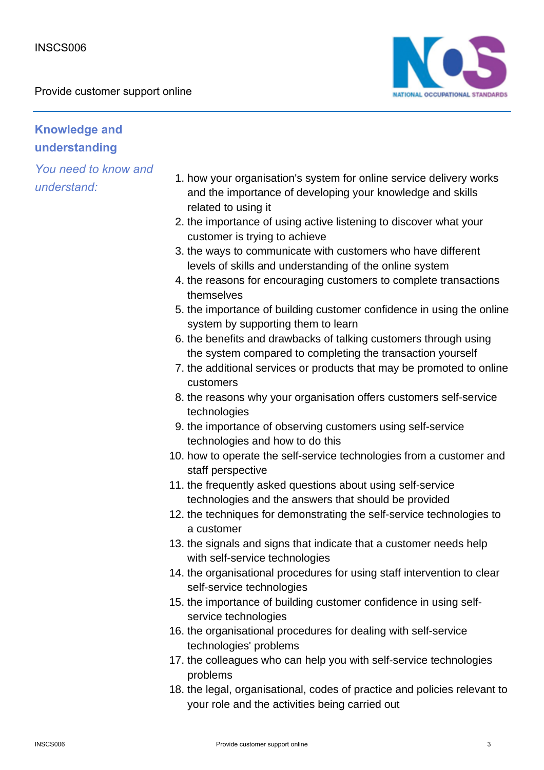## Knowledge and understanding

*You need to know and understand:*

1. how your organisation's system for online service delivery works and the importance of developing your knowledge and skills related to using it
2. the importance of using active listening to discover what your customer is trying to achieve
3. the ways to communicate with customers who have different levels of skills and understanding of the online system
4. the reasons for encouraging customers to complete transactions themselves
5. the importance of building customer confidence in using the online system by supporting them to learn
6. the benefits and drawbacks of talking customers through using the system compared to completing the transaction yourself
7. the additional services or products that may be promoted to online customers
8. the reasons why your organisation offers customers self-service technologies
9. the importance of observing customers using self-service technologies and how to do this
10. how to operate the self-service technologies from a customer and staff perspective
11. the frequently asked questions about using self-service technologies and the answers that should be provided
12. the techniques for demonstrating the self-service technologies to a customer
13. the signals and signs that indicate that a customer needs help with self-service technologies
14. the organisational procedures for using staff intervention to clear self-service technologies
15. the importance of building customer confidence in using self-service technologies
16. the organisational procedures for dealing with self-service technologies' problems
17. the colleagues who can help you with self-service technologies problems
18. the legal, organisational, codes of practice and policies relevant to your role and the activities being carried out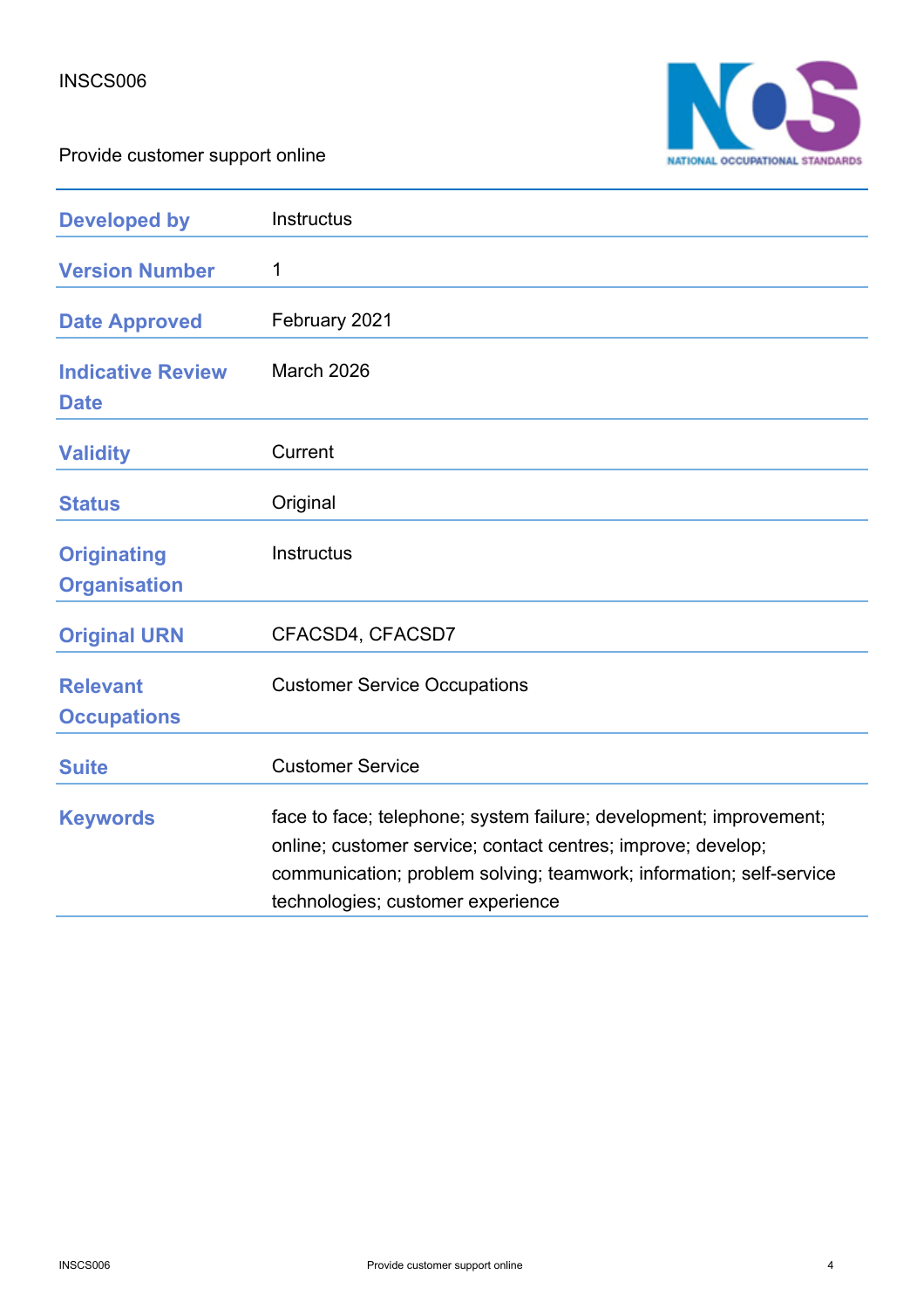INSCS006

Provide customer support online

| | |
|---|---|
| **Developed by** | Instructus |
| **Version Number** | 1 |
| **Date Approved** | February 2021 |
| **Indicative Review Date** | March 2026 |
| **Validity** | Current |
| **Status** | Original |
| **Originating Organisation** | Instructus |
| **Original URN** | CFACSD4, CFACSD7 |
| **Relevant Occupations** | Customer Service Occupations |
| **Suite** | Customer Service |
| **Keywords** | face to face; telephone; system failure; development; improvement; online; customer service; contact centres; improve; develop; communication; problem solving; teamwork; information; self-service technologies; customer experience |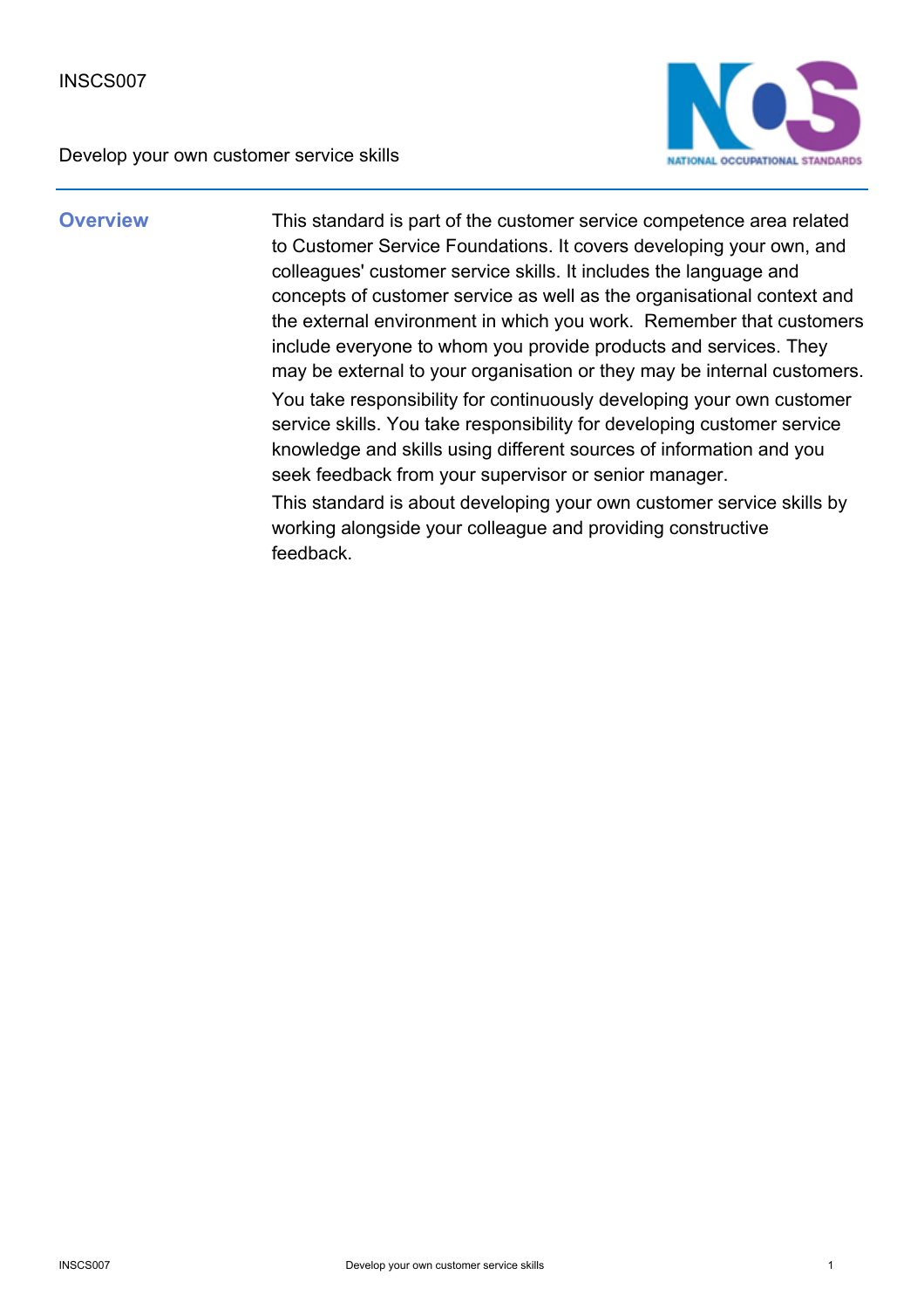INSCS007

Develop your own customer service skills

## Overview

This standard is part of the customer service competence area related to Customer Service Foundations. It covers developing your own, and colleagues' customer service skills. It includes the language and concepts of customer service as well as the organisational context and the external environment in which you work. Remember that customers include everyone to whom you provide products and services. They may be external to your organisation or they may be internal customers.

You take responsibility for continuously developing your own customer service skills. You take responsibility for developing customer service knowledge and skills using different sources of information and you seek feedback from your supervisor or senior manager.

This standard is about developing your own customer service skills by working alongside your colleague and providing constructive feedback.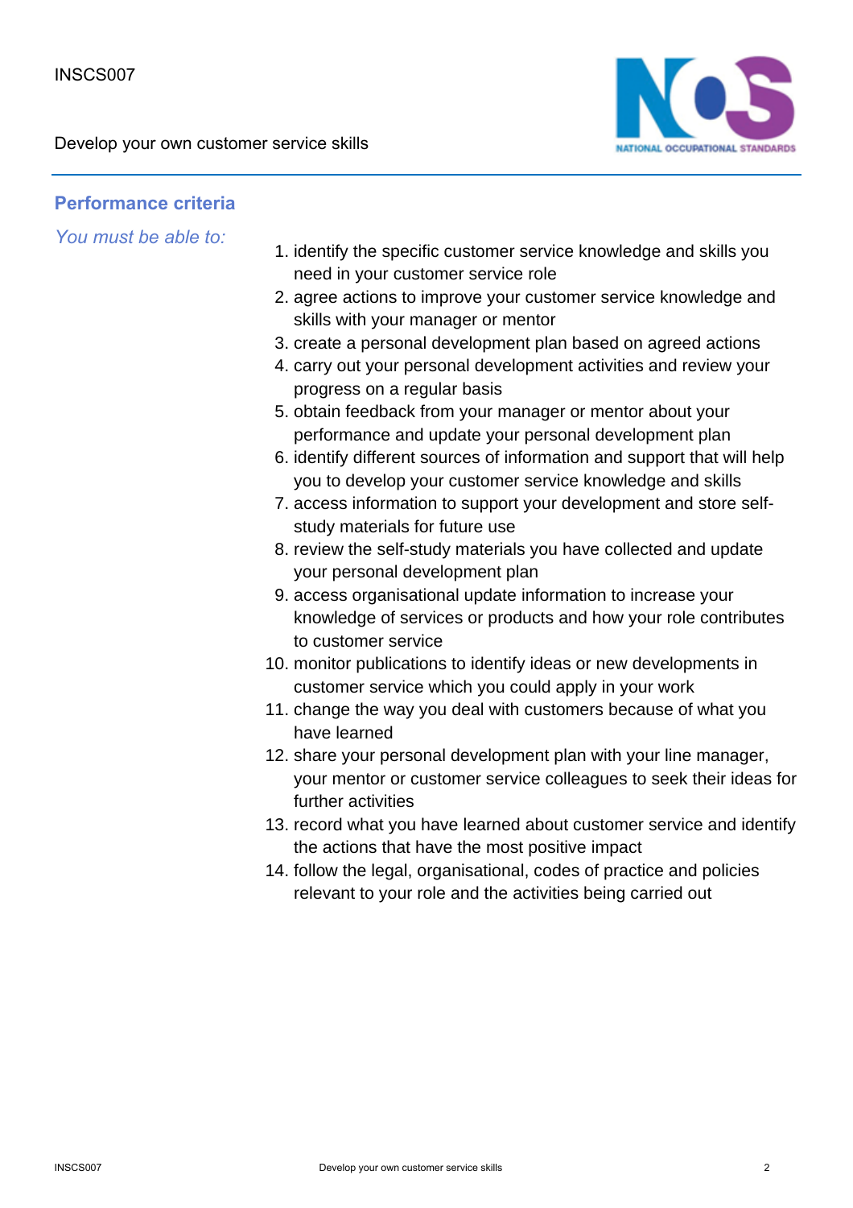## Performance criteria

*You must be able to:*

1. identify the specific customer service knowledge and skills you need in your customer service role
2. agree actions to improve your customer service knowledge and skills with your manager or mentor
3. create a personal development plan based on agreed actions
4. carry out your personal development activities and review your progress on a regular basis
5. obtain feedback from your manager or mentor about your performance and update your personal development plan
6. identify different sources of information and support that will help you to develop your customer service knowledge and skills
7. access information to support your development and store self-study materials for future use
8. review the self-study materials you have collected and update your personal development plan
9. access organisational update information to increase your knowledge of services or products and how your role contributes to customer service
10. monitor publications to identify ideas or new developments in customer service which you could apply in your work
11. change the way you deal with customers because of what you have learned
12. share your personal development plan with your line manager, your mentor or customer service colleagues to seek their ideas for further activities
13. record what you have learned about customer service and identify the actions that have the most positive impact
14. follow the legal, organisational, codes of practice and policies relevant to your role and the activities being carried out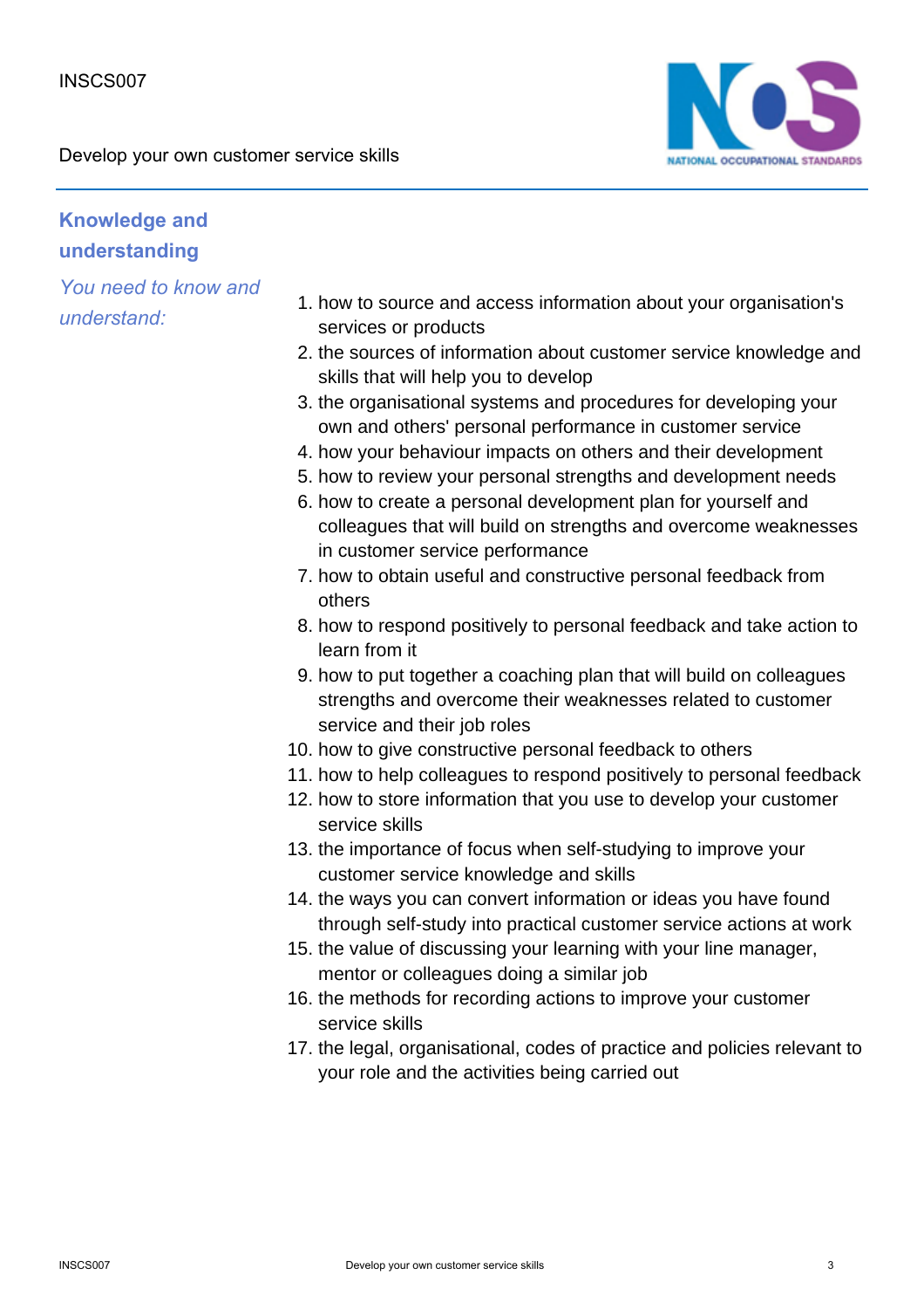## Knowledge and understanding

*You need to know and understand:*

1. how to source and access information about your organisation's services or products
2. the sources of information about customer service knowledge and skills that will help you to develop
3. the organisational systems and procedures for developing your own and others' personal performance in customer service
4. how your behaviour impacts on others and their development
5. how to review your personal strengths and development needs
6. how to create a personal development plan for yourself and colleagues that will build on strengths and overcome weaknesses in customer service performance
7. how to obtain useful and constructive personal feedback from others
8. how to respond positively to personal feedback and take action to learn from it
9. how to put together a coaching plan that will build on colleagues strengths and overcome their weaknesses related to customer service and their job roles
10. how to give constructive personal feedback to others
11. how to help colleagues to respond positively to personal feedback
12. how to store information that you use to develop your customer service skills
13. the importance of focus when self-studying to improve your customer service knowledge and skills
14. the ways you can convert information or ideas you have found through self-study into practical customer service actions at work
15. the value of discussing your learning with your line manager, mentor or colleagues doing a similar job
16. the methods for recording actions to improve your customer service skills
17. the legal, organisational, codes of practice and policies relevant to your role and the activities being carried out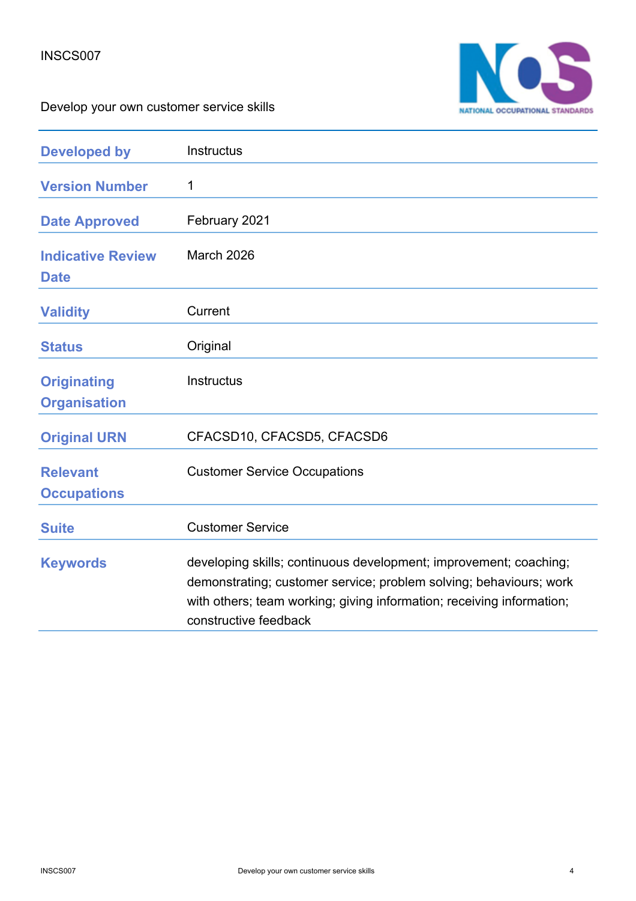INSCS007

Develop your own customer service skills

| | |
|---|---|
| **Developed by** | Instructus |
| **Version Number** | 1 |
| **Date Approved** | February 2021 |
| **Indicative Review Date** | March 2026 |
| **Validity** | Current |
| **Status** | Original |
| **Originating Organisation** | Instructus |
| **Original URN** | CFACSD10, CFACSD5, CFACSD6 |
| **Relevant Occupations** | Customer Service Occupations |
| **Suite** | Customer Service |
| **Keywords** | developing skills; continuous development; improvement; coaching; demonstrating; customer service; problem solving; behaviours; work with others; team working; giving information; receiving information; constructive feedback |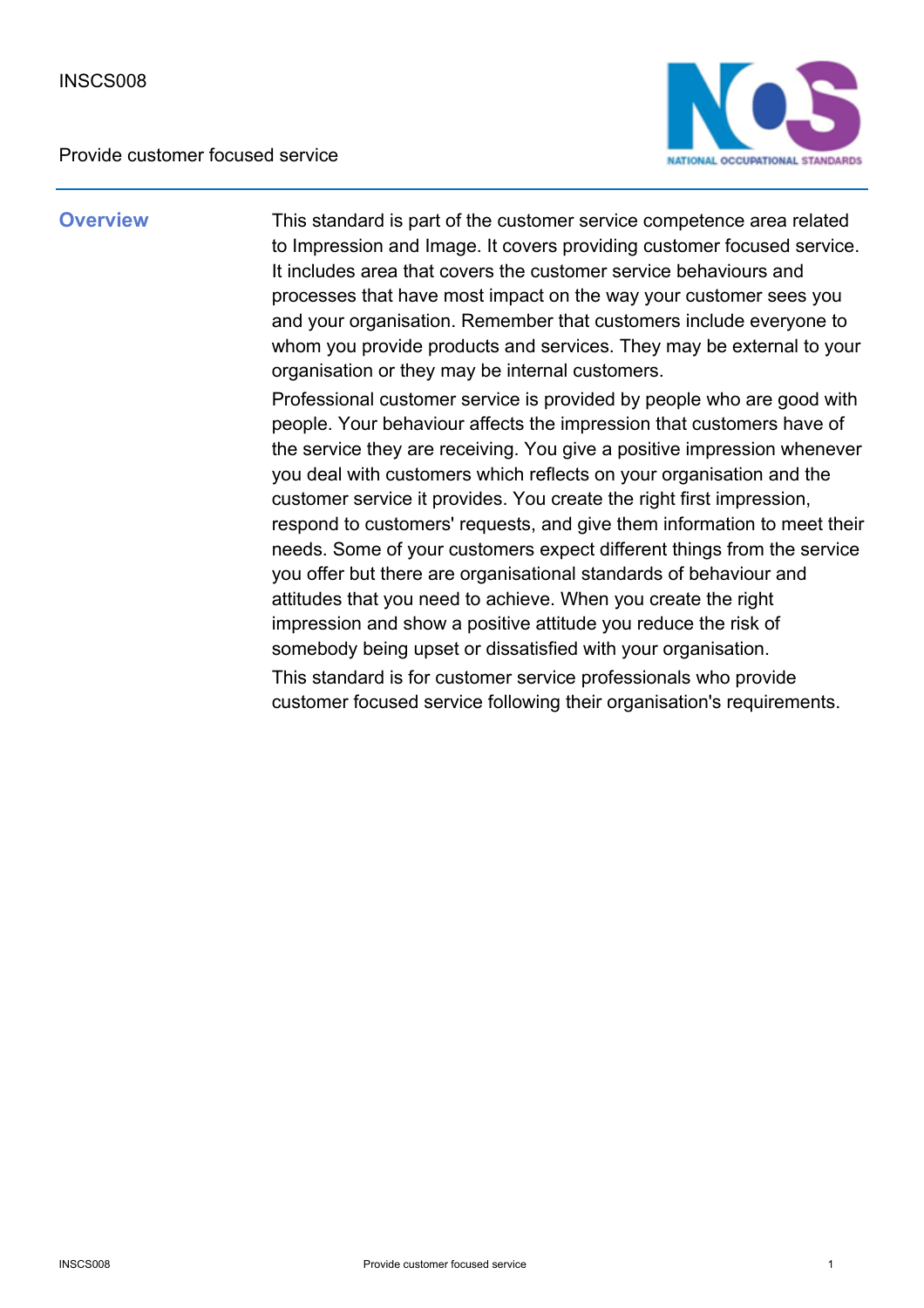INSCS008

Provide customer focused service

## Overview

This standard is part of the customer service competence area related to Impression and Image. It covers providing customer focused service. It includes area that covers the customer service behaviours and processes that have most impact on the way your customer sees you and your organisation. Remember that customers include everyone to whom you provide products and services. They may be external to your organisation or they may be internal customers.

Professional customer service is provided by people who are good with people. Your behaviour affects the impression that customers have of the service they are receiving. You give a positive impression whenever you deal with customers which reflects on your organisation and the customer service it provides. You create the right first impression, respond to customers' requests, and give them information to meet their needs. Some of your customers expect different things from the service you offer but there are organisational standards of behaviour and attitudes that you need to achieve. When you create the right impression and show a positive attitude you reduce the risk of somebody being upset or dissatisfied with your organisation.

This standard is for customer service professionals who provide customer focused service following their organisation's requirements.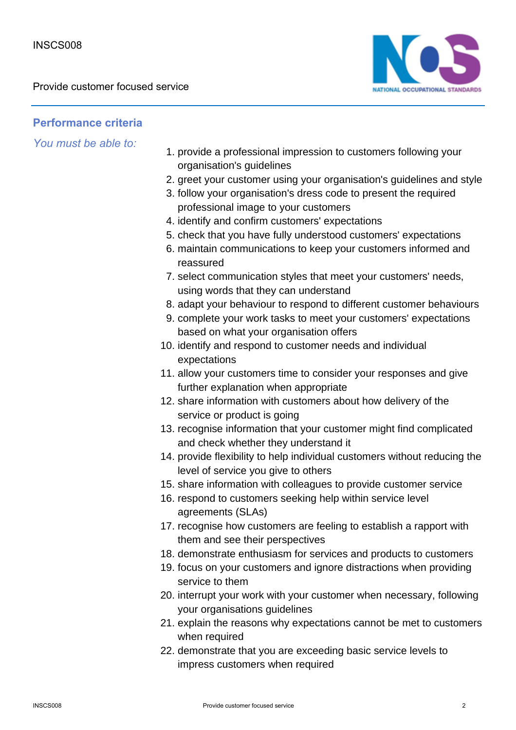## Performance criteria

*You must be able to:*

1. provide a professional impression to customers following your organisation's guidelines
2. greet your customer using your organisation's guidelines and style
3. follow your organisation's dress code to present the required professional image to your customers
4. identify and confirm customers' expectations
5. check that you have fully understood customers' expectations
6. maintain communications to keep your customers informed and reassured
7. select communication styles that meet your customers' needs, using words that they can understand
8. adapt your behaviour to respond to different customer behaviours
9. complete your work tasks to meet your customers' expectations based on what your organisation offers
10. identify and respond to customer needs and individual expectations
11. allow your customers time to consider your responses and give further explanation when appropriate
12. share information with customers about how delivery of the service or product is going
13. recognise information that your customer might find complicated and check whether they understand it
14. provide flexibility to help individual customers without reducing the level of service you give to others
15. share information with colleagues to provide customer service
16. respond to customers seeking help within service level agreements (SLAs)
17. recognise how customers are feeling to establish a rapport with them and see their perspectives
18. demonstrate enthusiasm for services and products to customers
19. focus on your customers and ignore distractions when providing service to them
20. interrupt your work with your customer when necessary, following your organisations guidelines
21. explain the reasons why expectations cannot be met to customers when required
22. demonstrate that you are exceeding basic service levels to impress customers when required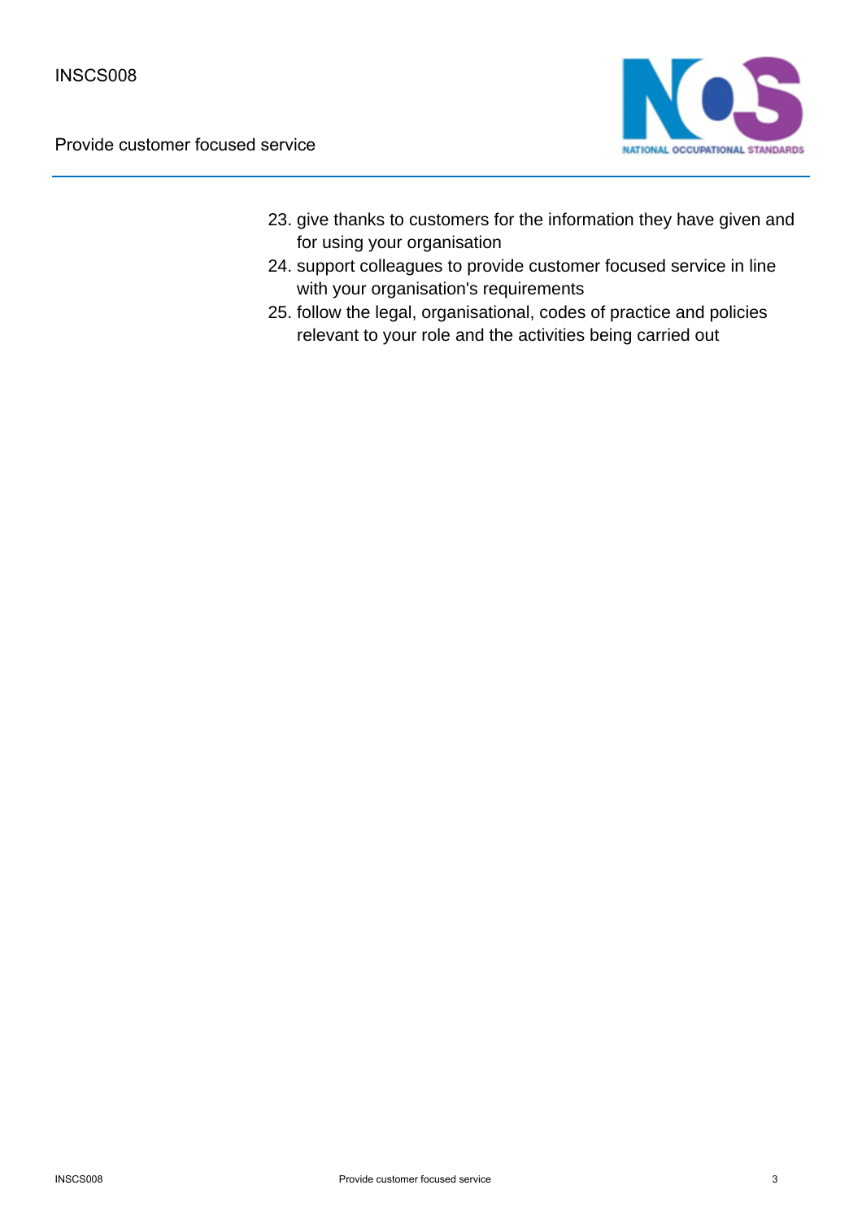23. give thanks to customers for the information they have given and for using your organisation
24. support colleagues to provide customer focused service in line with your organisation's requirements
25. follow the legal, organisational, codes of practice and policies relevant to your role and the activities being carried out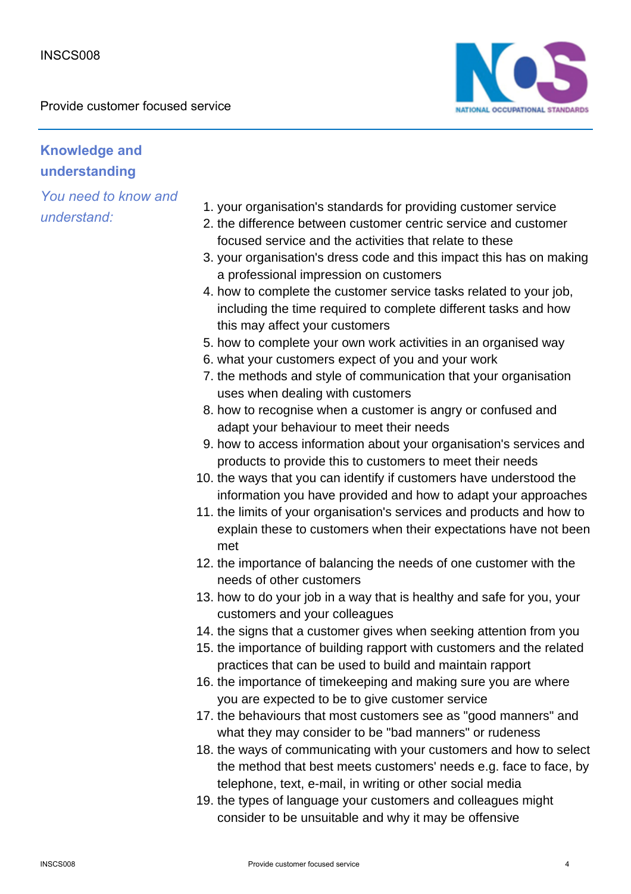## Knowledge and understanding

*You need to know and understand:*

1. your organisation's standards for providing customer service
2. the difference between customer centric service and customer focused service and the activities that relate to these
3. your organisation's dress code and this impact this has on making a professional impression on customers
4. how to complete the customer service tasks related to your job, including the time required to complete different tasks and how this may affect your customers
5. how to complete your own work activities in an organised way
6. what your customers expect of you and your work
7. the methods and style of communication that your organisation uses when dealing with customers
8. how to recognise when a customer is angry or confused and adapt your behaviour to meet their needs
9. how to access information about your organisation's services and products to provide this to customers to meet their needs
10. the ways that you can identify if customers have understood the information you have provided and how to adapt your approaches
11. the limits of your organisation's services and products and how to explain these to customers when their expectations have not been met
12. the importance of balancing the needs of one customer with the needs of other customers
13. how to do your job in a way that is healthy and safe for you, your customers and your colleagues
14. the signs that a customer gives when seeking attention from you
15. the importance of building rapport with customers and the related practices that can be used to build and maintain rapport
16. the importance of timekeeping and making sure you are where you are expected to be to give customer service
17. the behaviours that most customers see as "good manners" and what they may consider to be "bad manners" or rudeness
18. the ways of communicating with your customers and how to select the method that best meets customers' needs e.g. face to face, by telephone, text, e-mail, in writing or other social media
19. the types of language your customers and colleagues might consider to be unsuitable and why it may be offensive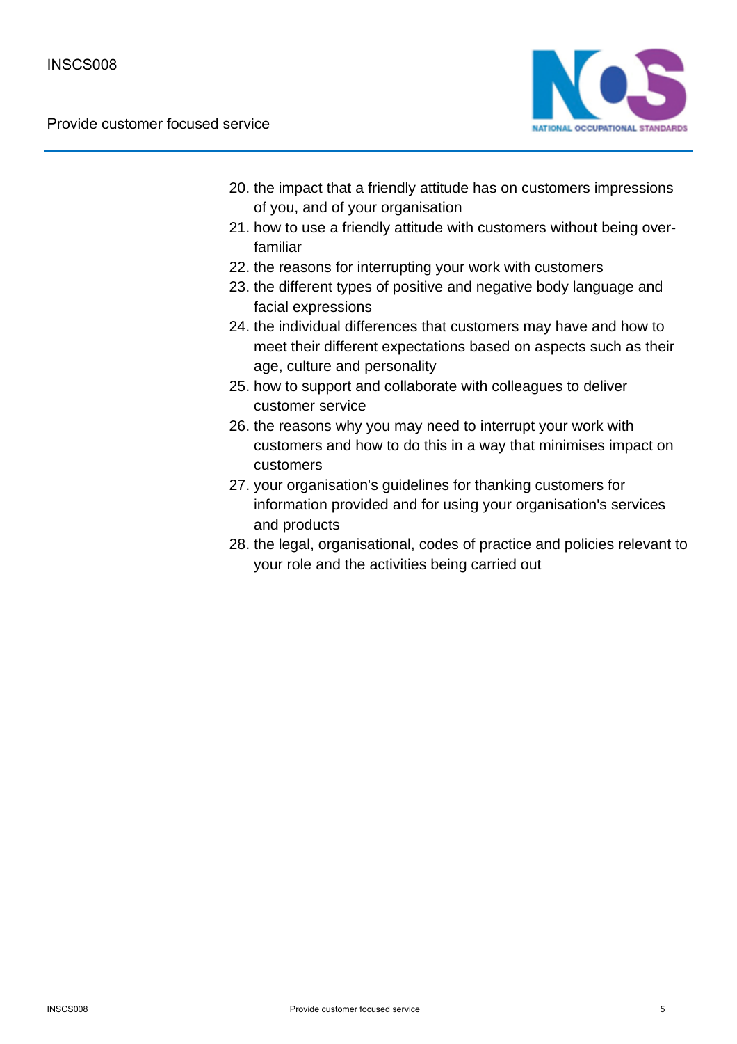20. the impact that a friendly attitude has on customers impressions of you, and of your organisation
21. how to use a friendly attitude with customers without being over-familiar
22. the reasons for interrupting your work with customers
23. the different types of positive and negative body language and facial expressions
24. the individual differences that customers may have and how to meet their different expectations based on aspects such as their age, culture and personality
25. how to support and collaborate with colleagues to deliver customer service
26. the reasons why you may need to interrupt your work with customers and how to do this in a way that minimises impact on customers
27. your organisation's guidelines for thanking customers for information provided and for using your organisation's services and products
28. the legal, organisational, codes of practice and policies relevant to your role and the activities being carried out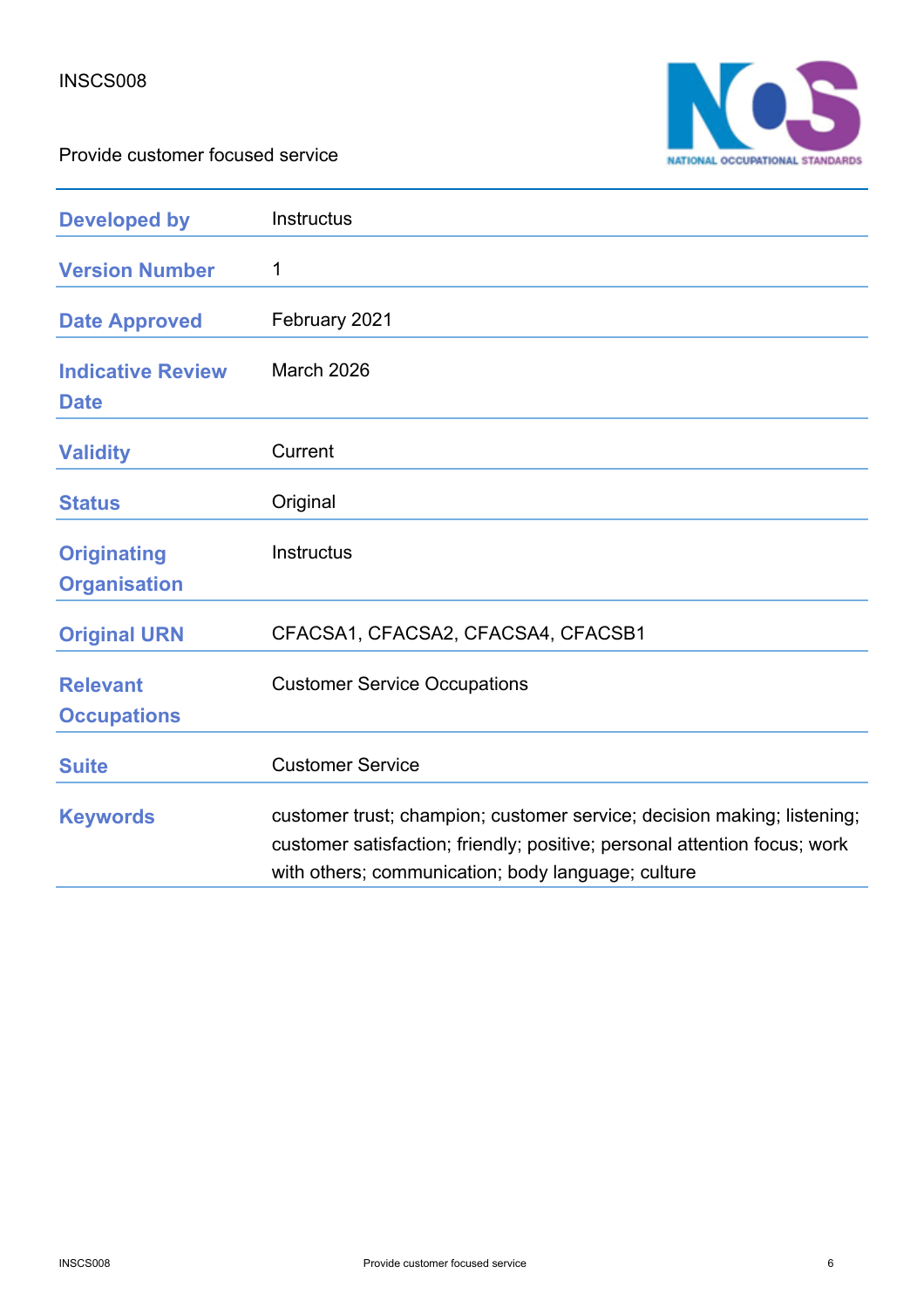INSCS008

Provide customer focused service

| | |
|---|---|
| **Developed by** | Instructus |
| **Version Number** | 1 |
| **Date Approved** | February 2021 |
| **Indicative Review Date** | March 2026 |
| **Validity** | Current |
| **Status** | Original |
| **Originating Organisation** | Instructus |
| **Original URN** | CFACSA1, CFACSA2, CFACSA4, CFACSB1 |
| **Relevant Occupations** | Customer Service Occupations |
| **Suite** | Customer Service |
| **Keywords** | customer trust; champion; customer service; decision making; listening; customer satisfaction; friendly; positive; personal attention focus; work with others; communication; body language; culture |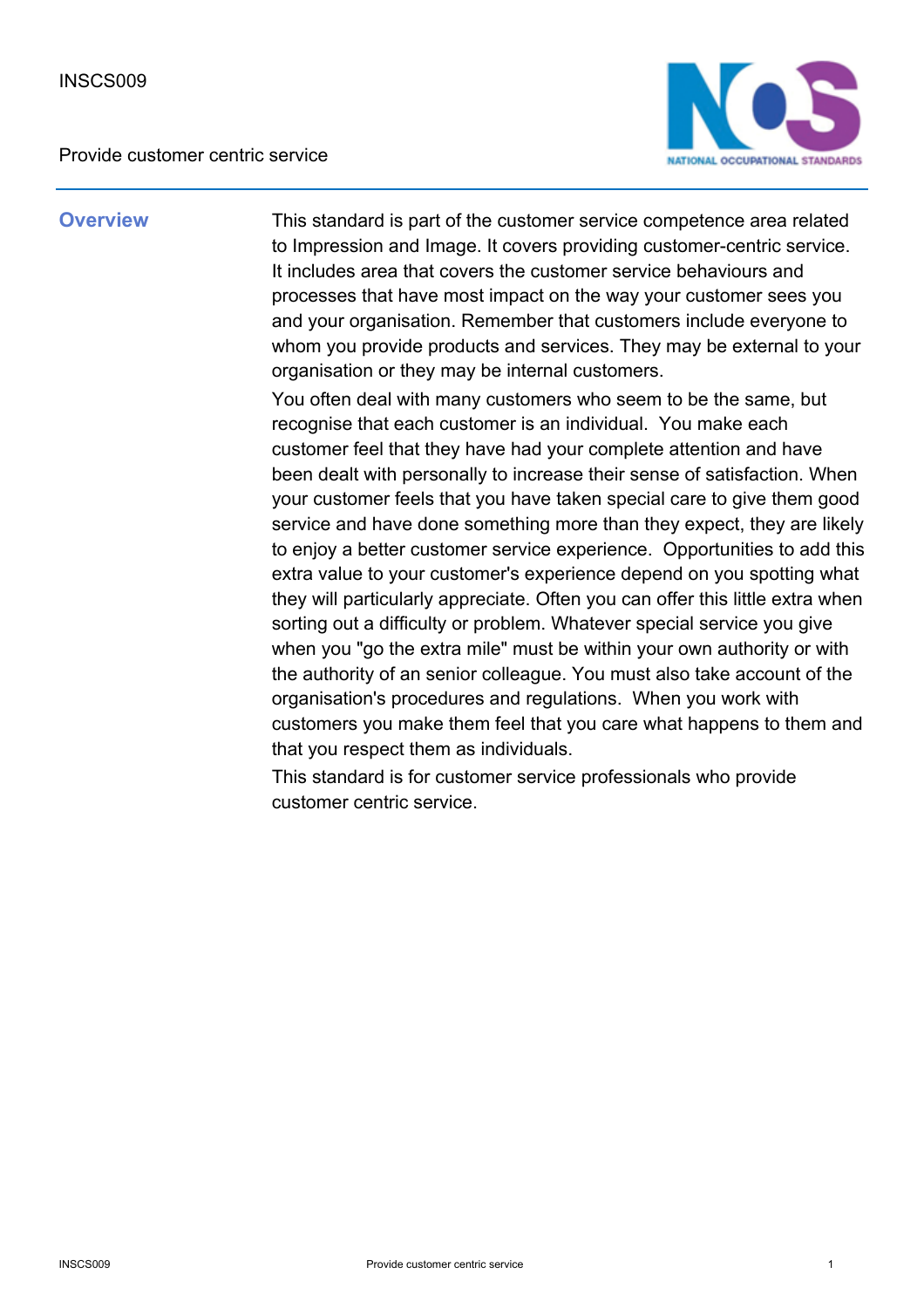INSCS009

Provide customer centric service

## Overview

This standard is part of the customer service competence area related to Impression and Image. It covers providing customer-centric service. It includes area that covers the customer service behaviours and processes that have most impact on the way your customer sees you and your organisation. Remember that customers include everyone to whom you provide products and services. They may be external to your organisation or they may be internal customers.

You often deal with many customers who seem to be the same, but recognise that each customer is an individual. You make each customer feel that they have had your complete attention and have been dealt with personally to increase their sense of satisfaction. When your customer feels that you have taken special care to give them good service and have done something more than they expect, they are likely to enjoy a better customer service experience. Opportunities to add this extra value to your customer's experience depend on you spotting what they will particularly appreciate. Often you can offer this little extra when sorting out a difficulty or problem. Whatever special service you give when you "go the extra mile" must be within your own authority or with the authority of an senior colleague. You must also take account of the organisation's procedures and regulations. When you work with customers you make them feel that you care what happens to them and that you respect them as individuals.

This standard is for customer service professionals who provide customer centric service.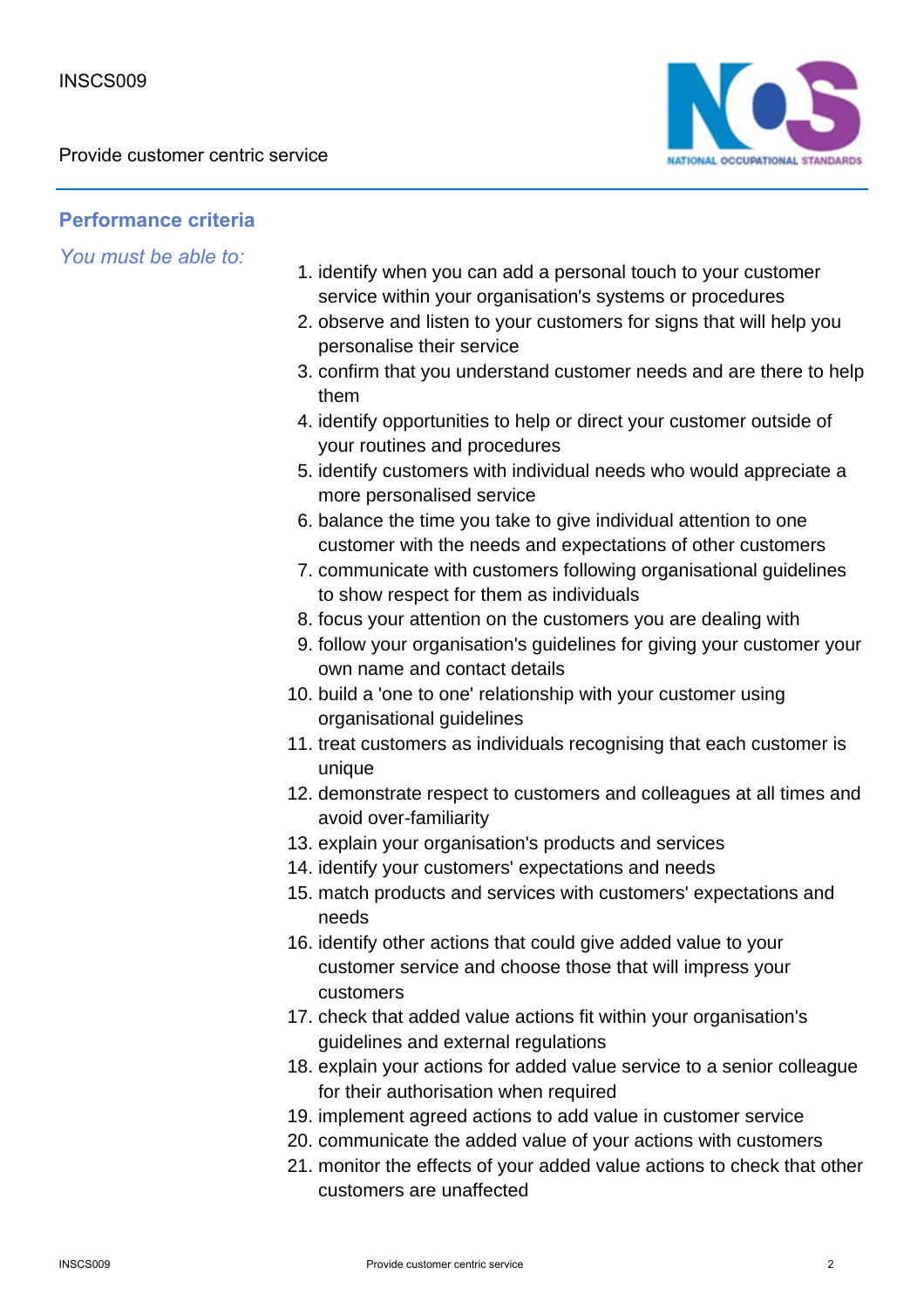## Performance criteria

*You must be able to:*

1. identify when you can add a personal touch to your customer service within your organisation's systems or procedures
2. observe and listen to your customers for signs that will help you personalise their service
3. confirm that you understand customer needs and are there to help them
4. identify opportunities to help or direct your customer outside of your routines and procedures
5. identify customers with individual needs who would appreciate a more personalised service
6. balance the time you take to give individual attention to one customer with the needs and expectations of other customers
7. communicate with customers following organisational guidelines to show respect for them as individuals
8. focus your attention on the customers you are dealing with
9. follow your organisation's guidelines for giving your customer your own name and contact details
10. build a 'one to one' relationship with your customer using organisational guidelines
11. treat customers as individuals recognising that each customer is unique
12. demonstrate respect to customers and colleagues at all times and avoid over-familiarity
13. explain your organisation's products and services
14. identify your customers' expectations and needs
15. match products and services with customers' expectations and needs
16. identify other actions that could give added value to your customer service and choose those that will impress your customers
17. check that added value actions fit within your organisation's guidelines and external regulations
18. explain your actions for added value service to a senior colleague for their authorisation when required
19. implement agreed actions to add value in customer service
20. communicate the added value of your actions with customers
21. monitor the effects of your added value actions to check that other customers are unaffected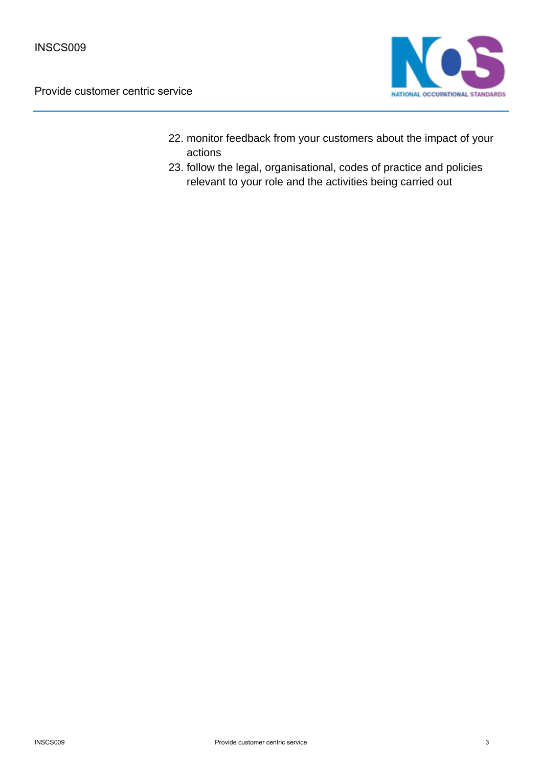22. monitor feedback from your customers about the impact of your actions
23. follow the legal, organisational, codes of practice and policies relevant to your role and the activities being carried out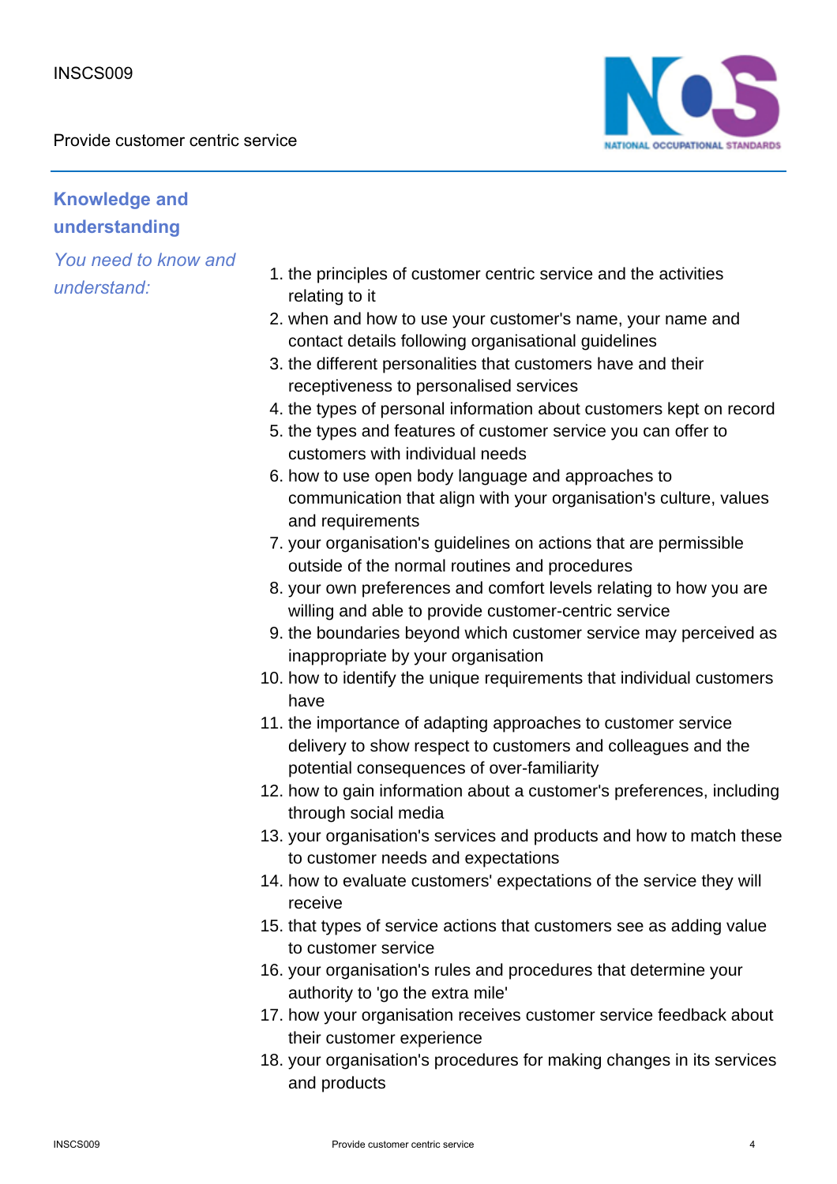## Knowledge and understanding

*You need to know and understand:*

1. the principles of customer centric service and the activities relating to it
2. when and how to use your customer's name, your name and contact details following organisational guidelines
3. the different personalities that customers have and their receptiveness to personalised services
4. the types of personal information about customers kept on record
5. the types and features of customer service you can offer to customers with individual needs
6. how to use open body language and approaches to communication that align with your organisation's culture, values and requirements
7. your organisation's guidelines on actions that are permissible outside of the normal routines and procedures
8. your own preferences and comfort levels relating to how you are willing and able to provide customer-centric service
9. the boundaries beyond which customer service may perceived as inappropriate by your organisation
10. how to identify the unique requirements that individual customers have
11. the importance of adapting approaches to customer service delivery to show respect to customers and colleagues and the potential consequences of over-familiarity
12. how to gain information about a customer's preferences, including through social media
13. your organisation's services and products and how to match these to customer needs and expectations
14. how to evaluate customers' expectations of the service they will receive
15. that types of service actions that customers see as adding value to customer service
16. your organisation's rules and procedures that determine your authority to 'go the extra mile'
17. how your organisation receives customer service feedback about their customer experience
18. your organisation's procedures for making changes in its services and products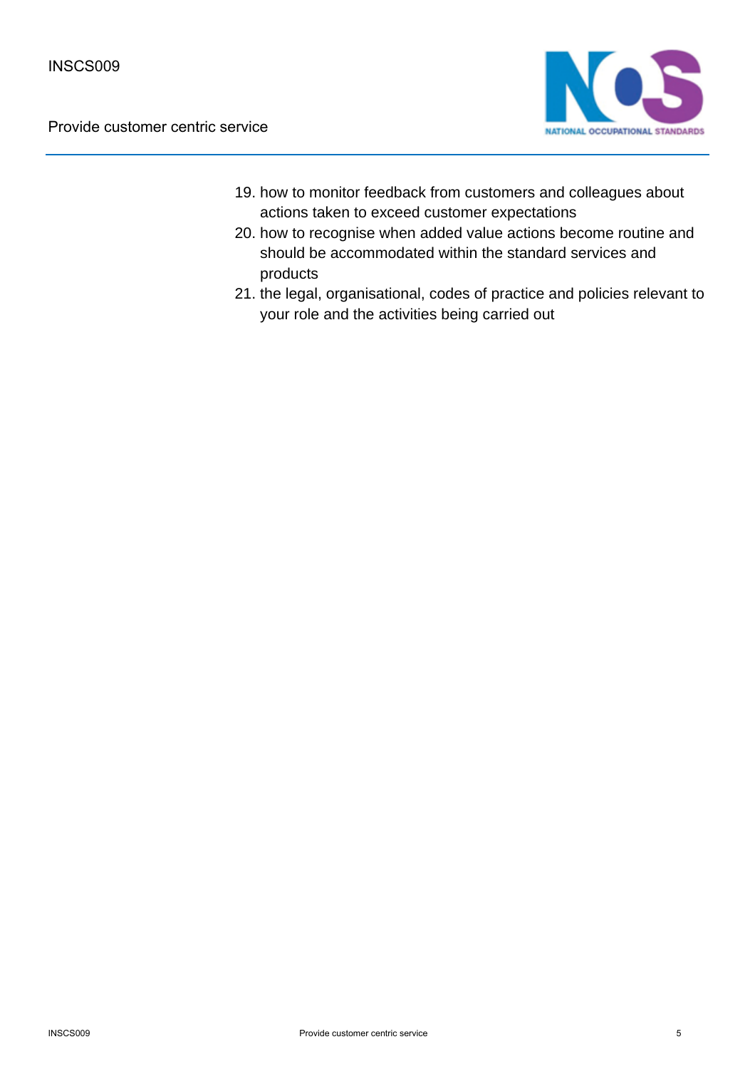19. how to monitor feedback from customers and colleagues about actions taken to exceed customer expectations
20. how to recognise when added value actions become routine and should be accommodated within the standard services and products
21. the legal, organisational, codes of practice and policies relevant to your role and the activities being carried out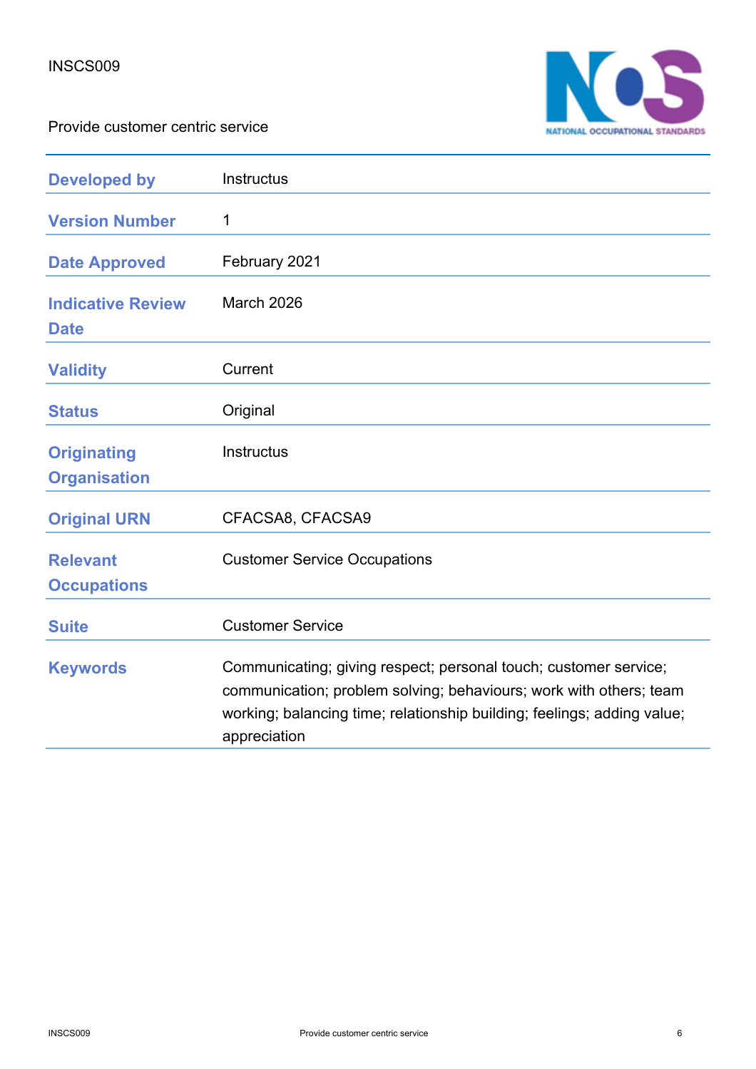INSCS009

Provide customer centric service

| | |
|---|---|
| **Developed by** | Instructus |
| **Version Number** | 1 |
| **Date Approved** | February 2021 |
| **Indicative Review Date** | March 2026 |
| **Validity** | Current |
| **Status** | Original |
| **Originating Organisation** | Instructus |
| **Original URN** | CFACSA8, CFACSA9 |
| **Relevant Occupations** | Customer Service Occupations |
| **Suite** | Customer Service |
| **Keywords** | Communicating; giving respect; personal touch; customer service; communication; problem solving; behaviours; work with others; team working; balancing time; relationship building; feelings; adding value; appreciation |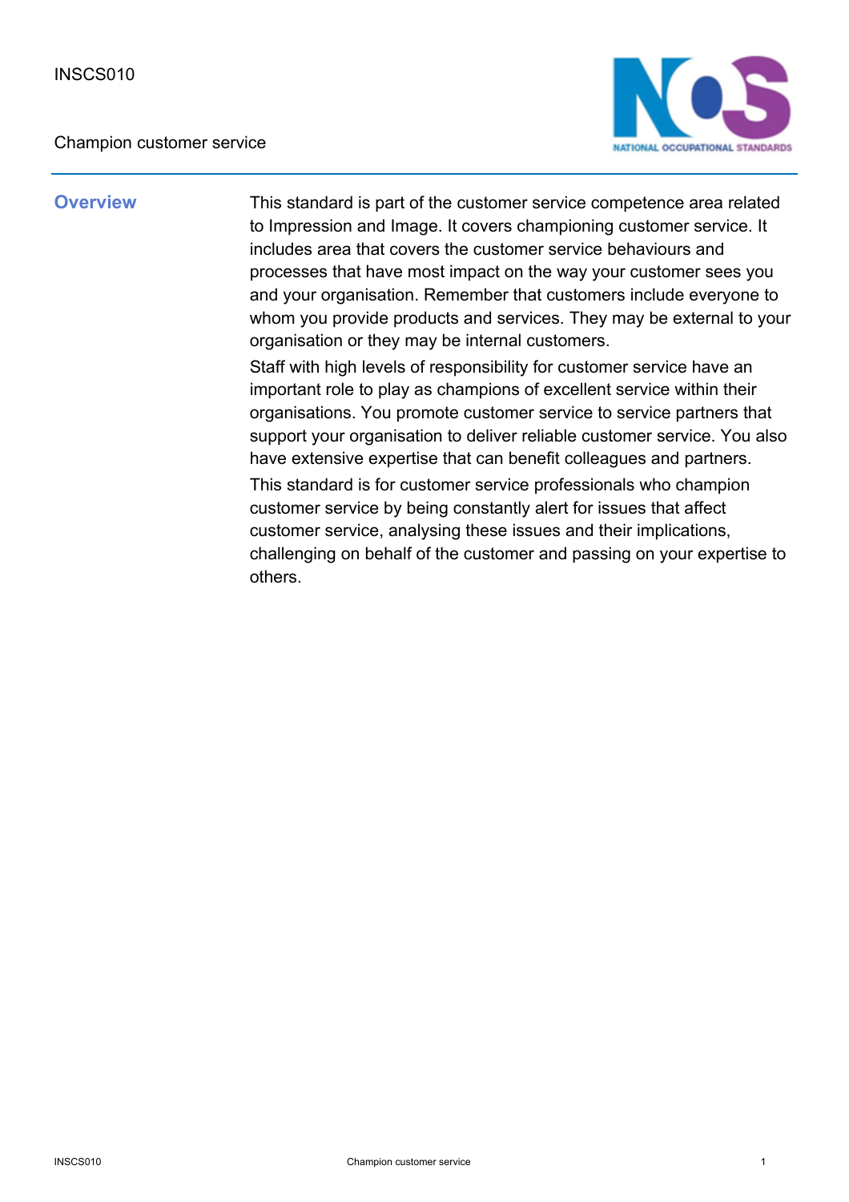INSCS010

Champion customer service

## Overview

This standard is part of the customer service competence area related to Impression and Image. It covers championing customer service. It includes area that covers the customer service behaviours and processes that have most impact on the way your customer sees you and your organisation. Remember that customers include everyone to whom you provide products and services. They may be external to your organisation or they may be internal customers.

Staff with high levels of responsibility for customer service have an important role to play as champions of excellent service within their organisations. You promote customer service to service partners that support your organisation to deliver reliable customer service. You also have extensive expertise that can benefit colleagues and partners.

This standard is for customer service professionals who champion customer service by being constantly alert for issues that affect customer service, analysing these issues and their implications, challenging on behalf of the customer and passing on your expertise to others.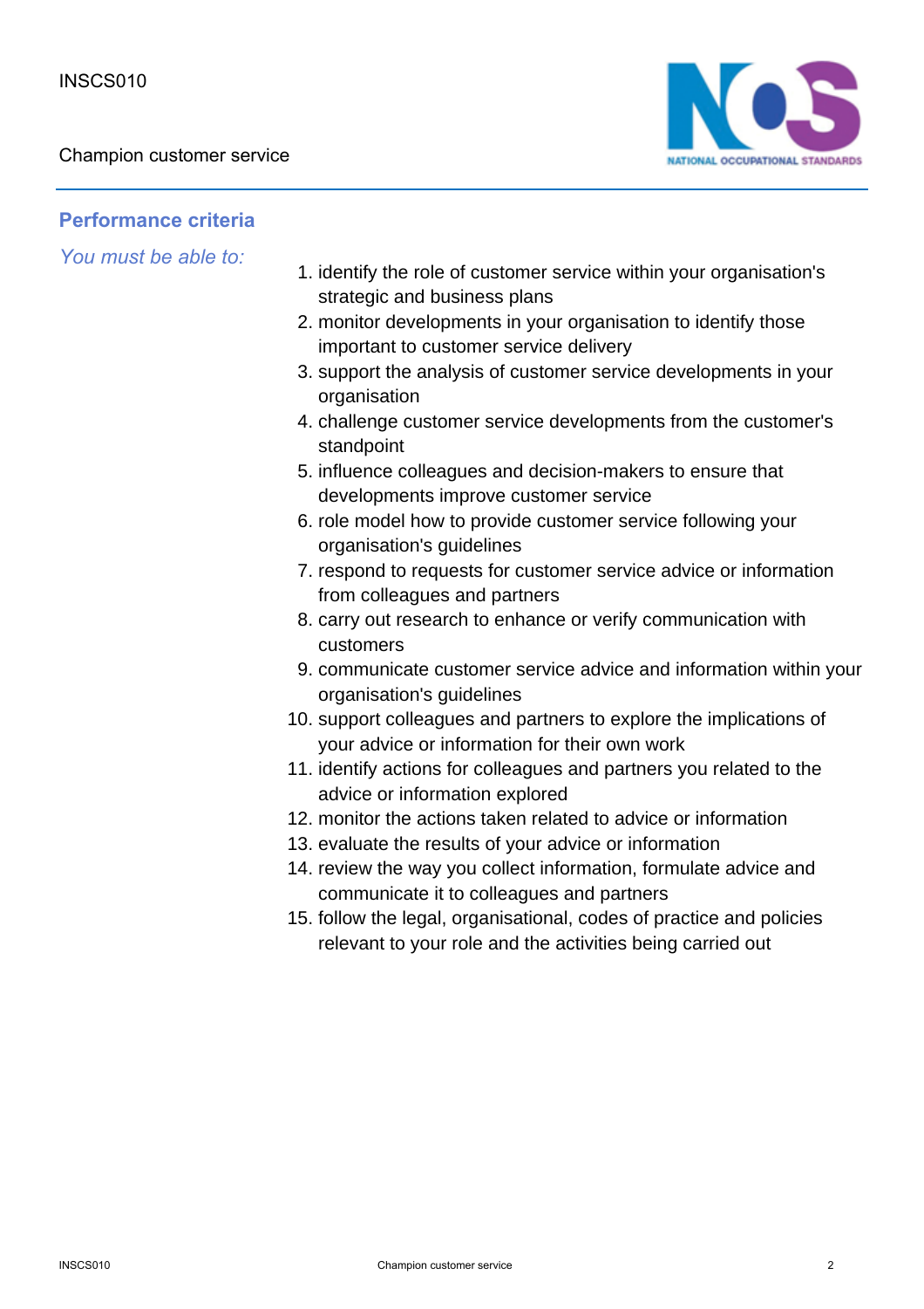## Performance criteria

*You must be able to:*

1. identify the role of customer service within your organisation's strategic and business plans
2. monitor developments in your organisation to identify those important to customer service delivery
3. support the analysis of customer service developments in your organisation
4. challenge customer service developments from the customer's standpoint
5. influence colleagues and decision-makers to ensure that developments improve customer service
6. role model how to provide customer service following your organisation's guidelines
7. respond to requests for customer service advice or information from colleagues and partners
8. carry out research to enhance or verify communication with customers
9. communicate customer service advice and information within your organisation's guidelines
10. support colleagues and partners to explore the implications of your advice or information for their own work
11. identify actions for colleagues and partners you related to the advice or information explored
12. monitor the actions taken related to advice or information
13. evaluate the results of your advice or information
14. review the way you collect information, formulate advice and communicate it to colleagues and partners
15. follow the legal, organisational, codes of practice and policies relevant to your role and the activities being carried out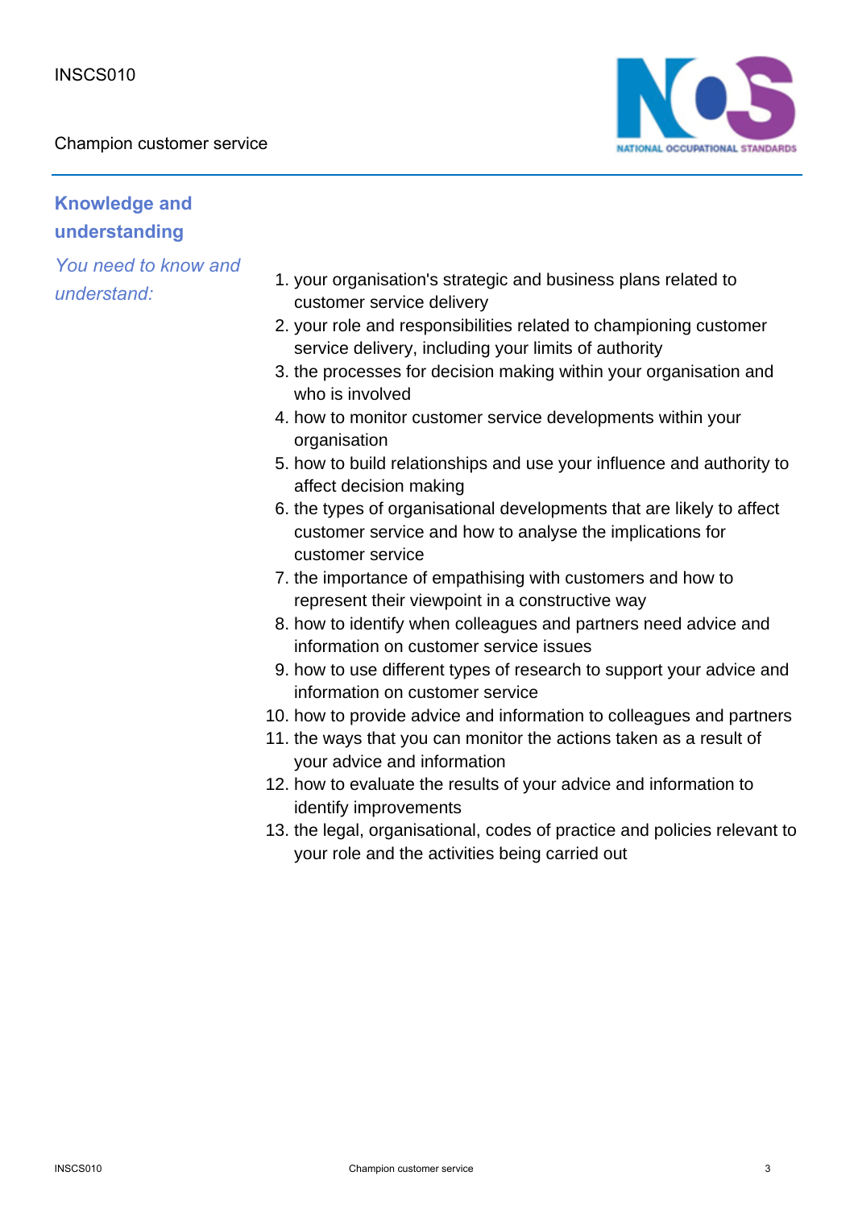## Knowledge and understanding

*You need to know and understand:*

1. your organisation's strategic and business plans related to customer service delivery
2. your role and responsibilities related to championing customer service delivery, including your limits of authority
3. the processes for decision making within your organisation and who is involved
4. how to monitor customer service developments within your organisation
5. how to build relationships and use your influence and authority to affect decision making
6. the types of organisational developments that are likely to affect customer service and how to analyse the implications for customer service
7. the importance of empathising with customers and how to represent their viewpoint in a constructive way
8. how to identify when colleagues and partners need advice and information on customer service issues
9. how to use different types of research to support your advice and information on customer service
10. how to provide advice and information to colleagues and partners
11. the ways that you can monitor the actions taken as a result of your advice and information
12. how to evaluate the results of your advice and information to identify improvements
13. the legal, organisational, codes of practice and policies relevant to your role and the activities being carried out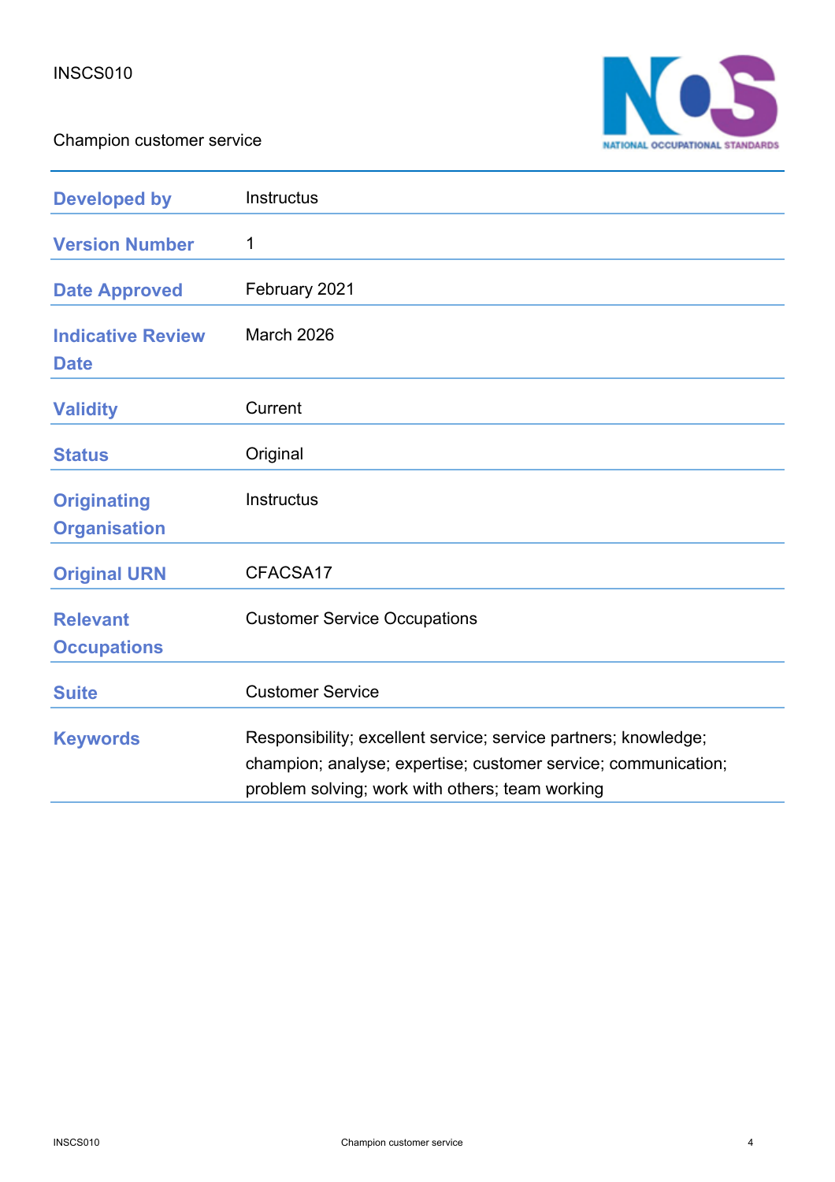INSCS010

Champion customer service

| | |
|---|---|
| **Developed by** | Instructus |
| **Version Number** | 1 |
| **Date Approved** | February 2021 |
| **Indicative Review Date** | March 2026 |
| **Validity** | Current |
| **Status** | Original |
| **Originating Organisation** | Instructus |
| **Original URN** | CFACSA17 |
| **Relevant Occupations** | Customer Service Occupations |
| **Suite** | Customer Service |
| **Keywords** | Responsibility; excellent service; service partners; knowledge; champion; analyse; expertise; customer service; communication; problem solving; work with others; team working |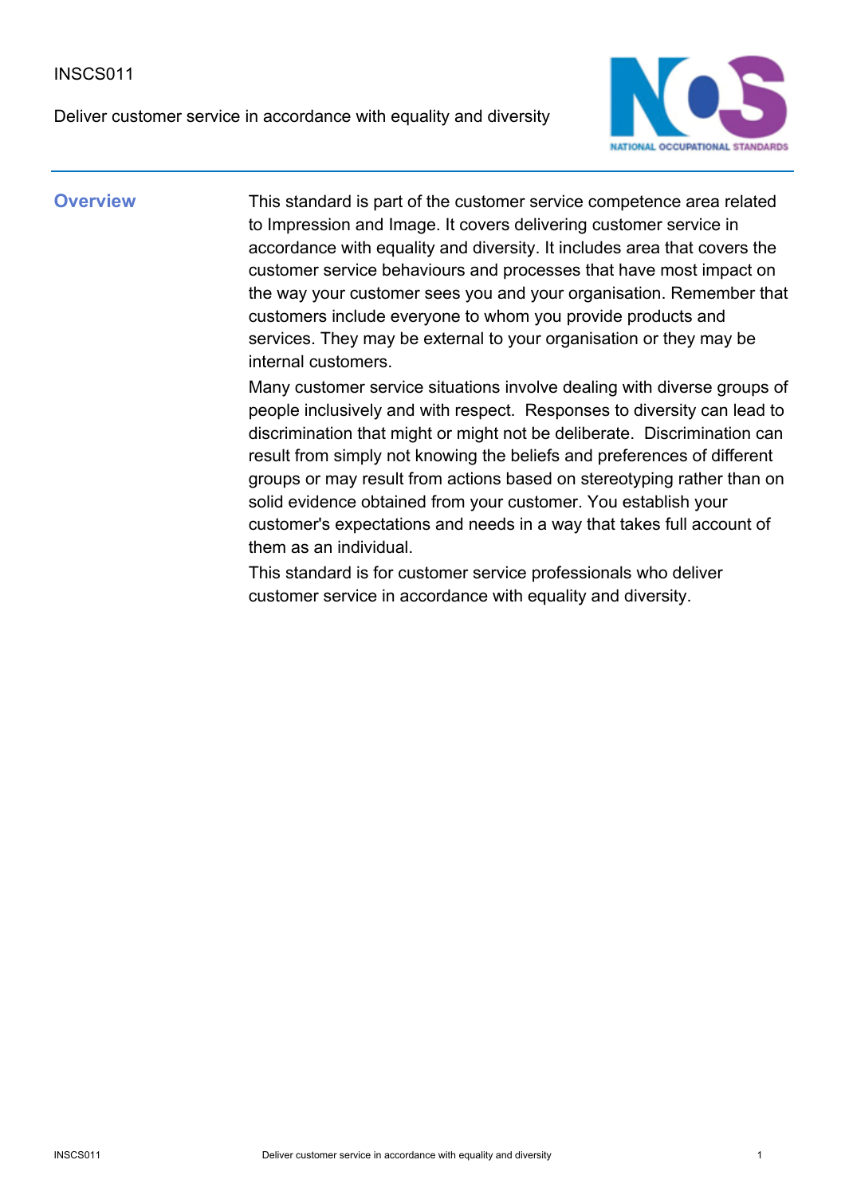INSCS011

Deliver customer service in accordance with equality and diversity

## Overview

This standard is part of the customer service competence area related to Impression and Image. It covers delivering customer service in accordance with equality and diversity. It includes area that covers the customer service behaviours and processes that have most impact on the way your customer sees you and your organisation. Remember that customers include everyone to whom you provide products and services. They may be external to your organisation or they may be internal customers.

Many customer service situations involve dealing with diverse groups of people inclusively and with respect. Responses to diversity can lead to discrimination that might or might not be deliberate. Discrimination can result from simply not knowing the beliefs and preferences of different groups or may result from actions based on stereotyping rather than on solid evidence obtained from your customer. You establish your customer's expectations and needs in a way that takes full account of them as an individual.

This standard is for customer service professionals who deliver customer service in accordance with equality and diversity.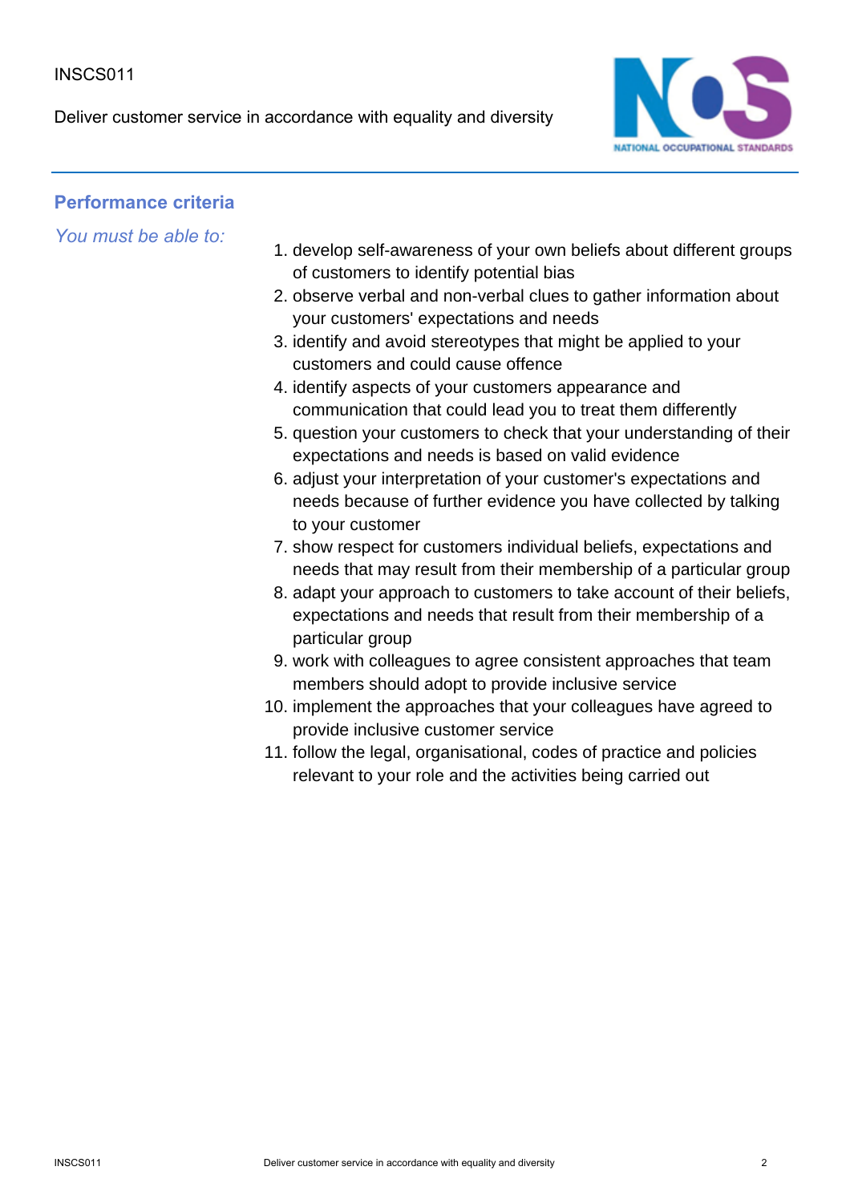## Performance criteria

*You must be able to:*

1. develop self-awareness of your own beliefs about different groups of customers to identify potential bias
2. observe verbal and non-verbal clues to gather information about your customers' expectations and needs
3. identify and avoid stereotypes that might be applied to your customers and could cause offence
4. identify aspects of your customers appearance and communication that could lead you to treat them differently
5. question your customers to check that your understanding of their expectations and needs is based on valid evidence
6. adjust your interpretation of your customer's expectations and needs because of further evidence you have collected by talking to your customer
7. show respect for customers individual beliefs, expectations and needs that may result from their membership of a particular group
8. adapt your approach to customers to take account of their beliefs, expectations and needs that result from their membership of a particular group
9. work with colleagues to agree consistent approaches that team members should adopt to provide inclusive service
10. implement the approaches that your colleagues have agreed to provide inclusive customer service
11. follow the legal, organisational, codes of practice and policies relevant to your role and the activities being carried out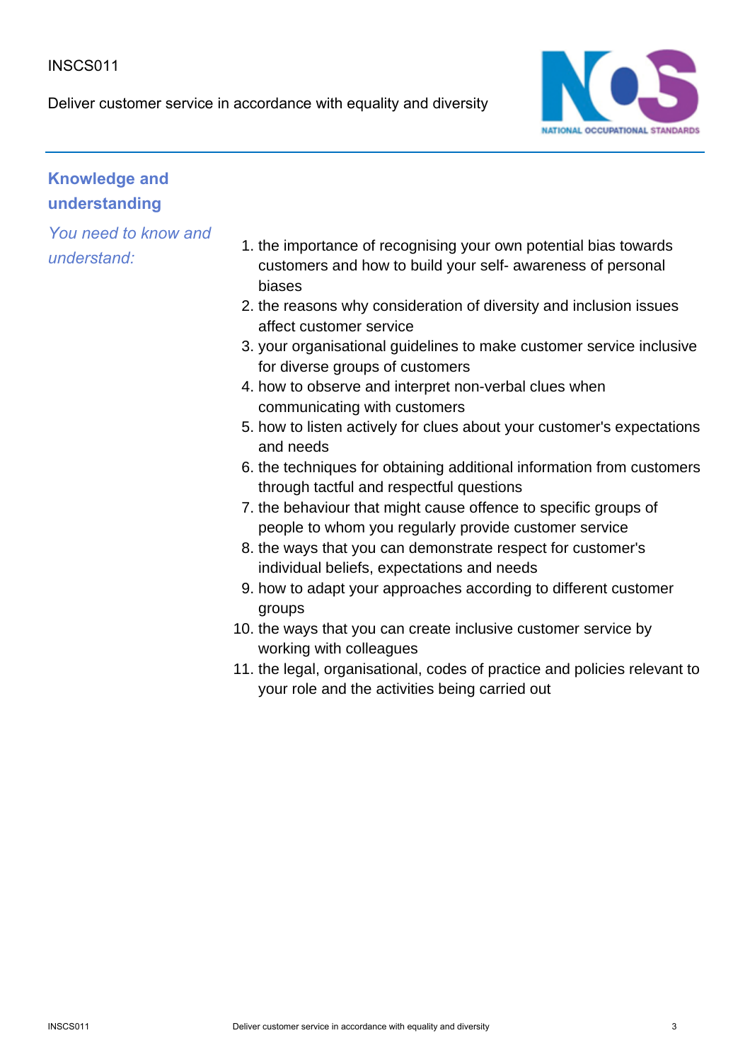## Knowledge and understanding

*You need to know and understand:*

1. the importance of recognising your own potential bias towards customers and how to build your self- awareness of personal biases
2. the reasons why consideration of diversity and inclusion issues affect customer service
3. your organisational guidelines to make customer service inclusive for diverse groups of customers
4. how to observe and interpret non-verbal clues when communicating with customers
5. how to listen actively for clues about your customer's expectations and needs
6. the techniques for obtaining additional information from customers through tactful and respectful questions
7. the behaviour that might cause offence to specific groups of people to whom you regularly provide customer service
8. the ways that you can demonstrate respect for customer's individual beliefs, expectations and needs
9. how to adapt your approaches according to different customer groups
10. the ways that you can create inclusive customer service by working with colleagues
11. the legal, organisational, codes of practice and policies relevant to your role and the activities being carried out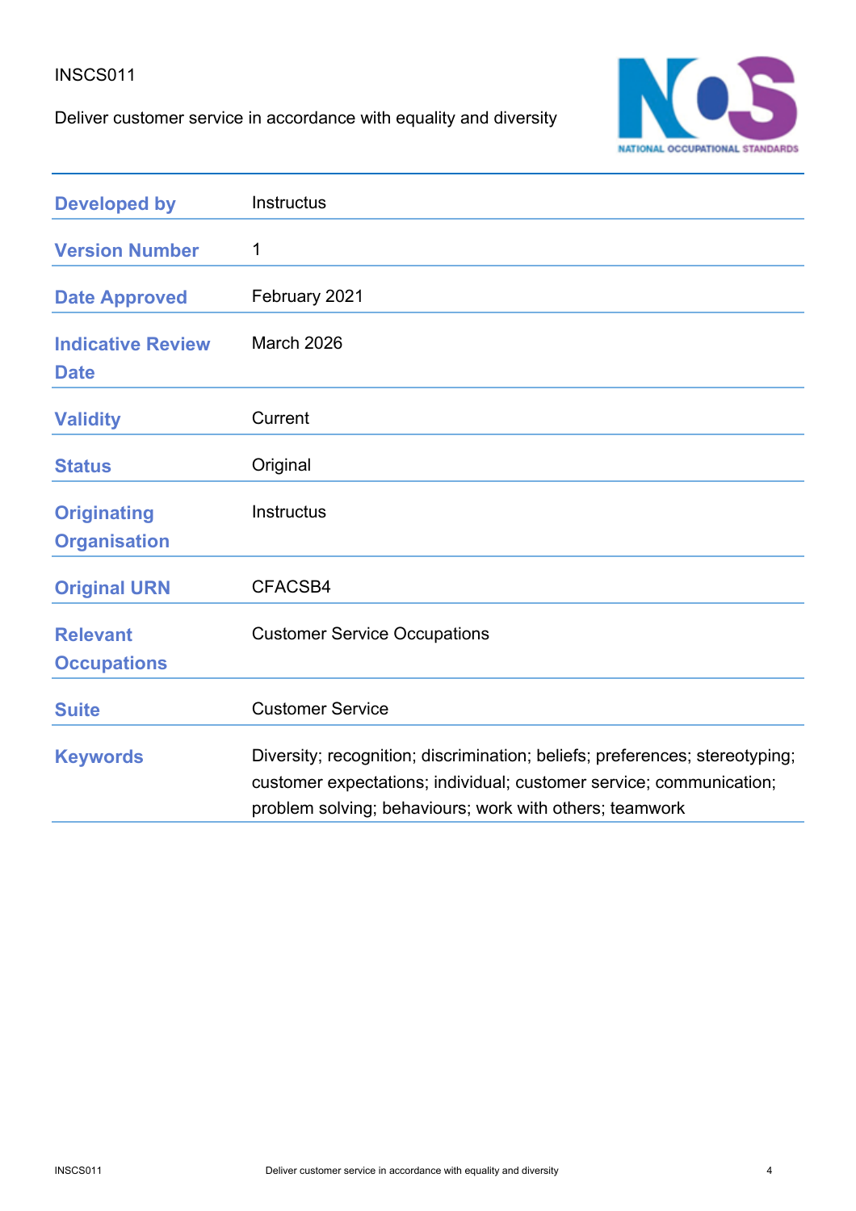INSCS011

Deliver customer service in accordance with equality and diversity

| | |
|---|---|
| **Developed by** | Instructus |
| **Version Number** | 1 |
| **Date Approved** | February 2021 |
| **Indicative Review Date** | March 2026 |
| **Validity** | Current |
| **Status** | Original |
| **Originating Organisation** | Instructus |
| **Original URN** | CFACSB4 |
| **Relevant Occupations** | Customer Service Occupations |
| **Suite** | Customer Service |
| **Keywords** | Diversity; recognition; discrimination; beliefs; preferences; stereotyping; customer expectations; individual; customer service; communication; problem solving; behaviours; work with others; teamwork |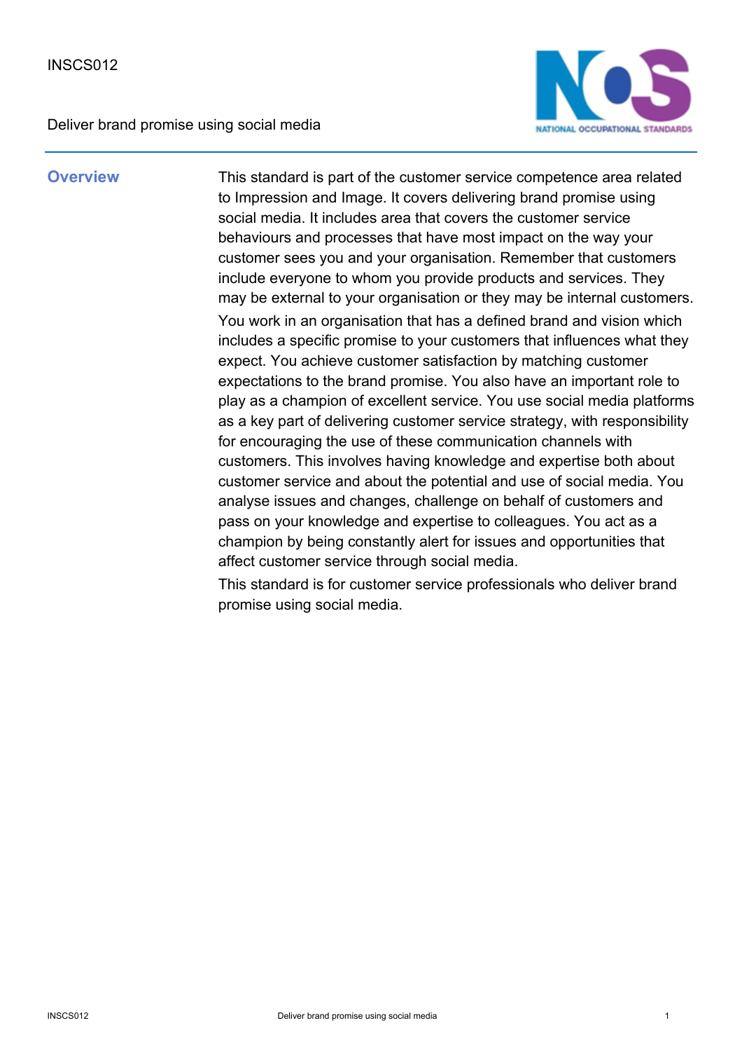INSCS012

Deliver brand promise using social media

## Overview

This standard is part of the customer service competence area related to Impression and Image. It covers delivering brand promise using social media. It includes area that covers the customer service behaviours and processes that have most impact on the way your customer sees you and your organisation. Remember that customers include everyone to whom you provide products and services. They may be external to your organisation or they may be internal customers.

You work in an organisation that has a defined brand and vision which includes a specific promise to your customers that influences what they expect. You achieve customer satisfaction by matching customer expectations to the brand promise. You also have an important role to play as a champion of excellent service. You use social media platforms as a key part of delivering customer service strategy, with responsibility for encouraging the use of these communication channels with customers. This involves having knowledge and expertise both about customer service and about the potential and use of social media. You analyse issues and changes, challenge on behalf of customers and pass on your knowledge and expertise to colleagues. You act as a champion by being constantly alert for issues and opportunities that affect customer service through social media.

This standard is for customer service professionals who deliver brand promise using social media.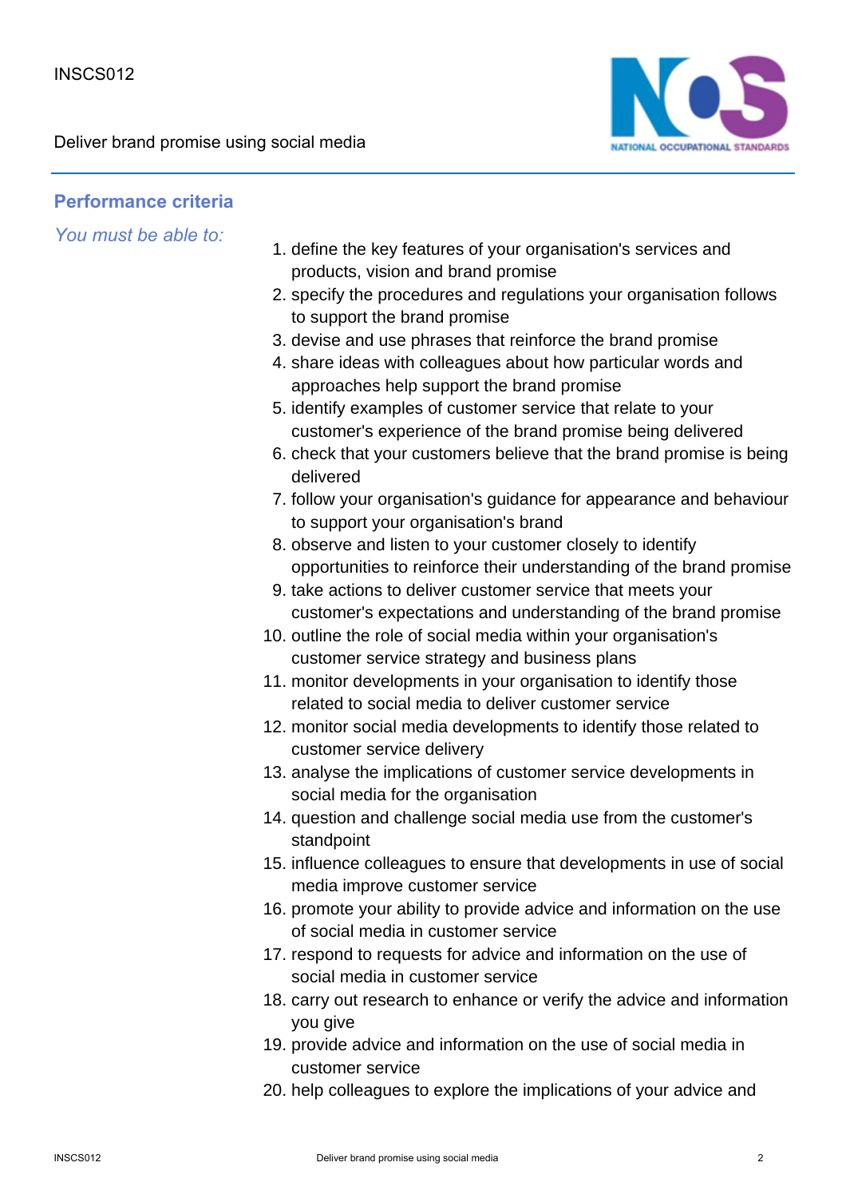## Performance criteria

*You must be able to:*

1. define the key features of your organisation's services and products, vision and brand promise
2. specify the procedures and regulations your organisation follows to support the brand promise
3. devise and use phrases that reinforce the brand promise
4. share ideas with colleagues about how particular words and approaches help support the brand promise
5. identify examples of customer service that relate to your customer's experience of the brand promise being delivered
6. check that your customers believe that the brand promise is being delivered
7. follow your organisation's guidance for appearance and behaviour to support your organisation's brand
8. observe and listen to your customer closely to identify opportunities to reinforce their understanding of the brand promise
9. take actions to deliver customer service that meets your customer's expectations and understanding of the brand promise
10. outline the role of social media within your organisation's customer service strategy and business plans
11. monitor developments in your organisation to identify those related to social media to deliver customer service
12. monitor social media developments to identify those related to customer service delivery
13. analyse the implications of customer service developments in social media for the organisation
14. question and challenge social media use from the customer's standpoint
15. influence colleagues to ensure that developments in use of social media improve customer service
16. promote your ability to provide advice and information on the use of social media in customer service
17. respond to requests for advice and information on the use of social media in customer service
18. carry out research to enhance or verify the advice and information you give
19. provide advice and information on the use of social media in customer service
20. help colleagues to explore the implications of your advice and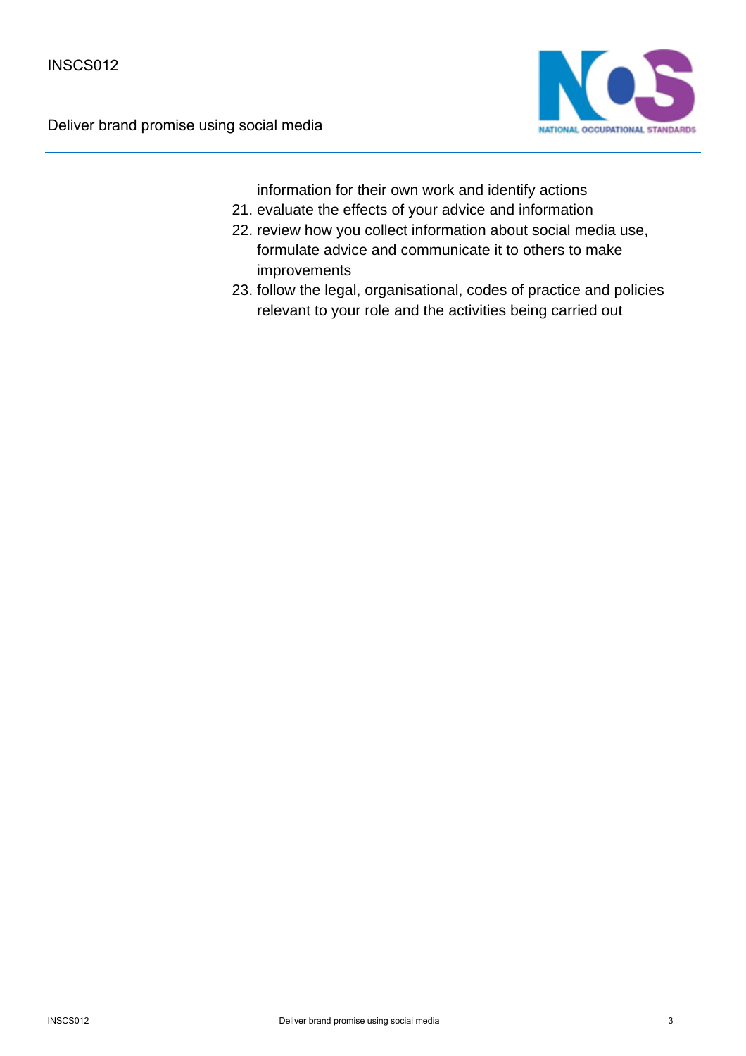information for their own work and identify actions

21. evaluate the effects of your advice and information
22. review how you collect information about social media use, formulate advice and communicate it to others to make improvements
23. follow the legal, organisational, codes of practice and policies relevant to your role and the activities being carried out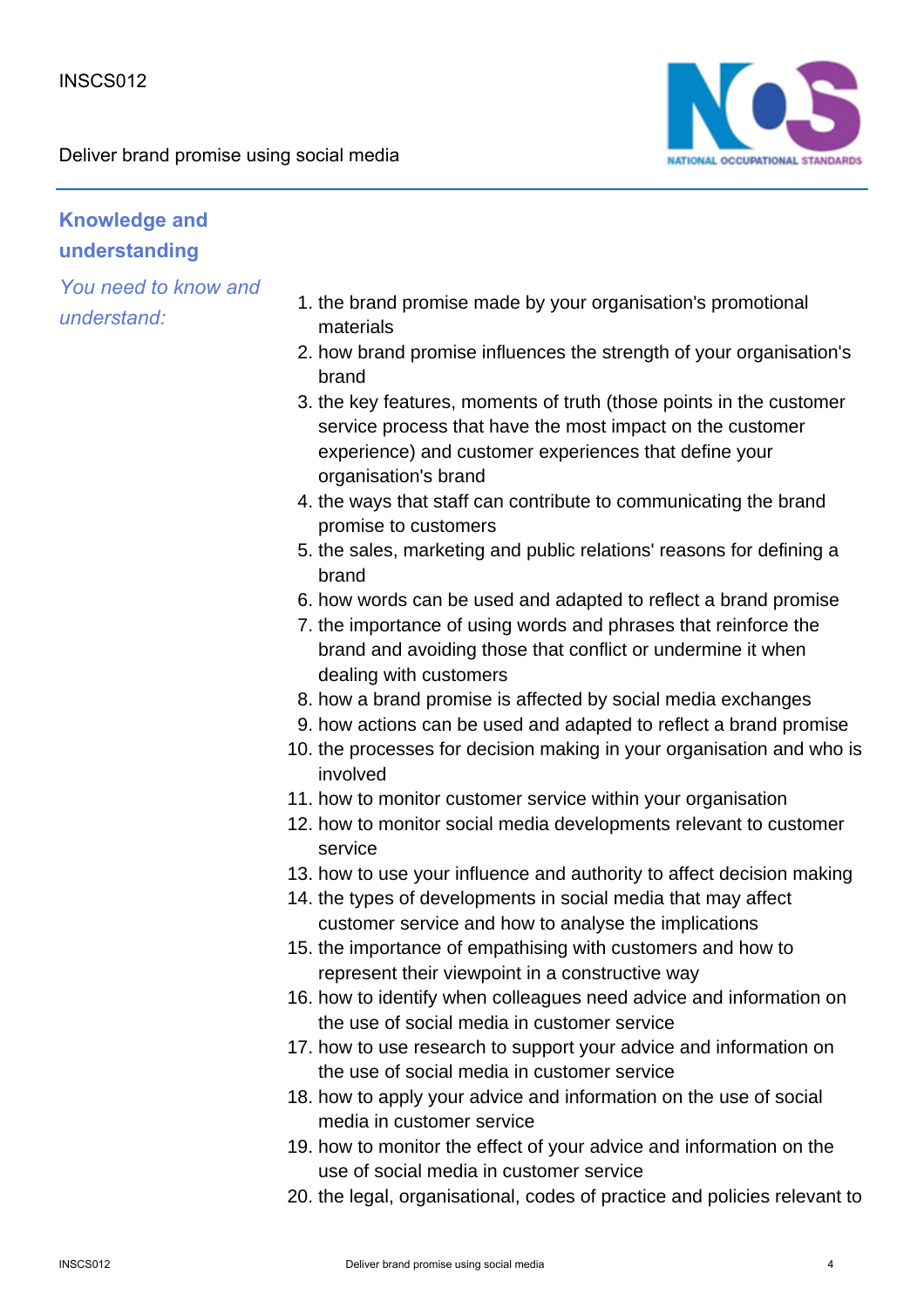## Knowledge and understanding

*You need to know and understand:*

1. the brand promise made by your organisation's promotional materials
2. how brand promise influences the strength of your organisation's brand
3. the key features, moments of truth (those points in the customer service process that have the most impact on the customer experience) and customer experiences that define your organisation's brand
4. the ways that staff can contribute to communicating the brand promise to customers
5. the sales, marketing and public relations' reasons for defining a brand
6. how words can be used and adapted to reflect a brand promise
7. the importance of using words and phrases that reinforce the brand and avoiding those that conflict or undermine it when dealing with customers
8. how a brand promise is affected by social media exchanges
9. how actions can be used and adapted to reflect a brand promise
10. the processes for decision making in your organisation and who is involved
11. how to monitor customer service within your organisation
12. how to monitor social media developments relevant to customer service
13. how to use your influence and authority to affect decision making
14. the types of developments in social media that may affect customer service and how to analyse the implications
15. the importance of empathising with customers and how to represent their viewpoint in a constructive way
16. how to identify when colleagues need advice and information on the use of social media in customer service
17. how to use research to support your advice and information on the use of social media in customer service
18. how to apply your advice and information on the use of social media in customer service
19. how to monitor the effect of your advice and information on the use of social media in customer service
20. the legal, organisational, codes of practice and policies relevant to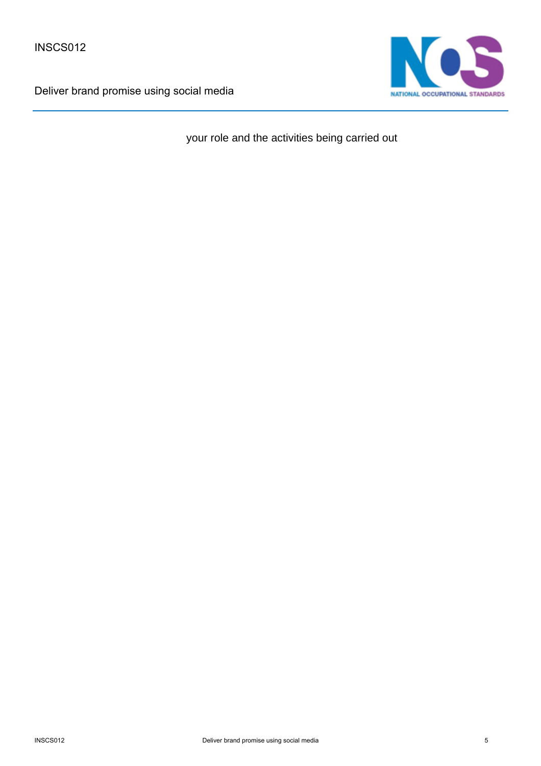your role and the activities being carried out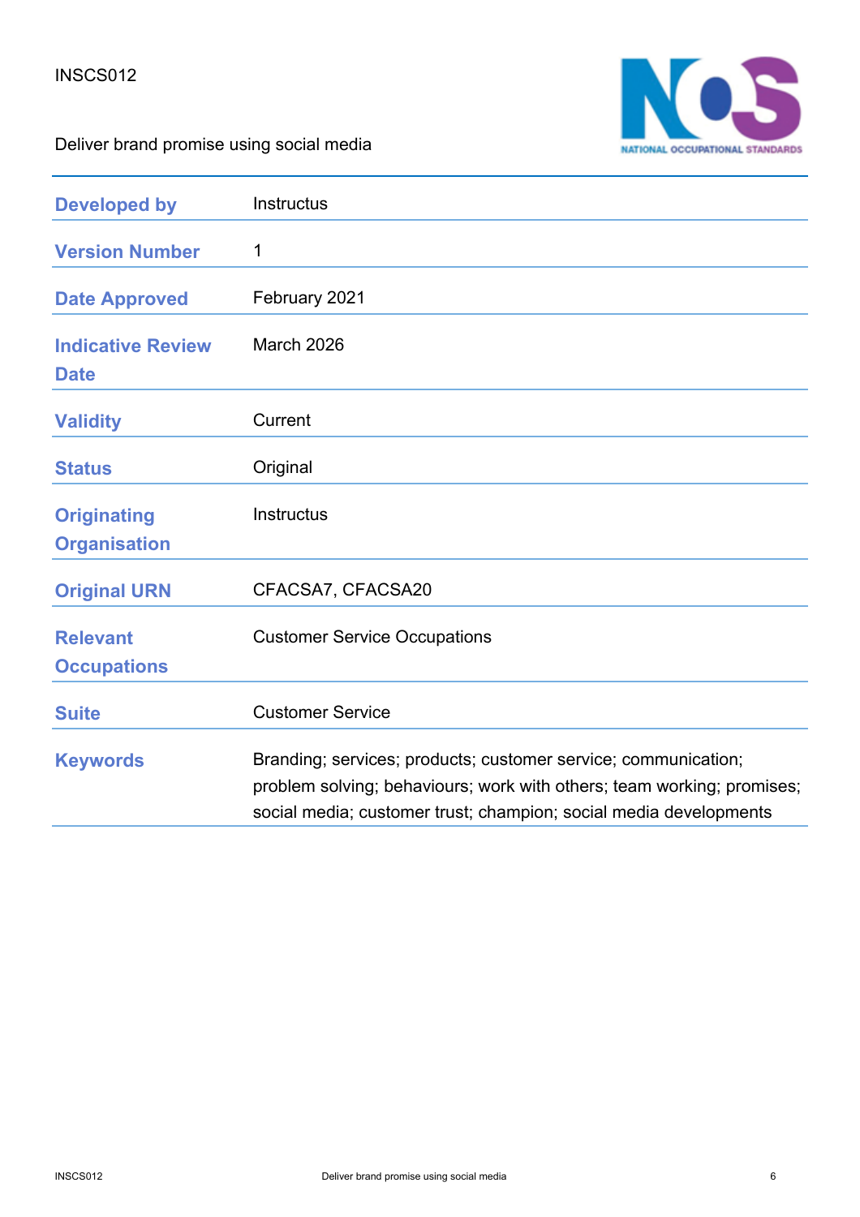INSCS012

Deliver brand promise using social media

| | |
|---|---|
| **Developed by** | Instructus |
| **Version Number** | 1 |
| **Date Approved** | February 2021 |
| **Indicative Review Date** | March 2026 |
| **Validity** | Current |
| **Status** | Original |
| **Originating Organisation** | Instructus |
| **Original URN** | CFACSA7, CFACSA20 |
| **Relevant Occupations** | Customer Service Occupations |
| **Suite** | Customer Service |
| **Keywords** | Branding; services; products; customer service; communication; problem solving; behaviours; work with others; team working; promises; social media; customer trust; champion; social media developments |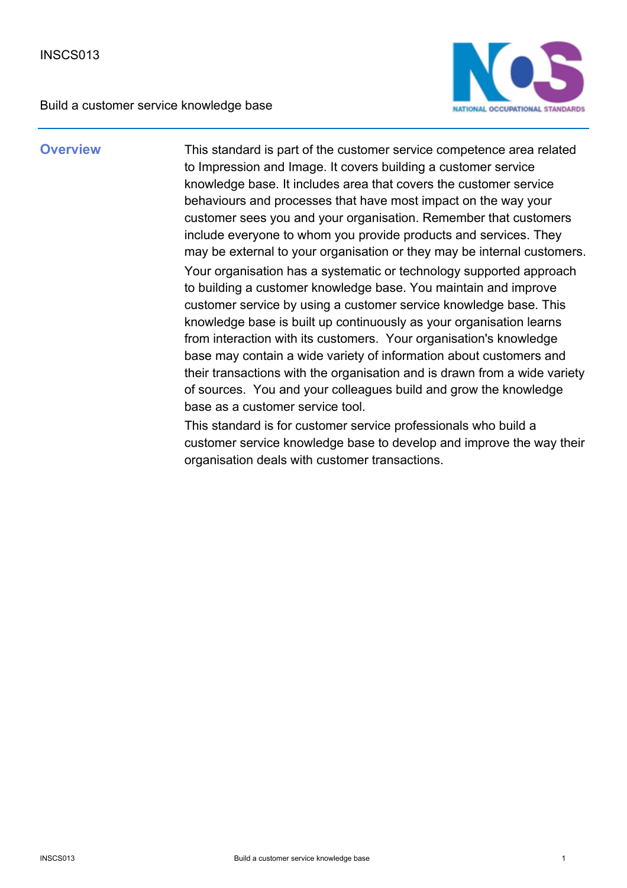INSCS013

Build a customer service knowledge base

## Overview

This standard is part of the customer service competence area related to Impression and Image. It covers building a customer service knowledge base. It includes area that covers the customer service behaviours and processes that have most impact on the way your customer sees you and your organisation. Remember that customers include everyone to whom you provide products and services. They may be external to your organisation or they may be internal customers.

Your organisation has a systematic or technology supported approach to building a customer knowledge base. You maintain and improve customer service by using a customer service knowledge base. This knowledge base is built up continuously as your organisation learns from interaction with its customers. Your organisation's knowledge base may contain a wide variety of information about customers and their transactions with the organisation and is drawn from a wide variety of sources. You and your colleagues build and grow the knowledge base as a customer service tool.

This standard is for customer service professionals who build a customer service knowledge base to develop and improve the way their organisation deals with customer transactions.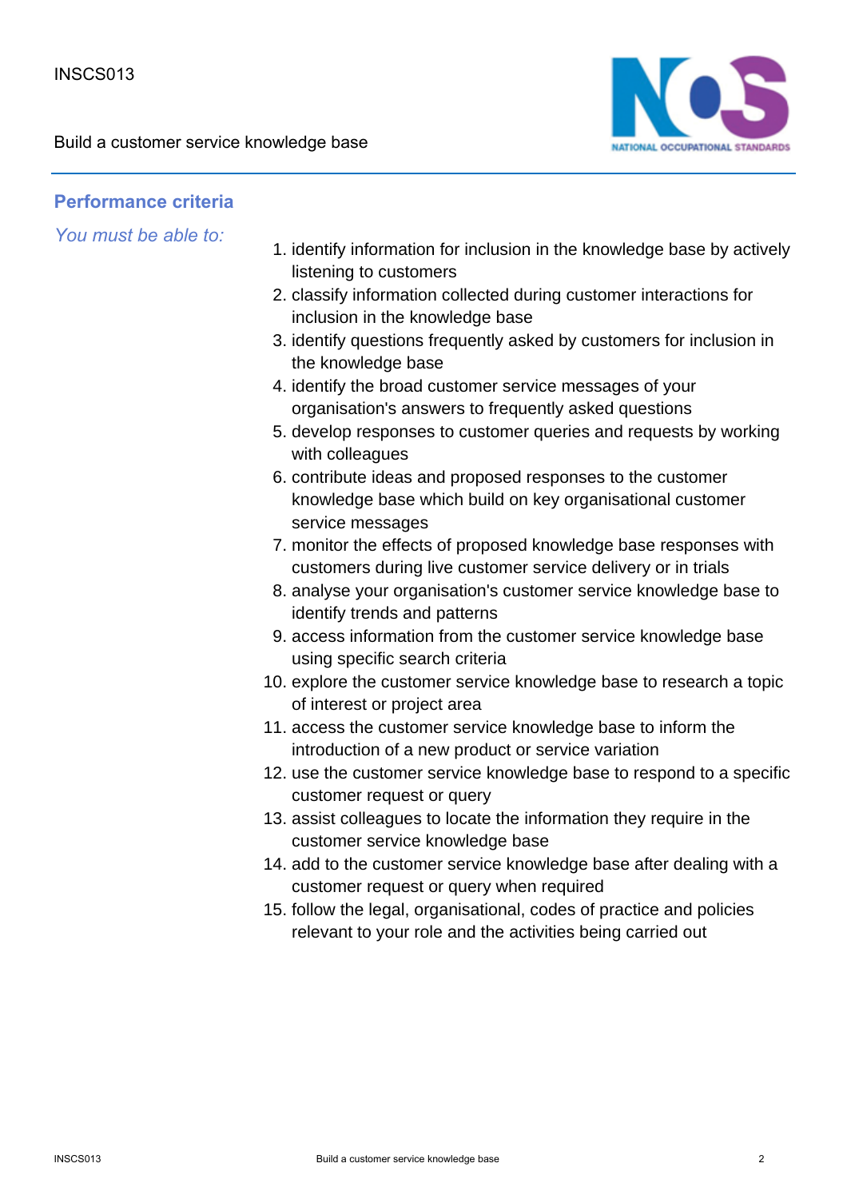## Performance criteria

*You must be able to:*

1. identify information for inclusion in the knowledge base by actively listening to customers
2. classify information collected during customer interactions for inclusion in the knowledge base
3. identify questions frequently asked by customers for inclusion in the knowledge base
4. identify the broad customer service messages of your organisation's answers to frequently asked questions
5. develop responses to customer queries and requests by working with colleagues
6. contribute ideas and proposed responses to the customer knowledge base which build on key organisational customer service messages
7. monitor the effects of proposed knowledge base responses with customers during live customer service delivery or in trials
8. analyse your organisation's customer service knowledge base to identify trends and patterns
9. access information from the customer service knowledge base using specific search criteria
10. explore the customer service knowledge base to research a topic of interest or project area
11. access the customer service knowledge base to inform the introduction of a new product or service variation
12. use the customer service knowledge base to respond to a specific customer request or query
13. assist colleagues to locate the information they require in the customer service knowledge base
14. add to the customer service knowledge base after dealing with a customer request or query when required
15. follow the legal, organisational, codes of practice and policies relevant to your role and the activities being carried out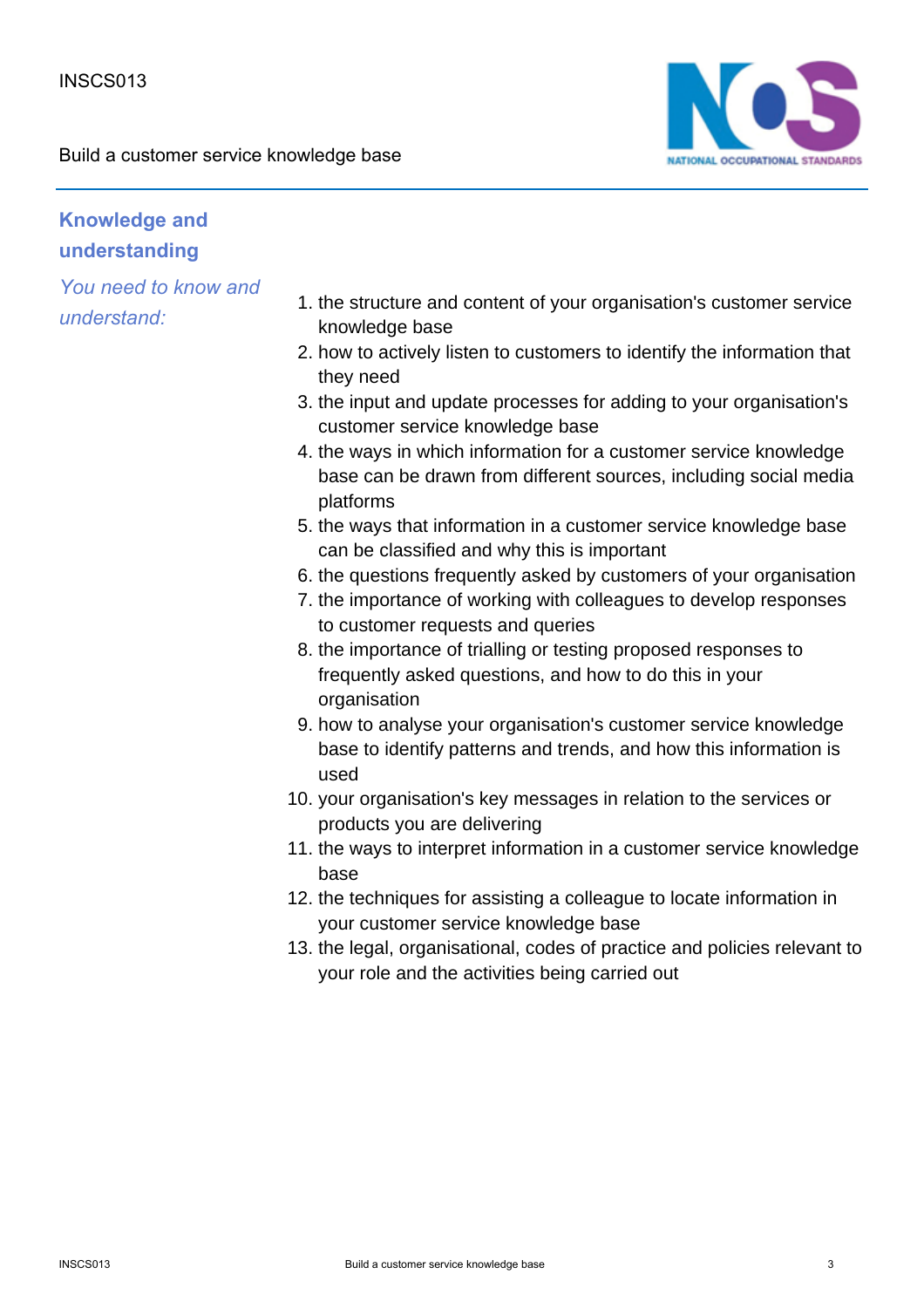## Knowledge and understanding

*You need to know and understand:*

1. the structure and content of your organisation's customer service knowledge base
2. how to actively listen to customers to identify the information that they need
3. the input and update processes for adding to your organisation's customer service knowledge base
4. the ways in which information for a customer service knowledge base can be drawn from different sources, including social media platforms
5. the ways that information in a customer service knowledge base can be classified and why this is important
6. the questions frequently asked by customers of your organisation
7. the importance of working with colleagues to develop responses to customer requests and queries
8. the importance of trialling or testing proposed responses to frequently asked questions, and how to do this in your organisation
9. how to analyse your organisation's customer service knowledge base to identify patterns and trends, and how this information is used
10. your organisation's key messages in relation to the services or products you are delivering
11. the ways to interpret information in a customer service knowledge base
12. the techniques for assisting a colleague to locate information in your customer service knowledge base
13. the legal, organisational, codes of practice and policies relevant to your role and the activities being carried out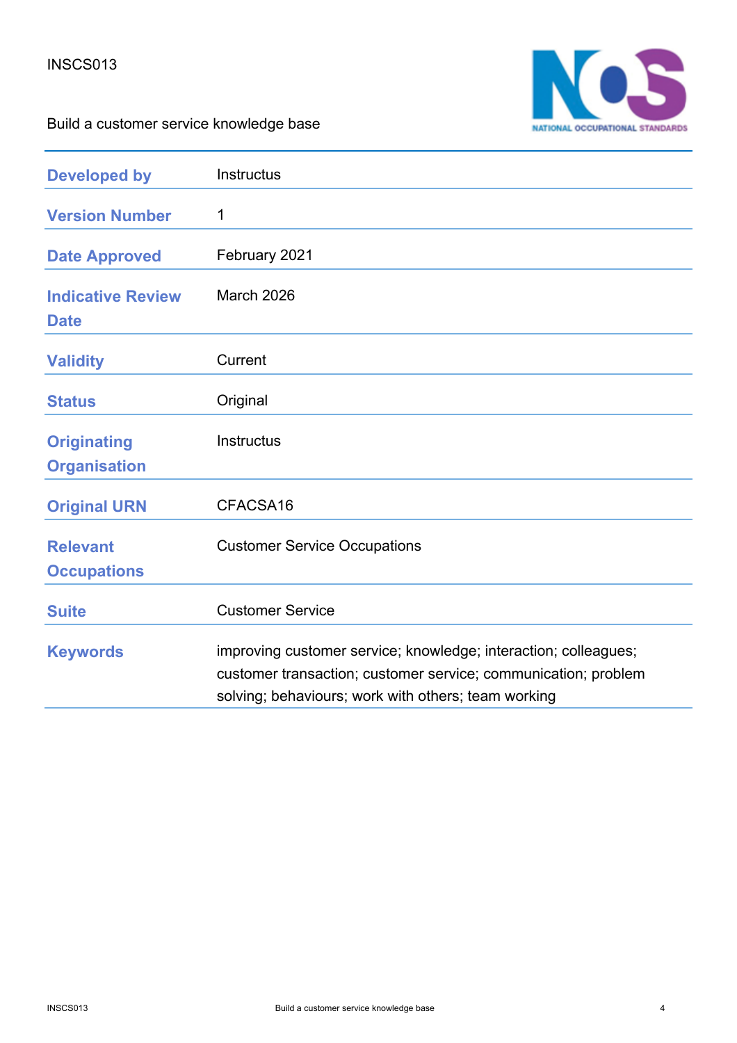INSCS013

Build a customer service knowledge base

| | |
|---|---|
| **Developed by** | Instructus |
| **Version Number** | 1 |
| **Date Approved** | February 2021 |
| **Indicative Review Date** | March 2026 |
| **Validity** | Current |
| **Status** | Original |
| **Originating Organisation** | Instructus |
| **Original URN** | CFACSA16 |
| **Relevant Occupations** | Customer Service Occupations |
| **Suite** | Customer Service |
| **Keywords** | improving customer service; knowledge; interaction; colleagues; customer transaction; customer service; communication; problem solving; behaviours; work with others; team working |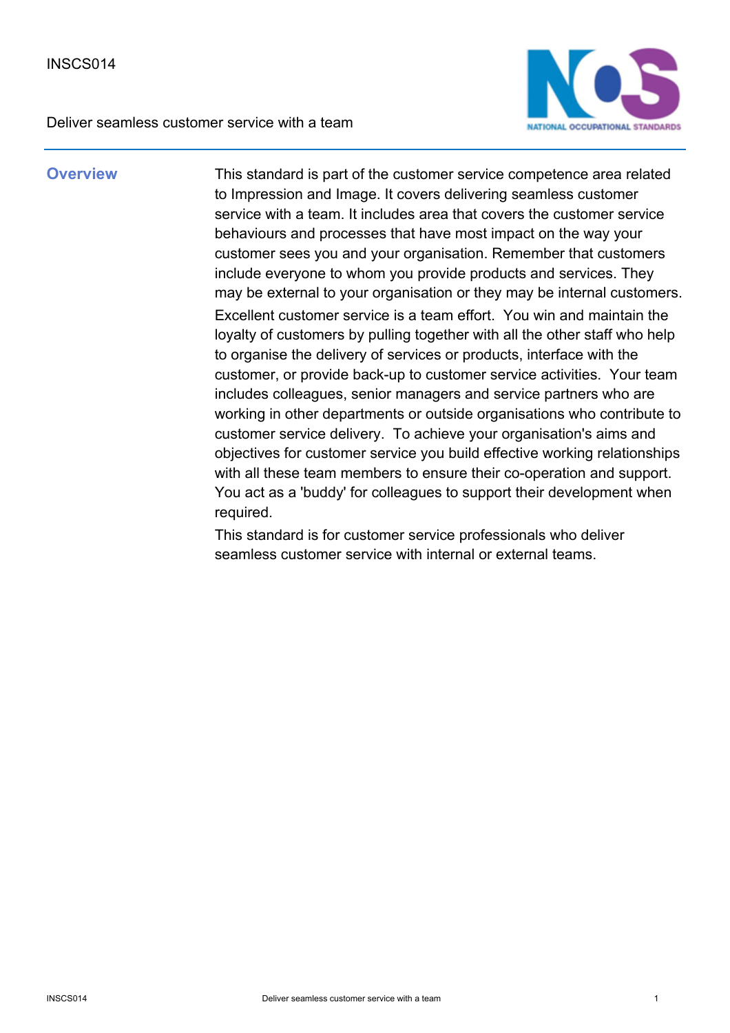INSCS014

Deliver seamless customer service with a team

## Overview

This standard is part of the customer service competence area related to Impression and Image. It covers delivering seamless customer service with a team. It includes area that covers the customer service behaviours and processes that have most impact on the way your customer sees you and your organisation. Remember that customers include everyone to whom you provide products and services. They may be external to your organisation or they may be internal customers.

Excellent customer service is a team effort. You win and maintain the loyalty of customers by pulling together with all the other staff who help to organise the delivery of services or products, interface with the customer, or provide back-up to customer service activities. Your team includes colleagues, senior managers and service partners who are working in other departments or outside organisations who contribute to customer service delivery. To achieve your organisation's aims and objectives for customer service you build effective working relationships with all these team members to ensure their co-operation and support. You act as a 'buddy' for colleagues to support their development when required.

This standard is for customer service professionals who deliver seamless customer service with internal or external teams.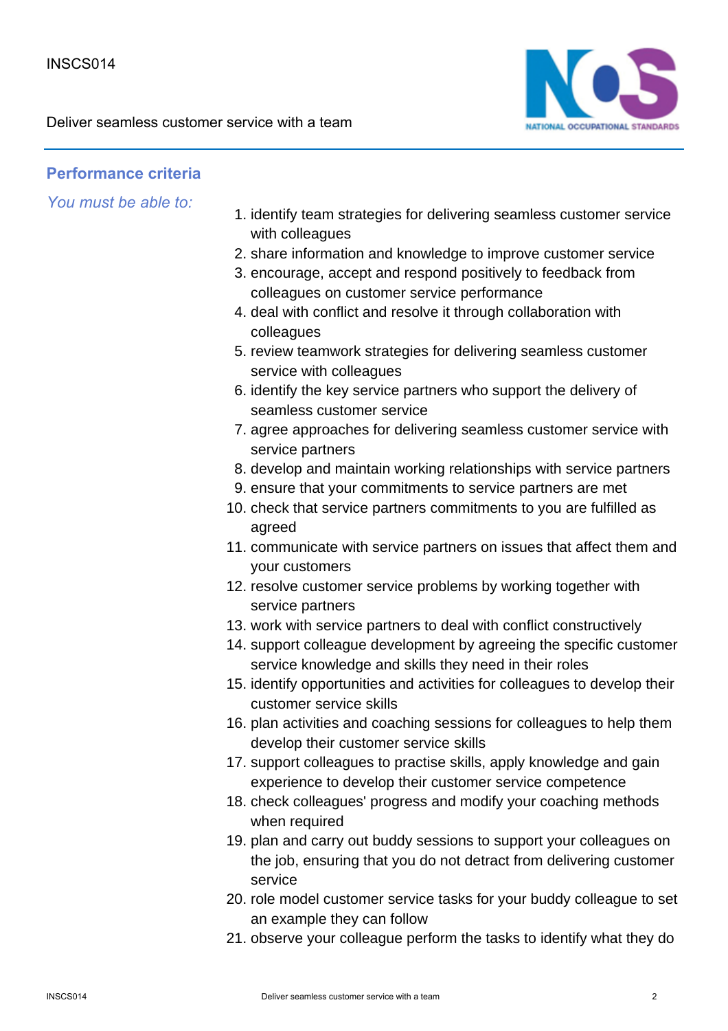## Performance criteria

*You must be able to:*

1. identify team strategies for delivering seamless customer service with colleagues
2. share information and knowledge to improve customer service
3. encourage, accept and respond positively to feedback from colleagues on customer service performance
4. deal with conflict and resolve it through collaboration with colleagues
5. review teamwork strategies for delivering seamless customer service with colleagues
6. identify the key service partners who support the delivery of seamless customer service
7. agree approaches for delivering seamless customer service with service partners
8. develop and maintain working relationships with service partners
9. ensure that your commitments to service partners are met
10. check that service partners commitments to you are fulfilled as agreed
11. communicate with service partners on issues that affect them and your customers
12. resolve customer service problems by working together with service partners
13. work with service partners to deal with conflict constructively
14. support colleague development by agreeing the specific customer service knowledge and skills they need in their roles
15. identify opportunities and activities for colleagues to develop their customer service skills
16. plan activities and coaching sessions for colleagues to help them develop their customer service skills
17. support colleagues to practise skills, apply knowledge and gain experience to develop their customer service competence
18. check colleagues' progress and modify your coaching methods when required
19. plan and carry out buddy sessions to support your colleagues on the job, ensuring that you do not detract from delivering customer service
20. role model customer service tasks for your buddy colleague to set an example they can follow
21. observe your colleague perform the tasks to identify what they do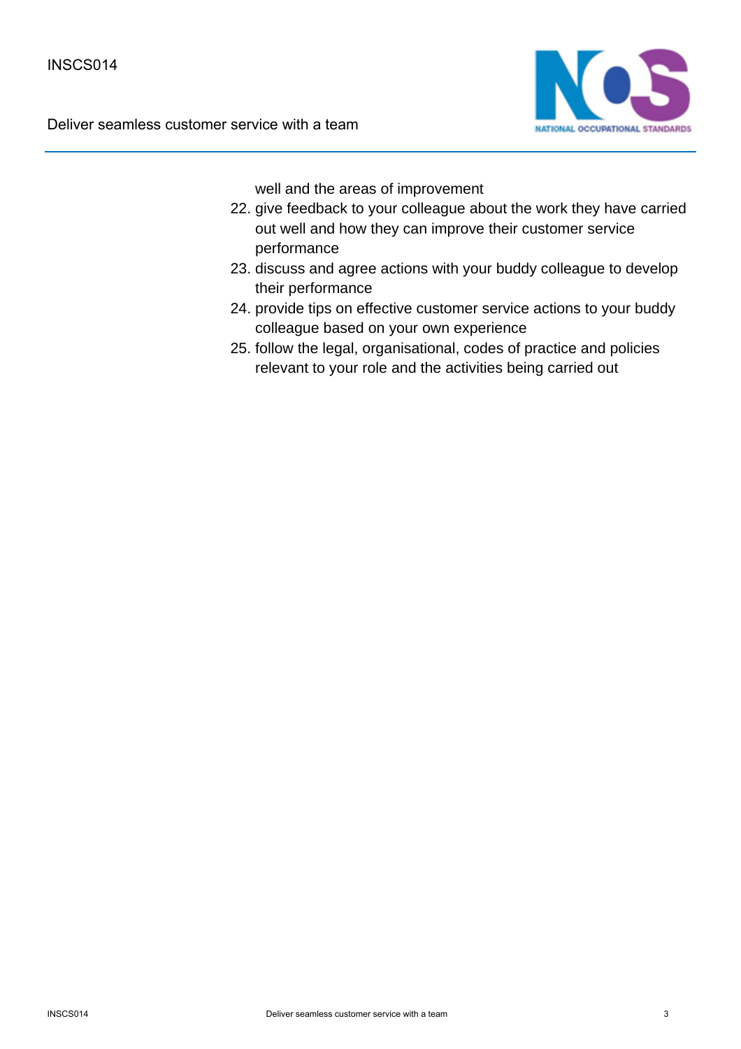well and the areas of improvement

22. give feedback to your colleague about the work they have carried out well and how they can improve their customer service performance
23. discuss and agree actions with your buddy colleague to develop their performance
24. provide tips on effective customer service actions to your buddy colleague based on your own experience
25. follow the legal, organisational, codes of practice and policies relevant to your role and the activities being carried out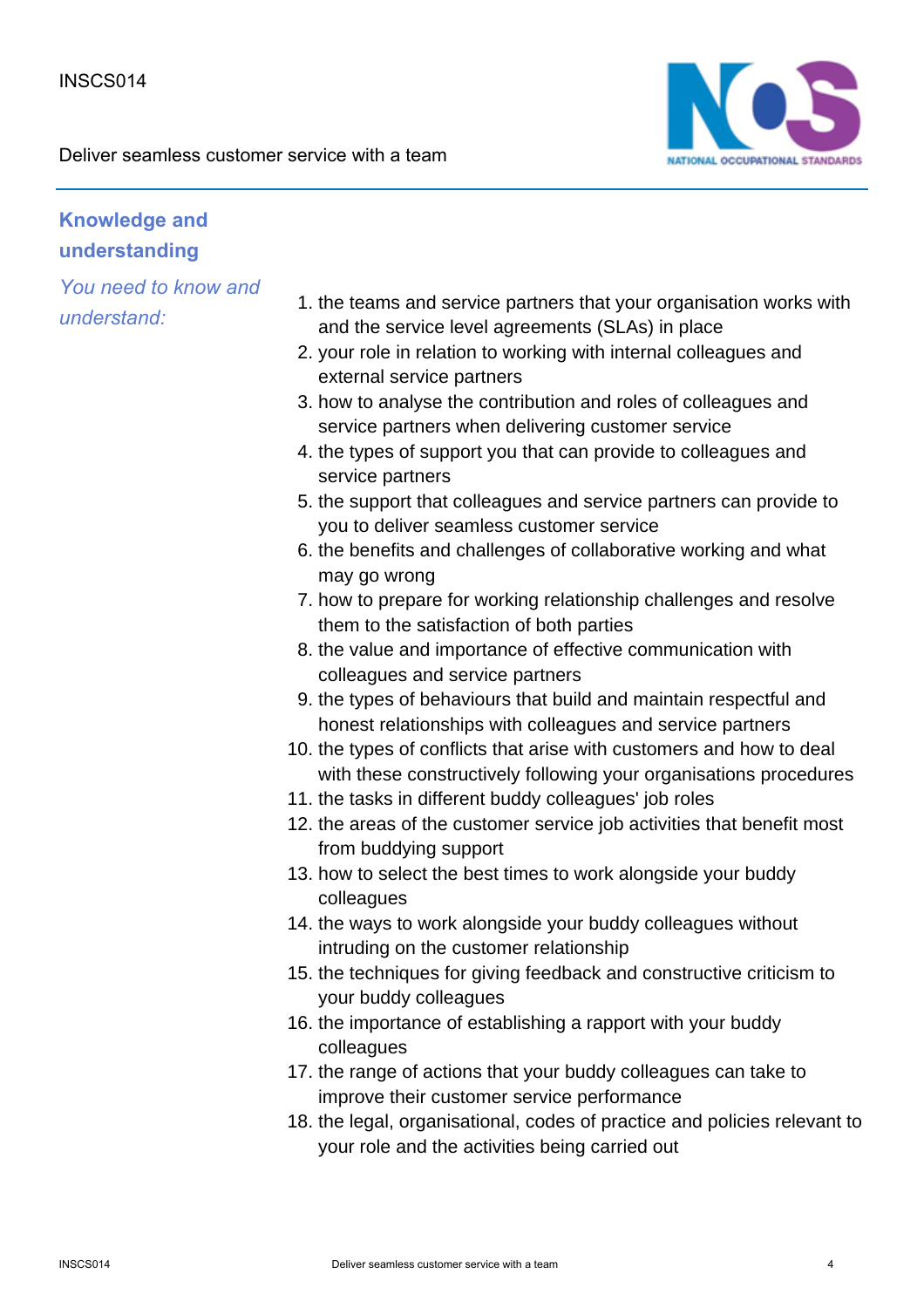## Knowledge and understanding

*You need to know and understand:*

1. the teams and service partners that your organisation works with and the service level agreements (SLAs) in place
2. your role in relation to working with internal colleagues and external service partners
3. how to analyse the contribution and roles of colleagues and service partners when delivering customer service
4. the types of support you that can provide to colleagues and service partners
5. the support that colleagues and service partners can provide to you to deliver seamless customer service
6. the benefits and challenges of collaborative working and what may go wrong
7. how to prepare for working relationship challenges and resolve them to the satisfaction of both parties
8. the value and importance of effective communication with colleagues and service partners
9. the types of behaviours that build and maintain respectful and honest relationships with colleagues and service partners
10. the types of conflicts that arise with customers and how to deal with these constructively following your organisations procedures
11. the tasks in different buddy colleagues' job roles
12. the areas of the customer service job activities that benefit most from buddying support
13. how to select the best times to work alongside your buddy colleagues
14. the ways to work alongside your buddy colleagues without intruding on the customer relationship
15. the techniques for giving feedback and constructive criticism to your buddy colleagues
16. the importance of establishing a rapport with your buddy colleagues
17. the range of actions that your buddy colleagues can take to improve their customer service performance
18. the legal, organisational, codes of practice and policies relevant to your role and the activities being carried out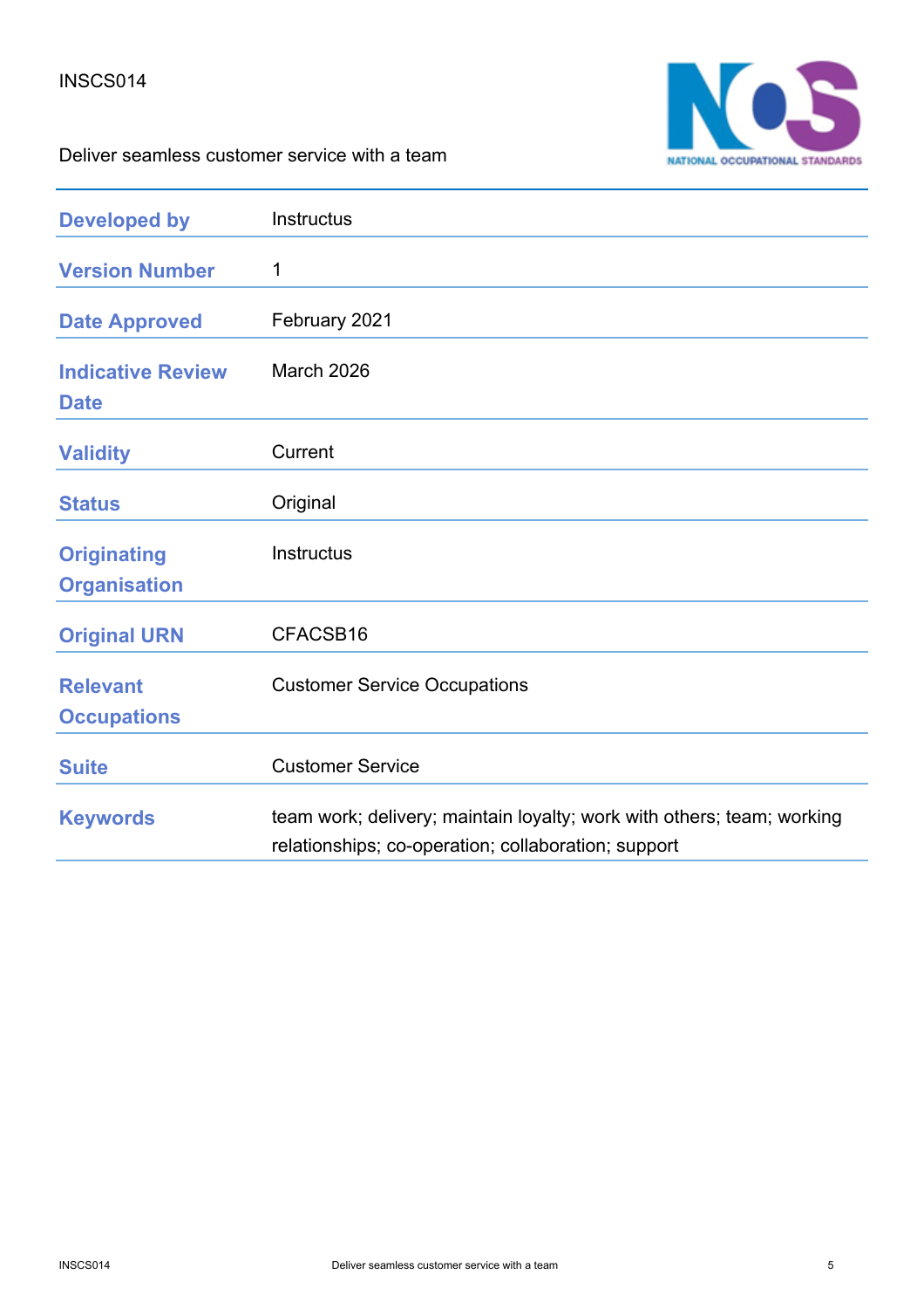INSCS014

Deliver seamless customer service with a team

| | |
|---|---|
| **Developed by** | Instructus |
| **Version Number** | 1 |
| **Date Approved** | February 2021 |
| **Indicative Review Date** | March 2026 |
| **Validity** | Current |
| **Status** | Original |
| **Originating Organisation** | Instructus |
| **Original URN** | CFACSB16 |
| **Relevant Occupations** | Customer Service Occupations |
| **Suite** | Customer Service |
| **Keywords** | team work; delivery; maintain loyalty; work with others; team; working relationships; co-operation; collaboration; support |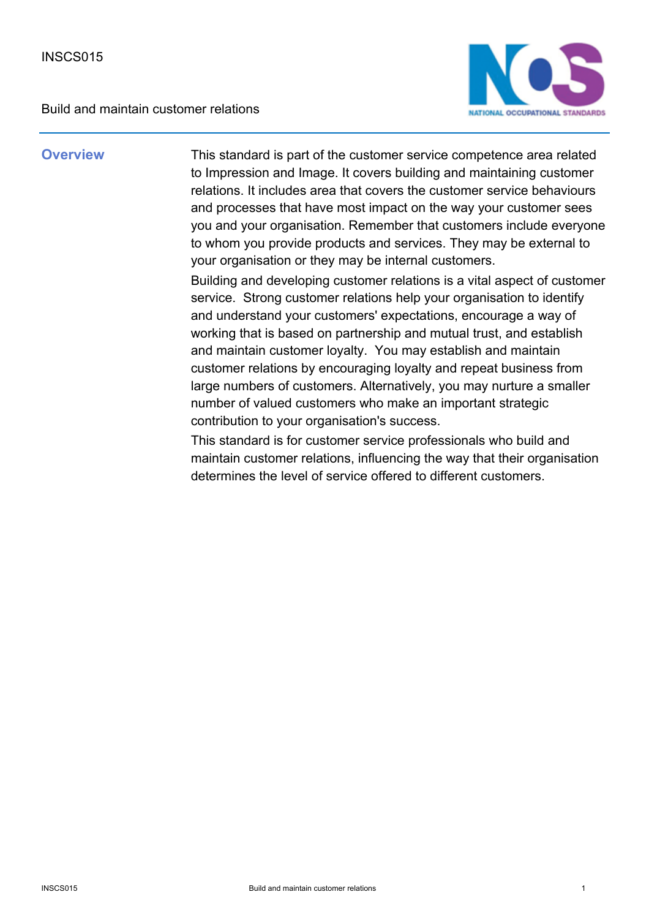INSCS015

Build and maintain customer relations

## Overview

This standard is part of the customer service competence area related to Impression and Image. It covers building and maintaining customer relations. It includes area that covers the customer service behaviours and processes that have most impact on the way your customer sees you and your organisation. Remember that customers include everyone to whom you provide products and services. They may be external to your organisation or they may be internal customers.

Building and developing customer relations is a vital aspect of customer service.  Strong customer relations help your organisation to identify and understand your customers' expectations, encourage a way of working that is based on partnership and mutual trust, and establish and maintain customer loyalty.  You may establish and maintain customer relations by encouraging loyalty and repeat business from large numbers of customers. Alternatively, you may nurture a smaller number of valued customers who make an important strategic contribution to your organisation's success.

This standard is for customer service professionals who build and maintain customer relations, influencing the way that their organisation determines the level of service offered to different customers.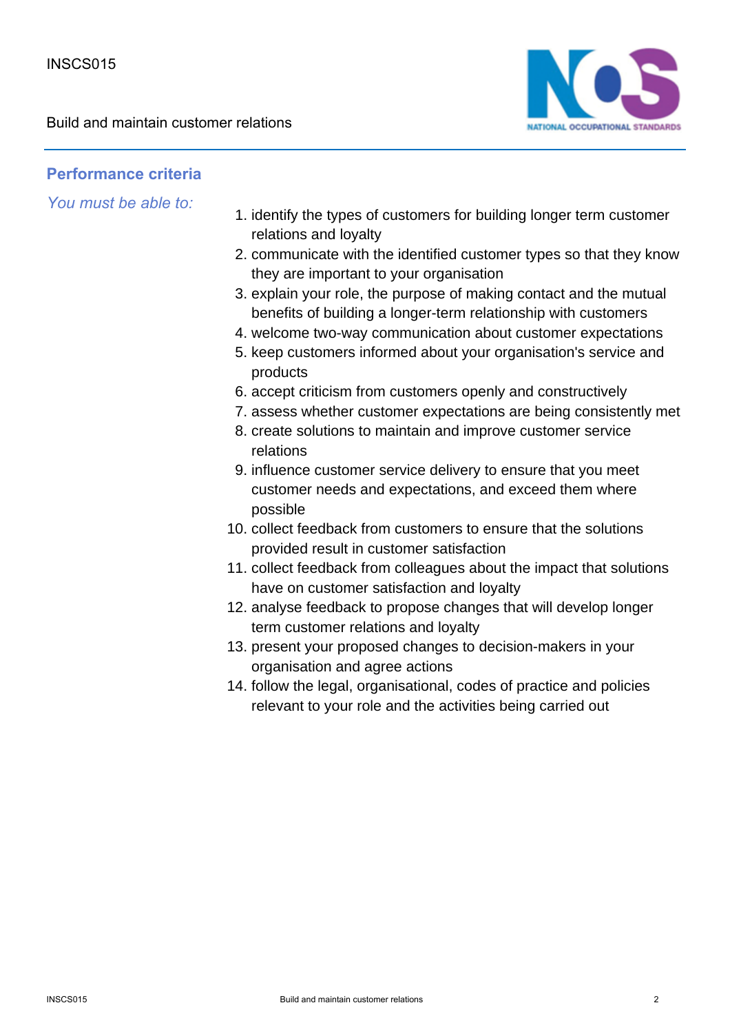## Performance criteria

*You must be able to:*

1. identify the types of customers for building longer term customer relations and loyalty
2. communicate with the identified customer types so that they know they are important to your organisation
3. explain your role, the purpose of making contact and the mutual benefits of building a longer-term relationship with customers
4. welcome two-way communication about customer expectations
5. keep customers informed about your organisation's service and products
6. accept criticism from customers openly and constructively
7. assess whether customer expectations are being consistently met
8. create solutions to maintain and improve customer service relations
9. influence customer service delivery to ensure that you meet customer needs and expectations, and exceed them where possible
10. collect feedback from customers to ensure that the solutions provided result in customer satisfaction
11. collect feedback from colleagues about the impact that solutions have on customer satisfaction and loyalty
12. analyse feedback to propose changes that will develop longer term customer relations and loyalty
13. present your proposed changes to decision-makers in your organisation and agree actions
14. follow the legal, organisational, codes of practice and policies relevant to your role and the activities being carried out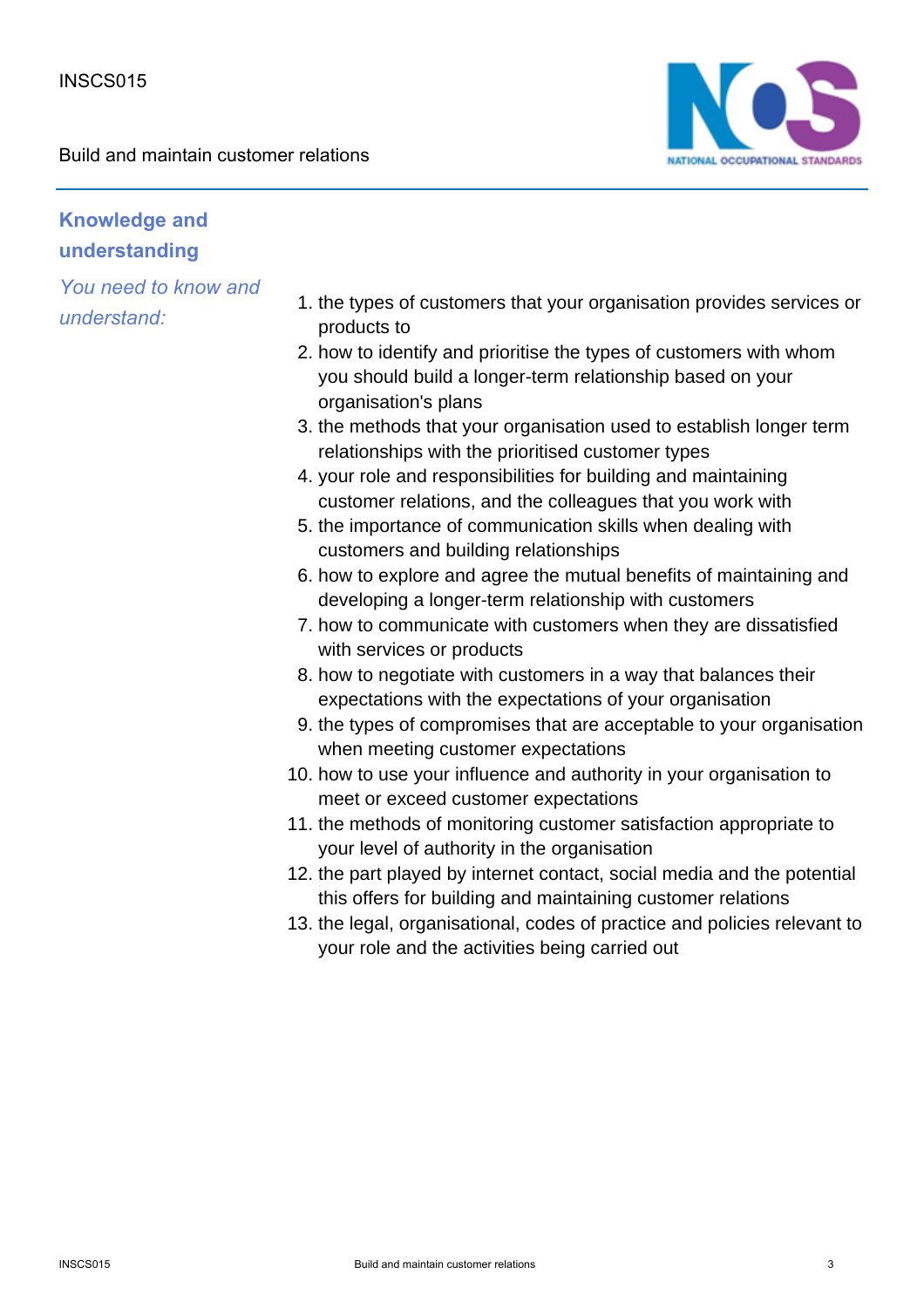## Knowledge and understanding

*You need to know and understand:*

1. the types of customers that your organisation provides services or products to
2. how to identify and prioritise the types of customers with whom you should build a longer-term relationship based on your organisation's plans
3. the methods that your organisation used to establish longer term relationships with the prioritised customer types
4. your role and responsibilities for building and maintaining customer relations, and the colleagues that you work with
5. the importance of communication skills when dealing with customers and building relationships
6. how to explore and agree the mutual benefits of maintaining and developing a longer-term relationship with customers
7. how to communicate with customers when they are dissatisfied with services or products
8. how to negotiate with customers in a way that balances their expectations with the expectations of your organisation
9. the types of compromises that are acceptable to your organisation when meeting customer expectations
10. how to use your influence and authority in your organisation to meet or exceed customer expectations
11. the methods of monitoring customer satisfaction appropriate to your level of authority in the organisation
12. the part played by internet contact, social media and the potential this offers for building and maintaining customer relations
13. the legal, organisational, codes of practice and policies relevant to your role and the activities being carried out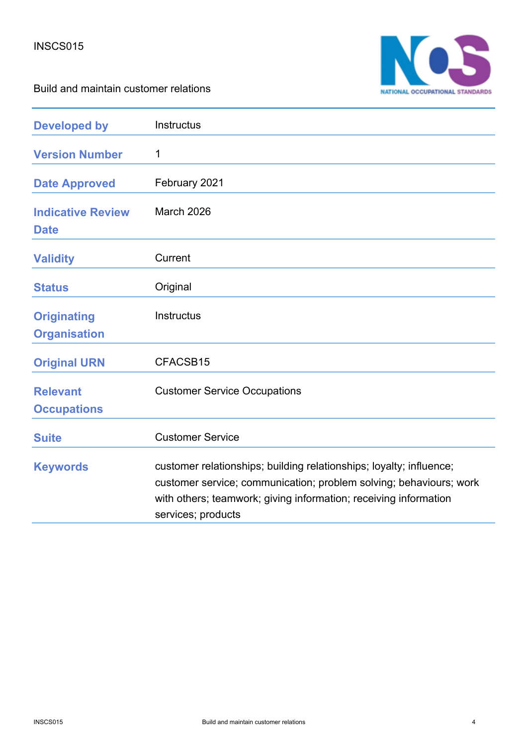INSCS015

Build and maintain customer relations

| | |
|---|---|
| **Developed by** | Instructus |
| **Version Number** | 1 |
| **Date Approved** | February 2021 |
| **Indicative Review Date** | March 2026 |
| **Validity** | Current |
| **Status** | Original |
| **Originating Organisation** | Instructus |
| **Original URN** | CFACSB15 |
| **Relevant Occupations** | Customer Service Occupations |
| **Suite** | Customer Service |
| **Keywords** | customer relationships; building relationships; loyalty; influence; customer service; communication; problem solving; behaviours; work with others; teamwork; giving information; receiving information services; products |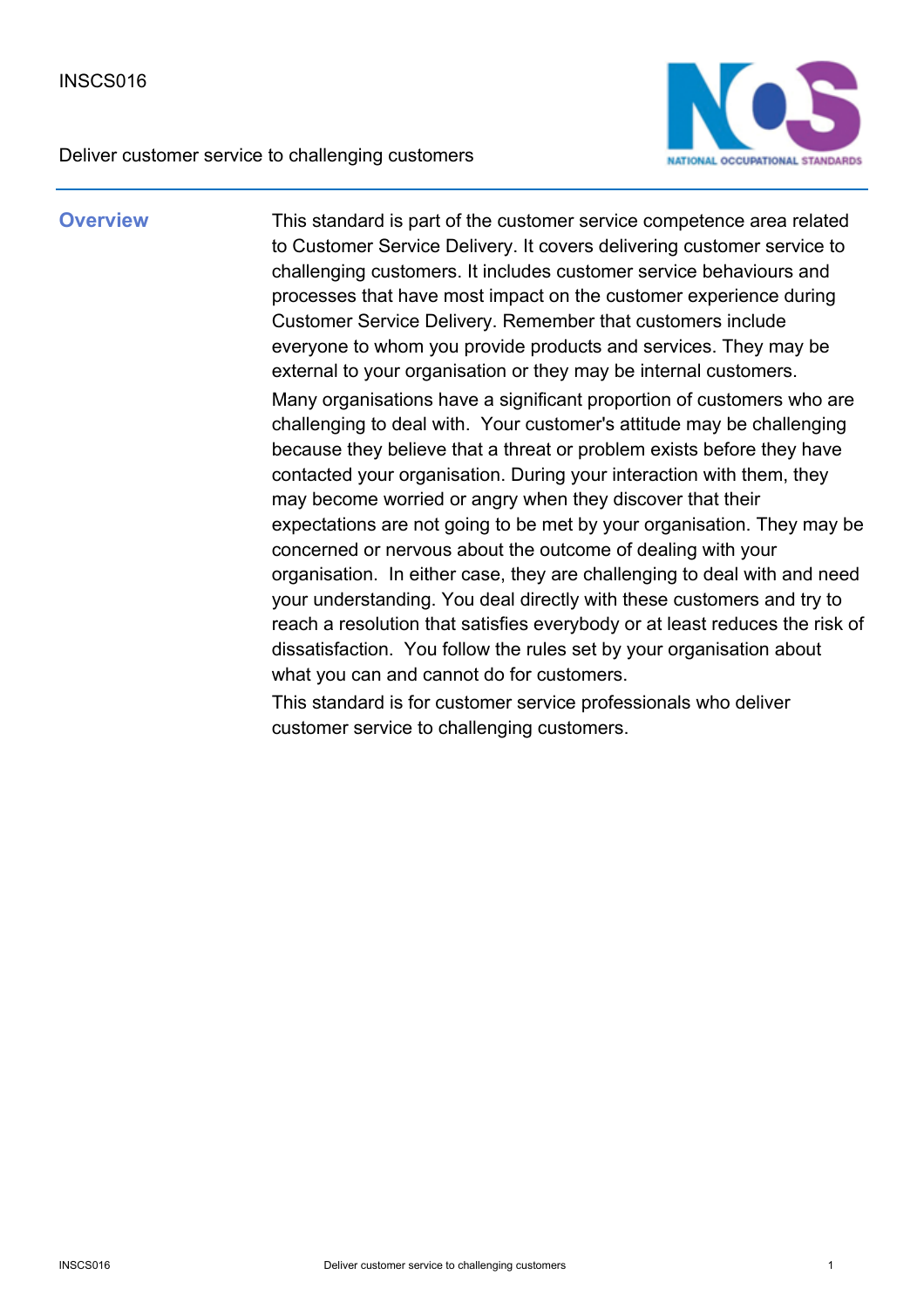INSCS016

Deliver customer service to challenging customers

## Overview

This standard is part of the customer service competence area related to Customer Service Delivery. It covers delivering customer service to challenging customers. It includes customer service behaviours and processes that have most impact on the customer experience during Customer Service Delivery. Remember that customers include everyone to whom you provide products and services. They may be external to your organisation or they may be internal customers.

Many organisations have a significant proportion of customers who are challenging to deal with. Your customer's attitude may be challenging because they believe that a threat or problem exists before they have contacted your organisation. During your interaction with them, they may become worried or angry when they discover that their expectations are not going to be met by your organisation. They may be concerned or nervous about the outcome of dealing with your organisation. In either case, they are challenging to deal with and need your understanding. You deal directly with these customers and try to reach a resolution that satisfies everybody or at least reduces the risk of dissatisfaction. You follow the rules set by your organisation about what you can and cannot do for customers.

This standard is for customer service professionals who deliver customer service to challenging customers.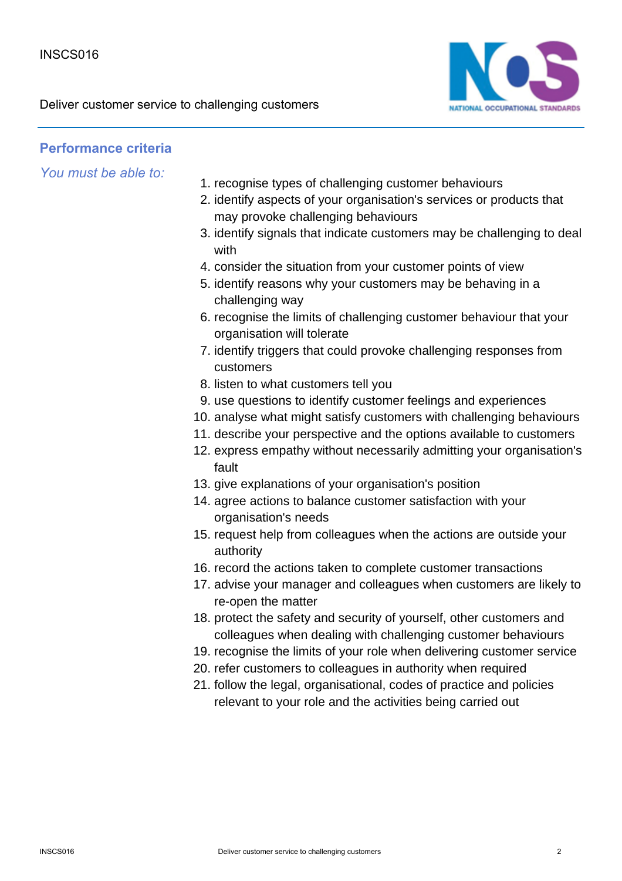## Performance criteria

*You must be able to:*

1. recognise types of challenging customer behaviours
2. identify aspects of your organisation's services or products that may provoke challenging behaviours
3. identify signals that indicate customers may be challenging to deal with
4. consider the situation from your customer points of view
5. identify reasons why your customers may be behaving in a challenging way
6. recognise the limits of challenging customer behaviour that your organisation will tolerate
7. identify triggers that could provoke challenging responses from customers
8. listen to what customers tell you
9. use questions to identify customer feelings and experiences
10. analyse what might satisfy customers with challenging behaviours
11. describe your perspective and the options available to customers
12. express empathy without necessarily admitting your organisation's fault
13. give explanations of your organisation's position
14. agree actions to balance customer satisfaction with your organisation's needs
15. request help from colleagues when the actions are outside your authority
16. record the actions taken to complete customer transactions
17. advise your manager and colleagues when customers are likely to re-open the matter
18. protect the safety and security of yourself, other customers and colleagues when dealing with challenging customer behaviours
19. recognise the limits of your role when delivering customer service
20. refer customers to colleagues in authority when required
21. follow the legal, organisational, codes of practice and policies relevant to your role and the activities being carried out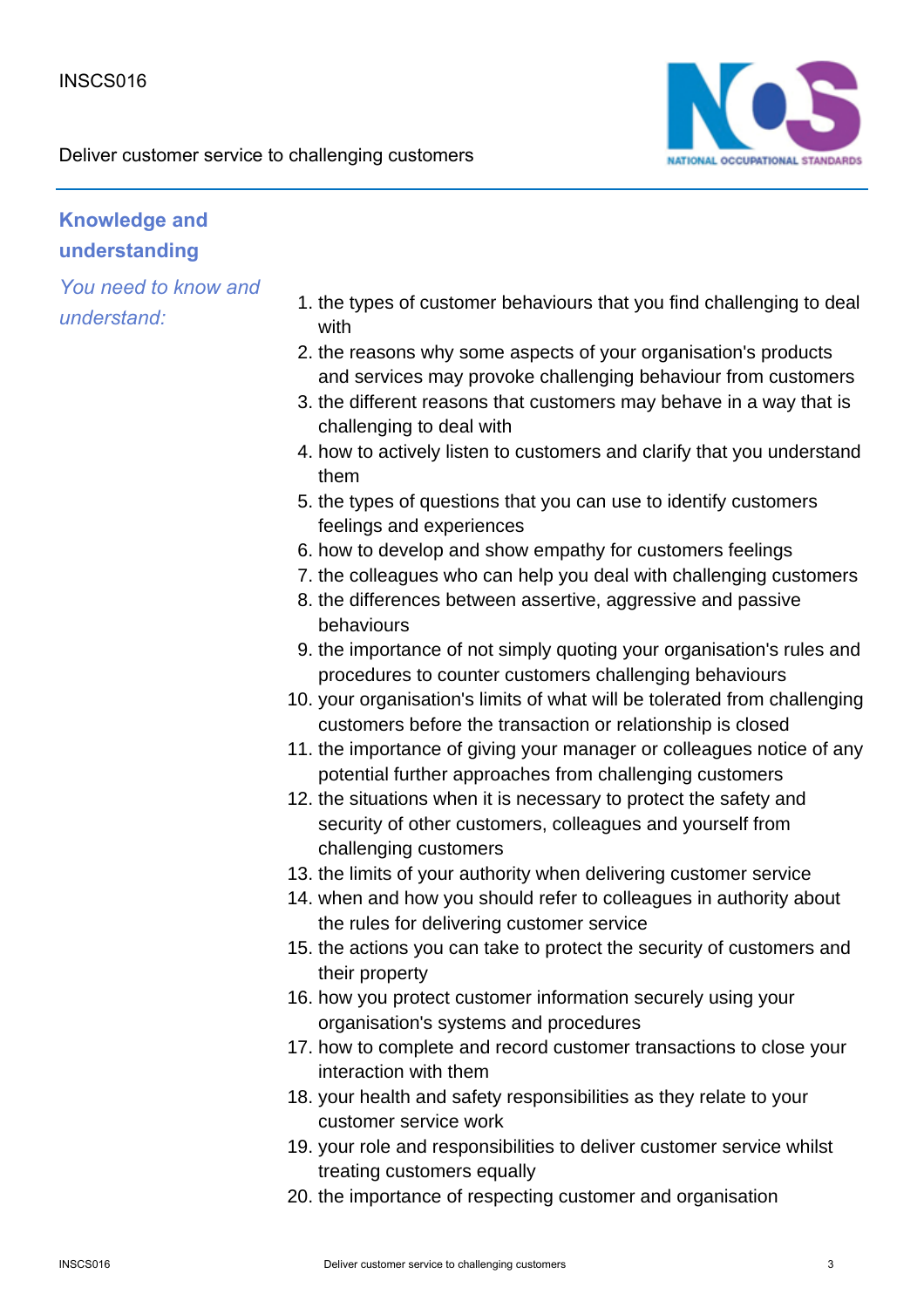## Knowledge and understanding

*You need to know and understand:*

1. the types of customer behaviours that you find challenging to deal with
2. the reasons why some aspects of your organisation's products and services may provoke challenging behaviour from customers
3. the different reasons that customers may behave in a way that is challenging to deal with
4. how to actively listen to customers and clarify that you understand them
5. the types of questions that you can use to identify customers feelings and experiences
6. how to develop and show empathy for customers feelings
7. the colleagues who can help you deal with challenging customers
8. the differences between assertive, aggressive and passive behaviours
9. the importance of not simply quoting your organisation's rules and procedures to counter customers challenging behaviours
10. your organisation's limits of what will be tolerated from challenging customers before the transaction or relationship is closed
11. the importance of giving your manager or colleagues notice of any potential further approaches from challenging customers
12. the situations when it is necessary to protect the safety and security of other customers, colleagues and yourself from challenging customers
13. the limits of your authority when delivering customer service
14. when and how you should refer to colleagues in authority about the rules for delivering customer service
15. the actions you can take to protect the security of customers and their property
16. how you protect customer information securely using your organisation's systems and procedures
17. how to complete and record customer transactions to close your interaction with them
18. your health and safety responsibilities as they relate to your customer service work
19. your role and responsibilities to deliver customer service whilst treating customers equally
20. the importance of respecting customer and organisation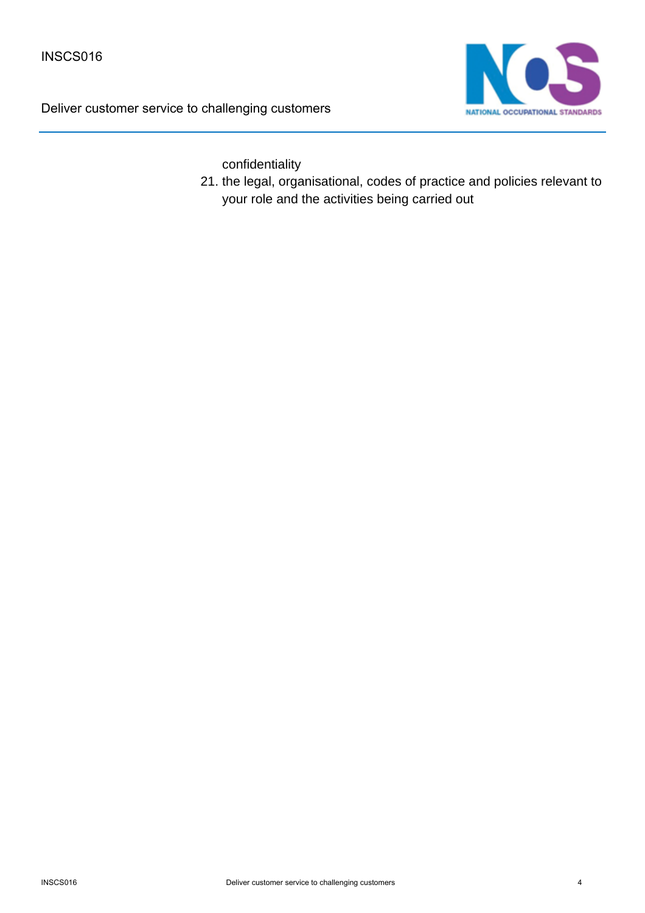confidentiality

21. the legal, organisational, codes of practice and policies relevant to your role and the activities being carried out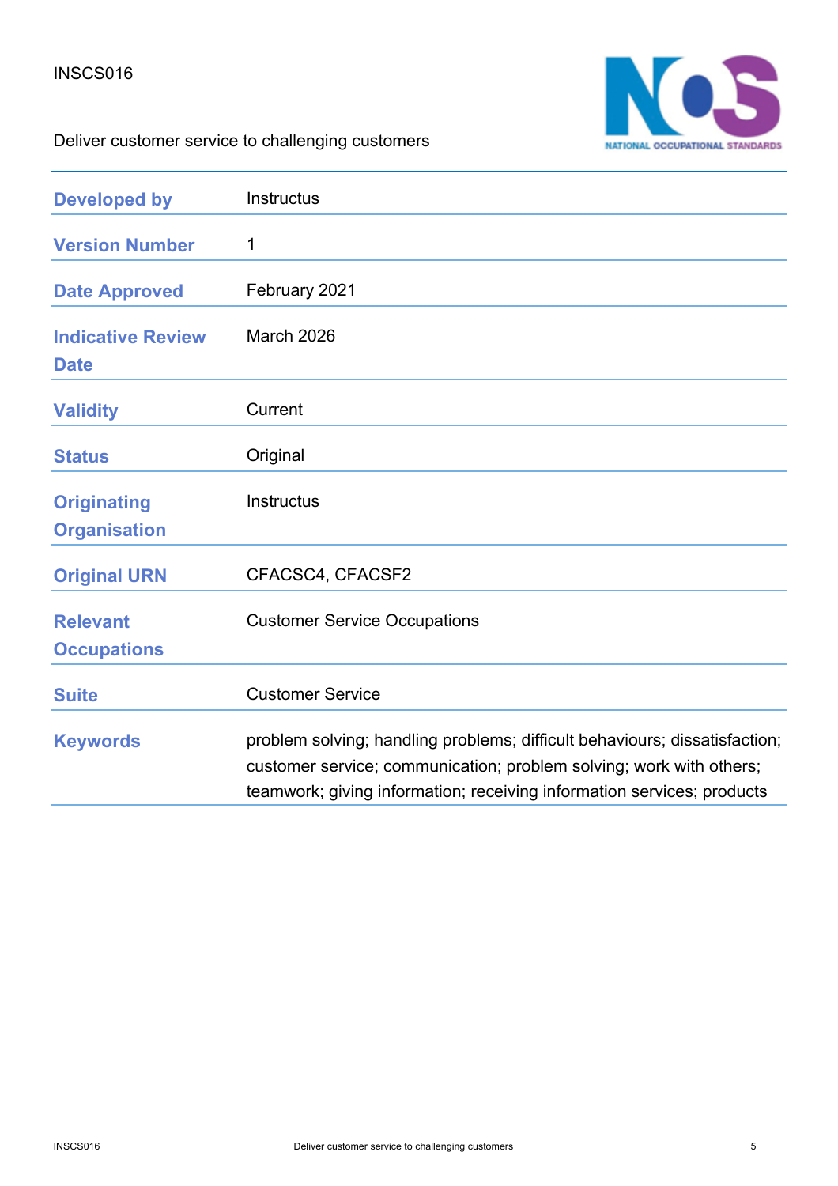INSCS016

Deliver customer service to challenging customers

| | |
|---|---|
| **Developed by** | Instructus |
| **Version Number** | 1 |
| **Date Approved** | February 2021 |
| **Indicative Review Date** | March 2026 |
| **Validity** | Current |
| **Status** | Original |
| **Originating Organisation** | Instructus |
| **Original URN** | CFACSC4, CFACSF2 |
| **Relevant Occupations** | Customer Service Occupations |
| **Suite** | Customer Service |
| **Keywords** | problem solving; handling problems; difficult behaviours; dissatisfaction; customer service; communication; problem solving; work with others; teamwork; giving information; receiving information services; products |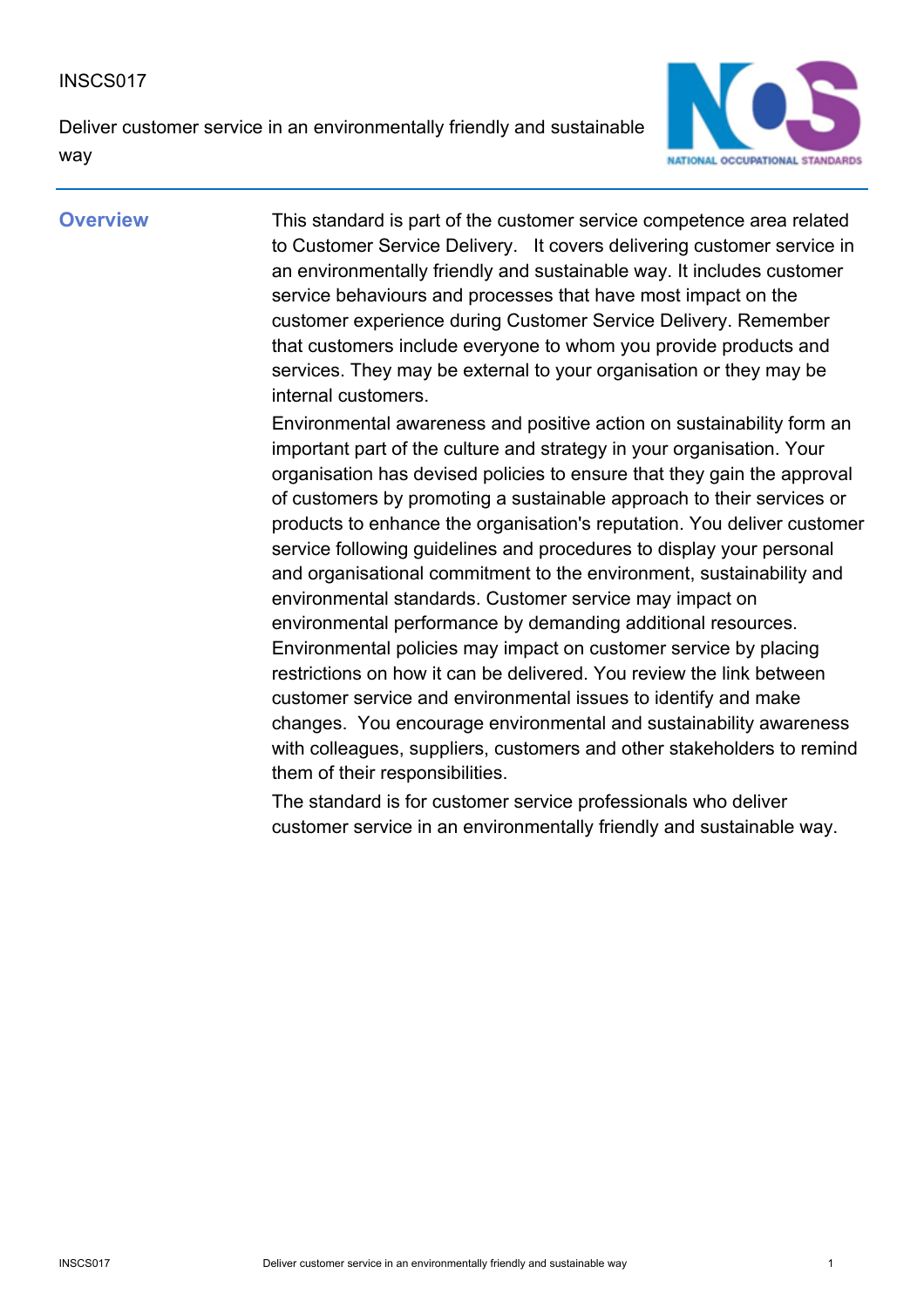INSCS017

Deliver customer service in an environmentally friendly and sustainable way

## Overview

This standard is part of the customer service competence area related to Customer Service Delivery. It covers delivering customer service in an environmentally friendly and sustainable way. It includes customer service behaviours and processes that have most impact on the customer experience during Customer Service Delivery. Remember that customers include everyone to whom you provide products and services. They may be external to your organisation or they may be internal customers.

Environmental awareness and positive action on sustainability form an important part of the culture and strategy in your organisation. Your organisation has devised policies to ensure that they gain the approval of customers by promoting a sustainable approach to their services or products to enhance the organisation's reputation. You deliver customer service following guidelines and procedures to display your personal and organisational commitment to the environment, sustainability and environmental standards. Customer service may impact on environmental performance by demanding additional resources. Environmental policies may impact on customer service by placing restrictions on how it can be delivered. You review the link between customer service and environmental issues to identify and make changes. You encourage environmental and sustainability awareness with colleagues, suppliers, customers and other stakeholders to remind them of their responsibilities.

The standard is for customer service professionals who deliver customer service in an environmentally friendly and sustainable way.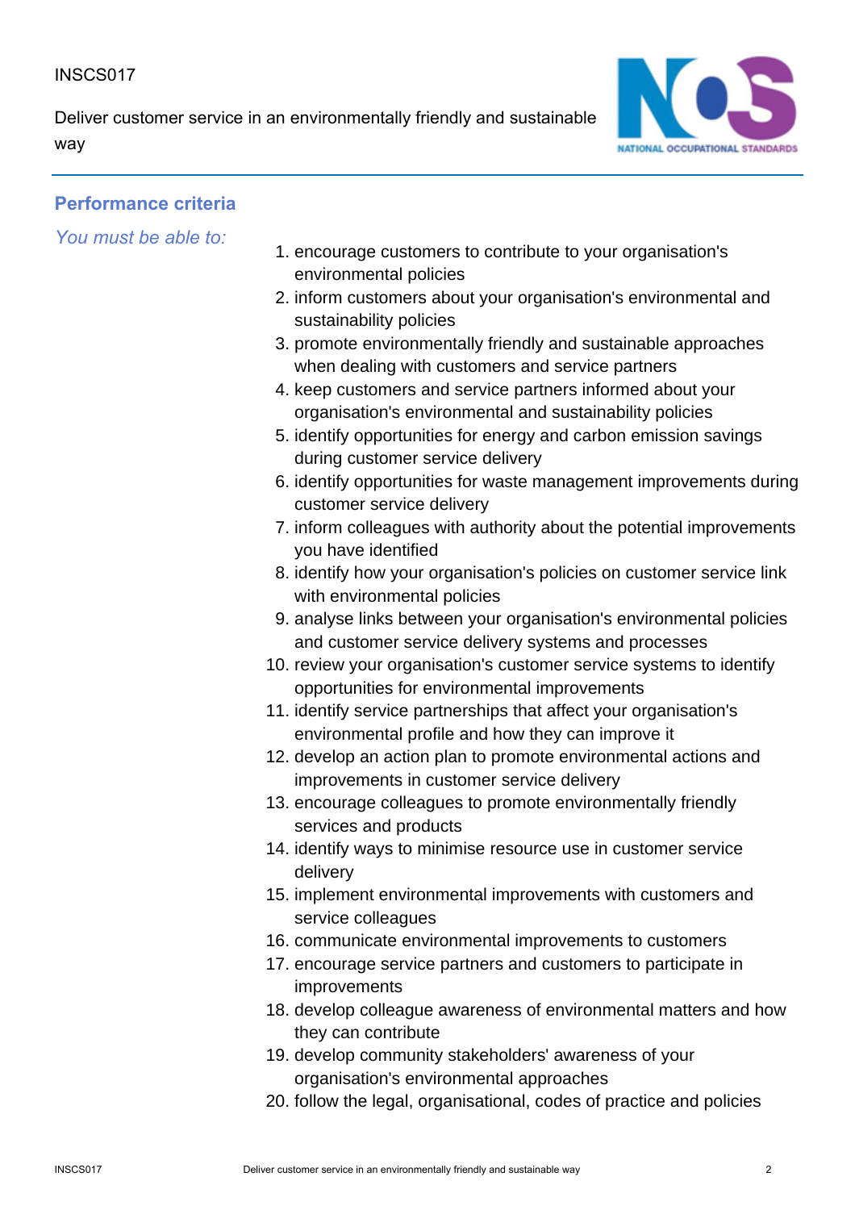## Performance criteria

*You must be able to:*

1. encourage customers to contribute to your organisation's environmental policies
2. inform customers about your organisation's environmental and sustainability policies
3. promote environmentally friendly and sustainable approaches when dealing with customers and service partners
4. keep customers and service partners informed about your organisation's environmental and sustainability policies
5. identify opportunities for energy and carbon emission savings during customer service delivery
6. identify opportunities for waste management improvements during customer service delivery
7. inform colleagues with authority about the potential improvements you have identified
8. identify how your organisation's policies on customer service link with environmental policies
9. analyse links between your organisation's environmental policies and customer service delivery systems and processes
10. review your organisation's customer service systems to identify opportunities for environmental improvements
11. identify service partnerships that affect your organisation's environmental profile and how they can improve it
12. develop an action plan to promote environmental actions and improvements in customer service delivery
13. encourage colleagues to promote environmentally friendly services and products
14. identify ways to minimise resource use in customer service delivery
15. implement environmental improvements with customers and service colleagues
16. communicate environmental improvements to customers
17. encourage service partners and customers to participate in improvements
18. develop colleague awareness of environmental matters and how they can contribute
19. develop community stakeholders' awareness of your organisation's environmental approaches
20. follow the legal, organisational, codes of practice and policies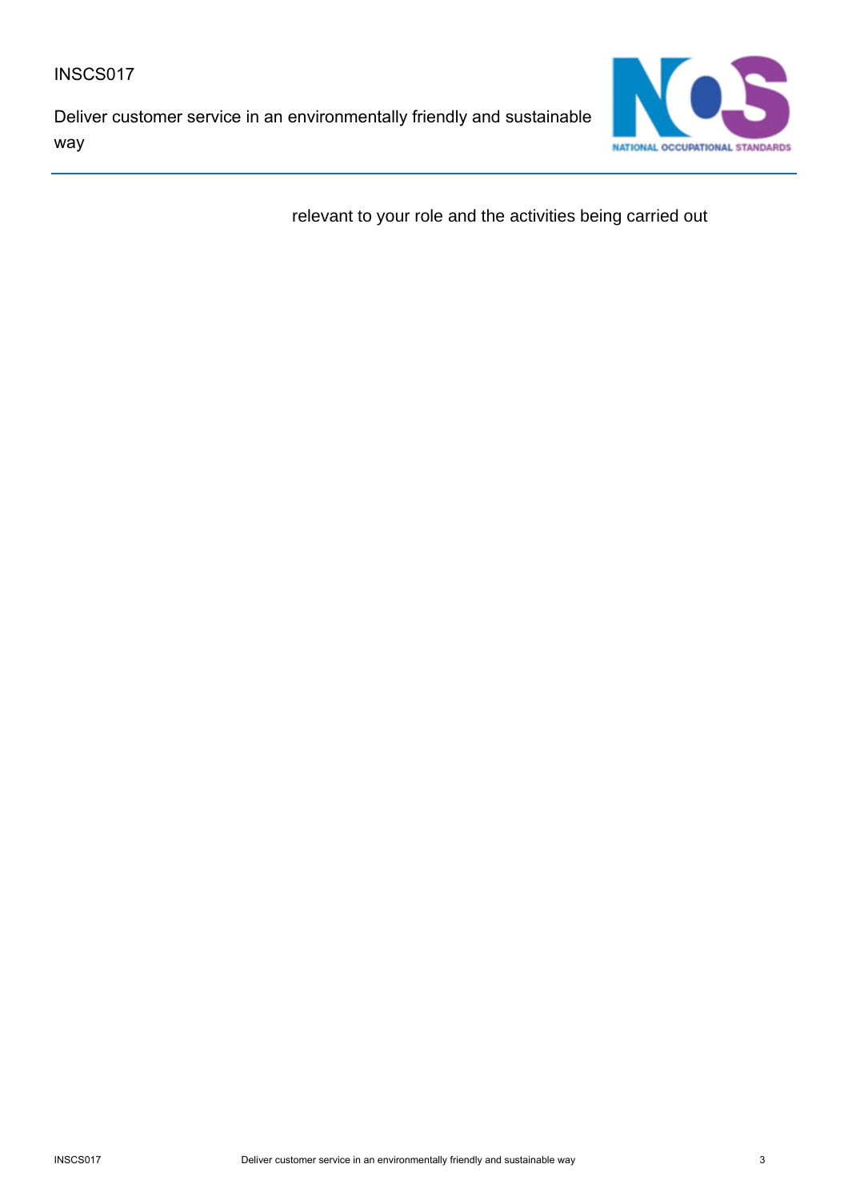relevant to your role and the activities being carried out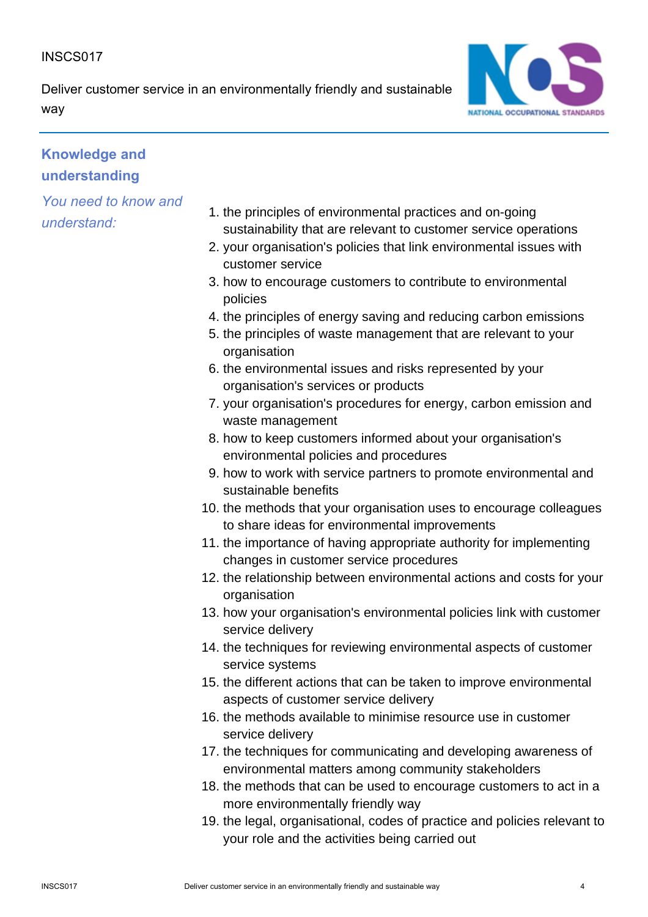INSCS017

Deliver customer service in an environmentally friendly and sustainable way

## Knowledge and understanding

*You need to know and understand:*

1. the principles of environmental practices and on-going sustainability that are relevant to customer service operations
2. your organisation's policies that link environmental issues with customer service
3. how to encourage customers to contribute to environmental policies
4. the principles of energy saving and reducing carbon emissions
5. the principles of waste management that are relevant to your organisation
6. the environmental issues and risks represented by your organisation's services or products
7. your organisation's procedures for energy, carbon emission and waste management
8. how to keep customers informed about your organisation's environmental policies and procedures
9. how to work with service partners to promote environmental and sustainable benefits
10. the methods that your organisation uses to encourage colleagues to share ideas for environmental improvements
11. the importance of having appropriate authority for implementing changes in customer service procedures
12. the relationship between environmental actions and costs for your organisation
13. how your organisation's environmental policies link with customer service delivery
14. the techniques for reviewing environmental aspects of customer service systems
15. the different actions that can be taken to improve environmental aspects of customer service delivery
16. the methods available to minimise resource use in customer service delivery
17. the techniques for communicating and developing awareness of environmental matters among community stakeholders
18. the methods that can be used to encourage customers to act in a more environmentally friendly way
19. the legal, organisational, codes of practice and policies relevant to your role and the activities being carried out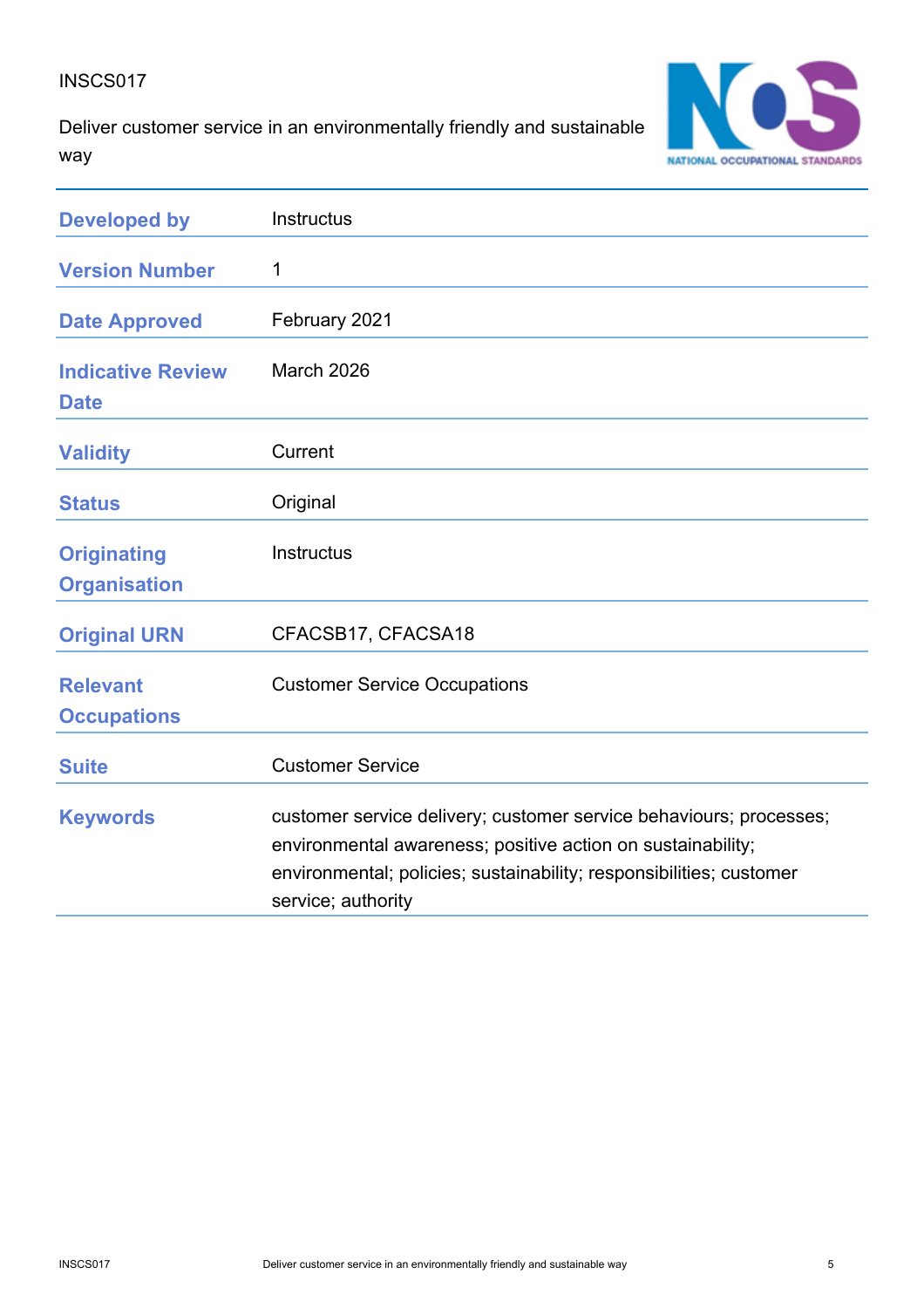INSCS017

Deliver customer service in an environmentally friendly and sustainable way

| | |
|---|---|
| **Developed by** | Instructus |
| **Version Number** | 1 |
| **Date Approved** | February 2021 |
| **Indicative Review Date** | March 2026 |
| **Validity** | Current |
| **Status** | Original |
| **Originating Organisation** | Instructus |
| **Original URN** | CFACSB17, CFACSA18 |
| **Relevant Occupations** | Customer Service Occupations |
| **Suite** | Customer Service |
| **Keywords** | customer service delivery; customer service behaviours; processes; environmental awareness; positive action on sustainability; environmental; policies; sustainability; responsibilities; customer service; authority |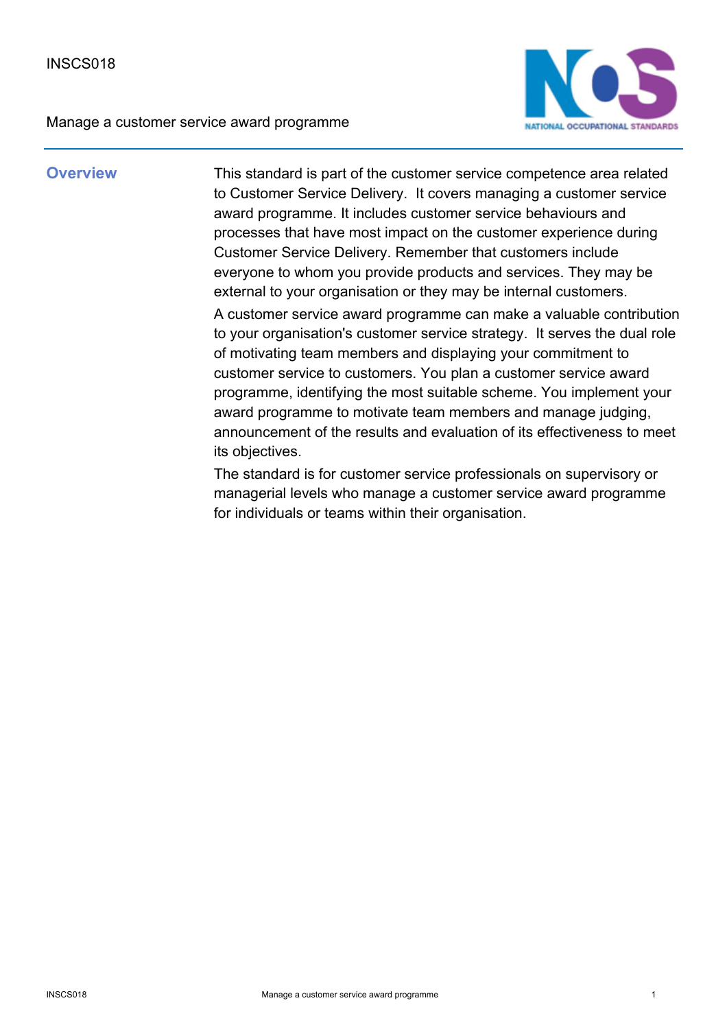INSCS018

Manage a customer service award programme

## Overview

This standard is part of the customer service competence area related to Customer Service Delivery. It covers managing a customer service award programme. It includes customer service behaviours and processes that have most impact on the customer experience during Customer Service Delivery. Remember that customers include everyone to whom you provide products and services. They may be external to your organisation or they may be internal customers.

A customer service award programme can make a valuable contribution to your organisation's customer service strategy. It serves the dual role of motivating team members and displaying your commitment to customer service to customers. You plan a customer service award programme, identifying the most suitable scheme. You implement your award programme to motivate team members and manage judging, announcement of the results and evaluation of its effectiveness to meet its objectives.

The standard is for customer service professionals on supervisory or managerial levels who manage a customer service award programme for individuals or teams within their organisation.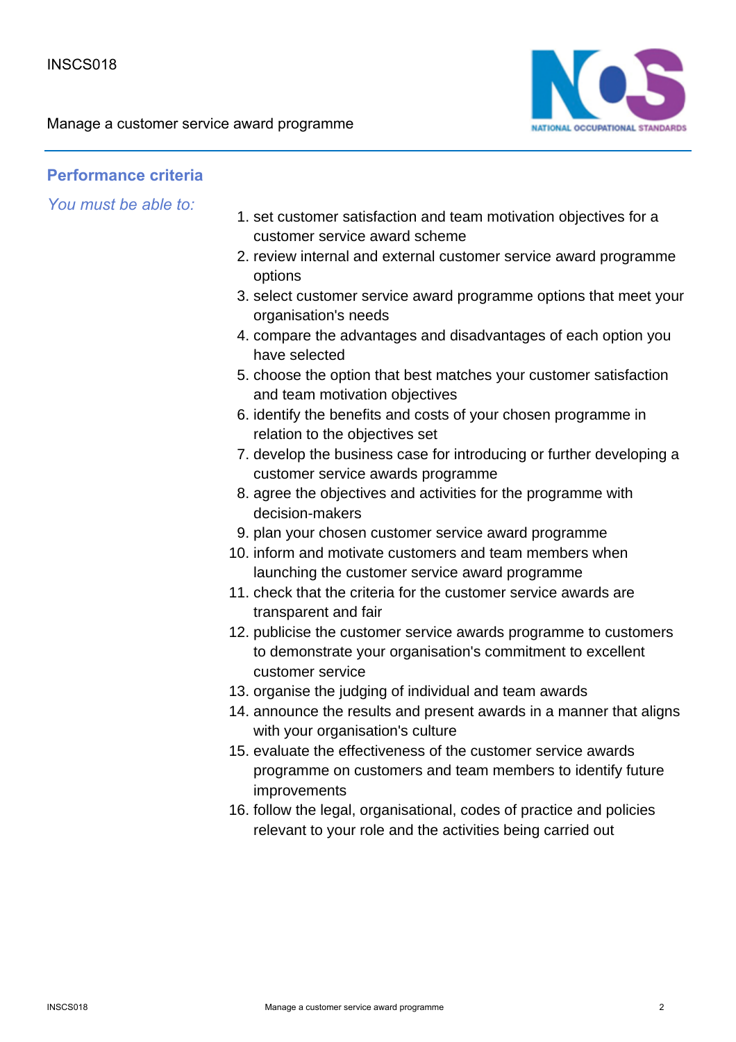## Performance criteria

*You must be able to:*

1. set customer satisfaction and team motivation objectives for a customer service award scheme
2. review internal and external customer service award programme options
3. select customer service award programme options that meet your organisation's needs
4. compare the advantages and disadvantages of each option you have selected
5. choose the option that best matches your customer satisfaction and team motivation objectives
6. identify the benefits and costs of your chosen programme in relation to the objectives set
7. develop the business case for introducing or further developing a customer service awards programme
8. agree the objectives and activities for the programme with decision-makers
9. plan your chosen customer service award programme
10. inform and motivate customers and team members when launching the customer service award programme
11. check that the criteria for the customer service awards are transparent and fair
12. publicise the customer service awards programme to customers to demonstrate your organisation's commitment to excellent customer service
13. organise the judging of individual and team awards
14. announce the results and present awards in a manner that aligns with your organisation's culture
15. evaluate the effectiveness of the customer service awards programme on customers and team members to identify future improvements
16. follow the legal, organisational, codes of practice and policies relevant to your role and the activities being carried out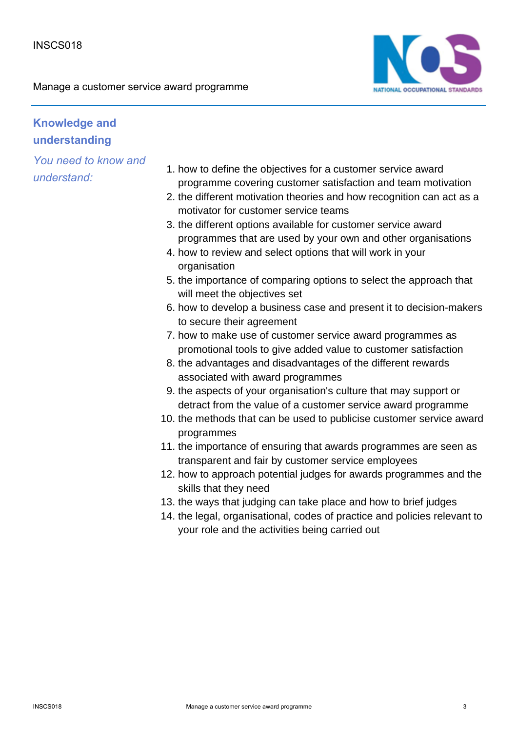## Knowledge and understanding

*You need to know and understand:*

1. how to define the objectives for a customer service award programme covering customer satisfaction and team motivation
2. the different motivation theories and how recognition can act as a motivator for customer service teams
3. the different options available for customer service award programmes that are used by your own and other organisations
4. how to review and select options that will work in your organisation
5. the importance of comparing options to select the approach that will meet the objectives set
6. how to develop a business case and present it to decision-makers to secure their agreement
7. how to make use of customer service award programmes as promotional tools to give added value to customer satisfaction
8. the advantages and disadvantages of the different rewards associated with award programmes
9. the aspects of your organisation's culture that may support or detract from the value of a customer service award programme
10. the methods that can be used to publicise customer service award programmes
11. the importance of ensuring that awards programmes are seen as transparent and fair by customer service employees
12. how to approach potential judges for awards programmes and the skills that they need
13. the ways that judging can take place and how to brief judges
14. the legal, organisational, codes of practice and policies relevant to your role and the activities being carried out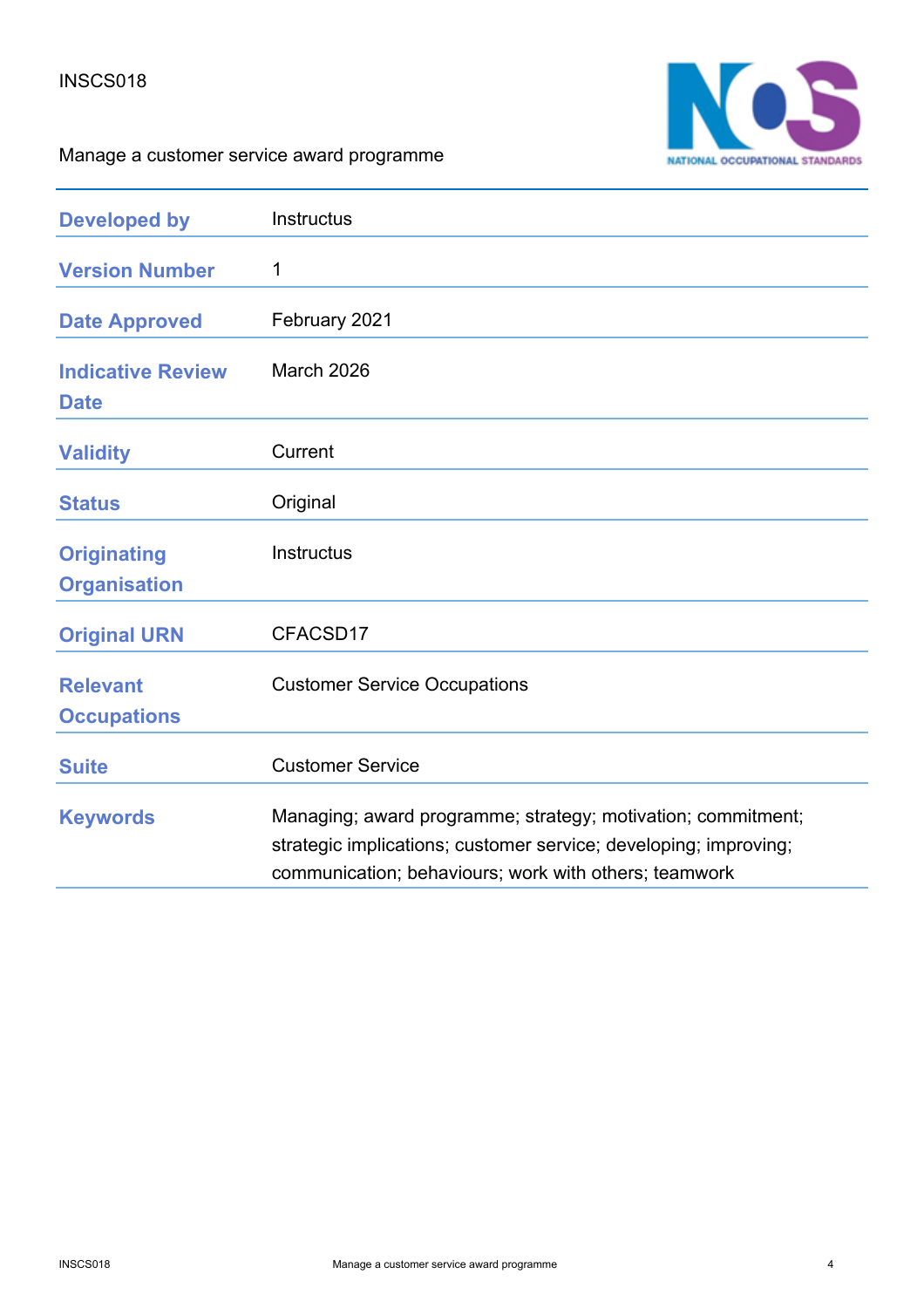INSCS018

Manage a customer service award programme

| | |
|---|---|
| **Developed by** | Instructus |
| **Version Number** | 1 |
| **Date Approved** | February 2021 |
| **Indicative Review Date** | March 2026 |
| **Validity** | Current |
| **Status** | Original |
| **Originating Organisation** | Instructus |
| **Original URN** | CFACSD17 |
| **Relevant Occupations** | Customer Service Occupations |
| **Suite** | Customer Service |
| **Keywords** | Managing; award programme; strategy; motivation; commitment; strategic implications; customer service; developing; improving; communication; behaviours; work with others; teamwork |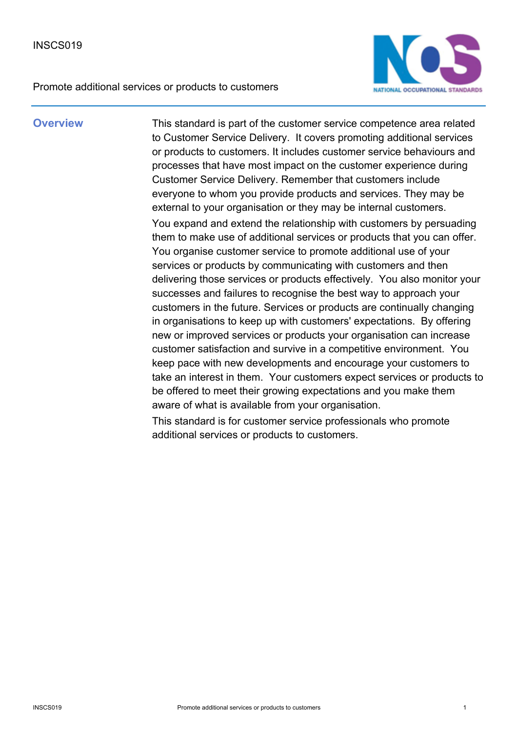INSCS019

Promote additional services or products to customers

## Overview

This standard is part of the customer service competence area related to Customer Service Delivery. It covers promoting additional services or products to customers. It includes customer service behaviours and processes that have most impact on the customer experience during Customer Service Delivery. Remember that customers include everyone to whom you provide products and services. They may be external to your organisation or they may be internal customers.

You expand and extend the relationship with customers by persuading them to make use of additional services or products that you can offer. You organise customer service to promote additional use of your services or products by communicating with customers and then delivering those services or products effectively. You also monitor your successes and failures to recognise the best way to approach your customers in the future. Services or products are continually changing in organisations to keep up with customers' expectations. By offering new or improved services or products your organisation can increase customer satisfaction and survive in a competitive environment. You keep pace with new developments and encourage your customers to take an interest in them. Your customers expect services or products to be offered to meet their growing expectations and you make them aware of what is available from your organisation.

This standard is for customer service professionals who promote additional services or products to customers.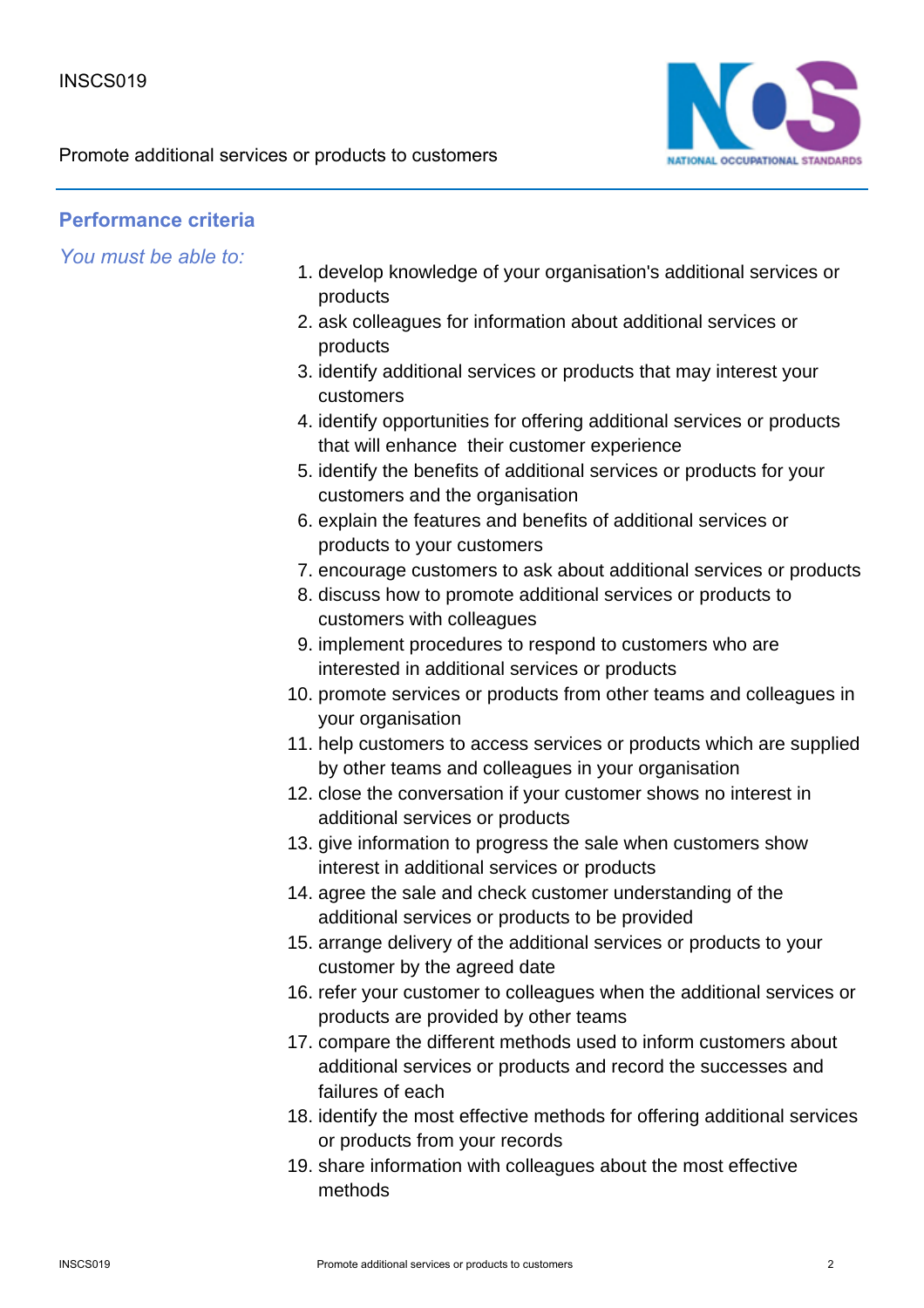## Performance criteria

*You must be able to:*

1. develop knowledge of your organisation's additional services or products
2. ask colleagues for information about additional services or products
3. identify additional services or products that may interest your customers
4. identify opportunities for offering additional services or products that will enhance their customer experience
5. identify the benefits of additional services or products for your customers and the organisation
6. explain the features and benefits of additional services or products to your customers
7. encourage customers to ask about additional services or products
8. discuss how to promote additional services or products to customers with colleagues
9. implement procedures to respond to customers who are interested in additional services or products
10. promote services or products from other teams and colleagues in your organisation
11. help customers to access services or products which are supplied by other teams and colleagues in your organisation
12. close the conversation if your customer shows no interest in additional services or products
13. give information to progress the sale when customers show interest in additional services or products
14. agree the sale and check customer understanding of the additional services or products to be provided
15. arrange delivery of the additional services or products to your customer by the agreed date
16. refer your customer to colleagues when the additional services or products are provided by other teams
17. compare the different methods used to inform customers about additional services or products and record the successes and failures of each
18. identify the most effective methods for offering additional services or products from your records
19. share information with colleagues about the most effective methods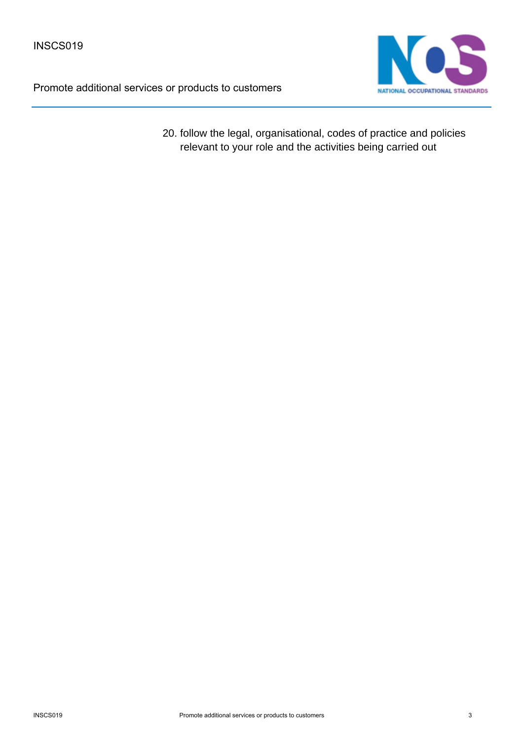20. follow the legal, organisational, codes of practice and policies relevant to your role and the activities being carried out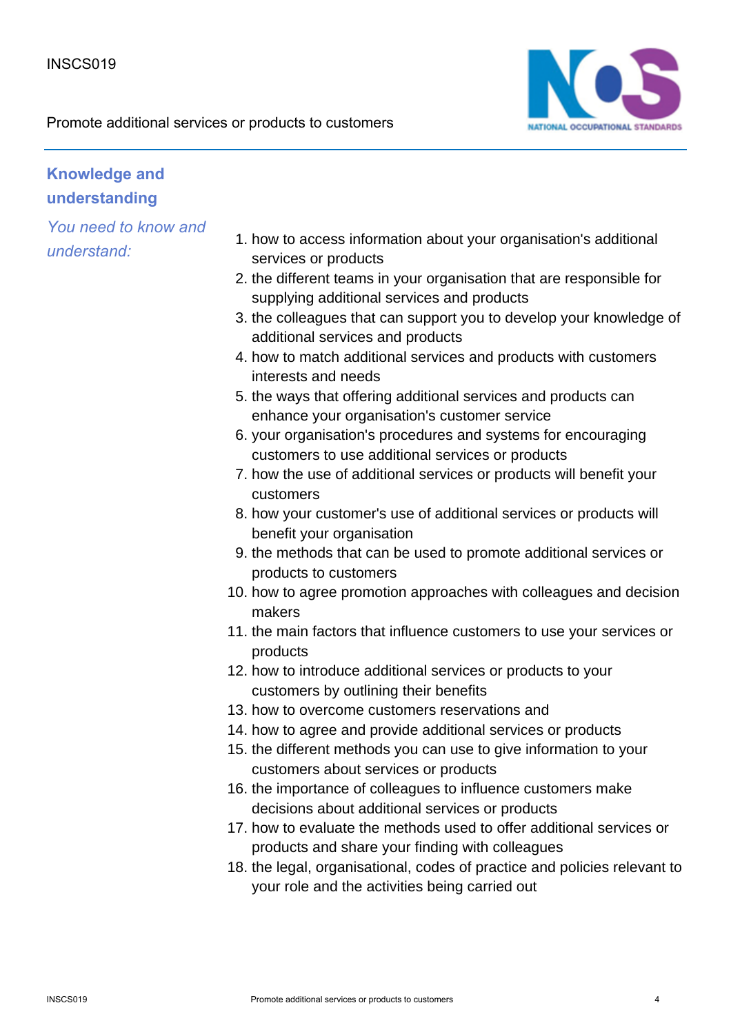## Knowledge and understanding

*You need to know and understand:*

1. how to access information about your organisation's additional services or products
2. the different teams in your organisation that are responsible for supplying additional services and products
3. the colleagues that can support you to develop your knowledge of additional services and products
4. how to match additional services and products with customers interests and needs
5. the ways that offering additional services and products can enhance your organisation's customer service
6. your organisation's procedures and systems for encouraging customers to use additional services or products
7. how the use of additional services or products will benefit your customers
8. how your customer's use of additional services or products will benefit your organisation
9. the methods that can be used to promote additional services or products to customers
10. how to agree promotion approaches with colleagues and decision makers
11. the main factors that influence customers to use your services or products
12. how to introduce additional services or products to your customers by outlining their benefits
13. how to overcome customers reservations and
14. how to agree and provide additional services or products
15. the different methods you can use to give information to your customers about services or products
16. the importance of colleagues to influence customers make decisions about additional services or products
17. how to evaluate the methods used to offer additional services or products and share your finding with colleagues
18. the legal, organisational, codes of practice and policies relevant to your role and the activities being carried out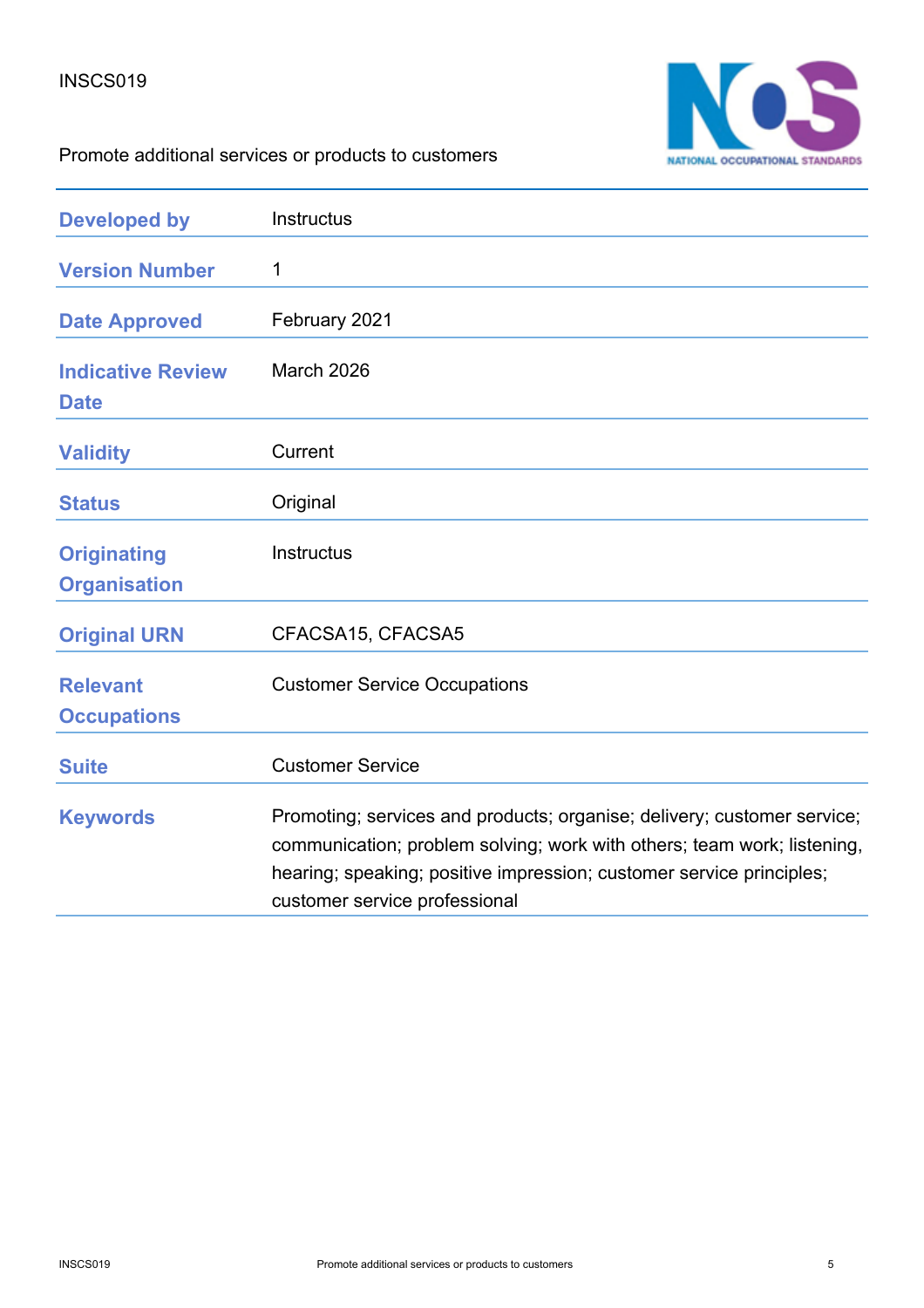INSCS019

Promote additional services or products to customers

| | |
|---|---|
| **Developed by** | Instructus |
| **Version Number** | 1 |
| **Date Approved** | February 2021 |
| **Indicative Review Date** | March 2026 |
| **Validity** | Current |
| **Status** | Original |
| **Originating Organisation** | Instructus |
| **Original URN** | CFACSA15, CFACSA5 |
| **Relevant Occupations** | Customer Service Occupations |
| **Suite** | Customer Service |
| **Keywords** | Promoting; services and products; organise; delivery; customer service; communication; problem solving; work with others; team work; listening, hearing; speaking; positive impression; customer service principles; customer service professional |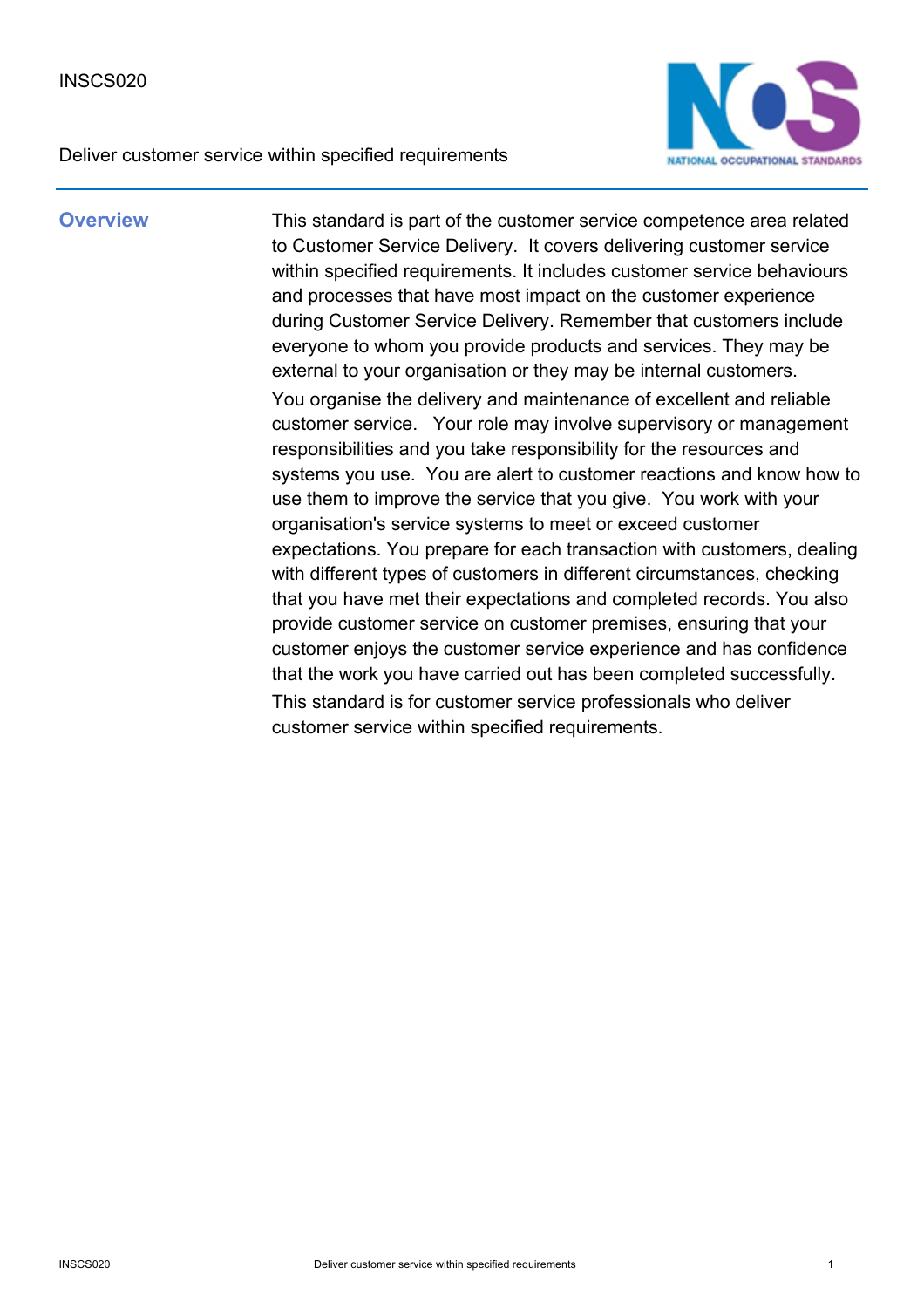INSCS020

Deliver customer service within specified requirements

## Overview

This standard is part of the customer service competence area related to Customer Service Delivery. It covers delivering customer service within specified requirements. It includes customer service behaviours and processes that have most impact on the customer experience during Customer Service Delivery. Remember that customers include everyone to whom you provide products and services. They may be external to your organisation or they may be internal customers.

You organise the delivery and maintenance of excellent and reliable customer service. Your role may involve supervisory or management responsibilities and you take responsibility for the resources and systems you use. You are alert to customer reactions and know how to use them to improve the service that you give. You work with your organisation's service systems to meet or exceed customer expectations. You prepare for each transaction with customers, dealing with different types of customers in different circumstances, checking that you have met their expectations and completed records. You also provide customer service on customer premises, ensuring that your customer enjoys the customer service experience and has confidence that the work you have carried out has been completed successfully.

This standard is for customer service professionals who deliver customer service within specified requirements.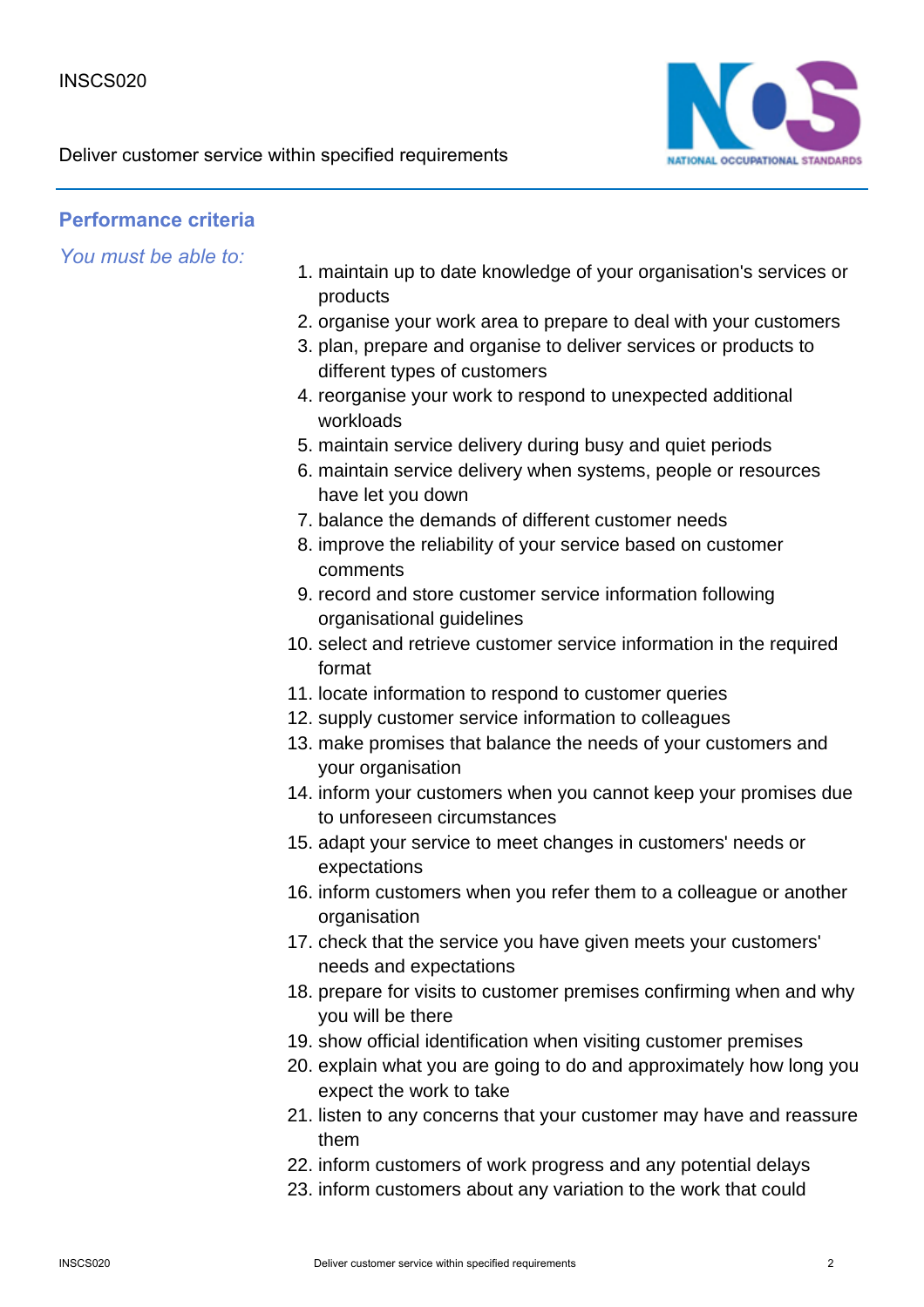## Performance criteria

*You must be able to:*

1. maintain up to date knowledge of your organisation's services or products
2. organise your work area to prepare to deal with your customers
3. plan, prepare and organise to deliver services or products to different types of customers
4. reorganise your work to respond to unexpected additional workloads
5. maintain service delivery during busy and quiet periods
6. maintain service delivery when systems, people or resources have let you down
7. balance the demands of different customer needs
8. improve the reliability of your service based on customer comments
9. record and store customer service information following organisational guidelines
10. select and retrieve customer service information in the required format
11. locate information to respond to customer queries
12. supply customer service information to colleagues
13. make promises that balance the needs of your customers and your organisation
14. inform your customers when you cannot keep your promises due to unforeseen circumstances
15. adapt your service to meet changes in customers' needs or expectations
16. inform customers when you refer them to a colleague or another organisation
17. check that the service you have given meets your customers' needs and expectations
18. prepare for visits to customer premises confirming when and why you will be there
19. show official identification when visiting customer premises
20. explain what you are going to do and approximately how long you expect the work to take
21. listen to any concerns that your customer may have and reassure them
22. inform customers of work progress and any potential delays
23. inform customers about any variation to the work that could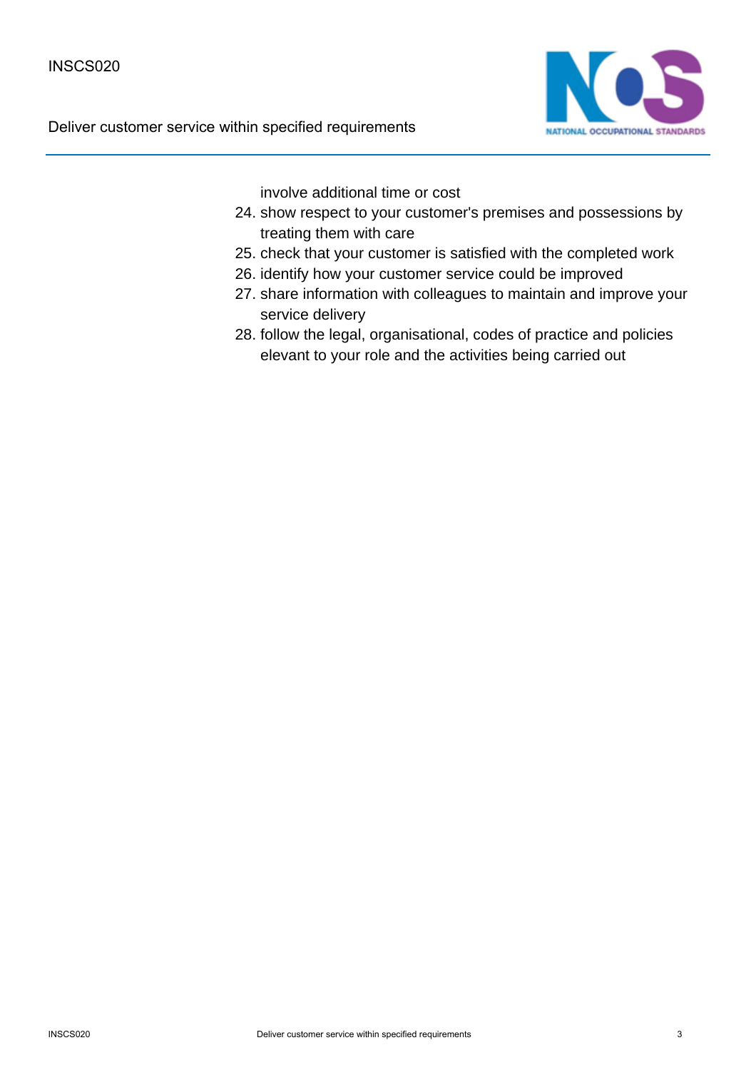involve additional time or cost

24. show respect to your customer's premises and possessions by treating them with care
25. check that your customer is satisfied with the completed work
26. identify how your customer service could be improved
27. share information with colleagues to maintain and improve your service delivery
28. follow the legal, organisational, codes of practice and policies elevant to your role and the activities being carried out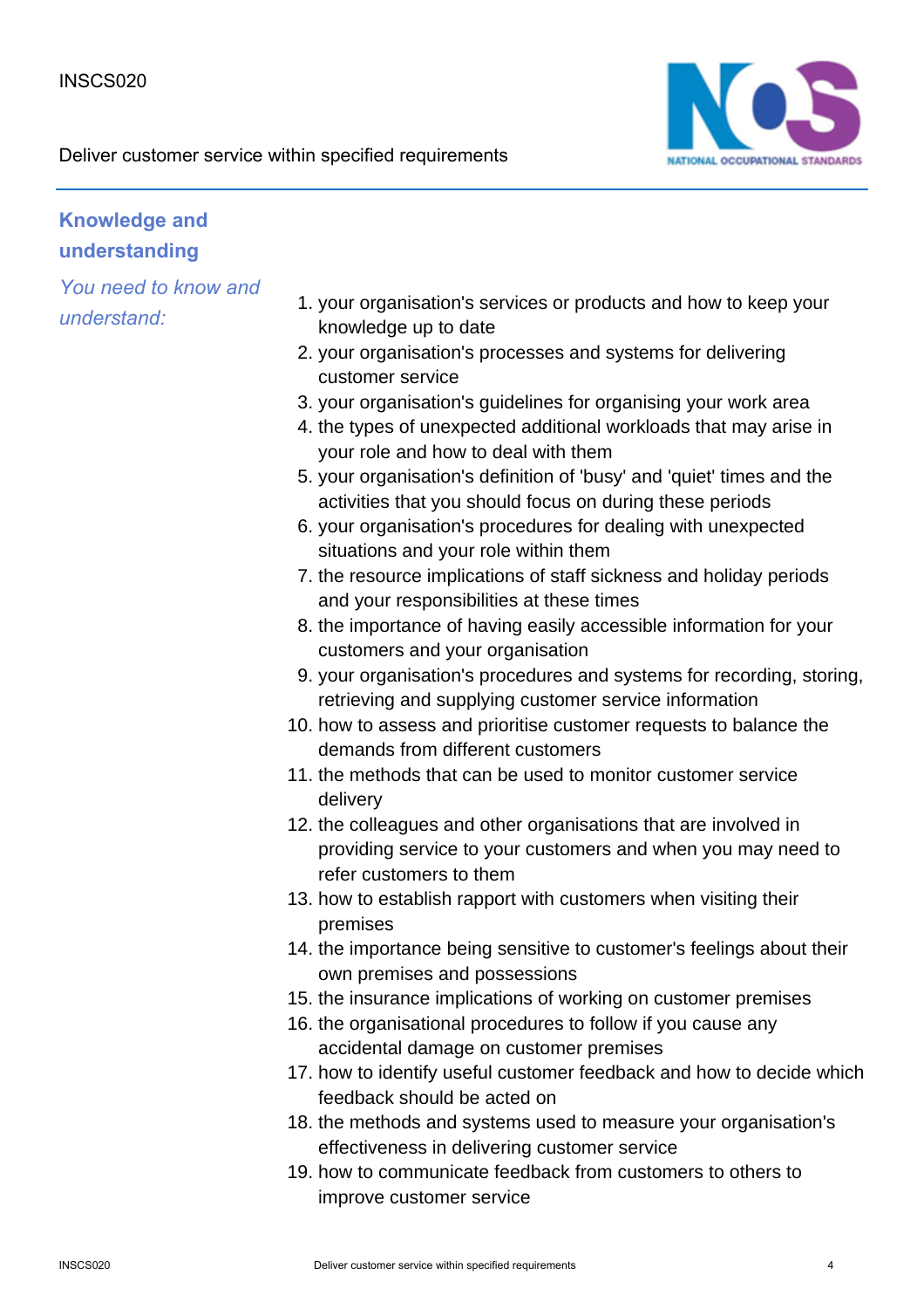## Knowledge and understanding

*You need to know and understand:*

1. your organisation's services or products and how to keep your knowledge up to date
2. your organisation's processes and systems for delivering customer service
3. your organisation's guidelines for organising your work area
4. the types of unexpected additional workloads that may arise in your role and how to deal with them
5. your organisation's definition of 'busy' and 'quiet' times and the activities that you should focus on during these periods
6. your organisation's procedures for dealing with unexpected situations and your role within them
7. the resource implications of staff sickness and holiday periods and your responsibilities at these times
8. the importance of having easily accessible information for your customers and your organisation
9. your organisation's procedures and systems for recording, storing, retrieving and supplying customer service information
10. how to assess and prioritise customer requests to balance the demands from different customers
11. the methods that can be used to monitor customer service delivery
12. the colleagues and other organisations that are involved in providing service to your customers and when you may need to refer customers to them
13. how to establish rapport with customers when visiting their premises
14. the importance being sensitive to customer's feelings about their own premises and possessions
15. the insurance implications of working on customer premises
16. the organisational procedures to follow if you cause any accidental damage on customer premises
17. how to identify useful customer feedback and how to decide which feedback should be acted on
18. the methods and systems used to measure your organisation's effectiveness in delivering customer service
19. how to communicate feedback from customers to others to improve customer service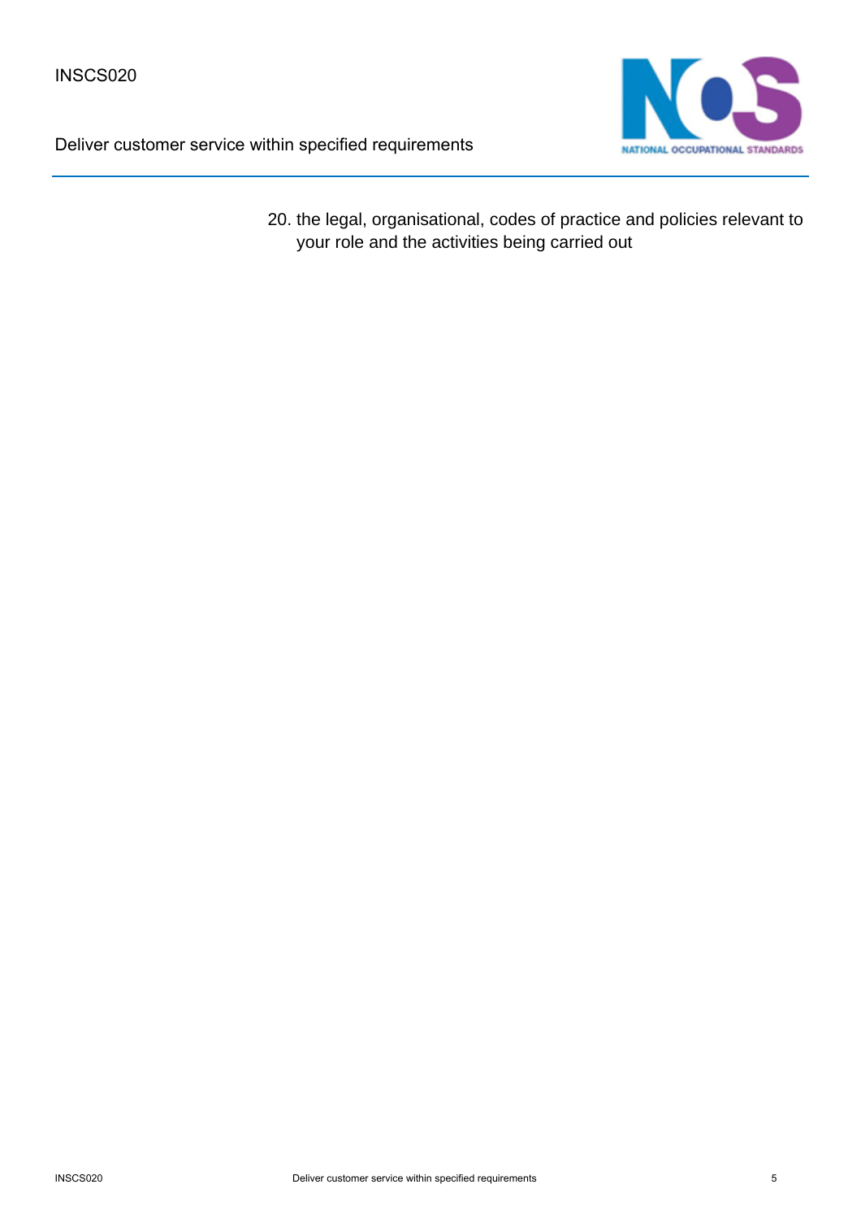20. the legal, organisational, codes of practice and policies relevant to your role and the activities being carried out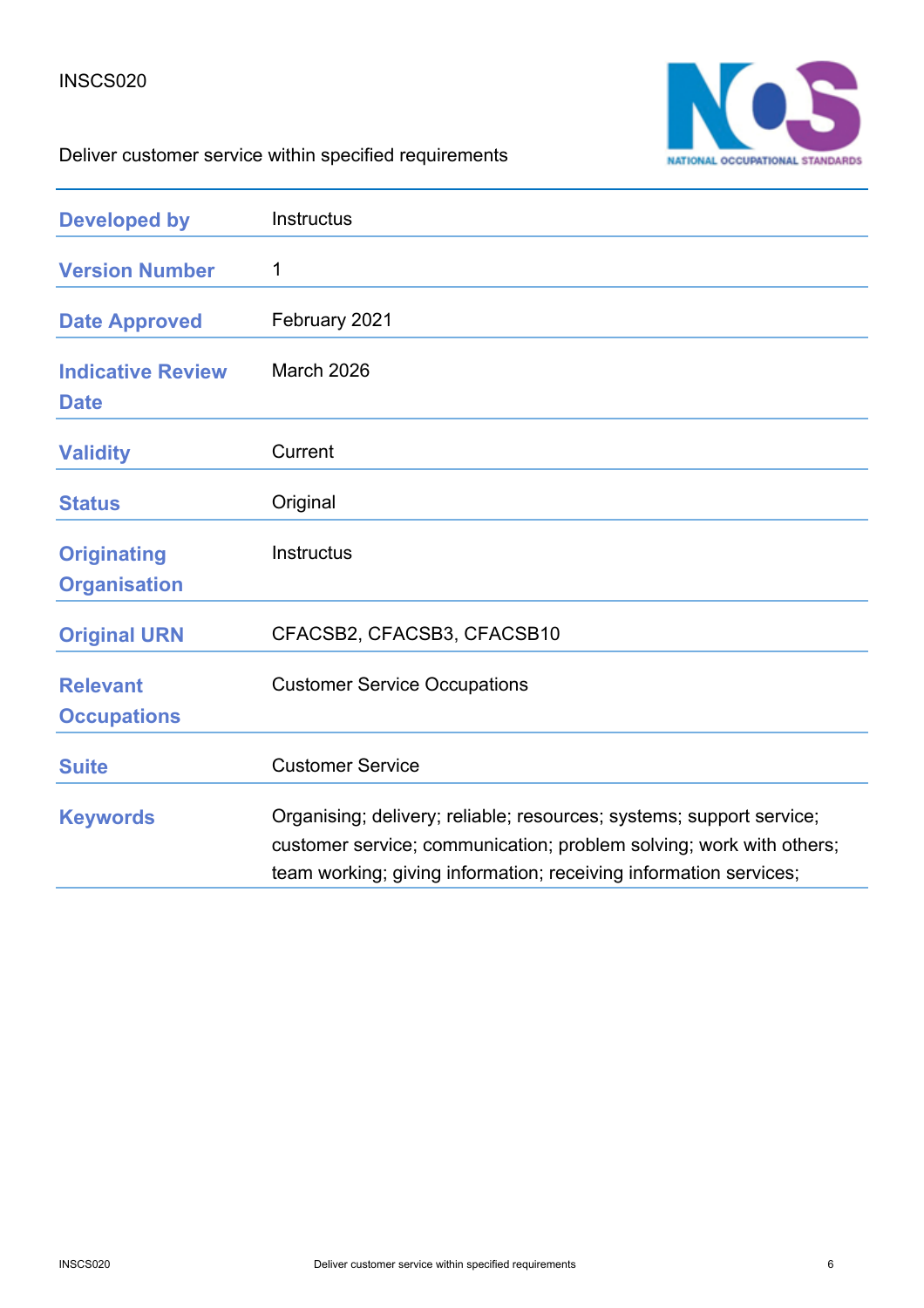INSCS020

Deliver customer service within specified requirements

| | |
|---|---|
| **Developed by** | Instructus |
| **Version Number** | 1 |
| **Date Approved** | February 2021 |
| **Indicative Review Date** | March 2026 |
| **Validity** | Current |
| **Status** | Original |
| **Originating Organisation** | Instructus |
| **Original URN** | CFACSB2, CFACSB3, CFACSB10 |
| **Relevant Occupations** | Customer Service Occupations |
| **Suite** | Customer Service |
| **Keywords** | Organising; delivery; reliable; resources; systems; support service; customer service; communication; problem solving; work with others; team working; giving information; receiving information services; |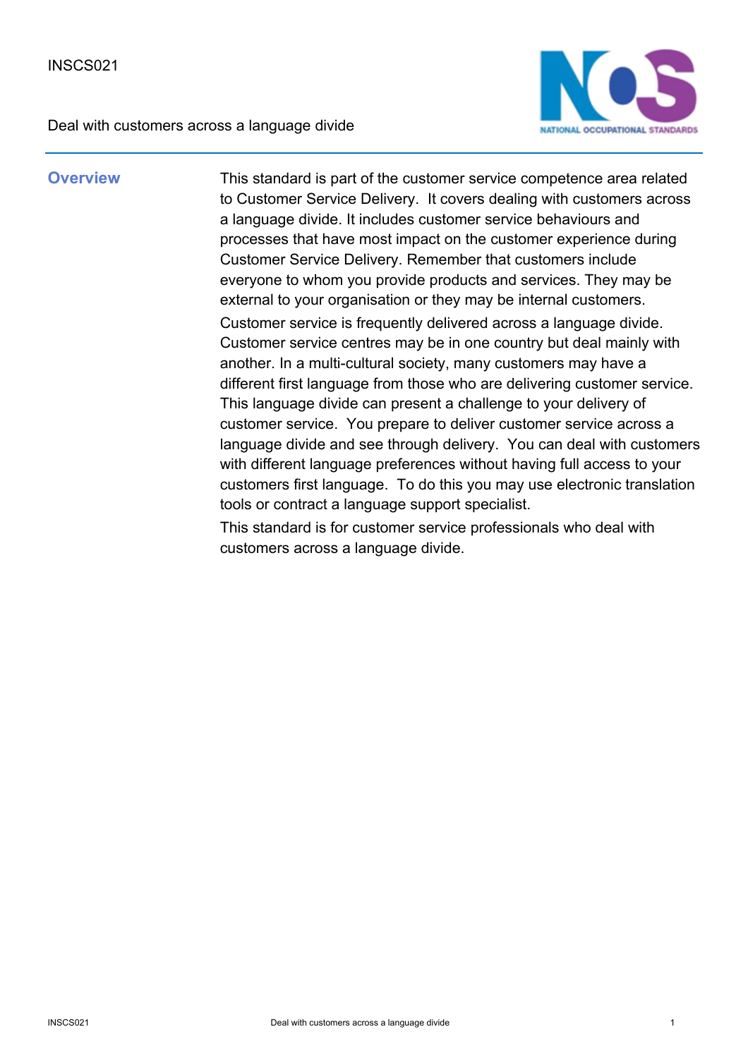INSCS021

Deal with customers across a language divide

## Overview

This standard is part of the customer service competence area related to Customer Service Delivery.  It covers dealing with customers across a language divide. It includes customer service behaviours and processes that have most impact on the customer experience during Customer Service Delivery. Remember that customers include everyone to whom you provide products and services. They may be external to your organisation or they may be internal customers.

Customer service is frequently delivered across a language divide. Customer service centres may be in one country but deal mainly with another. In a multi-cultural society, many customers may have a different first language from those who are delivering customer service. This language divide can present a challenge to your delivery of customer service.  You prepare to deliver customer service across a language divide and see through delivery.  You can deal with customers with different language preferences without having full access to your customers first language.  To do this you may use electronic translation tools or contract a language support specialist.

This standard is for customer service professionals who deal with customers across a language divide.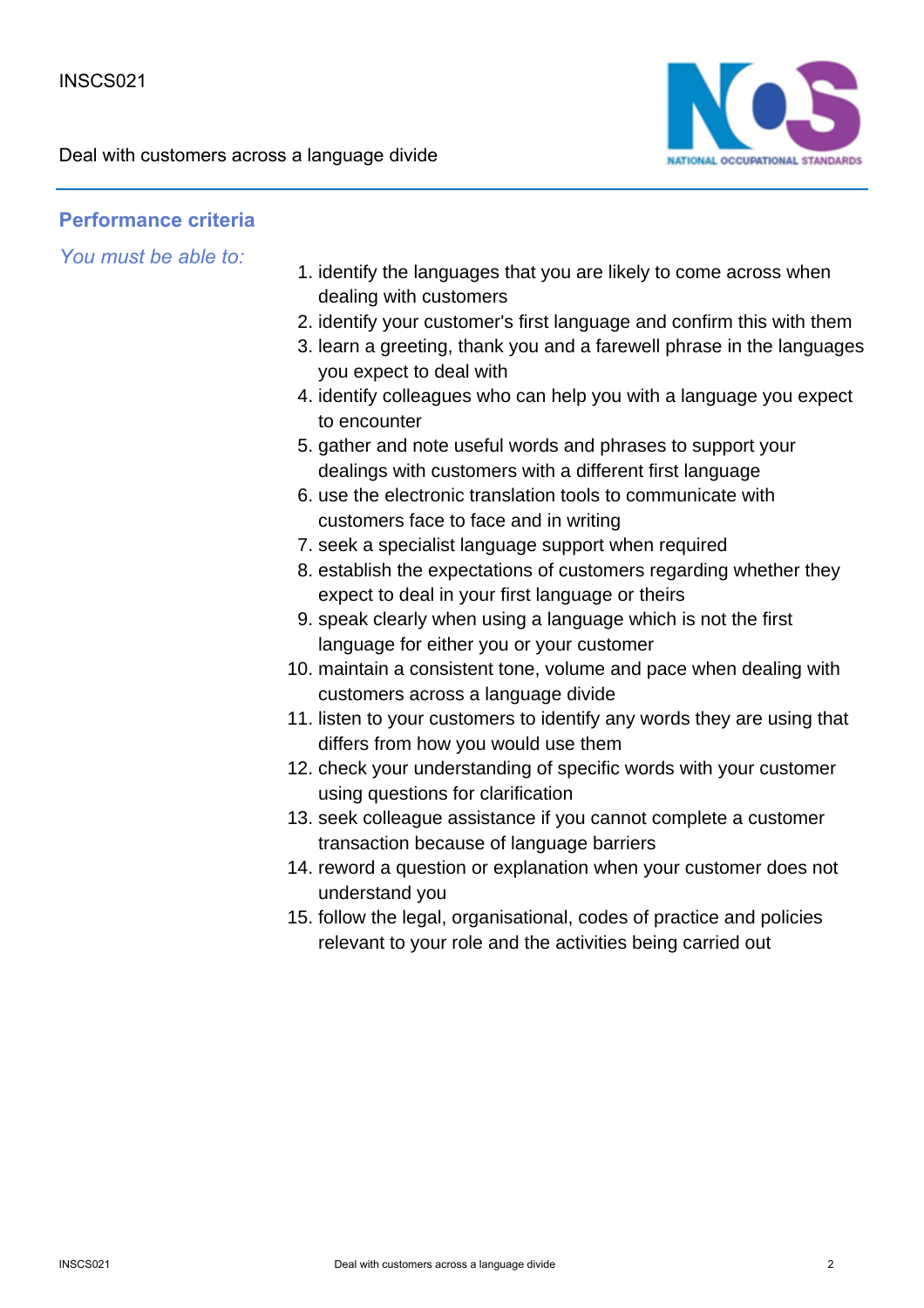## Performance criteria

*You must be able to:*

1. identify the languages that you are likely to come across when dealing with customers
2. identify your customer's first language and confirm this with them
3. learn a greeting, thank you and a farewell phrase in the languages you expect to deal with
4. identify colleagues who can help you with a language you expect to encounter
5. gather and note useful words and phrases to support your dealings with customers with a different first language
6. use the electronic translation tools to communicate with customers face to face and in writing
7. seek a specialist language support when required
8. establish the expectations of customers regarding whether they expect to deal in your first language or theirs
9. speak clearly when using a language which is not the first language for either you or your customer
10. maintain a consistent tone, volume and pace when dealing with customers across a language divide
11. listen to your customers to identify any words they are using that differs from how you would use them
12. check your understanding of specific words with your customer using questions for clarification
13. seek colleague assistance if you cannot complete a customer transaction because of language barriers
14. reword a question or explanation when your customer does not understand you
15. follow the legal, organisational, codes of practice and policies relevant to your role and the activities being carried out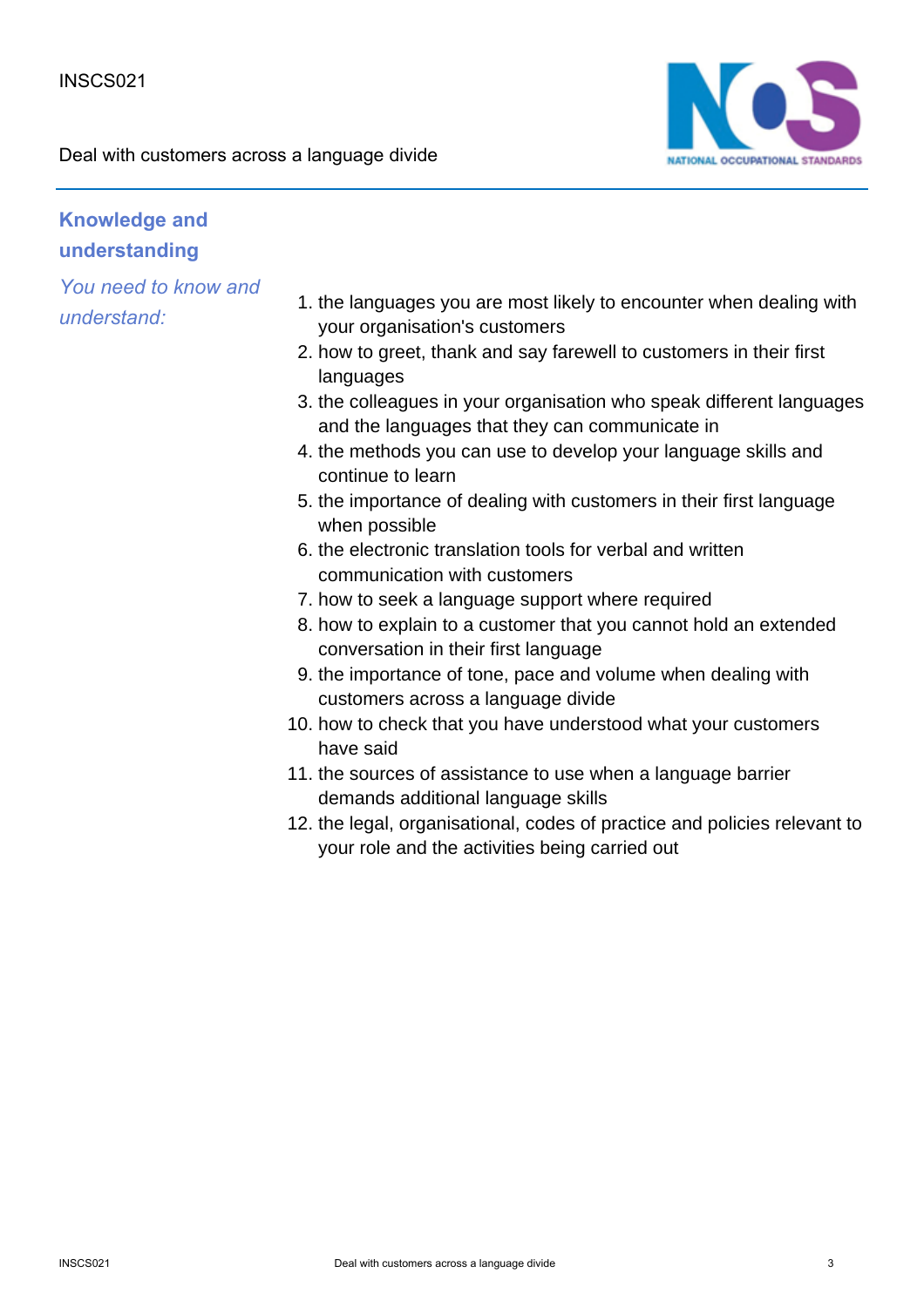## Knowledge and understanding

*You need to know and understand:*

1. the languages you are most likely to encounter when dealing with your organisation's customers
2. how to greet, thank and say farewell to customers in their first languages
3. the colleagues in your organisation who speak different languages and the languages that they can communicate in
4. the methods you can use to develop your language skills and continue to learn
5. the importance of dealing with customers in their first language when possible
6. the electronic translation tools for verbal and written communication with customers
7. how to seek a language support where required
8. how to explain to a customer that you cannot hold an extended conversation in their first language
9. the importance of tone, pace and volume when dealing with customers across a language divide
10. how to check that you have understood what your customers have said
11. the sources of assistance to use when a language barrier demands additional language skills
12. the legal, organisational, codes of practice and policies relevant to your role and the activities being carried out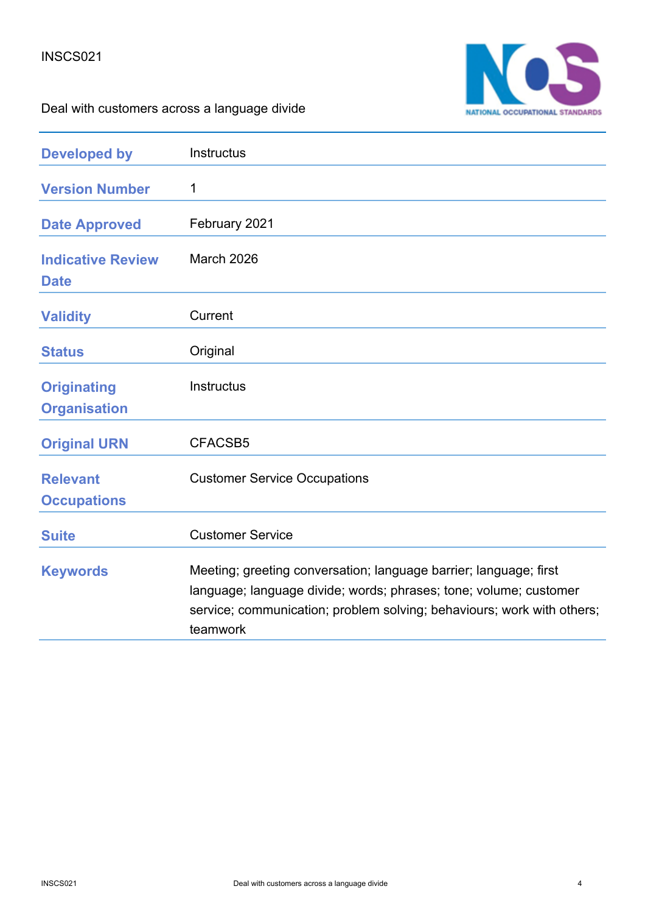INSCS021

Deal with customers across a language divide

| | |
|---|---|
| **Developed by** | Instructus |
| **Version Number** | 1 |
| **Date Approved** | February 2021 |
| **Indicative Review Date** | March 2026 |
| **Validity** | Current |
| **Status** | Original |
| **Originating Organisation** | Instructus |
| **Original URN** | CFACSB5 |
| **Relevant Occupations** | Customer Service Occupations |
| **Suite** | Customer Service |
| **Keywords** | Meeting; greeting conversation; language barrier; language; first language; language divide; words; phrases; tone; volume; customer service; communication; problem solving; behaviours; work with others; teamwork |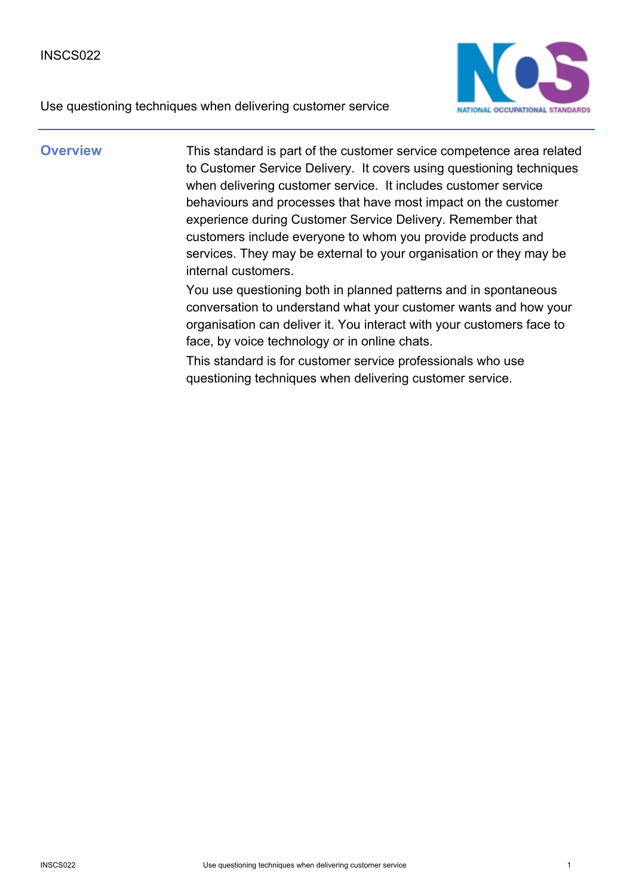INSCS022

Use questioning techniques when delivering customer service

## Overview

This standard is part of the customer service competence area related to Customer Service Delivery. It covers using questioning techniques when delivering customer service. It includes customer service behaviours and processes that have most impact on the customer experience during Customer Service Delivery. Remember that customers include everyone to whom you provide products and services. They may be external to your organisation or they may be internal customers.

You use questioning both in planned patterns and in spontaneous conversation to understand what your customer wants and how your organisation can deliver it. You interact with your customers face to face, by voice technology or in online chats.

This standard is for customer service professionals who use questioning techniques when delivering customer service.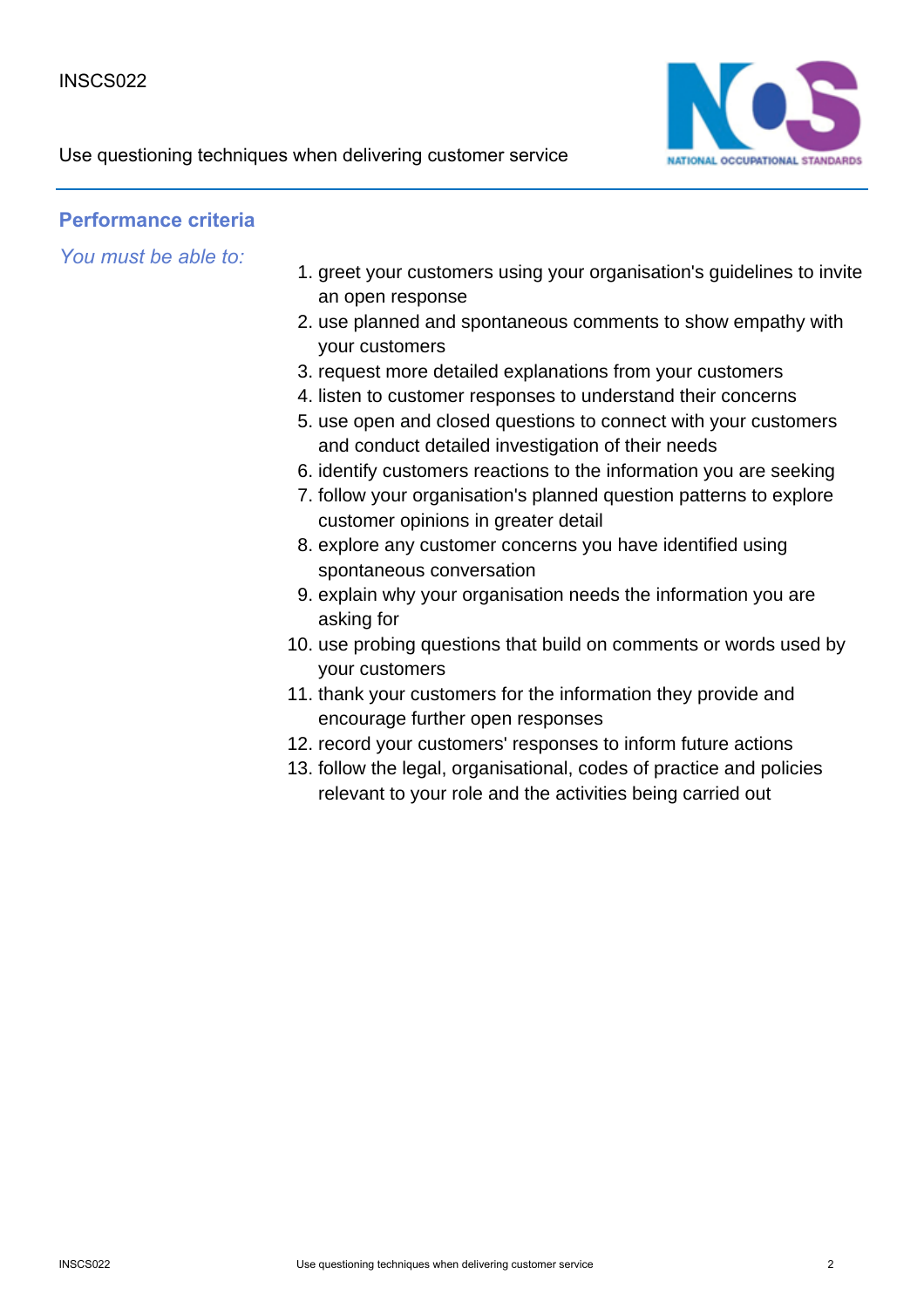## Performance criteria

*You must be able to:*

1. greet your customers using your organisation's guidelines to invite an open response
2. use planned and spontaneous comments to show empathy with your customers
3. request more detailed explanations from your customers
4. listen to customer responses to understand their concerns
5. use open and closed questions to connect with your customers and conduct detailed investigation of their needs
6. identify customers reactions to the information you are seeking
7. follow your organisation's planned question patterns to explore customer opinions in greater detail
8. explore any customer concerns you have identified using spontaneous conversation
9. explain why your organisation needs the information you are asking for
10. use probing questions that build on comments or words used by your customers
11. thank your customers for the information they provide and encourage further open responses
12. record your customers' responses to inform future actions
13. follow the legal, organisational, codes of practice and policies relevant to your role and the activities being carried out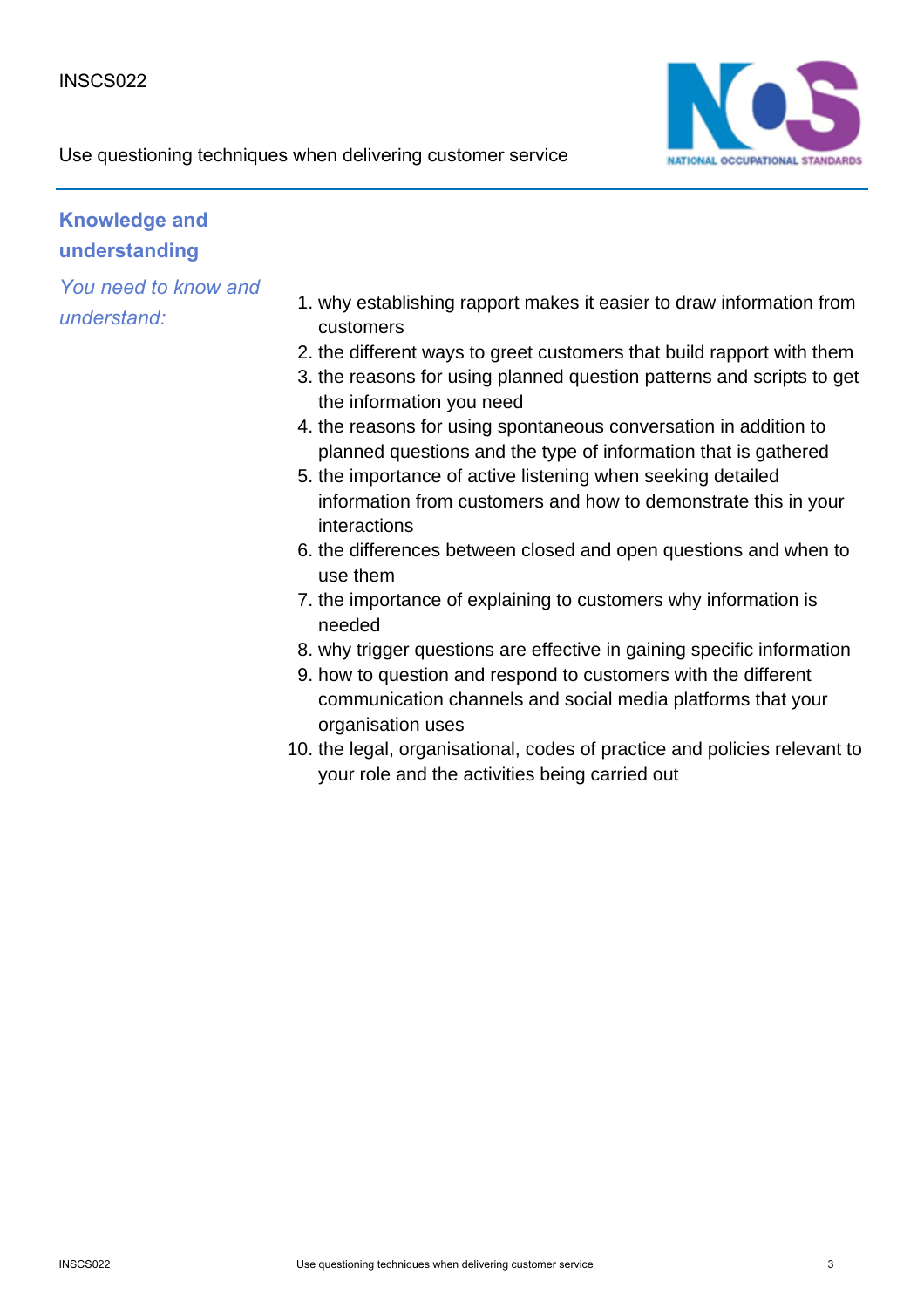## Knowledge and understanding

*You need to know and understand:*

1. why establishing rapport makes it easier to draw information from customers
2. the different ways to greet customers that build rapport with them
3. the reasons for using planned question patterns and scripts to get the information you need
4. the reasons for using spontaneous conversation in addition to planned questions and the type of information that is gathered
5. the importance of active listening when seeking detailed information from customers and how to demonstrate this in your interactions
6. the differences between closed and open questions and when to use them
7. the importance of explaining to customers why information is needed
8. why trigger questions are effective in gaining specific information
9. how to question and respond to customers with the different communication channels and social media platforms that your organisation uses
10. the legal, organisational, codes of practice and policies relevant to your role and the activities being carried out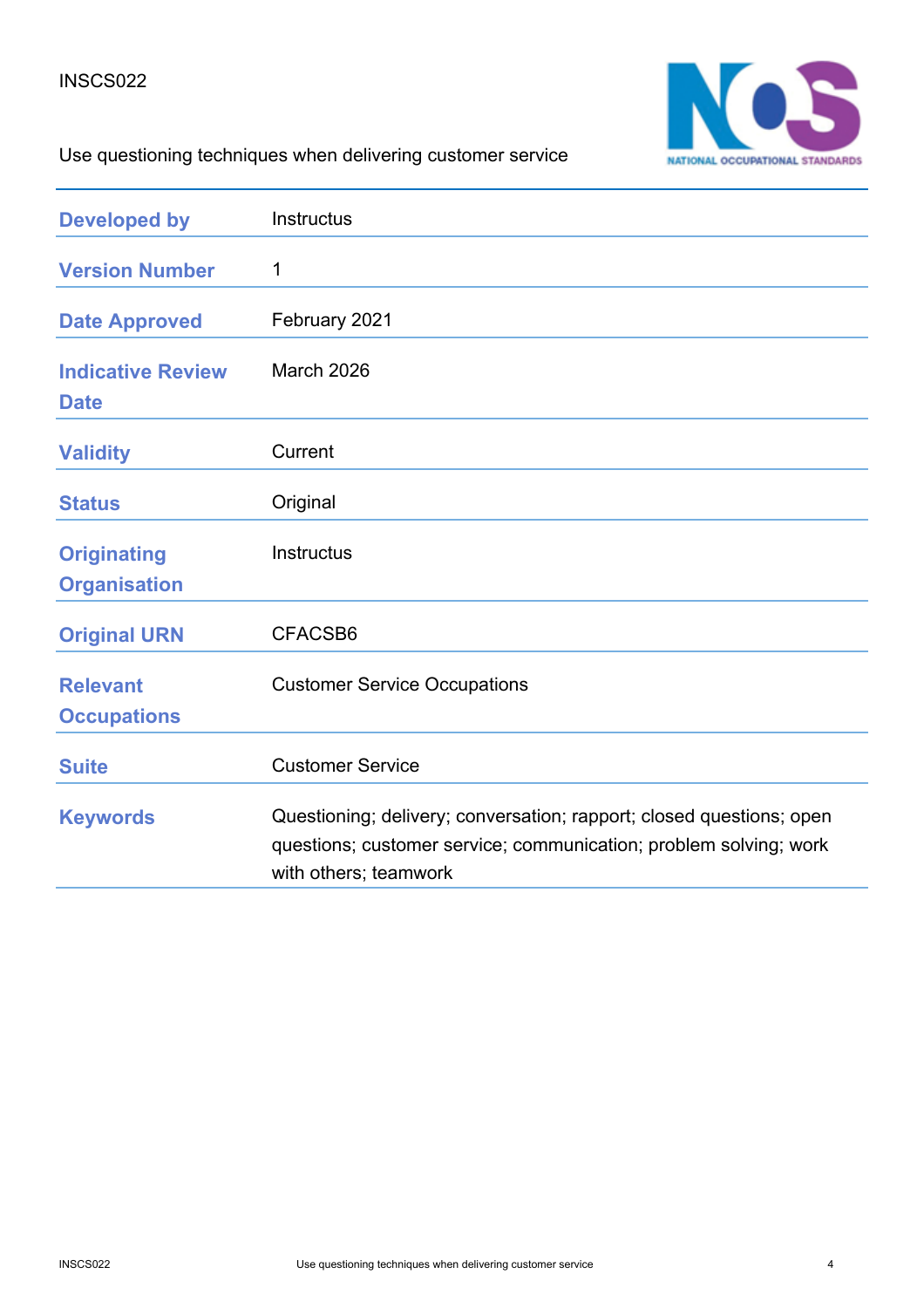INSCS022

Use questioning techniques when delivering customer service

| | |
|---|---|
| **Developed by** | Instructus |
| **Version Number** | 1 |
| **Date Approved** | February 2021 |
| **Indicative Review Date** | March 2026 |
| **Validity** | Current |
| **Status** | Original |
| **Originating Organisation** | Instructus |
| **Original URN** | CFACSB6 |
| **Relevant Occupations** | Customer Service Occupations |
| **Suite** | Customer Service |
| **Keywords** | Questioning; delivery; conversation; rapport; closed questions; open questions; customer service; communication; problem solving; work with others; teamwork |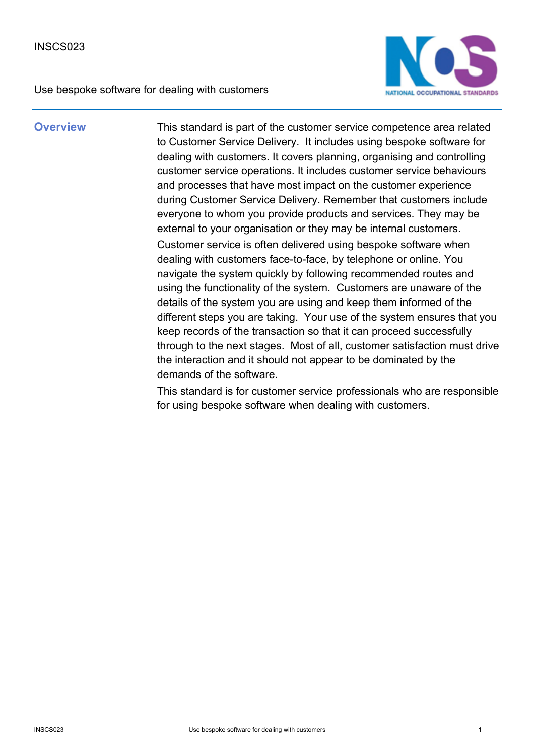INSCS023

Use bespoke software for dealing with customers

## Overview

This standard is part of the customer service competence area related to Customer Service Delivery. It includes using bespoke software for dealing with customers. It covers planning, organising and controlling customer service operations. It includes customer service behaviours and processes that have most impact on the customer experience during Customer Service Delivery. Remember that customers include everyone to whom you provide products and services. They may be external to your organisation or they may be internal customers.

Customer service is often delivered using bespoke software when dealing with customers face-to-face, by telephone or online. You navigate the system quickly by following recommended routes and using the functionality of the system. Customers are unaware of the details of the system you are using and keep them informed of the different steps you are taking. Your use of the system ensures that you keep records of the transaction so that it can proceed successfully through to the next stages. Most of all, customer satisfaction must drive the interaction and it should not appear to be dominated by the demands of the software.

This standard is for customer service professionals who are responsible for using bespoke software when dealing with customers.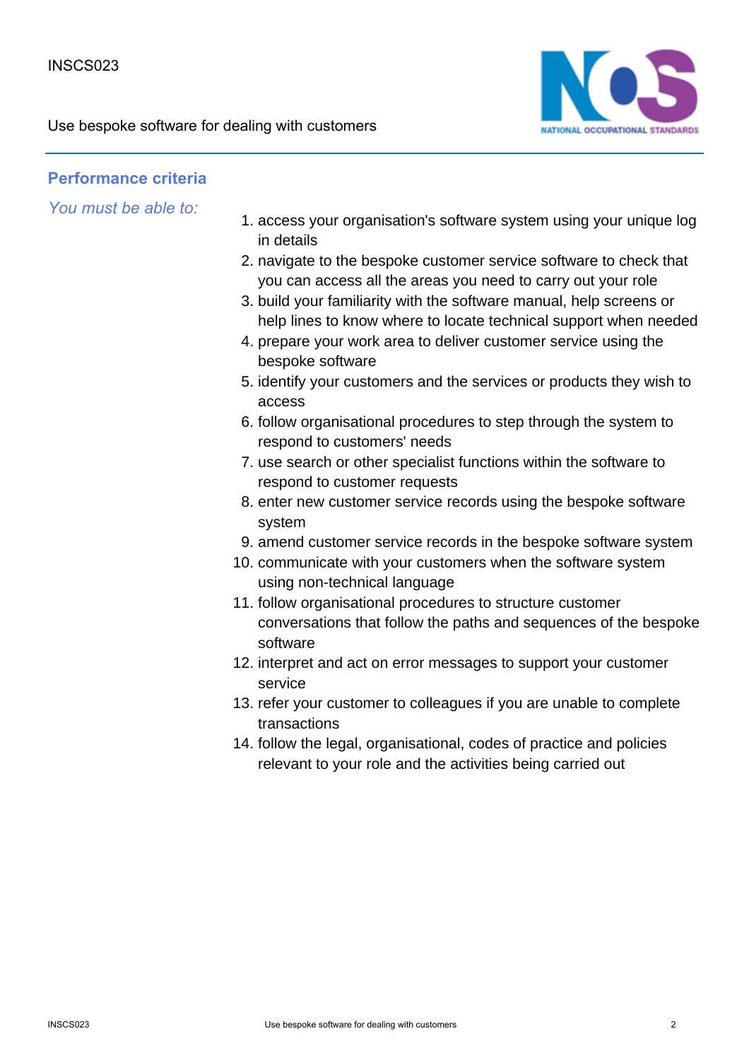## Performance criteria

*You must be able to:*

1. access your organisation's software system using your unique log in details
2. navigate to the bespoke customer service software to check that you can access all the areas you need to carry out your role
3. build your familiarity with the software manual, help screens or help lines to know where to locate technical support when needed
4. prepare your work area to deliver customer service using the bespoke software
5. identify your customers and the services or products they wish to access
6. follow organisational procedures to step through the system to respond to customers' needs
7. use search or other specialist functions within the software to respond to customer requests
8. enter new customer service records using the bespoke software system
9. amend customer service records in the bespoke software system
10. communicate with your customers when the software system using non-technical language
11. follow organisational procedures to structure customer conversations that follow the paths and sequences of the bespoke software
12. interpret and act on error messages to support your customer service
13. refer your customer to colleagues if you are unable to complete transactions
14. follow the legal, organisational, codes of practice and policies relevant to your role and the activities being carried out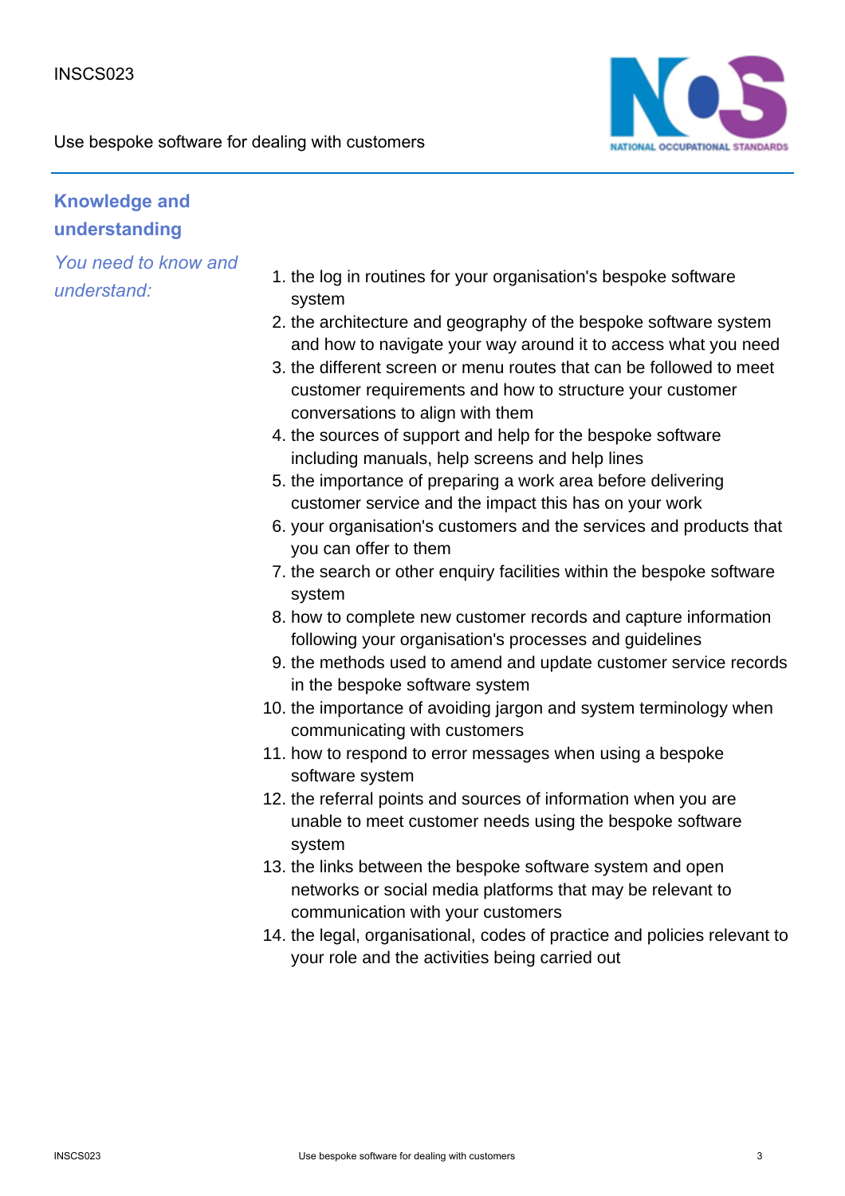## Knowledge and understanding

*You need to know and understand:*

1. the log in routines for your organisation's bespoke software system
2. the architecture and geography of the bespoke software system and how to navigate your way around it to access what you need
3. the different screen or menu routes that can be followed to meet customer requirements and how to structure your customer conversations to align with them
4. the sources of support and help for the bespoke software including manuals, help screens and help lines
5. the importance of preparing a work area before delivering customer service and the impact this has on your work
6. your organisation's customers and the services and products that you can offer to them
7. the search or other enquiry facilities within the bespoke software system
8. how to complete new customer records and capture information following your organisation's processes and guidelines
9. the methods used to amend and update customer service records in the bespoke software system
10. the importance of avoiding jargon and system terminology when communicating with customers
11. how to respond to error messages when using a bespoke software system
12. the referral points and sources of information when you are unable to meet customer needs using the bespoke software system
13. the links between the bespoke software system and open networks or social media platforms that may be relevant to communication with your customers
14. the legal, organisational, codes of practice and policies relevant to your role and the activities being carried out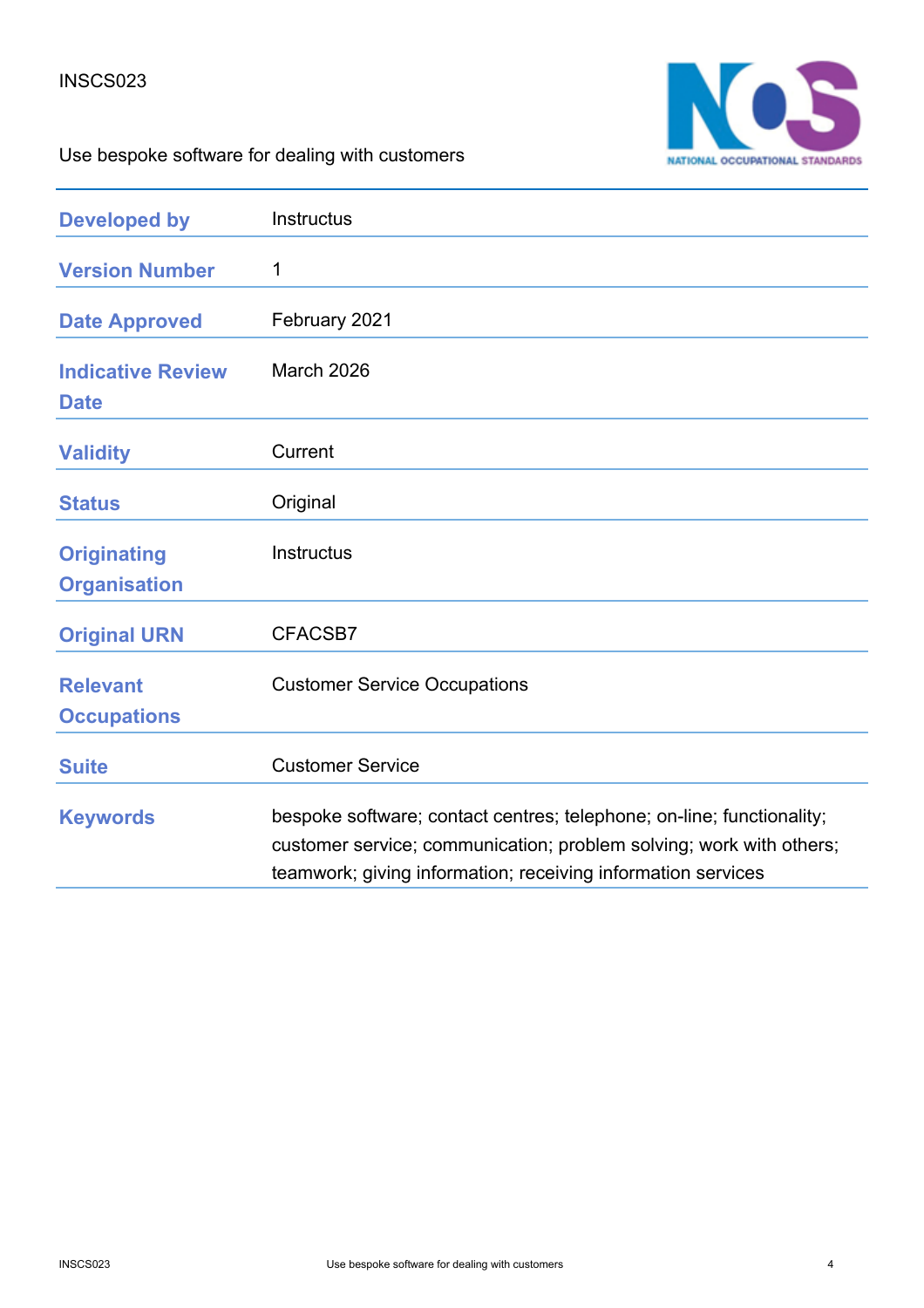INSCS023

Use bespoke software for dealing with customers

| | |
|---|---|
| **Developed by** | Instructus |
| **Version Number** | 1 |
| **Date Approved** | February 2021 |
| **Indicative Review Date** | March 2026 |
| **Validity** | Current |
| **Status** | Original |
| **Originating Organisation** | Instructus |
| **Original URN** | CFACSB7 |
| **Relevant Occupations** | Customer Service Occupations |
| **Suite** | Customer Service |
| **Keywords** | bespoke software; contact centres; telephone; on-line; functionality; customer service; communication; problem solving; work with others; teamwork; giving information; receiving information services |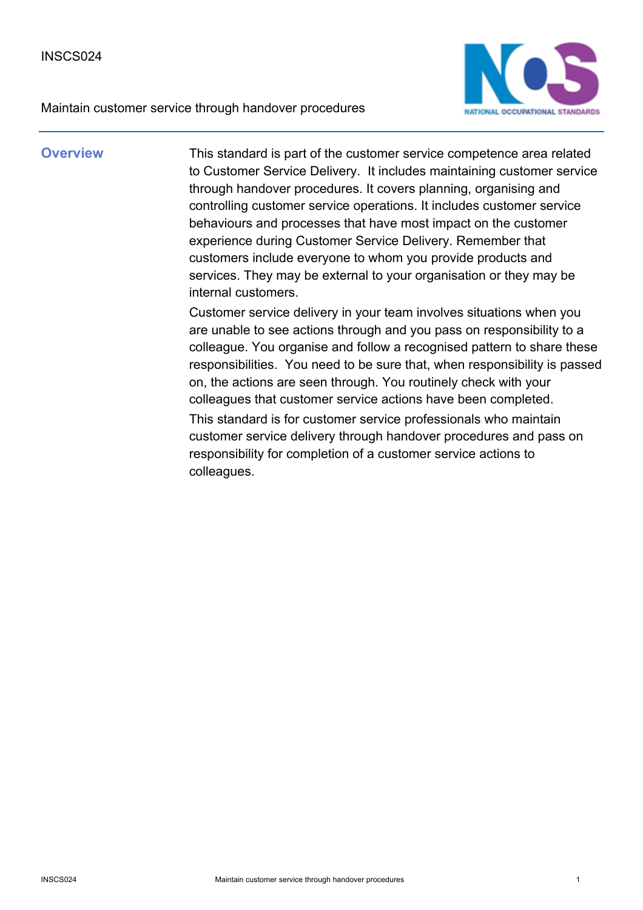INSCS024

Maintain customer service through handover procedures

## Overview

This standard is part of the customer service competence area related to Customer Service Delivery.  It includes maintaining customer service through handover procedures. It covers planning, organising and controlling customer service operations. It includes customer service behaviours and processes that have most impact on the customer experience during Customer Service Delivery. Remember that customers include everyone to whom you provide products and services. They may be external to your organisation or they may be internal customers.

Customer service delivery in your team involves situations when you are unable to see actions through and you pass on responsibility to a colleague. You organise and follow a recognised pattern to share these responsibilities.  You need to be sure that, when responsibility is passed on, the actions are seen through. You routinely check with your colleagues that customer service actions have been completed.

This standard is for customer service professionals who maintain customer service delivery through handover procedures and pass on responsibility for completion of a customer service actions to colleagues.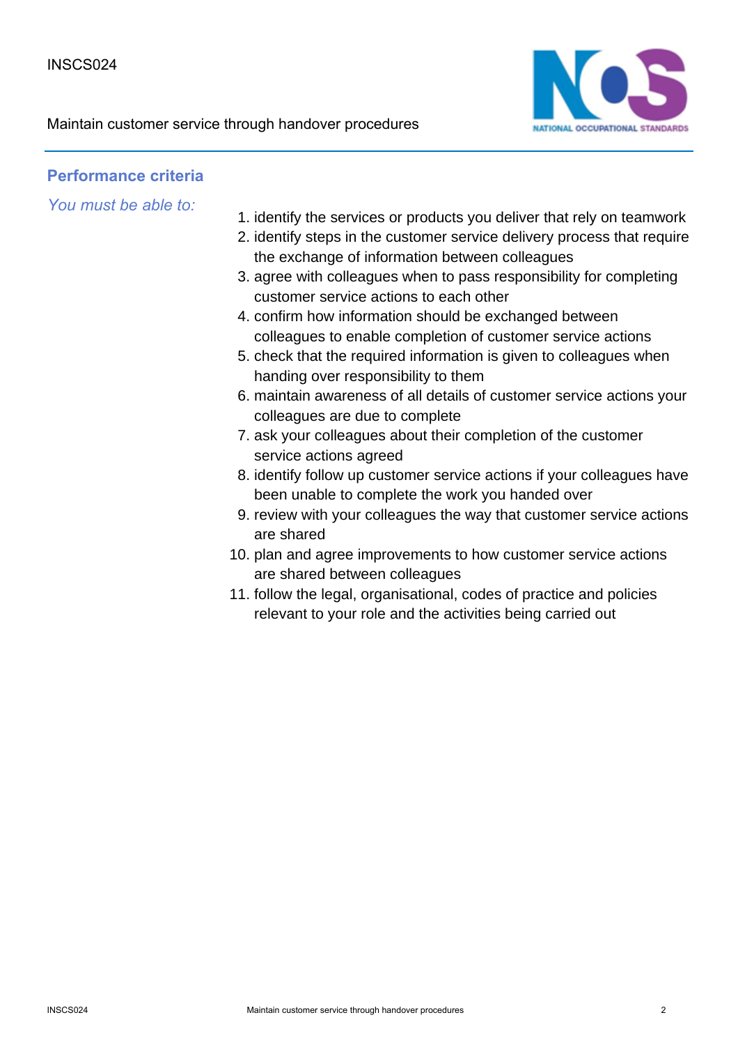## Performance criteria

*You must be able to:*

1. identify the services or products you deliver that rely on teamwork
2. identify steps in the customer service delivery process that require the exchange of information between colleagues
3. agree with colleagues when to pass responsibility for completing customer service actions to each other
4. confirm how information should be exchanged between colleagues to enable completion of customer service actions
5. check that the required information is given to colleagues when handing over responsibility to them
6. maintain awareness of all details of customer service actions your colleagues are due to complete
7. ask your colleagues about their completion of the customer service actions agreed
8. identify follow up customer service actions if your colleagues have been unable to complete the work you handed over
9. review with your colleagues the way that customer service actions are shared
10. plan and agree improvements to how customer service actions are shared between colleagues
11. follow the legal, organisational, codes of practice and policies relevant to your role and the activities being carried out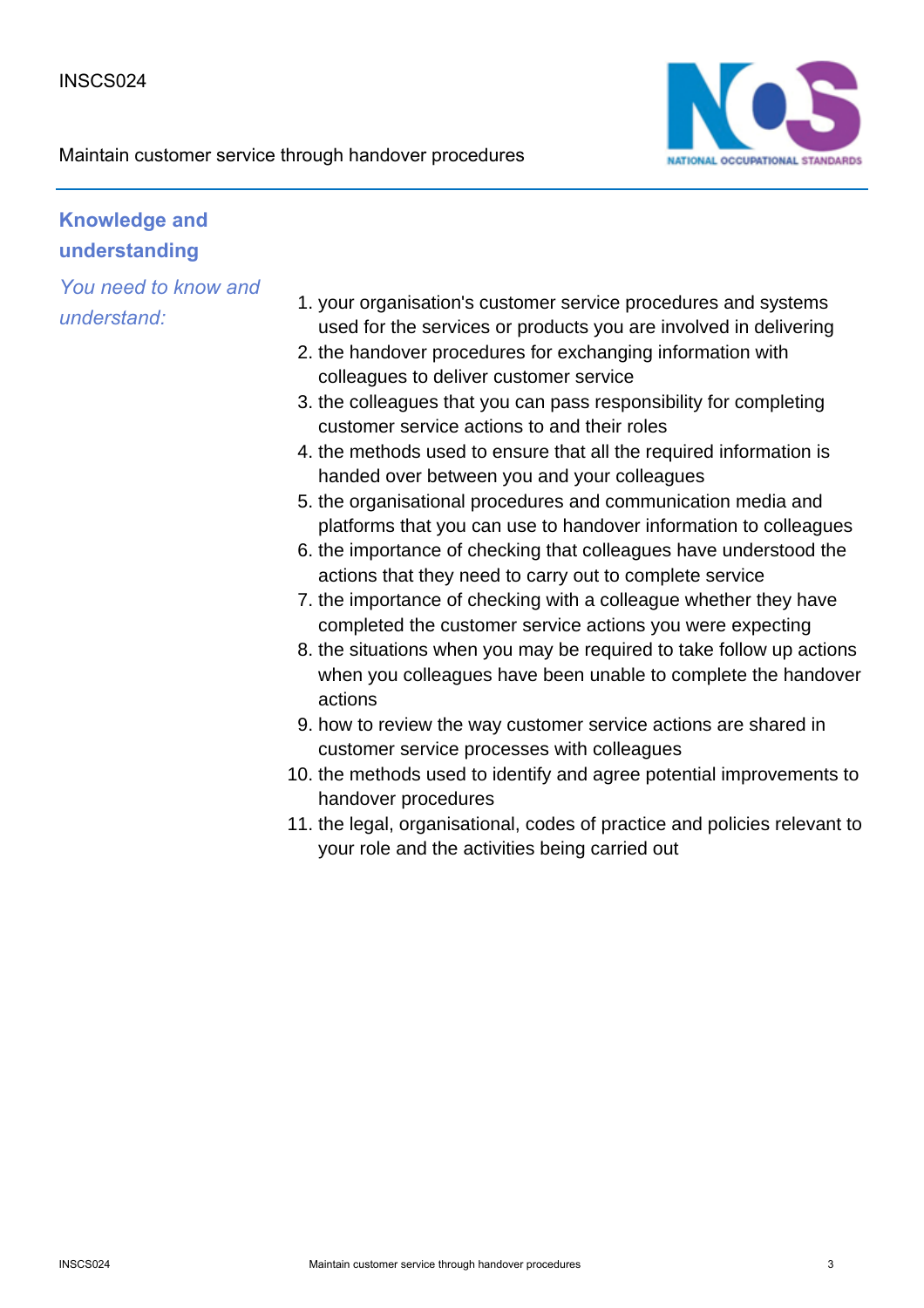## Knowledge and understanding

*You need to know and understand:*

1. your organisation's customer service procedures and systems used for the services or products you are involved in delivering
2. the handover procedures for exchanging information with colleagues to deliver customer service
3. the colleagues that you can pass responsibility for completing customer service actions to and their roles
4. the methods used to ensure that all the required information is handed over between you and your colleagues
5. the organisational procedures and communication media and platforms that you can use to handover information to colleagues
6. the importance of checking that colleagues have understood the actions that they need to carry out to complete service
7. the importance of checking with a colleague whether they have completed the customer service actions you were expecting
8. the situations when you may be required to take follow up actions when you colleagues have been unable to complete the handover actions
9. how to review the way customer service actions are shared in customer service processes with colleagues
10. the methods used to identify and agree potential improvements to handover procedures
11. the legal, organisational, codes of practice and policies relevant to your role and the activities being carried out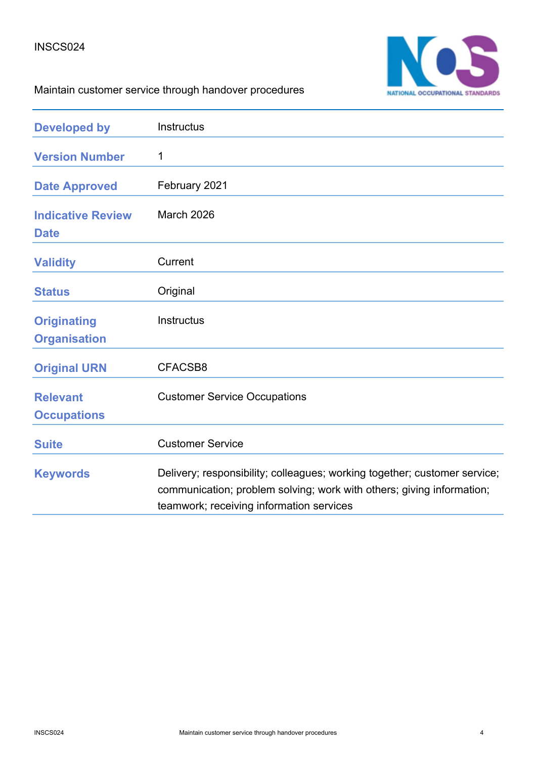INSCS024

Maintain customer service through handover procedures

| | |
|---|---|
| **Developed by** | Instructus |
| **Version Number** | 1 |
| **Date Approved** | February 2021 |
| **Indicative Review Date** | March 2026 |
| **Validity** | Current |
| **Status** | Original |
| **Originating Organisation** | Instructus |
| **Original URN** | CFACSB8 |
| **Relevant Occupations** | Customer Service Occupations |
| **Suite** | Customer Service |
| **Keywords** | Delivery; responsibility; colleagues; working together; customer service; communication; problem solving; work with others; giving information; teamwork; receiving information services |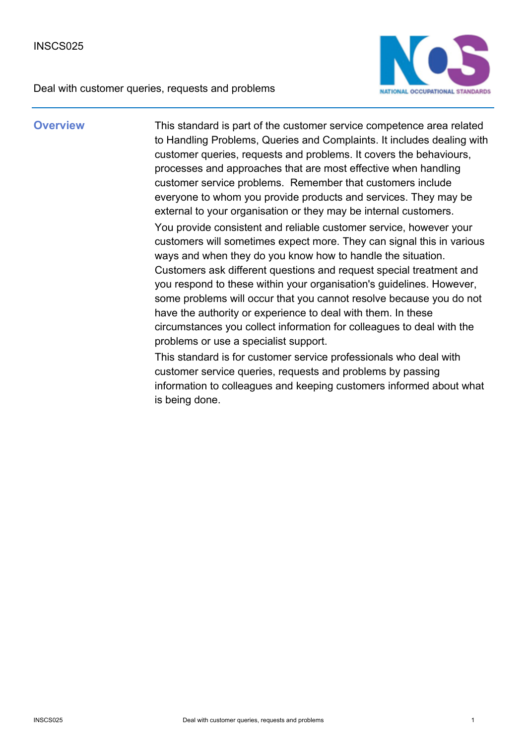INSCS025

Deal with customer queries, requests and problems

## Overview

This standard is part of the customer service competence area related to Handling Problems, Queries and Complaints. It includes dealing with customer queries, requests and problems. It covers the behaviours, processes and approaches that are most effective when handling customer service problems. Remember that customers include everyone to whom you provide products and services. They may be external to your organisation or they may be internal customers.

You provide consistent and reliable customer service, however your customers will sometimes expect more. They can signal this in various ways and when they do you know how to handle the situation. Customers ask different questions and request special treatment and you respond to these within your organisation's guidelines. However, some problems will occur that you cannot resolve because you do not have the authority or experience to deal with them. In these circumstances you collect information for colleagues to deal with the problems or use a specialist support.

This standard is for customer service professionals who deal with customer service queries, requests and problems by passing information to colleagues and keeping customers informed about what is being done.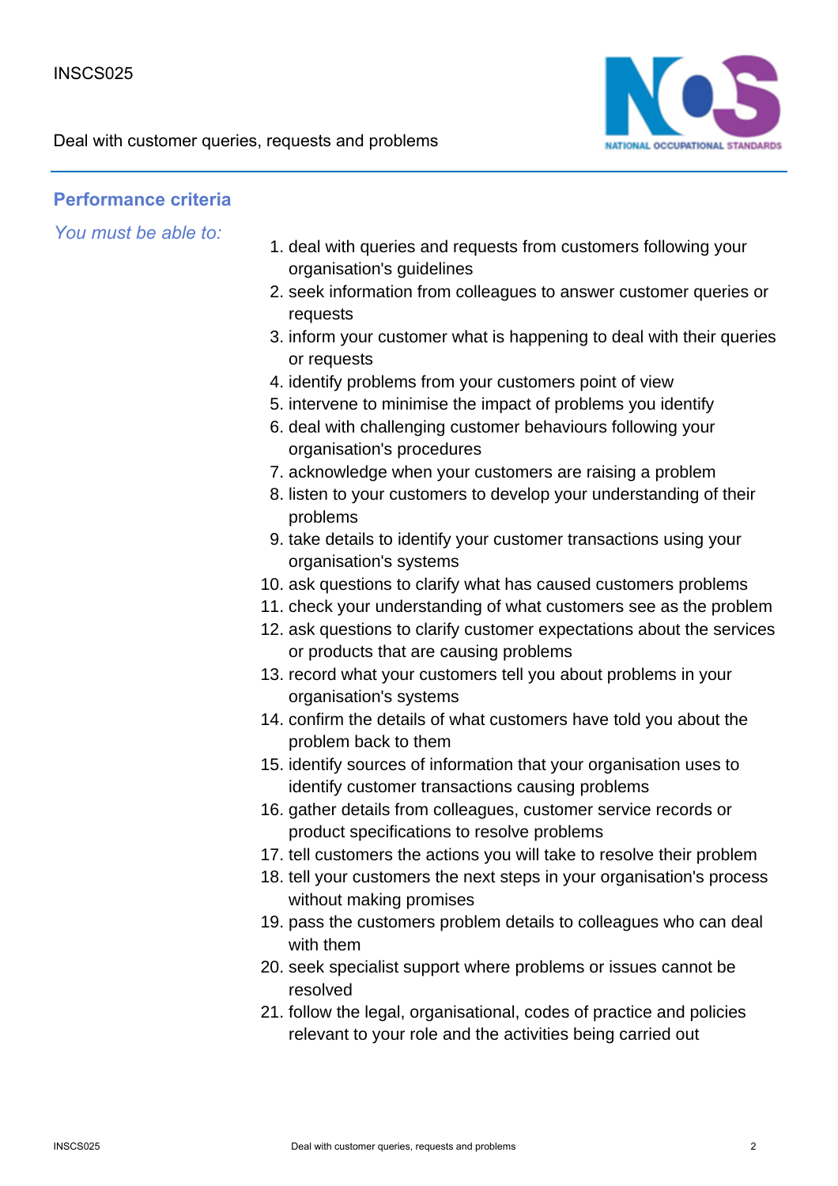## Performance criteria

*You must be able to:*

1. deal with queries and requests from customers following your organisation's guidelines
2. seek information from colleagues to answer customer queries or requests
3. inform your customer what is happening to deal with their queries or requests
4. identify problems from your customers point of view
5. intervene to minimise the impact of problems you identify
6. deal with challenging customer behaviours following your organisation's procedures
7. acknowledge when your customers are raising a problem
8. listen to your customers to develop your understanding of their problems
9. take details to identify your customer transactions using your organisation's systems
10. ask questions to clarify what has caused customers problems
11. check your understanding of what customers see as the problem
12. ask questions to clarify customer expectations about the services or products that are causing problems
13. record what your customers tell you about problems in your organisation's systems
14. confirm the details of what customers have told you about the problem back to them
15. identify sources of information that your organisation uses to identify customer transactions causing problems
16. gather details from colleagues, customer service records or product specifications to resolve problems
17. tell customers the actions you will take to resolve their problem
18. tell your customers the next steps in your organisation's process without making promises
19. pass the customers problem details to colleagues who can deal with them
20. seek specialist support where problems or issues cannot be resolved
21. follow the legal, organisational, codes of practice and policies relevant to your role and the activities being carried out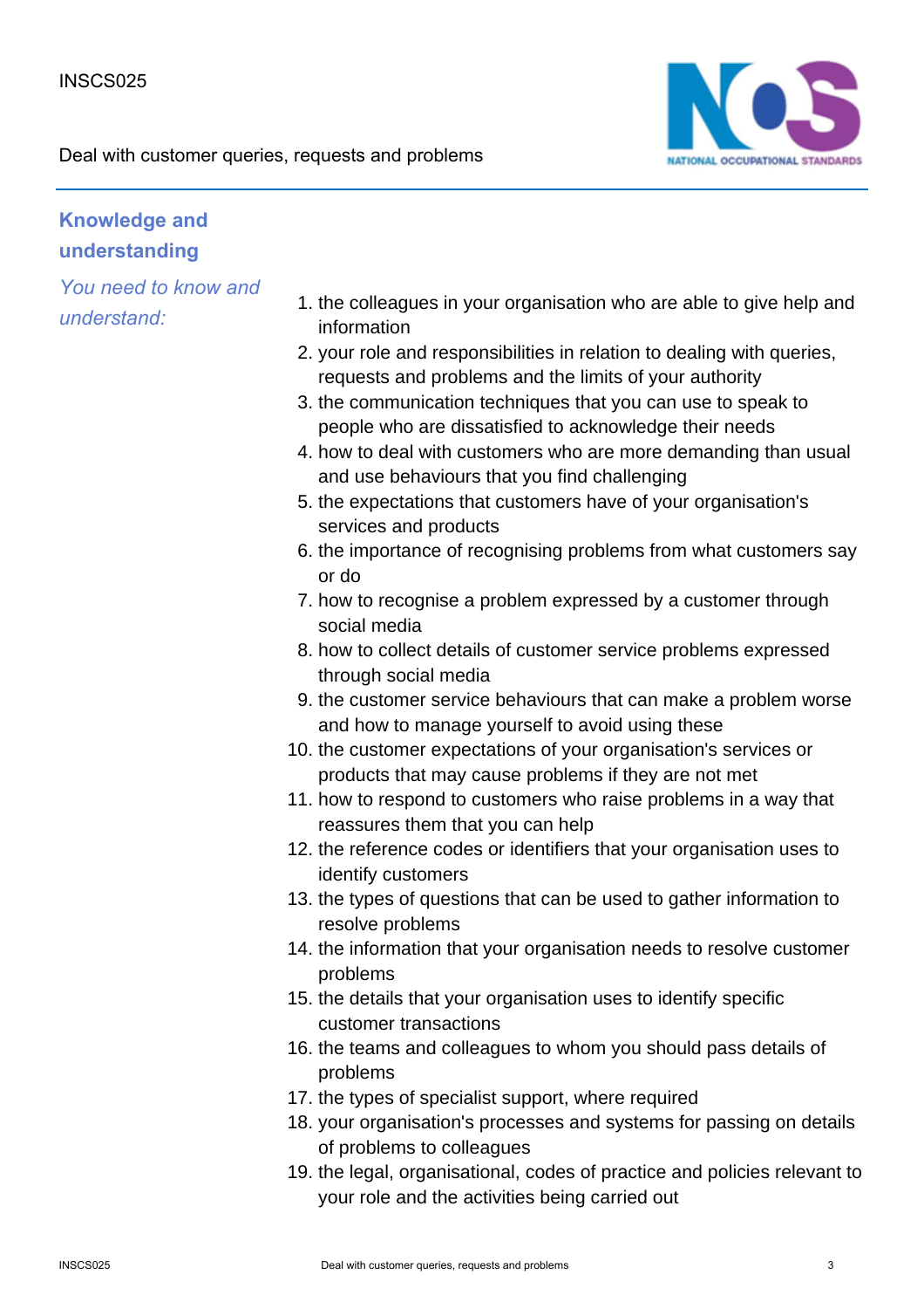## Knowledge and understanding

*You need to know and understand:*

1. the colleagues in your organisation who are able to give help and information
2. your role and responsibilities in relation to dealing with queries, requests and problems and the limits of your authority
3. the communication techniques that you can use to speak to people who are dissatisfied to acknowledge their needs
4. how to deal with customers who are more demanding than usual and use behaviours that you find challenging
5. the expectations that customers have of your organisation's services and products
6. the importance of recognising problems from what customers say or do
7. how to recognise a problem expressed by a customer through social media
8. how to collect details of customer service problems expressed through social media
9. the customer service behaviours that can make a problem worse and how to manage yourself to avoid using these
10. the customer expectations of your organisation's services or products that may cause problems if they are not met
11. how to respond to customers who raise problems in a way that reassures them that you can help
12. the reference codes or identifiers that your organisation uses to identify customers
13. the types of questions that can be used to gather information to resolve problems
14. the information that your organisation needs to resolve customer problems
15. the details that your organisation uses to identify specific customer transactions
16. the teams and colleagues to whom you should pass details of problems
17. the types of specialist support, where required
18. your organisation's processes and systems for passing on details of problems to colleagues
19. the legal, organisational, codes of practice and policies relevant to your role and the activities being carried out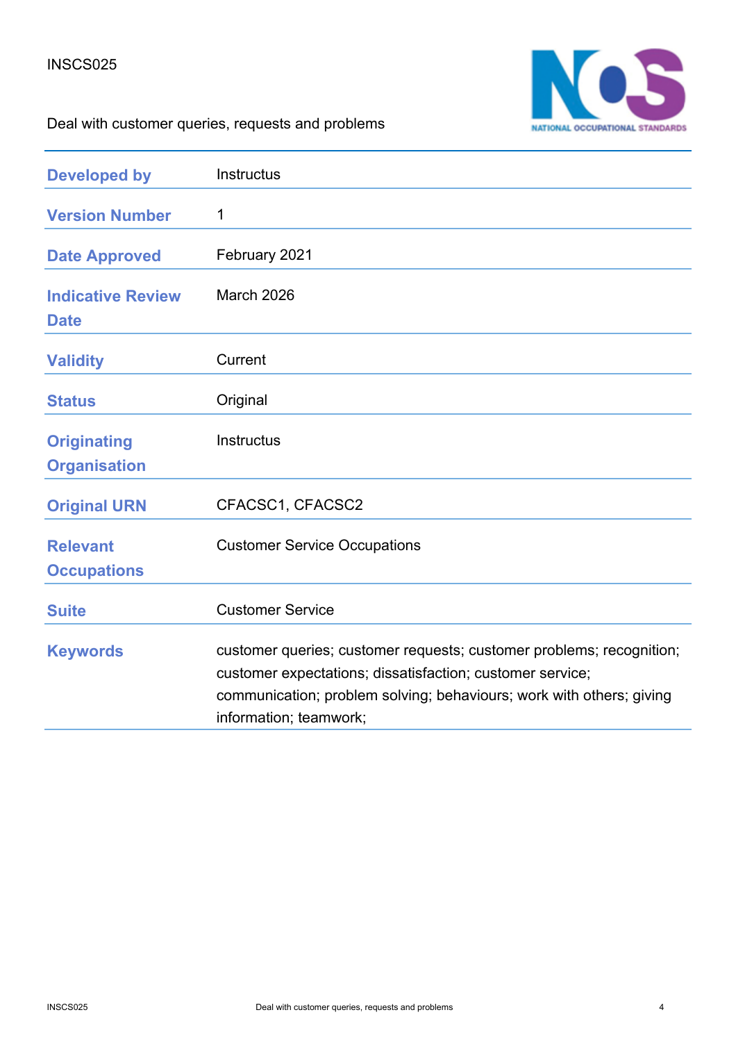INSCS025

Deal with customer queries, requests and problems

| Developed by | Instructus |
| --- | --- |
| Version Number | 1 |
| Date Approved | February 2021 |
| Indicative Review Date | March 2026 |
| Validity | Current |
| Status | Original |
| Originating Organisation | Instructus |
| Original URN | CFACSC1, CFACSC2 |
| Relevant Occupations | Customer Service Occupations |
| Suite | Customer Service |
| Keywords | customer queries; customer requests; customer problems; recognition; customer expectations; dissatisfaction; customer service; communication; problem solving; behaviours; work with others; giving information; teamwork; |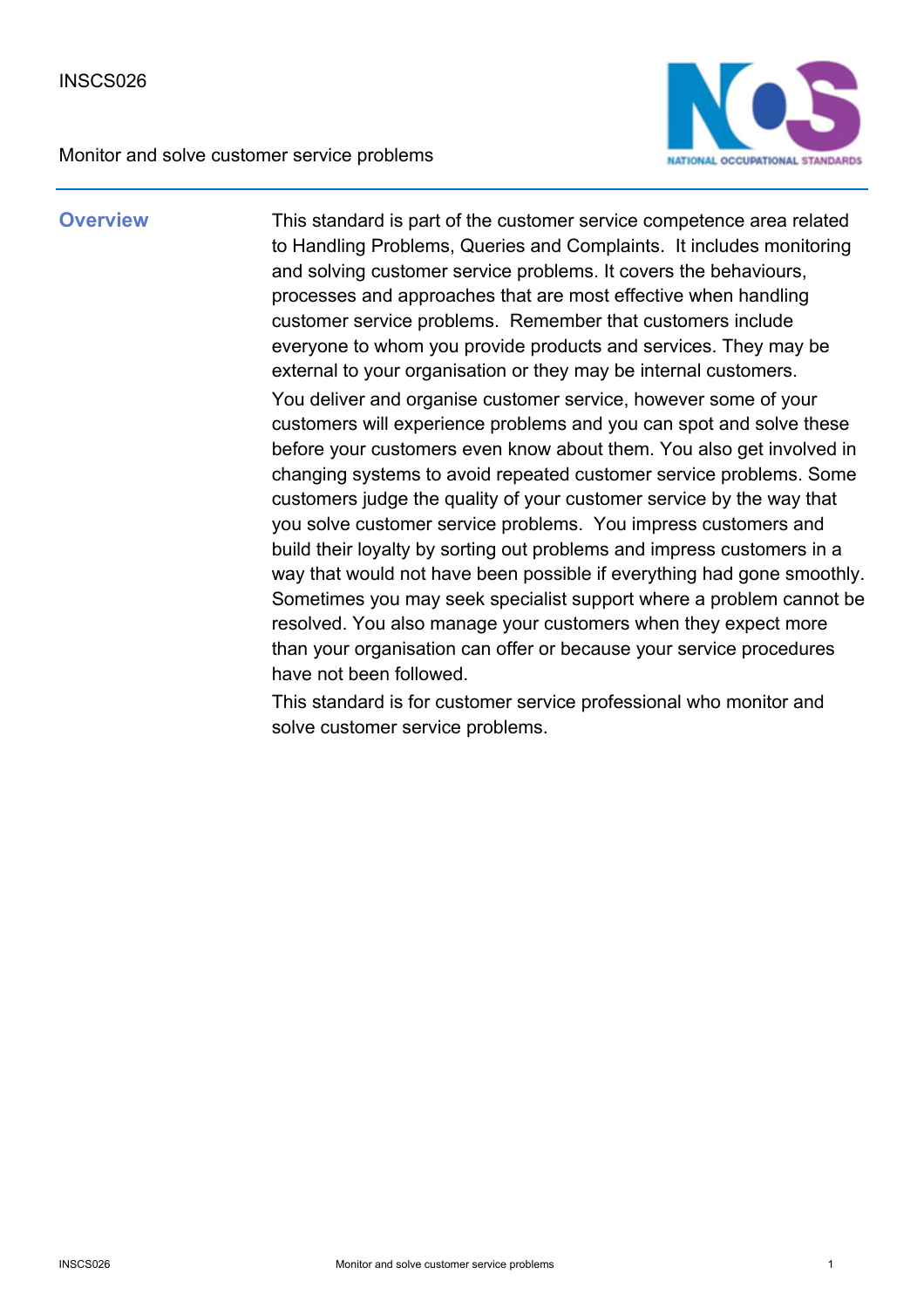INSCS026

Monitor and solve customer service problems

## Overview

This standard is part of the customer service competence area related to Handling Problems, Queries and Complaints. It includes monitoring and solving customer service problems. It covers the behaviours, processes and approaches that are most effective when handling customer service problems. Remember that customers include everyone to whom you provide products and services. They may be external to your organisation or they may be internal customers.

You deliver and organise customer service, however some of your customers will experience problems and you can spot and solve these before your customers even know about them. You also get involved in changing systems to avoid repeated customer service problems. Some customers judge the quality of your customer service by the way that you solve customer service problems. You impress customers and build their loyalty by sorting out problems and impress customers in a way that would not have been possible if everything had gone smoothly. Sometimes you may seek specialist support where a problem cannot be resolved. You also manage your customers when they expect more than your organisation can offer or because your service procedures have not been followed.

This standard is for customer service professional who monitor and solve customer service problems.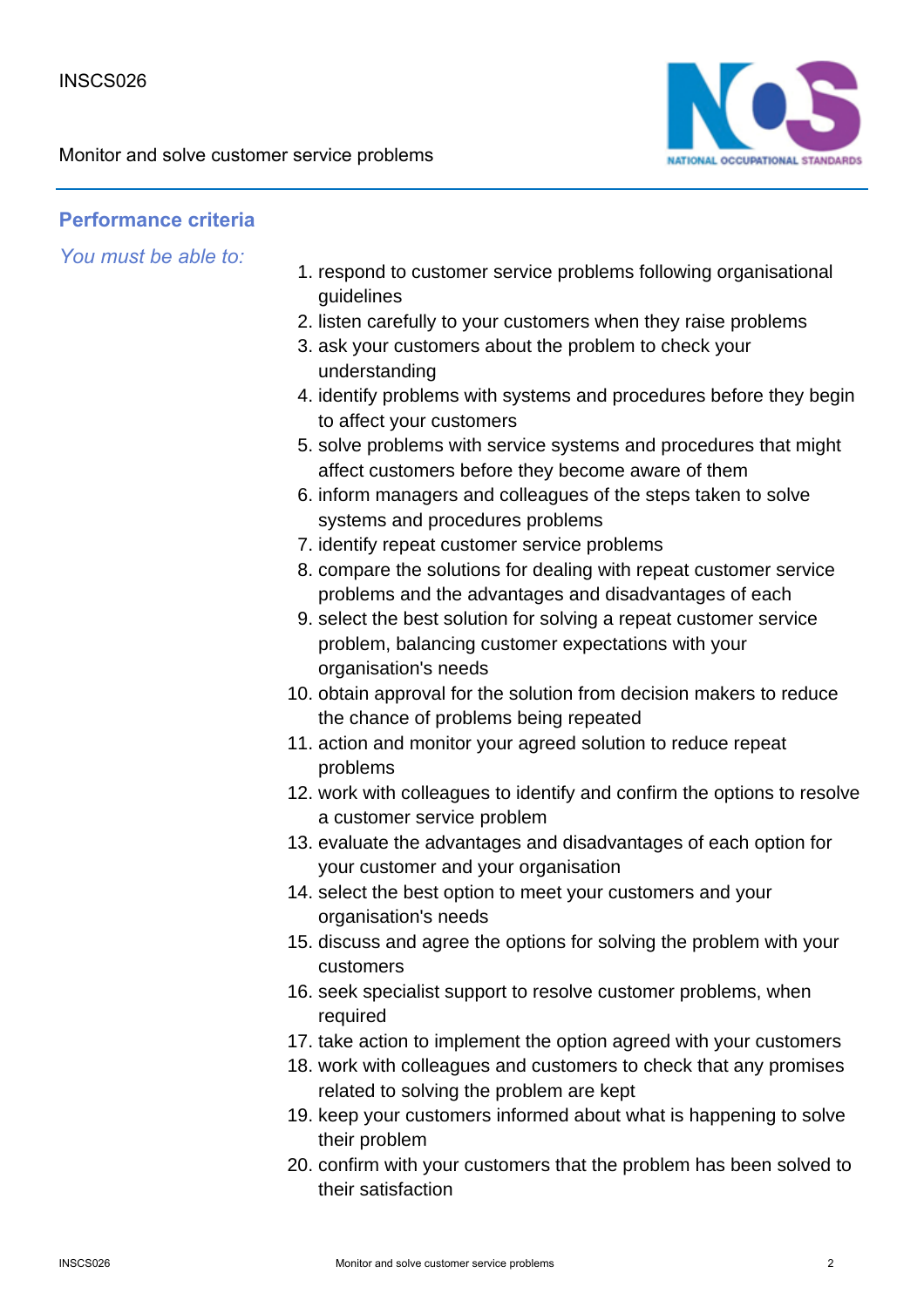## Performance criteria

*You must be able to:*

1. respond to customer service problems following organisational guidelines
2. listen carefully to your customers when they raise problems
3. ask your customers about the problem to check your understanding
4. identify problems with systems and procedures before they begin to affect your customers
5. solve problems with service systems and procedures that might affect customers before they become aware of them
6. inform managers and colleagues of the steps taken to solve systems and procedures problems
7. identify repeat customer service problems
8. compare the solutions for dealing with repeat customer service problems and the advantages and disadvantages of each
9. select the best solution for solving a repeat customer service problem, balancing customer expectations with your organisation's needs
10. obtain approval for the solution from decision makers to reduce the chance of problems being repeated
11. action and monitor your agreed solution to reduce repeat problems
12. work with colleagues to identify and confirm the options to resolve a customer service problem
13. evaluate the advantages and disadvantages of each option for your customer and your organisation
14. select the best option to meet your customers and your organisation's needs
15. discuss and agree the options for solving the problem with your customers
16. seek specialist support to resolve customer problems, when required
17. take action to implement the option agreed with your customers
18. work with colleagues and customers to check that any promises related to solving the problem are kept
19. keep your customers informed about what is happening to solve their problem
20. confirm with your customers that the problem has been solved to their satisfaction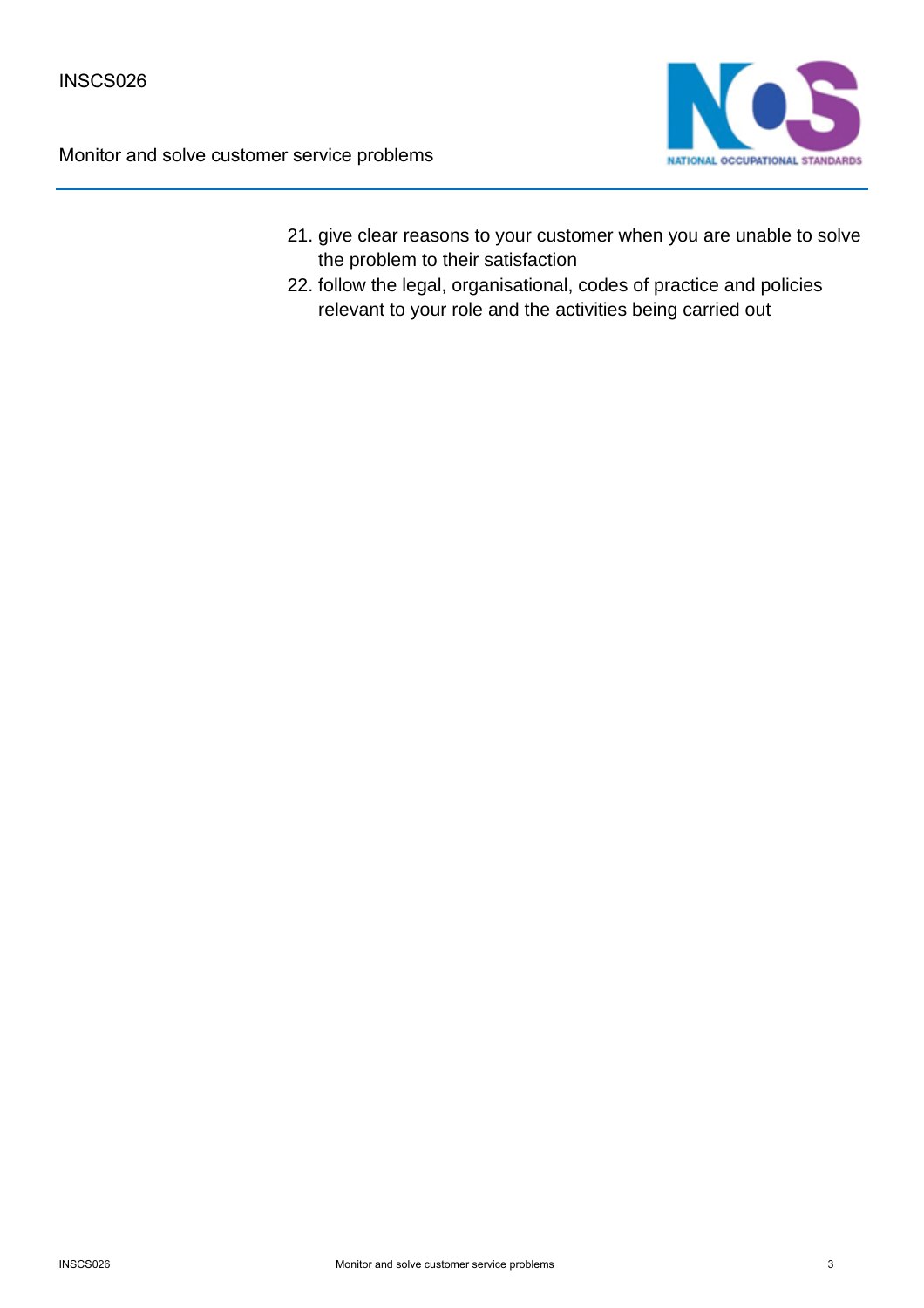21. give clear reasons to your customer when you are unable to solve the problem to their satisfaction
22. follow the legal, organisational, codes of practice and policies relevant to your role and the activities being carried out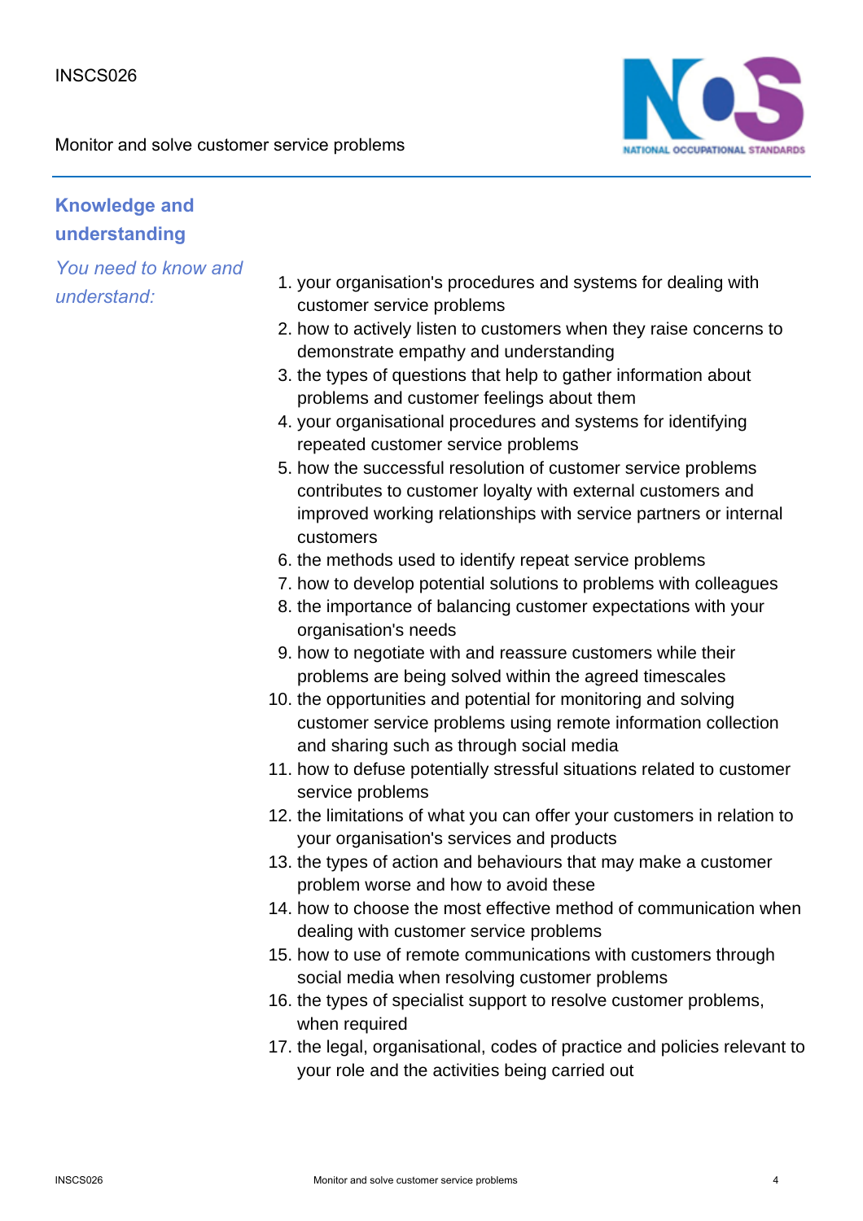## Knowledge and understanding

*You need to know and understand:*

1. your organisation's procedures and systems for dealing with customer service problems
2. how to actively listen to customers when they raise concerns to demonstrate empathy and understanding
3. the types of questions that help to gather information about problems and customer feelings about them
4. your organisational procedures and systems for identifying repeated customer service problems
5. how the successful resolution of customer service problems contributes to customer loyalty with external customers and improved working relationships with service partners or internal customers
6. the methods used to identify repeat service problems
7. how to develop potential solutions to problems with colleagues
8. the importance of balancing customer expectations with your organisation's needs
9. how to negotiate with and reassure customers while their problems are being solved within the agreed timescales
10. the opportunities and potential for monitoring and solving customer service problems using remote information collection and sharing such as through social media
11. how to defuse potentially stressful situations related to customer service problems
12. the limitations of what you can offer your customers in relation to your organisation's services and products
13. the types of action and behaviours that may make a customer problem worse and how to avoid these
14. how to choose the most effective method of communication when dealing with customer service problems
15. how to use of remote communications with customers through social media when resolving customer problems
16. the types of specialist support to resolve customer problems, when required
17. the legal, organisational, codes of practice and policies relevant to your role and the activities being carried out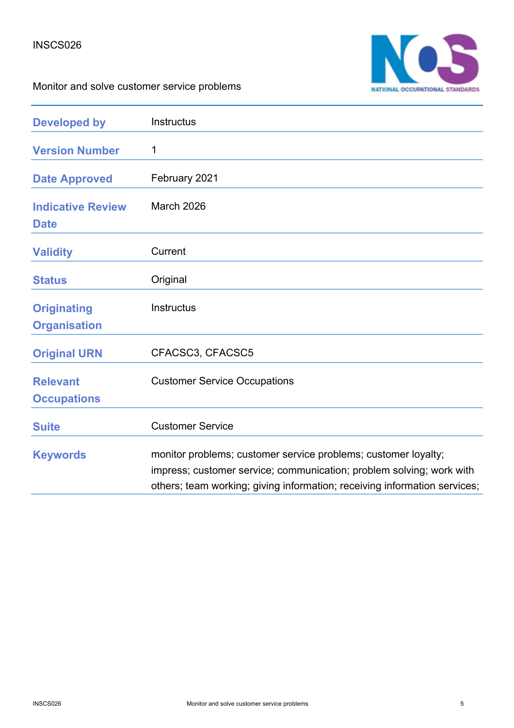INSCS026

Monitor and solve customer service problems

| | |
|---|---|
| **Developed by** | Instructus |
| **Version Number** | 1 |
| **Date Approved** | February 2021 |
| **Indicative Review Date** | March 2026 |
| **Validity** | Current |
| **Status** | Original |
| **Originating Organisation** | Instructus |
| **Original URN** | CFACSC3, CFACSC5 |
| **Relevant Occupations** | Customer Service Occupations |
| **Suite** | Customer Service |
| **Keywords** | monitor problems; customer service problems; customer loyalty; impress; customer service; communication; problem solving; work with others; team working; giving information; receiving information services; |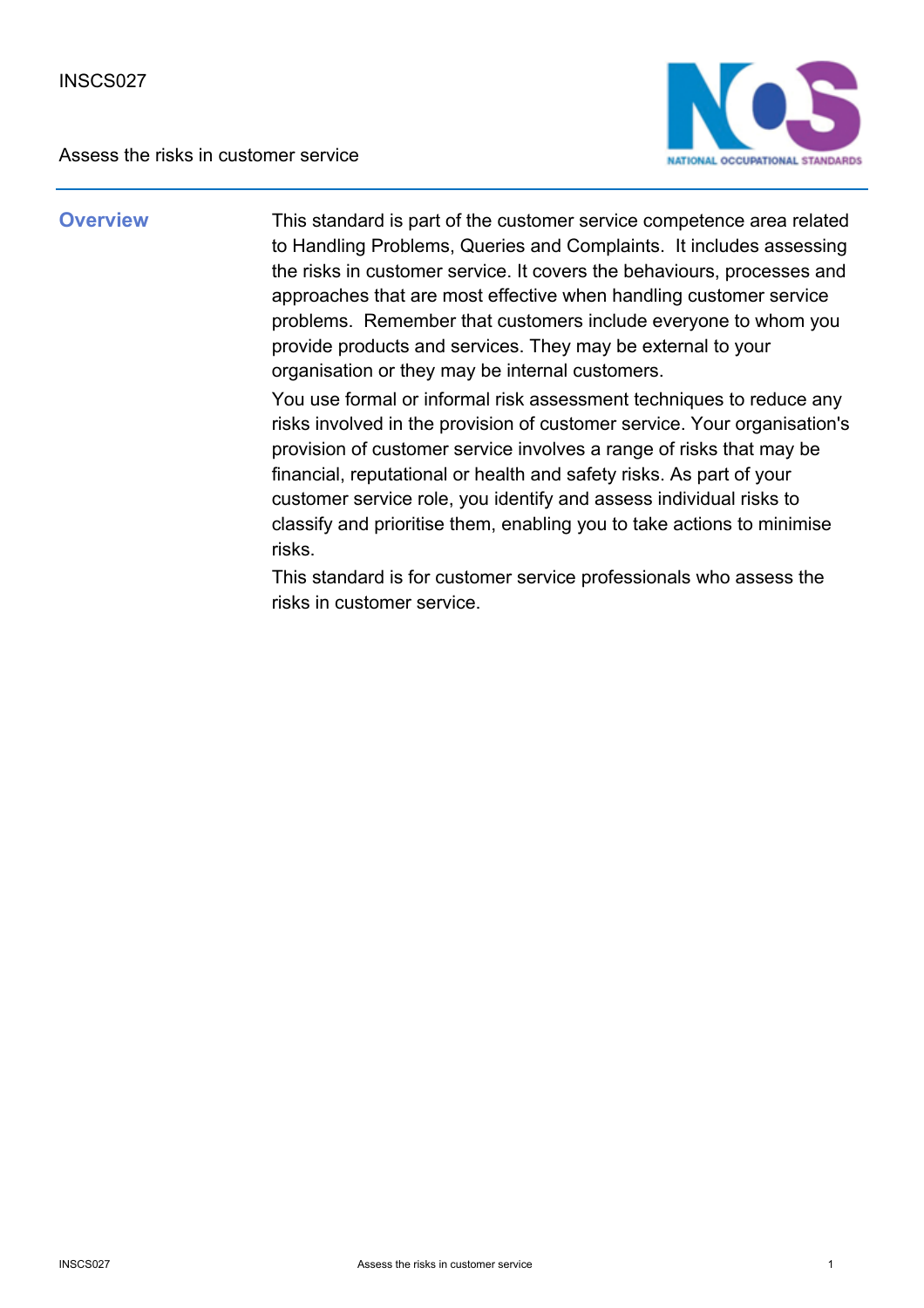INSCS027

Assess the risks in customer service

## Overview

This standard is part of the customer service competence area related to Handling Problems, Queries and Complaints. It includes assessing the risks in customer service. It covers the behaviours, processes and approaches that are most effective when handling customer service problems. Remember that customers include everyone to whom you provide products and services. They may be external to your organisation or they may be internal customers.

You use formal or informal risk assessment techniques to reduce any risks involved in the provision of customer service. Your organisation's provision of customer service involves a range of risks that may be financial, reputational or health and safety risks. As part of your customer service role, you identify and assess individual risks to classify and prioritise them, enabling you to take actions to minimise risks.

This standard is for customer service professionals who assess the risks in customer service.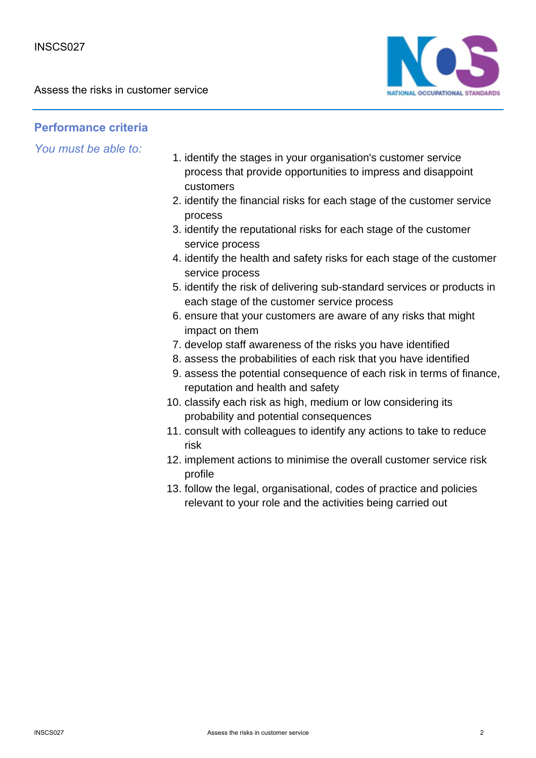## Performance criteria

*You must be able to:*

1. identify the stages in your organisation's customer service process that provide opportunities to impress and disappoint customers
2. identify the financial risks for each stage of the customer service process
3. identify the reputational risks for each stage of the customer service process
4. identify the health and safety risks for each stage of the customer service process
5. identify the risk of delivering sub-standard services or products in each stage of the customer service process
6. ensure that your customers are aware of any risks that might impact on them
7. develop staff awareness of the risks you have identified
8. assess the probabilities of each risk that you have identified
9. assess the potential consequence of each risk in terms of finance, reputation and health and safety
10. classify each risk as high, medium or low considering its probability and potential consequences
11. consult with colleagues to identify any actions to take to reduce risk
12. implement actions to minimise the overall customer service risk profile
13. follow the legal, organisational, codes of practice and policies relevant to your role and the activities being carried out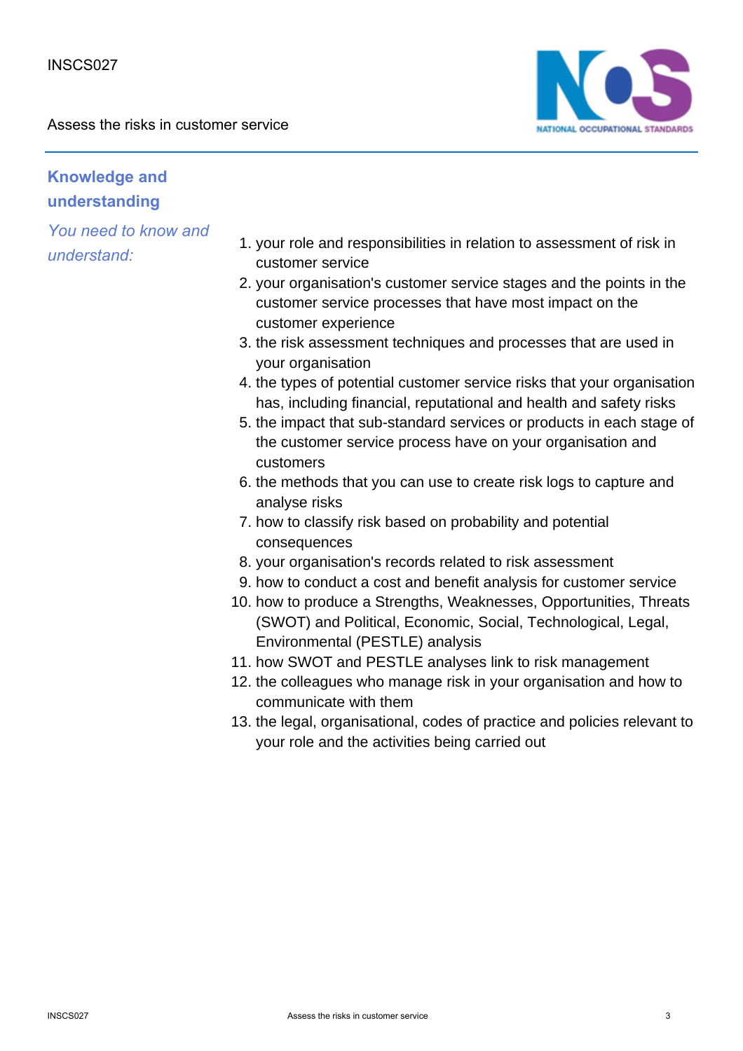## Knowledge and understanding

*You need to know and understand:*

1. your role and responsibilities in relation to assessment of risk in customer service
2. your organisation's customer service stages and the points in the customer service processes that have most impact on the customer experience
3. the risk assessment techniques and processes that are used in your organisation
4. the types of potential customer service risks that your organisation has, including financial, reputational and health and safety risks
5. the impact that sub-standard services or products in each stage of the customer service process have on your organisation and customers
6. the methods that you can use to create risk logs to capture and analyse risks
7. how to classify risk based on probability and potential consequences
8. your organisation's records related to risk assessment
9. how to conduct a cost and benefit analysis for customer service
10. how to produce a Strengths, Weaknesses, Opportunities, Threats (SWOT) and Political, Economic, Social, Technological, Legal, Environmental (PESTLE) analysis
11. how SWOT and PESTLE analyses link to risk management
12. the colleagues who manage risk in your organisation and how to communicate with them
13. the legal, organisational, codes of practice and policies relevant to your role and the activities being carried out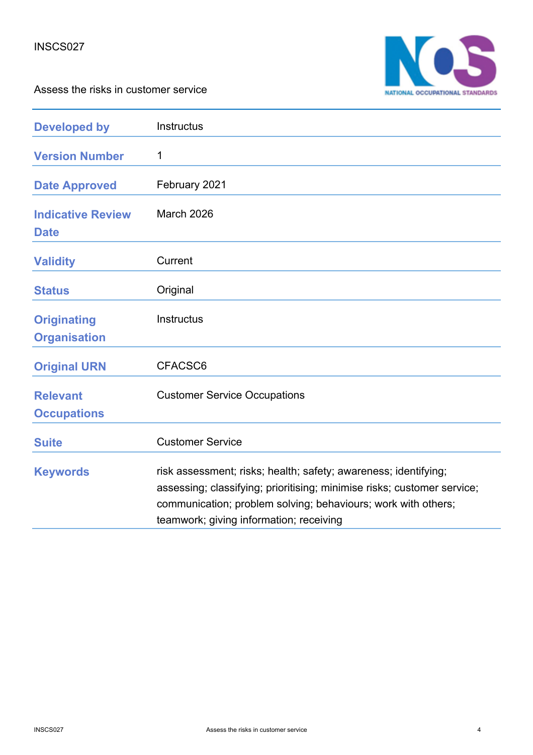INSCS027

Assess the risks in customer service

| | |
|---|---|
| **Developed by** | Instructus |
| **Version Number** | 1 |
| **Date Approved** | February 2021 |
| **Indicative Review Date** | March 2026 |
| **Validity** | Current |
| **Status** | Original |
| **Originating Organisation** | Instructus |
| **Original URN** | CFACSC6 |
| **Relevant Occupations** | Customer Service Occupations |
| **Suite** | Customer Service |
| **Keywords** | risk assessment; risks; health; safety; awareness; identifying; assessing; classifying; prioritising; minimise risks; customer service; communication; problem solving; behaviours; work with others; teamwork; giving information; receiving |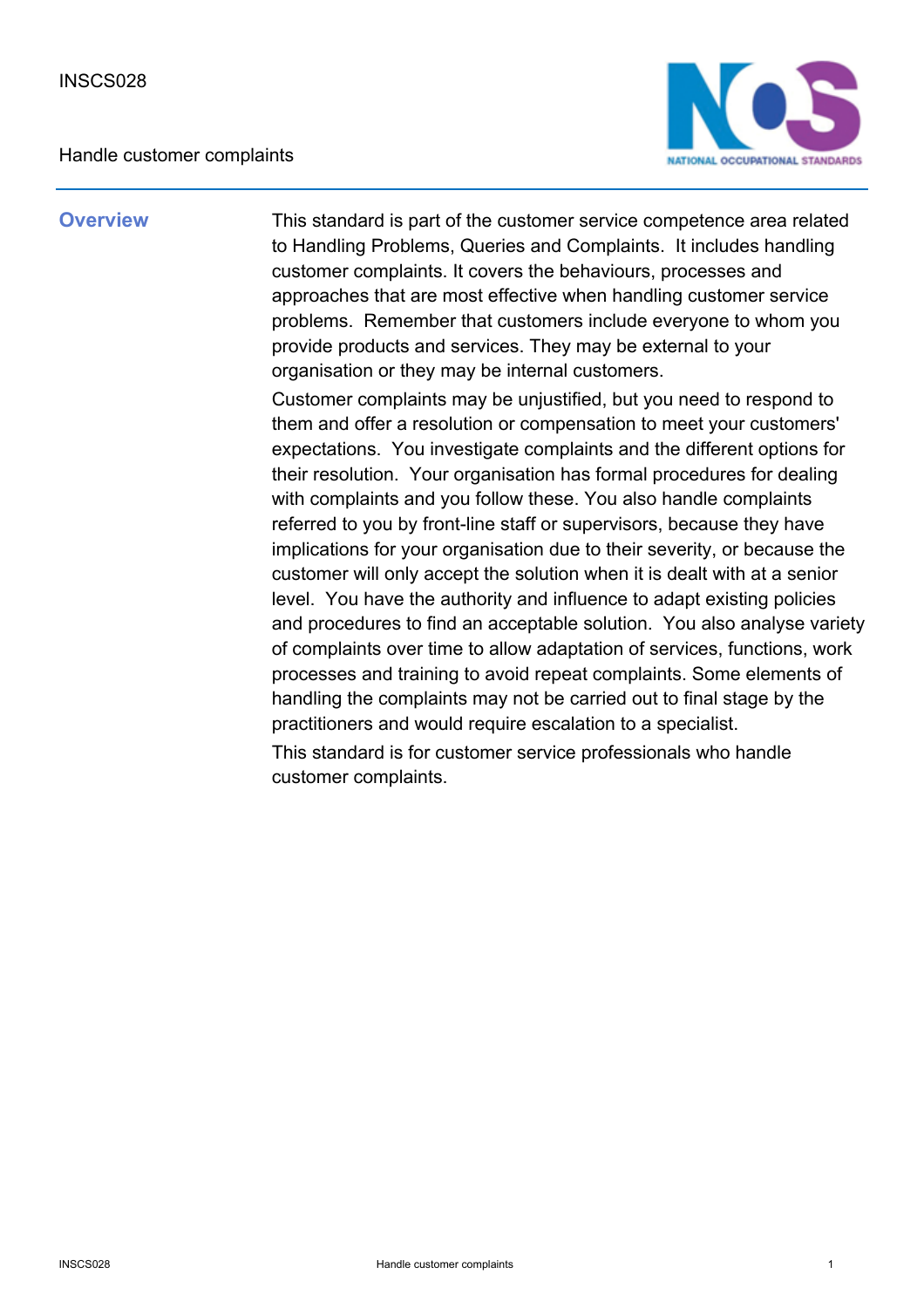INSCS028

Handle customer complaints

## Overview

This standard is part of the customer service competence area related to Handling Problems, Queries and Complaints. It includes handling customer complaints. It covers the behaviours, processes and approaches that are most effective when handling customer service problems. Remember that customers include everyone to whom you provide products and services. They may be external to your organisation or they may be internal customers.

Customer complaints may be unjustified, but you need to respond to them and offer a resolution or compensation to meet your customers' expectations. You investigate complaints and the different options for their resolution. Your organisation has formal procedures for dealing with complaints and you follow these. You also handle complaints referred to you by front-line staff or supervisors, because they have implications for your organisation due to their severity, or because the customer will only accept the solution when it is dealt with at a senior level. You have the authority and influence to adapt existing policies and procedures to find an acceptable solution. You also analyse variety of complaints over time to allow adaptation of services, functions, work processes and training to avoid repeat complaints. Some elements of handling the complaints may not be carried out to final stage by the practitioners and would require escalation to a specialist.

This standard is for customer service professionals who handle customer complaints.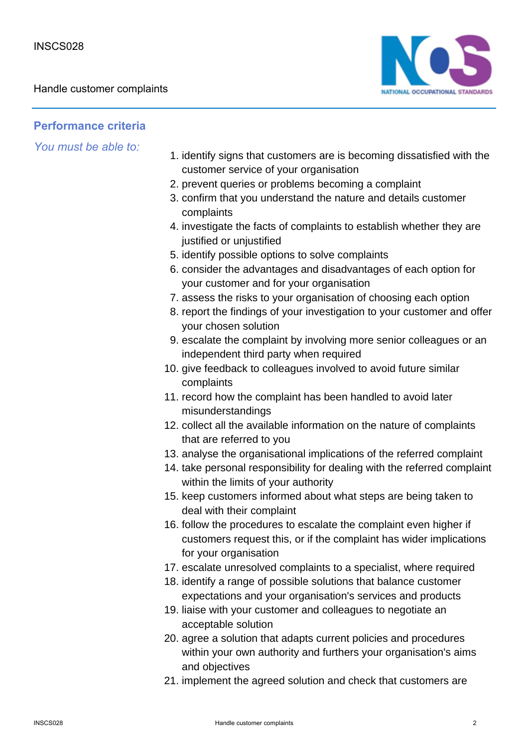## Performance criteria

*You must be able to:*

1. identify signs that customers are is becoming dissatisfied with the customer service of your organisation
2. prevent queries or problems becoming a complaint
3. confirm that you understand the nature and details customer complaints
4. investigate the facts of complaints to establish whether they are justified or unjustified
5. identify possible options to solve complaints
6. consider the advantages and disadvantages of each option for your customer and for your organisation
7. assess the risks to your organisation of choosing each option
8. report the findings of your investigation to your customer and offer your chosen solution
9. escalate the complaint by involving more senior colleagues or an independent third party when required
10. give feedback to colleagues involved to avoid future similar complaints
11. record how the complaint has been handled to avoid later misunderstandings
12. collect all the available information on the nature of complaints that are referred to you
13. analyse the organisational implications of the referred complaint
14. take personal responsibility for dealing with the referred complaint within the limits of your authority
15. keep customers informed about what steps are being taken to deal with their complaint
16. follow the procedures to escalate the complaint even higher if customers request this, or if the complaint has wider implications for your organisation
17. escalate unresolved complaints to a specialist, where required
18. identify a range of possible solutions that balance customer expectations and your organisation's services and products
19. liaise with your customer and colleagues to negotiate an acceptable solution
20. agree a solution that adapts current policies and procedures within your own authority and furthers your organisation's aims and objectives
21. implement the agreed solution and check that customers are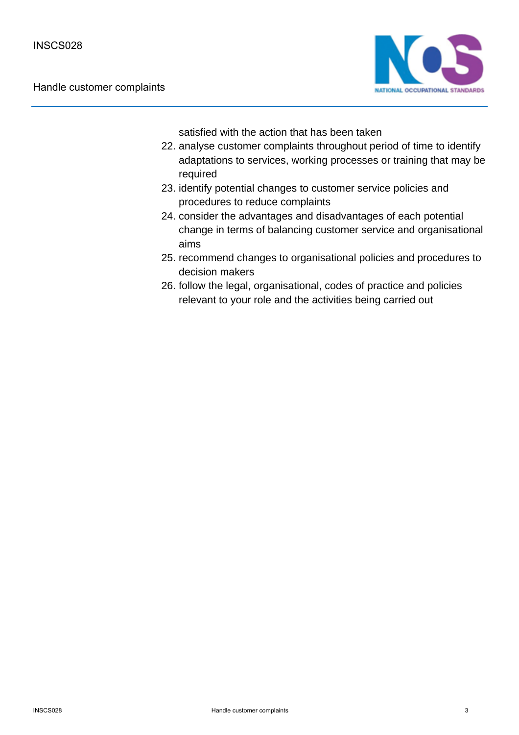satisfied with the action that has been taken

22. analyse customer complaints throughout period of time to identify adaptations to services, working processes or training that may be required
23. identify potential changes to customer service policies and procedures to reduce complaints
24. consider the advantages and disadvantages of each potential change in terms of balancing customer service and organisational aims
25. recommend changes to organisational policies and procedures to decision makers
26. follow the legal, organisational, codes of practice and policies relevant to your role and the activities being carried out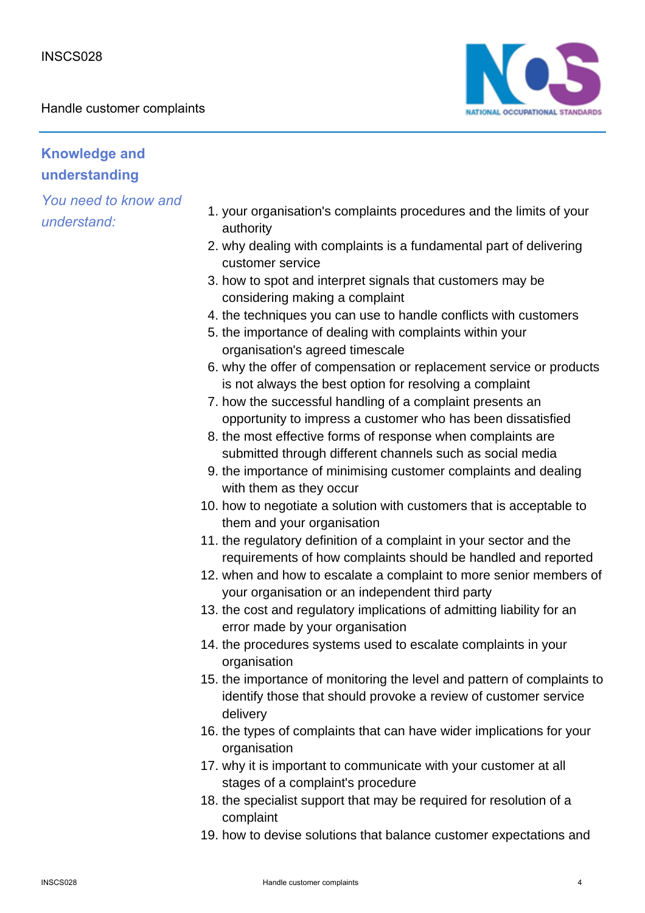## Knowledge and understanding

*You need to know and understand:*

1. your organisation's complaints procedures and the limits of your authority
2. why dealing with complaints is a fundamental part of delivering customer service
3. how to spot and interpret signals that customers may be considering making a complaint
4. the techniques you can use to handle conflicts with customers
5. the importance of dealing with complaints within your organisation's agreed timescale
6. why the offer of compensation or replacement service or products is not always the best option for resolving a complaint
7. how the successful handling of a complaint presents an opportunity to impress a customer who has been dissatisfied
8. the most effective forms of response when complaints are submitted through different channels such as social media
9. the importance of minimising customer complaints and dealing with them as they occur
10. how to negotiate a solution with customers that is acceptable to them and your organisation
11. the regulatory definition of a complaint in your sector and the requirements of how complaints should be handled and reported
12. when and how to escalate a complaint to more senior members of your organisation or an independent third party
13. the cost and regulatory implications of admitting liability for an error made by your organisation
14. the procedures systems used to escalate complaints in your organisation
15. the importance of monitoring the level and pattern of complaints to identify those that should provoke a review of customer service delivery
16. the types of complaints that can have wider implications for your organisation
17. why it is important to communicate with your customer at all stages of a complaint's procedure
18. the specialist support that may be required for resolution of a complaint
19. how to devise solutions that balance customer expectations and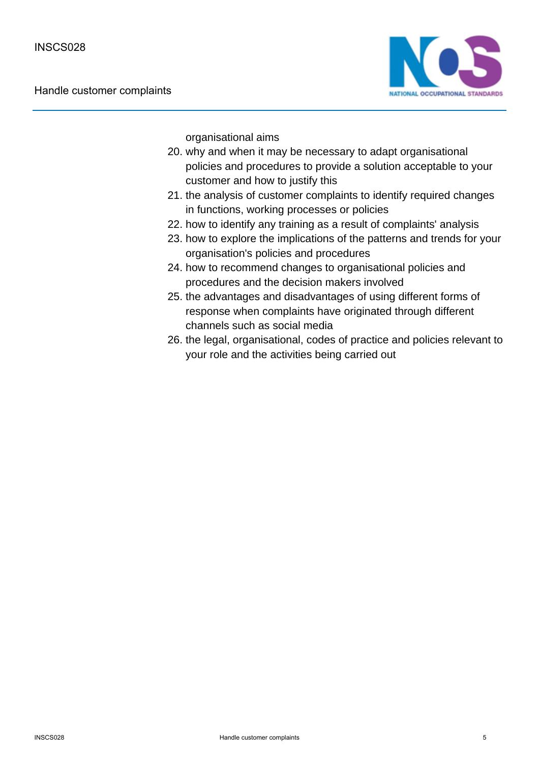organisational aims

20. why and when it may be necessary to adapt organisational policies and procedures to provide a solution acceptable to your customer and how to justify this
21. the analysis of customer complaints to identify required changes in functions, working processes or policies
22. how to identify any training as a result of complaints' analysis
23. how to explore the implications of the patterns and trends for your organisation's policies and procedures
24. how to recommend changes to organisational policies and procedures and the decision makers involved
25. the advantages and disadvantages of using different forms of response when complaints have originated through different channels such as social media
26. the legal, organisational, codes of practice and policies relevant to your role and the activities being carried out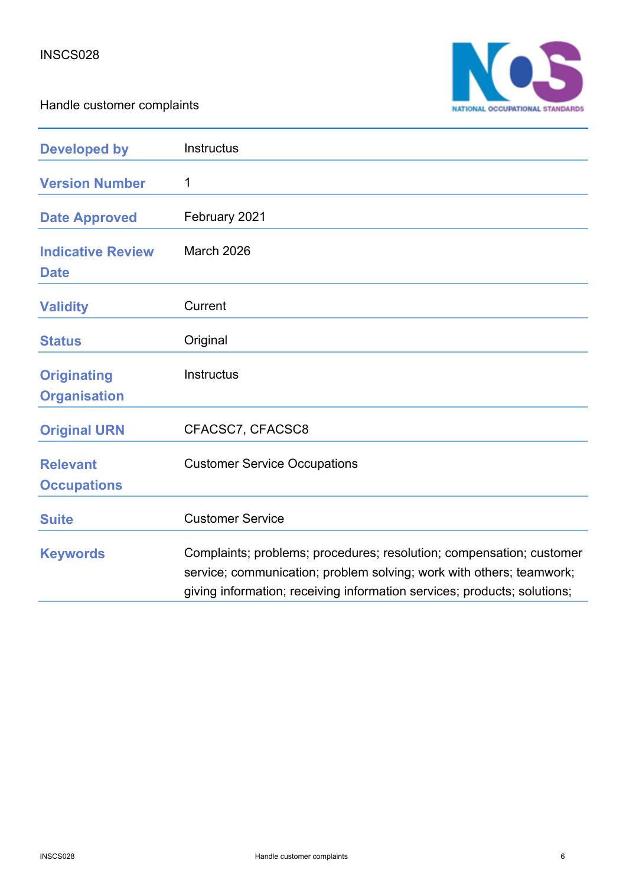INSCS028

Handle customer complaints

| | |
|---|---|
| **Developed by** | Instructus |
| **Version Number** | 1 |
| **Date Approved** | February 2021 |
| **Indicative Review Date** | March 2026 |
| **Validity** | Current |
| **Status** | Original |
| **Originating Organisation** | Instructus |
| **Original URN** | CFACSC7, CFACSC8 |
| **Relevant Occupations** | Customer Service Occupations |
| **Suite** | Customer Service |
| **Keywords** | Complaints; problems; procedures; resolution; compensation; customer service; communication; problem solving; work with others; teamwork; giving information; receiving information services; products; solutions; |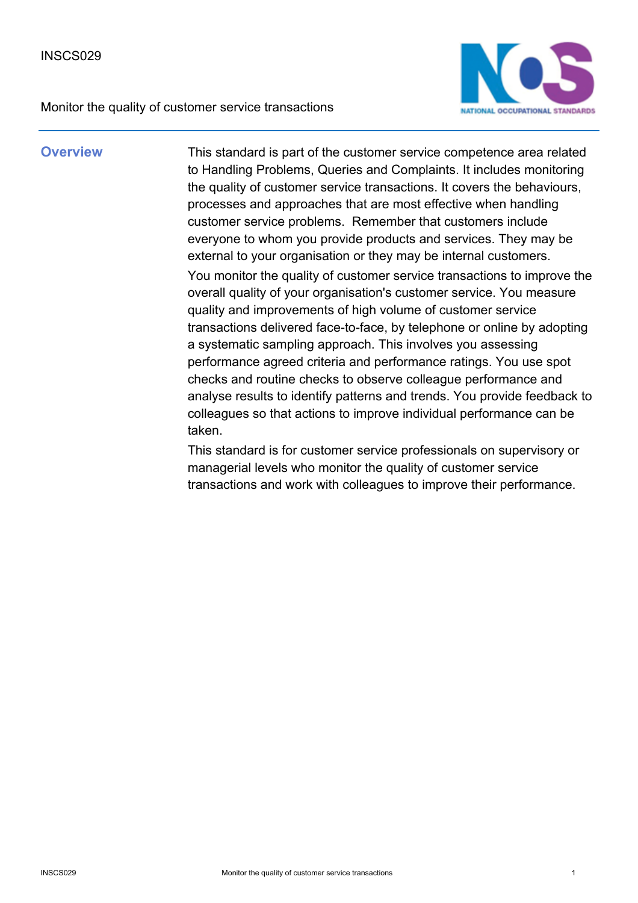INSCS029

Monitor the quality of customer service transactions

## Overview

This standard is part of the customer service competence area related to Handling Problems, Queries and Complaints. It includes monitoring the quality of customer service transactions. It covers the behaviours, processes and approaches that are most effective when handling customer service problems.  Remember that customers include everyone to whom you provide products and services. They may be external to your organisation or they may be internal customers.

You monitor the quality of customer service transactions to improve the overall quality of your organisation's customer service. You measure quality and improvements of high volume of customer service transactions delivered face-to-face, by telephone or online by adopting a systematic sampling approach. This involves you assessing performance agreed criteria and performance ratings. You use spot checks and routine checks to observe colleague performance and analyse results to identify patterns and trends. You provide feedback to colleagues so that actions to improve individual performance can be taken.

This standard is for customer service professionals on supervisory or managerial levels who monitor the quality of customer service transactions and work with colleagues to improve their performance.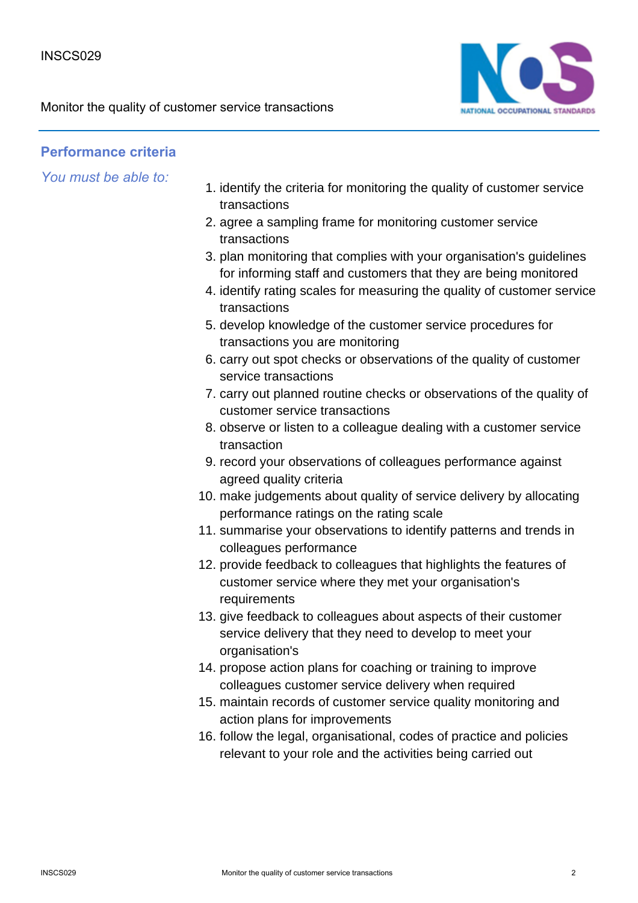## Performance criteria

*You must be able to:*

1. identify the criteria for monitoring the quality of customer service transactions
2. agree a sampling frame for monitoring customer service transactions
3. plan monitoring that complies with your organisation's guidelines for informing staff and customers that they are being monitored
4. identify rating scales for measuring the quality of customer service transactions
5. develop knowledge of the customer service procedures for transactions you are monitoring
6. carry out spot checks or observations of the quality of customer service transactions
7. carry out planned routine checks or observations of the quality of customer service transactions
8. observe or listen to a colleague dealing with a customer service transaction
9. record your observations of colleagues performance against agreed quality criteria
10. make judgements about quality of service delivery by allocating performance ratings on the rating scale
11. summarise your observations to identify patterns and trends in colleagues performance
12. provide feedback to colleagues that highlights the features of customer service where they met your organisation's requirements
13. give feedback to colleagues about aspects of their customer service delivery that they need to develop to meet your organisation's
14. propose action plans for coaching or training to improve colleagues customer service delivery when required
15. maintain records of customer service quality monitoring and action plans for improvements
16. follow the legal, organisational, codes of practice and policies relevant to your role and the activities being carried out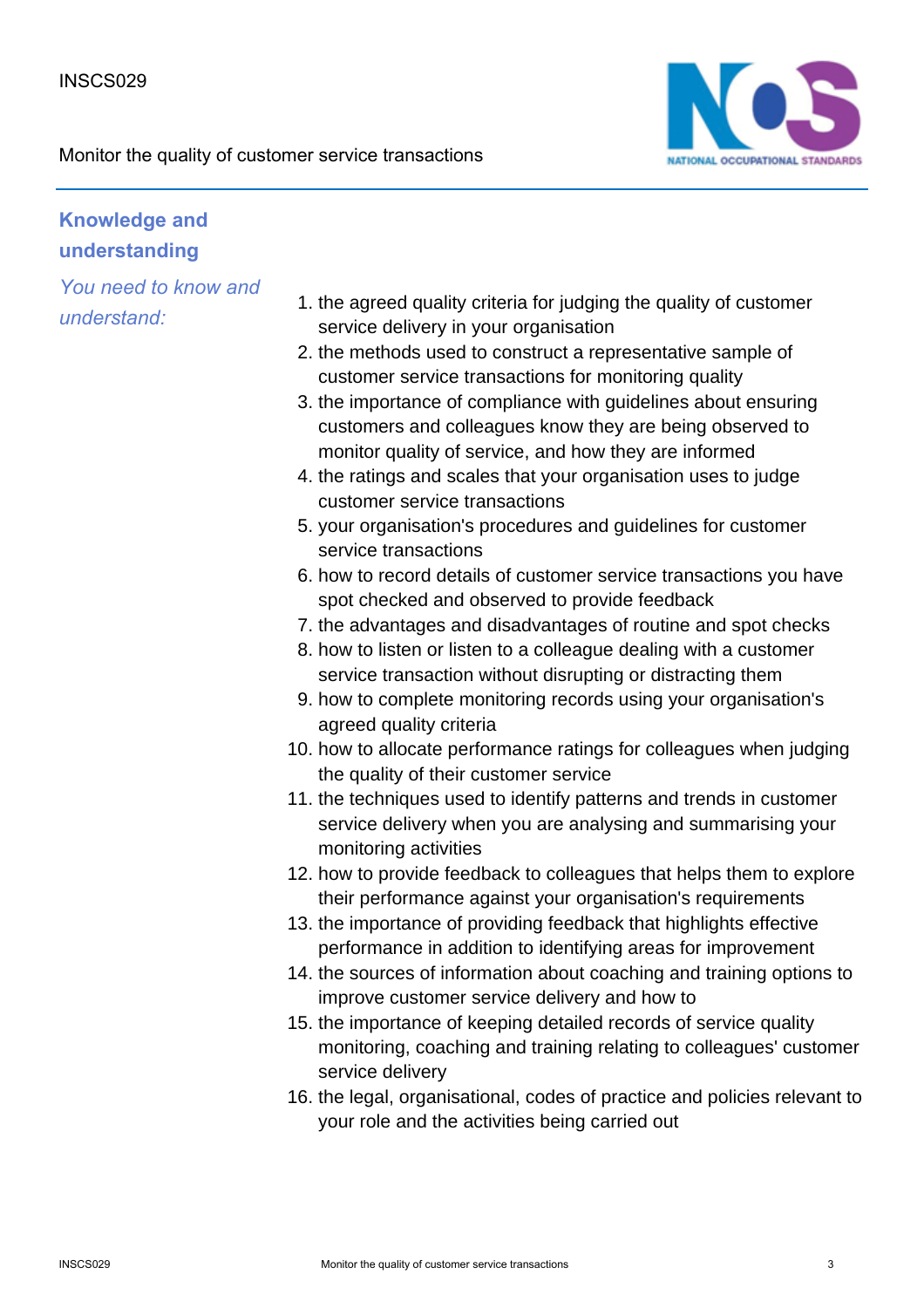## Knowledge and understanding

*You need to know and understand:*

1. the agreed quality criteria for judging the quality of customer service delivery in your organisation
2. the methods used to construct a representative sample of customer service transactions for monitoring quality
3. the importance of compliance with guidelines about ensuring customers and colleagues know they are being observed to monitor quality of service, and how they are informed
4. the ratings and scales that your organisation uses to judge customer service transactions
5. your organisation's procedures and guidelines for customer service transactions
6. how to record details of customer service transactions you have spot checked and observed to provide feedback
7. the advantages and disadvantages of routine and spot checks
8. how to listen or listen to a colleague dealing with a customer service transaction without disrupting or distracting them
9. how to complete monitoring records using your organisation's agreed quality criteria
10. how to allocate performance ratings for colleagues when judging the quality of their customer service
11. the techniques used to identify patterns and trends in customer service delivery when you are analysing and summarising your monitoring activities
12. how to provide feedback to colleagues that helps them to explore their performance against your organisation's requirements
13. the importance of providing feedback that highlights effective performance in addition to identifying areas for improvement
14. the sources of information about coaching and training options to improve customer service delivery and how to
15. the importance of keeping detailed records of service quality monitoring, coaching and training relating to colleagues' customer service delivery
16. the legal, organisational, codes of practice and policies relevant to your role and the activities being carried out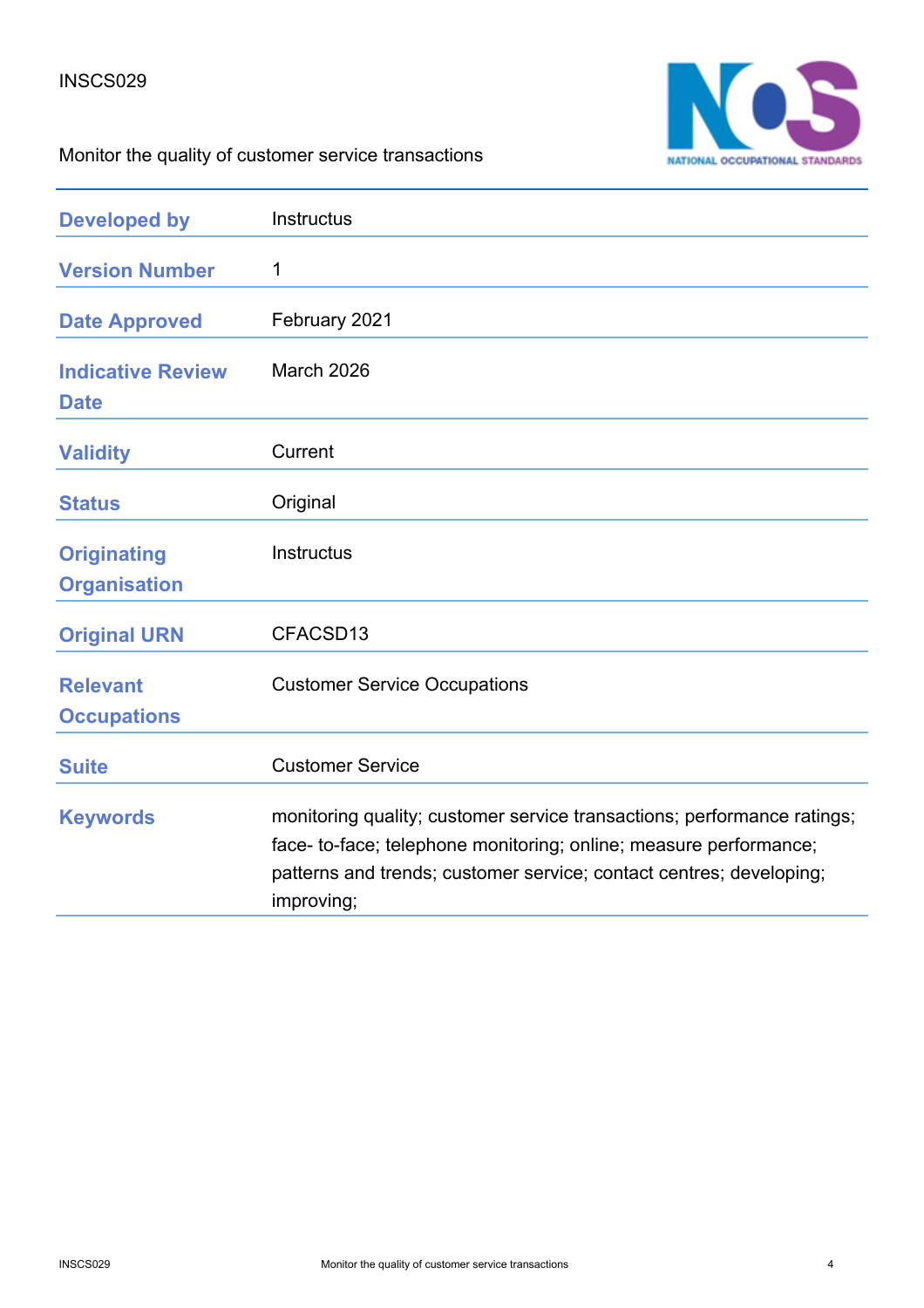INSCS029

Monitor the quality of customer service transactions

| | |
|---|---|
| **Developed by** | Instructus |
| **Version Number** | 1 |
| **Date Approved** | February 2021 |
| **Indicative Review Date** | March 2026 |
| **Validity** | Current |
| **Status** | Original |
| **Originating Organisation** | Instructus |
| **Original URN** | CFACSD13 |
| **Relevant Occupations** | Customer Service Occupations |
| **Suite** | Customer Service |
| **Keywords** | monitoring quality; customer service transactions; performance ratings; face- to-face; telephone monitoring; online; measure performance; patterns and trends; customer service; contact centres; developing; improving; |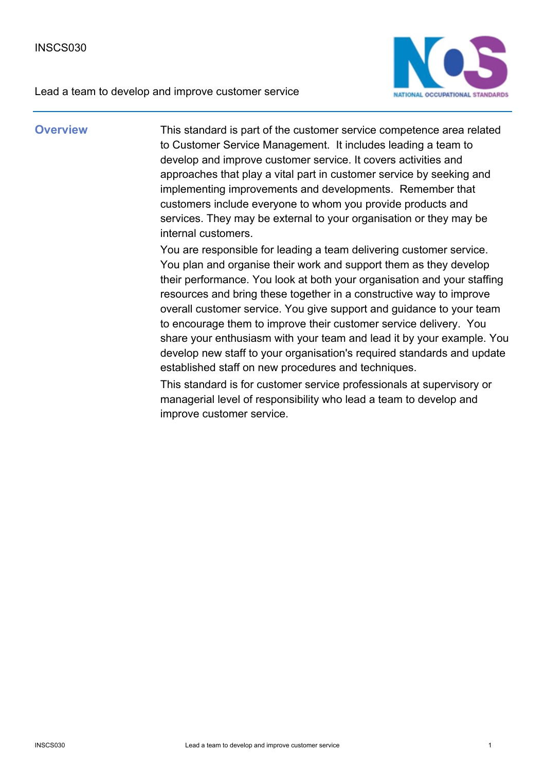INSCS030

Lead a team to develop and improve customer service

## Overview

This standard is part of the customer service competence area related to Customer Service Management. It includes leading a team to develop and improve customer service. It covers activities and approaches that play a vital part in customer service by seeking and implementing improvements and developments. Remember that customers include everyone to whom you provide products and services. They may be external to your organisation or they may be internal customers.

You are responsible for leading a team delivering customer service. You plan and organise their work and support them as they develop their performance. You look at both your organisation and your staffing resources and bring these together in a constructive way to improve overall customer service. You give support and guidance to your team to encourage them to improve their customer service delivery. You share your enthusiasm with your team and lead it by your example. You develop new staff to your organisation's required standards and update established staff on new procedures and techniques.

This standard is for customer service professionals at supervisory or managerial level of responsibility who lead a team to develop and improve customer service.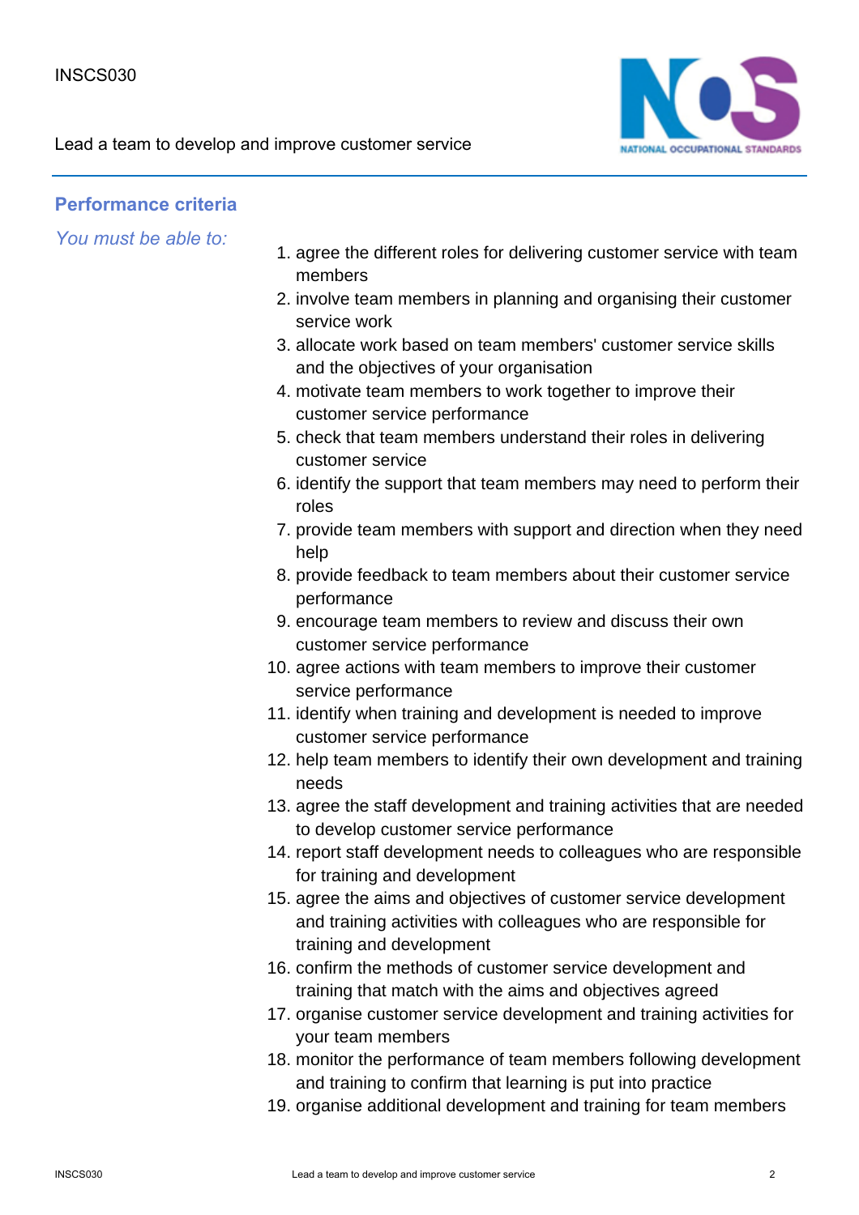## Performance criteria

*You must be able to:*

1. agree the different roles for delivering customer service with team members
2. involve team members in planning and organising their customer service work
3. allocate work based on team members' customer service skills and the objectives of your organisation
4. motivate team members to work together to improve their customer service performance
5. check that team members understand their roles in delivering customer service
6. identify the support that team members may need to perform their roles
7. provide team members with support and direction when they need help
8. provide feedback to team members about their customer service performance
9. encourage team members to review and discuss their own customer service performance
10. agree actions with team members to improve their customer service performance
11. identify when training and development is needed to improve customer service performance
12. help team members to identify their own development and training needs
13. agree the staff development and training activities that are needed to develop customer service performance
14. report staff development needs to colleagues who are responsible for training and development
15. agree the aims and objectives of customer service development and training activities with colleagues who are responsible for training and development
16. confirm the methods of customer service development and training that match with the aims and objectives agreed
17. organise customer service development and training activities for your team members
18. monitor the performance of team members following development and training to confirm that learning is put into practice
19. organise additional development and training for team members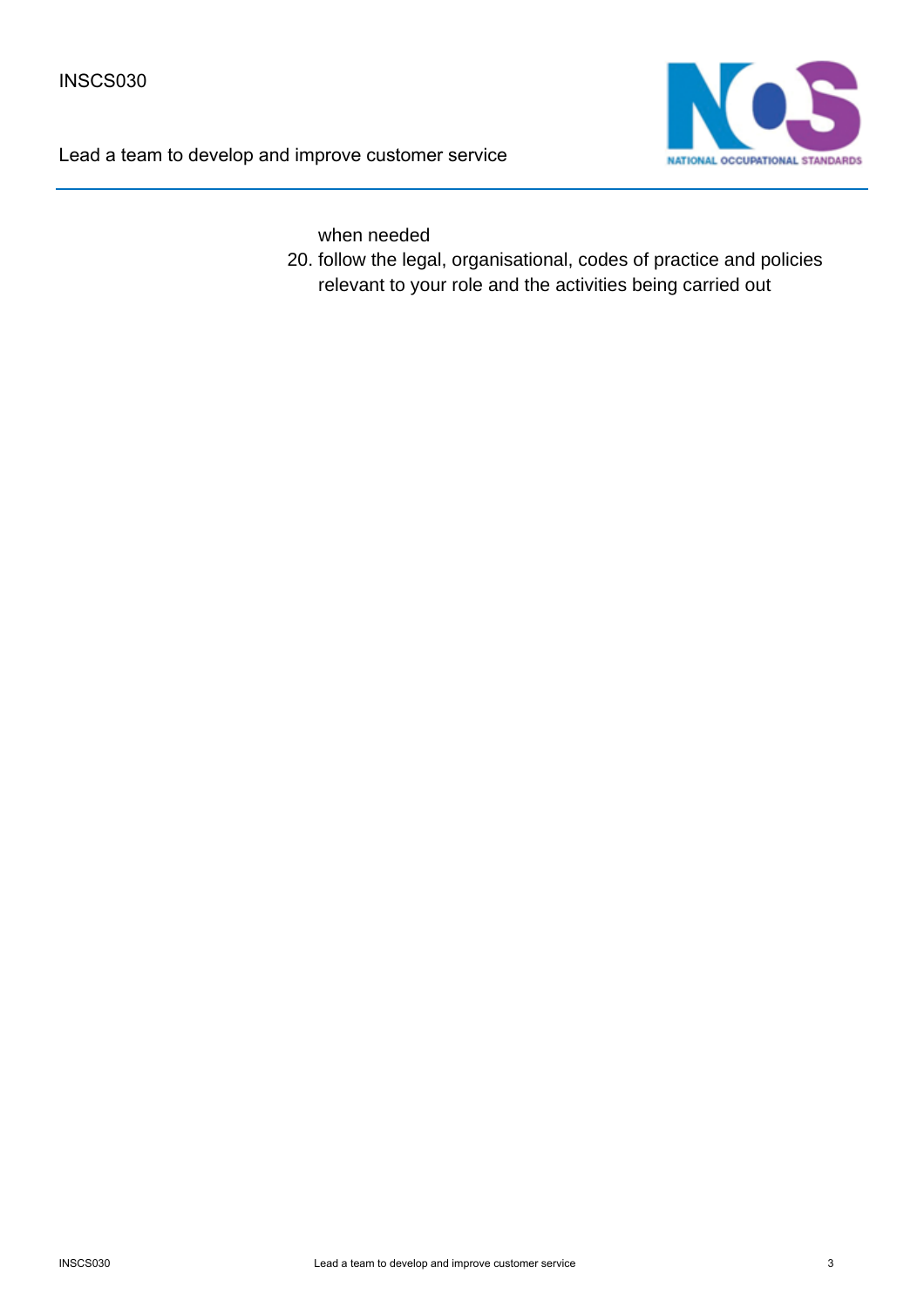when needed

20. follow the legal, organisational, codes of practice and policies relevant to your role and the activities being carried out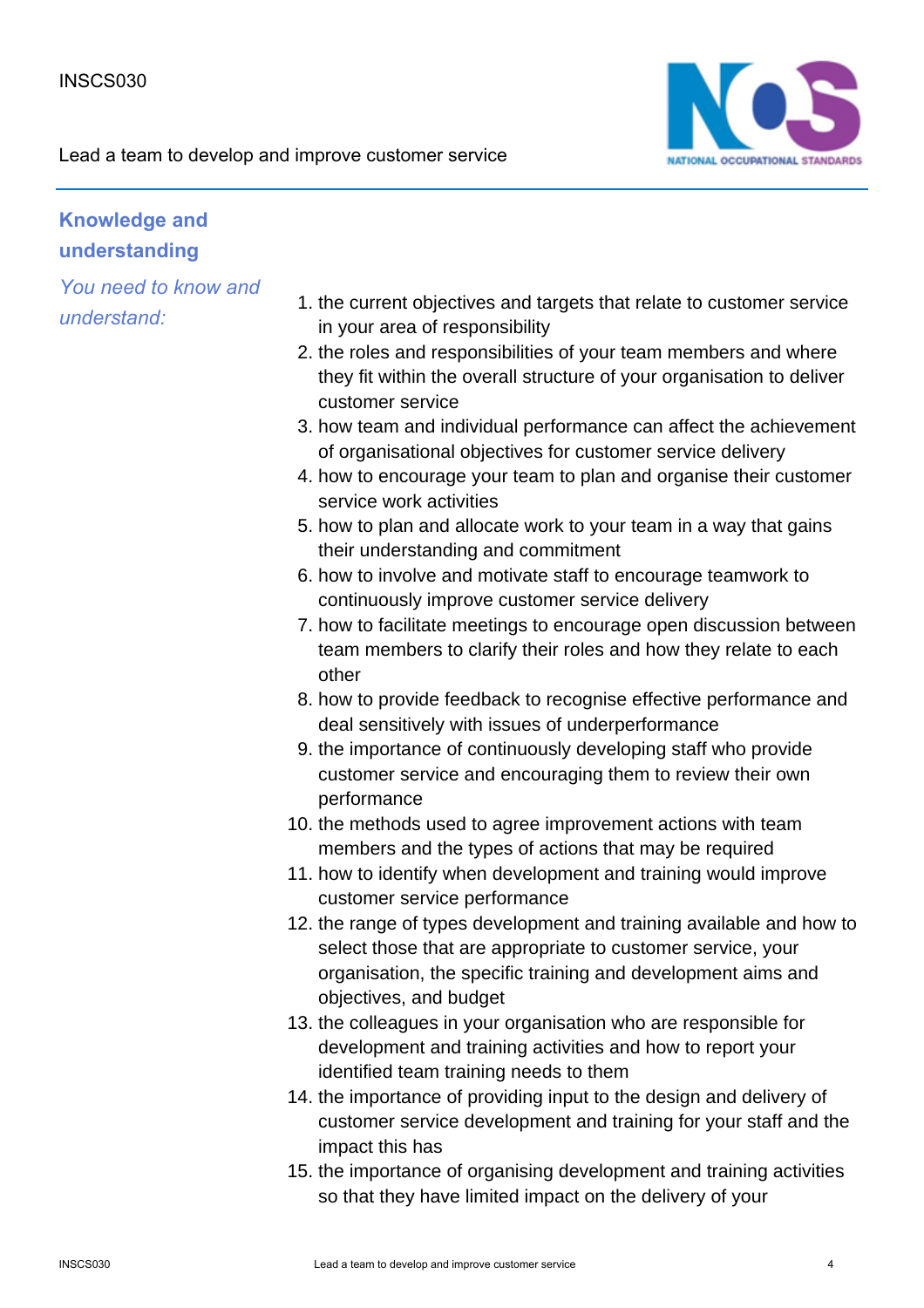## Knowledge and understanding

*You need to know and understand:*

1. the current objectives and targets that relate to customer service in your area of responsibility
2. the roles and responsibilities of your team members and where they fit within the overall structure of your organisation to deliver customer service
3. how team and individual performance can affect the achievement of organisational objectives for customer service delivery
4. how to encourage your team to plan and organise their customer service work activities
5. how to plan and allocate work to your team in a way that gains their understanding and commitment
6. how to involve and motivate staff to encourage teamwork to continuously improve customer service delivery
7. how to facilitate meetings to encourage open discussion between team members to clarify their roles and how they relate to each other
8. how to provide feedback to recognise effective performance and deal sensitively with issues of underperformance
9. the importance of continuously developing staff who provide customer service and encouraging them to review their own performance
10. the methods used to agree improvement actions with team members and the types of actions that may be required
11. how to identify when development and training would improve customer service performance
12. the range of types development and training available and how to select those that are appropriate to customer service, your organisation, the specific training and development aims and objectives, and budget
13. the colleagues in your organisation who are responsible for development and training activities and how to report your identified team training needs to them
14. the importance of providing input to the design and delivery of customer service development and training for your staff and the impact this has
15. the importance of organising development and training activities so that they have limited impact on the delivery of your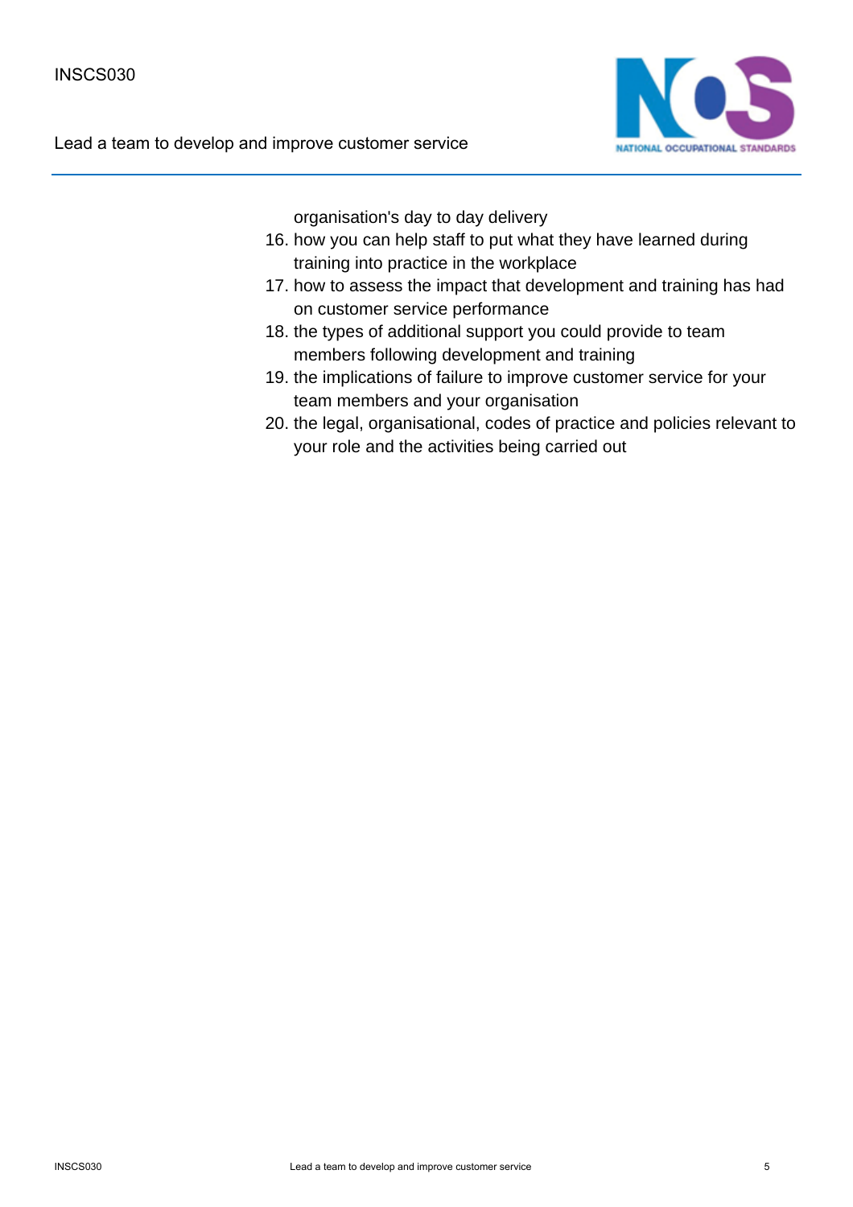organisation's day to day delivery

16. how you can help staff to put what they have learned during training into practice in the workplace
17. how to assess the impact that development and training has had on customer service performance
18. the types of additional support you could provide to team members following development and training
19. the implications of failure to improve customer service for your team members and your organisation
20. the legal, organisational, codes of practice and policies relevant to your role and the activities being carried out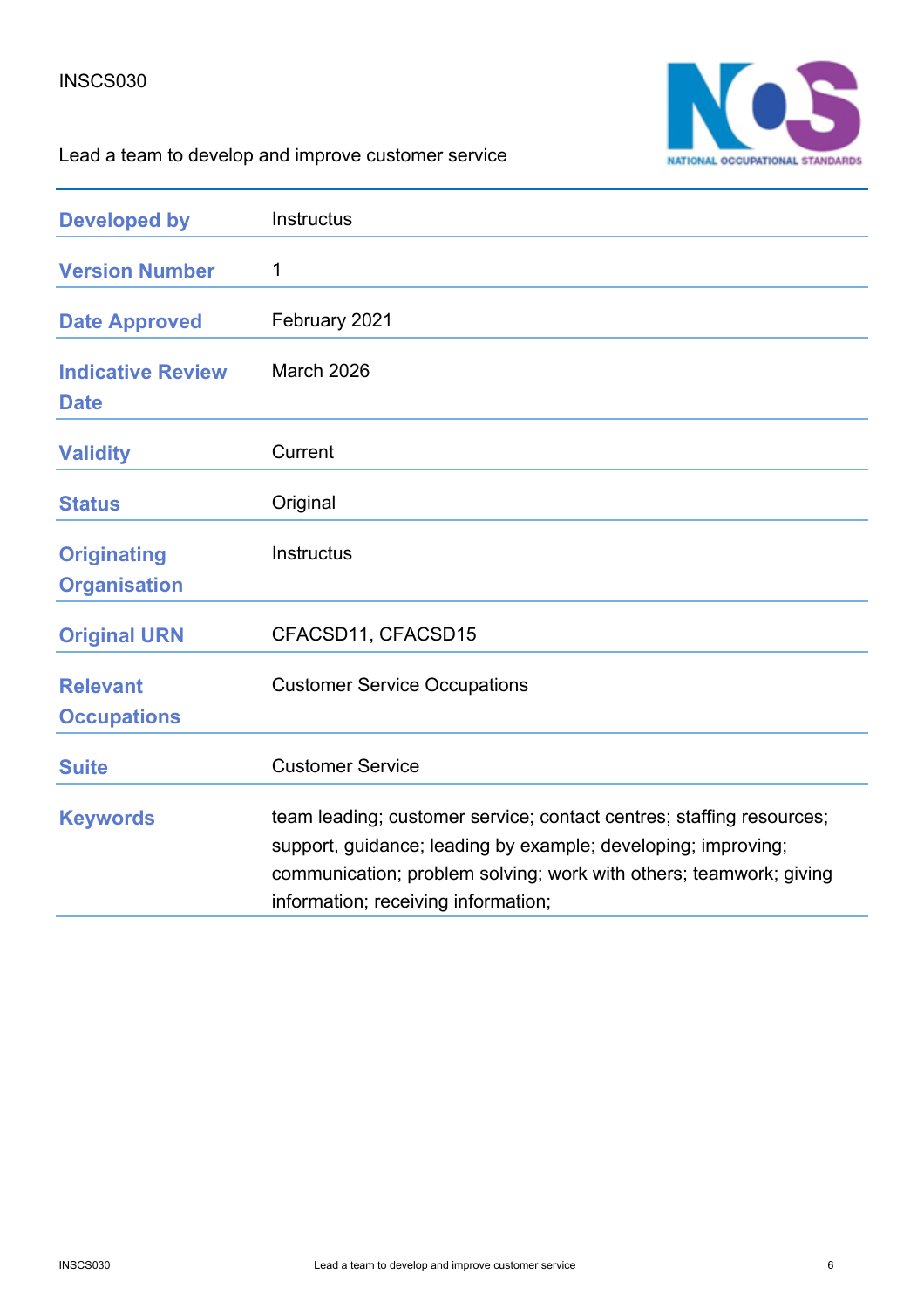INSCS030

Lead a team to develop and improve customer service

| | |
|---|---|
| **Developed by** | Instructus |
| **Version Number** | 1 |
| **Date Approved** | February 2021 |
| **Indicative Review Date** | March 2026 |
| **Validity** | Current |
| **Status** | Original |
| **Originating Organisation** | Instructus |
| **Original URN** | CFACSD11, CFACSD15 |
| **Relevant Occupations** | Customer Service Occupations |
| **Suite** | Customer Service |
| **Keywords** | team leading; customer service; contact centres; staffing resources; support, guidance; leading by example; developing; improving; communication; problem solving; work with others; teamwork; giving information; receiving information; |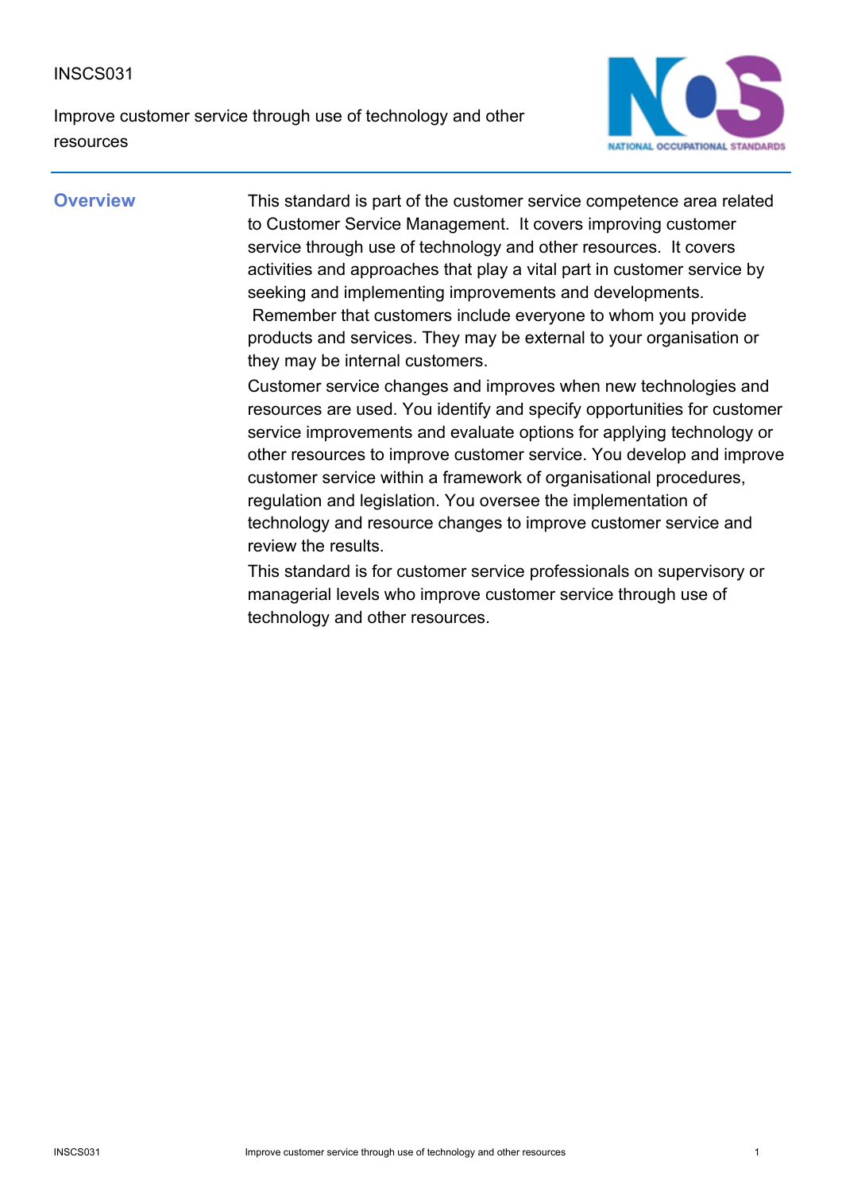INSCS031

Improve customer service through use of technology and other resources

## Overview

This standard is part of the customer service competence area related to Customer Service Management. It covers improving customer service through use of technology and other resources. It covers activities and approaches that play a vital part in customer service by seeking and implementing improvements and developments. Remember that customers include everyone to whom you provide products and services. They may be external to your organisation or they may be internal customers.

Customer service changes and improves when new technologies and resources are used. You identify and specify opportunities for customer service improvements and evaluate options for applying technology or other resources to improve customer service. You develop and improve customer service within a framework of organisational procedures, regulation and legislation. You oversee the implementation of technology and resource changes to improve customer service and review the results.

This standard is for customer service professionals on supervisory or managerial levels who improve customer service through use of technology and other resources.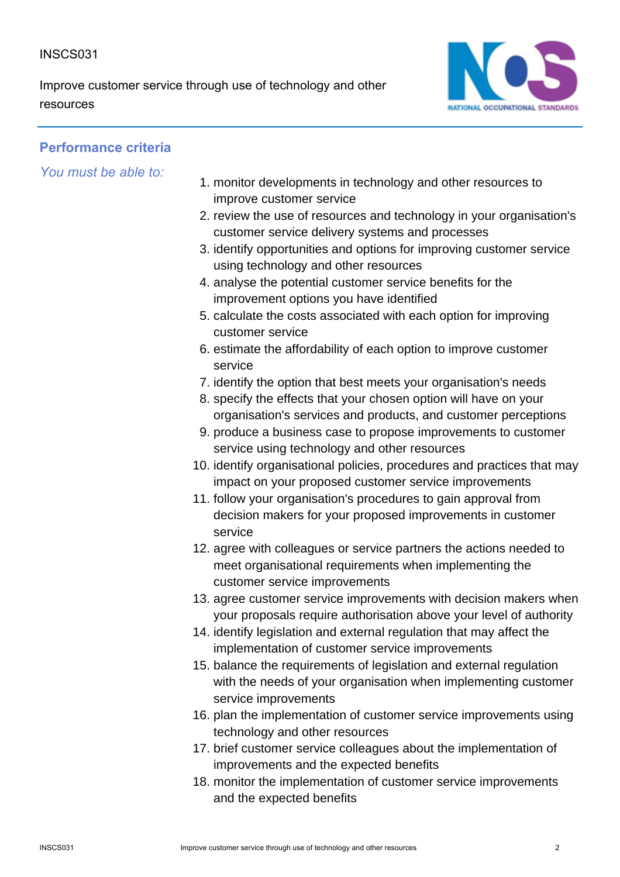## Performance criteria

*You must be able to:*

1. monitor developments in technology and other resources to improve customer service
2. review the use of resources and technology in your organisation's customer service delivery systems and processes
3. identify opportunities and options for improving customer service using technology and other resources
4. analyse the potential customer service benefits for the improvement options you have identified
5. calculate the costs associated with each option for improving customer service
6. estimate the affordability of each option to improve customer service
7. identify the option that best meets your organisation's needs
8. specify the effects that your chosen option will have on your organisation's services and products, and customer perceptions
9. produce a business case to propose improvements to customer service using technology and other resources
10. identify organisational policies, procedures and practices that may impact on your proposed customer service improvements
11. follow your organisation's procedures to gain approval from decision makers for your proposed improvements in customer service
12. agree with colleagues or service partners the actions needed to meet organisational requirements when implementing the customer service improvements
13. agree customer service improvements with decision makers when your proposals require authorisation above your level of authority
14. identify legislation and external regulation that may affect the implementation of customer service improvements
15. balance the requirements of legislation and external regulation with the needs of your organisation when implementing customer service improvements
16. plan the implementation of customer service improvements using technology and other resources
17. brief customer service colleagues about the implementation of improvements and the expected benefits
18. monitor the implementation of customer service improvements and the expected benefits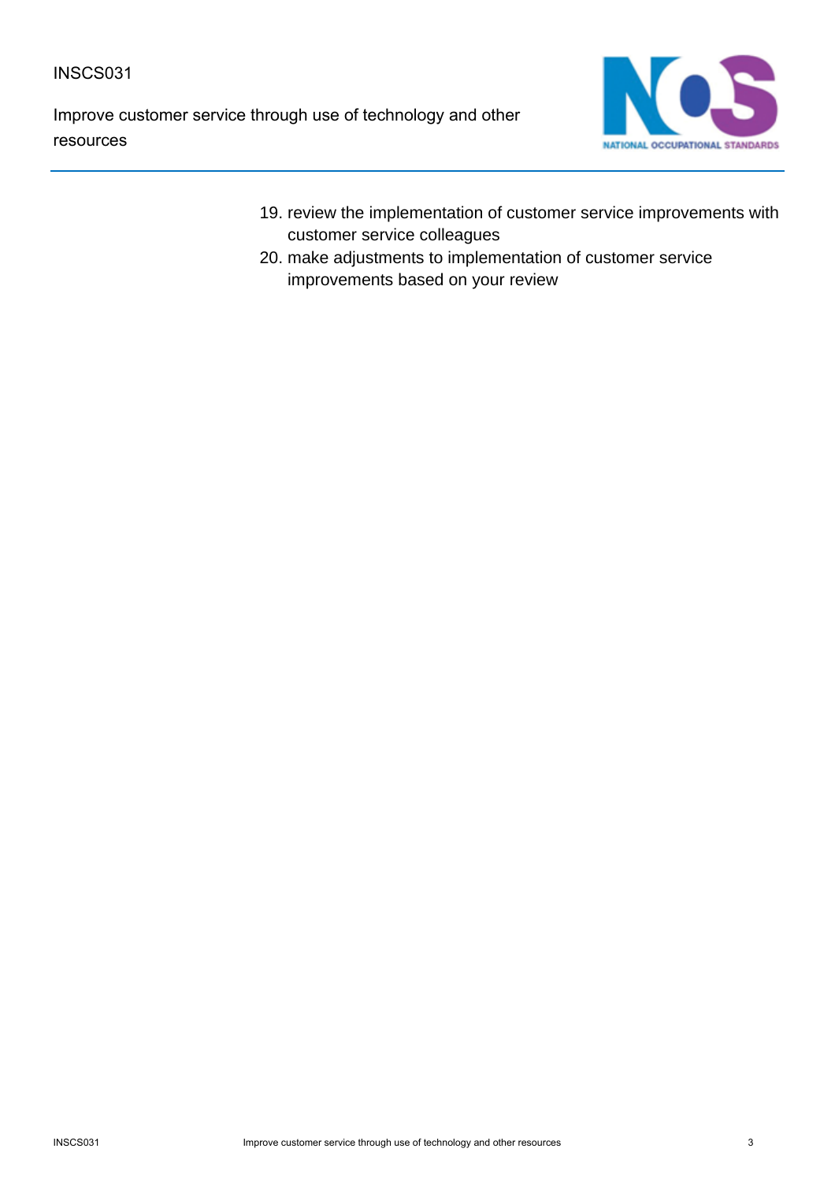19. review the implementation of customer service improvements with customer service colleagues
20. make adjustments to implementation of customer service improvements based on your review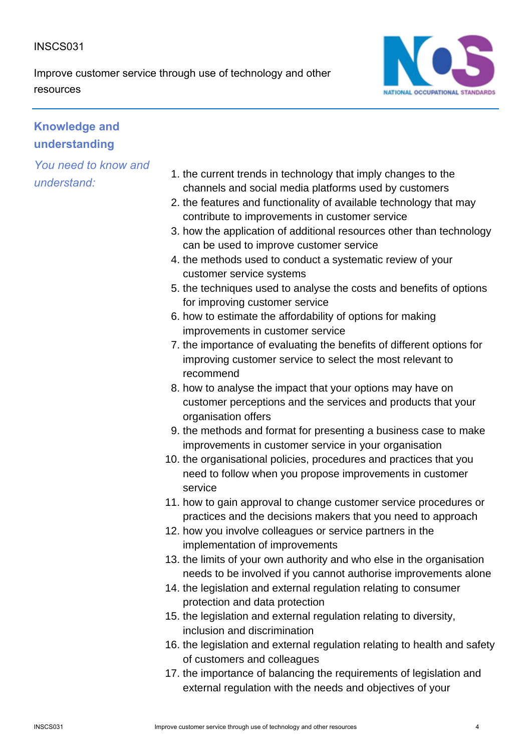## Knowledge and understanding

*You need to know and understand:*

1. the current trends in technology that imply changes to the channels and social media platforms used by customers
2. the features and functionality of available technology that may contribute to improvements in customer service
3. how the application of additional resources other than technology can be used to improve customer service
4. the methods used to conduct a systematic review of your customer service systems
5. the techniques used to analyse the costs and benefits of options for improving customer service
6. how to estimate the affordability of options for making improvements in customer service
7. the importance of evaluating the benefits of different options for improving customer service to select the most relevant to recommend
8. how to analyse the impact that your options may have on customer perceptions and the services and products that your organisation offers
9. the methods and format for presenting a business case to make improvements in customer service in your organisation
10. the organisational policies, procedures and practices that you need to follow when you propose improvements in customer service
11. how to gain approval to change customer service procedures or practices and the decisions makers that you need to approach
12. how you involve colleagues or service partners in the implementation of improvements
13. the limits of your own authority and who else in the organisation needs to be involved if you cannot authorise improvements alone
14. the legislation and external regulation relating to consumer protection and data protection
15. the legislation and external regulation relating to diversity, inclusion and discrimination
16. the legislation and external regulation relating to health and safety of customers and colleagues
17. the importance of balancing the requirements of legislation and external regulation with the needs and objectives of your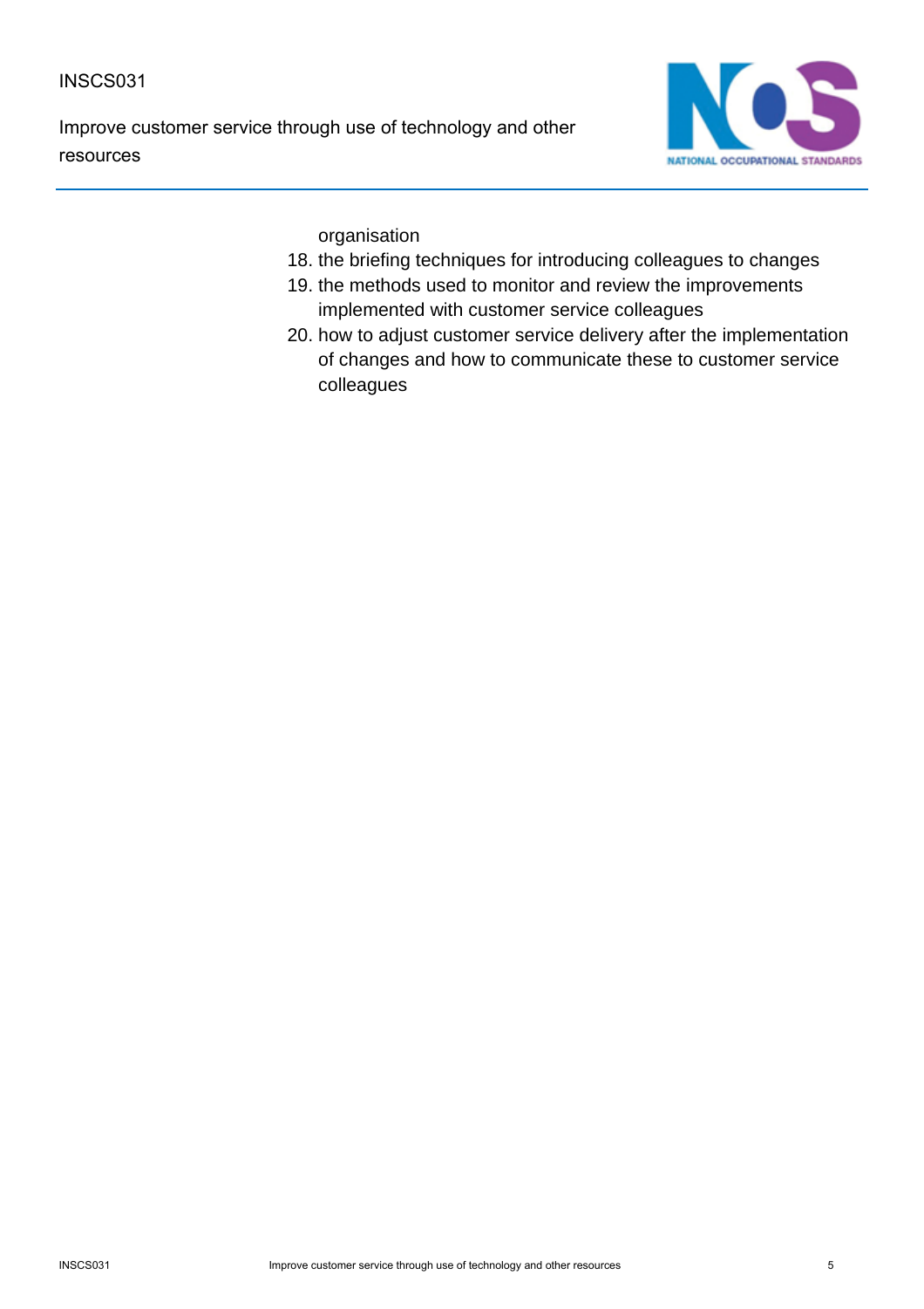organisation

18. the briefing techniques for introducing colleagues to changes
19. the methods used to monitor and review the improvements implemented with customer service colleagues
20. how to adjust customer service delivery after the implementation of changes and how to communicate these to customer service colleagues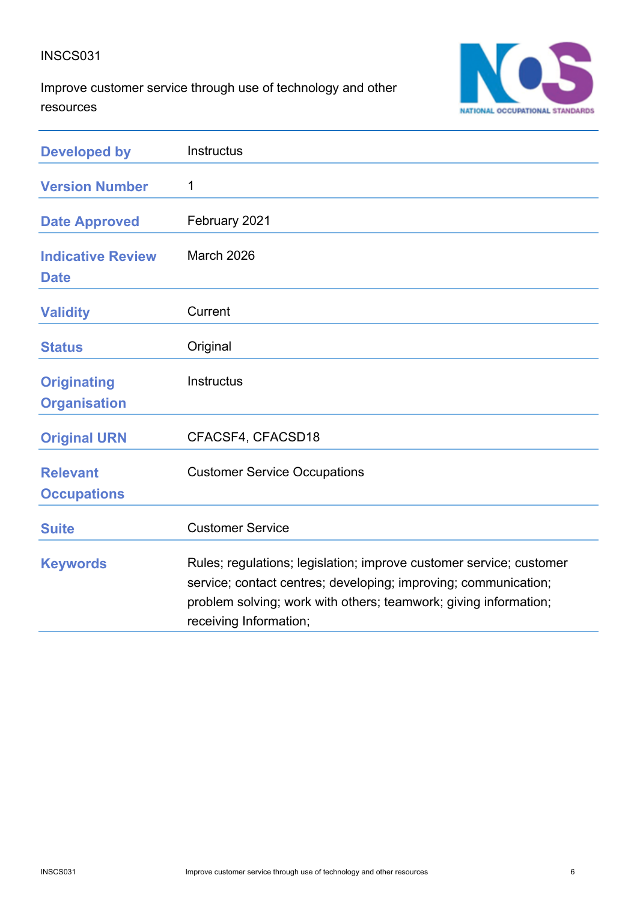INSCS031

Improve customer service through use of technology and other resources

| | |
|---|---|
| **Developed by** | Instructus |
| **Version Number** | 1 |
| **Date Approved** | February 2021 |
| **Indicative Review Date** | March 2026 |
| **Validity** | Current |
| **Status** | Original |
| **Originating Organisation** | Instructus |
| **Original URN** | CFACSF4, CFACSD18 |
| **Relevant Occupations** | Customer Service Occupations |
| **Suite** | Customer Service |
| **Keywords** | Rules; regulations; legislation; improve customer service; customer service; contact centres; developing; improving; communication; problem solving; work with others; teamwork; giving information; receiving Information; |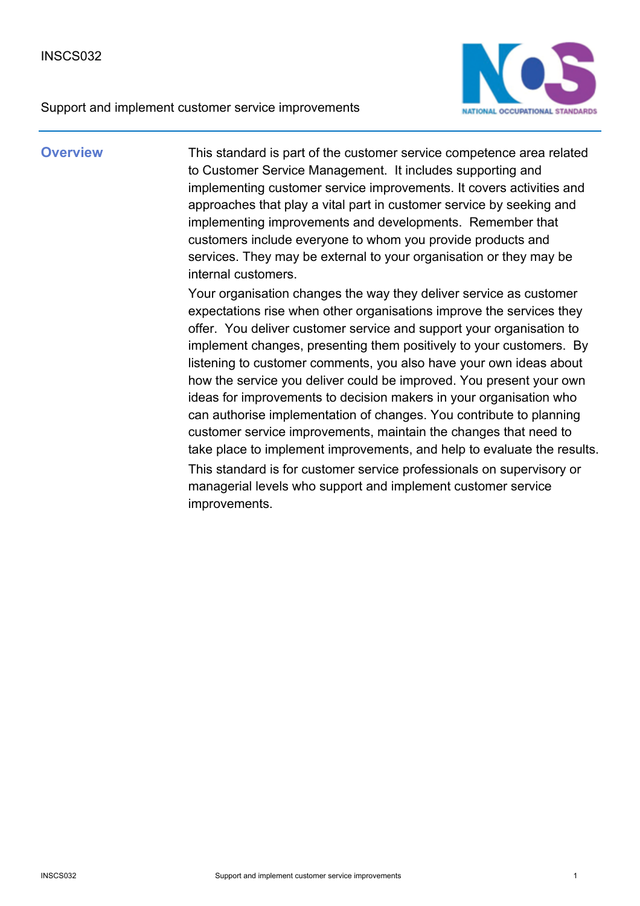INSCS032

Support and implement customer service improvements

## Overview

This standard is part of the customer service competence area related to Customer Service Management. It includes supporting and implementing customer service improvements. It covers activities and approaches that play a vital part in customer service by seeking and implementing improvements and developments. Remember that customers include everyone to whom you provide products and services. They may be external to your organisation or they may be internal customers.

Your organisation changes the way they deliver service as customer expectations rise when other organisations improve the services they offer. You deliver customer service and support your organisation to implement changes, presenting them positively to your customers. By listening to customer comments, you also have your own ideas about how the service you deliver could be improved. You present your own ideas for improvements to decision makers in your organisation who can authorise implementation of changes. You contribute to planning customer service improvements, maintain the changes that need to take place to implement improvements, and help to evaluate the results.

This standard is for customer service professionals on supervisory or managerial levels who support and implement customer service improvements.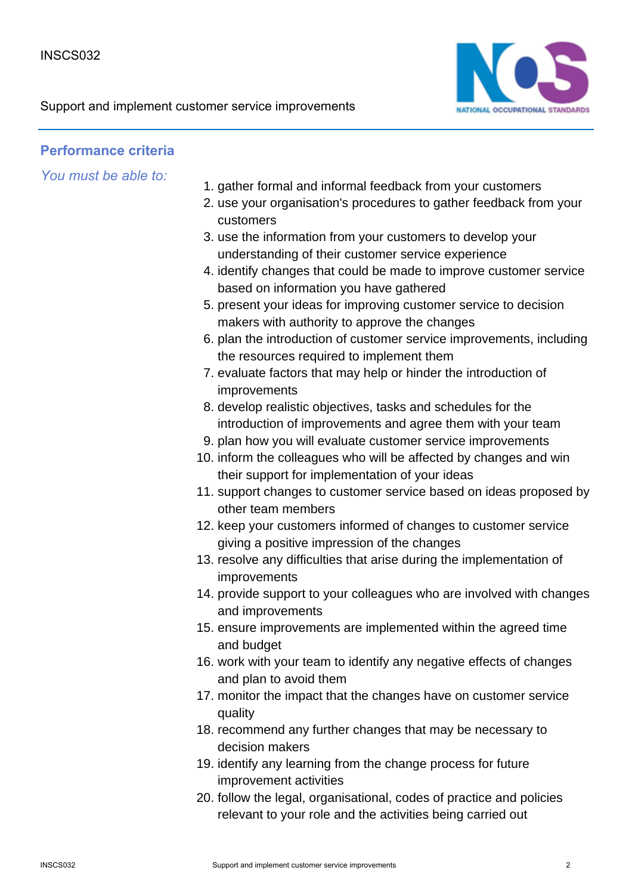## Performance criteria

*You must be able to:*

1. gather formal and informal feedback from your customers
2. use your organisation's procedures to gather feedback from your customers
3. use the information from your customers to develop your understanding of their customer service experience
4. identify changes that could be made to improve customer service based on information you have gathered
5. present your ideas for improving customer service to decision makers with authority to approve the changes
6. plan the introduction of customer service improvements, including the resources required to implement them
7. evaluate factors that may help or hinder the introduction of improvements
8. develop realistic objectives, tasks and schedules for the introduction of improvements and agree them with your team
9. plan how you will evaluate customer service improvements
10. inform the colleagues who will be affected by changes and win their support for implementation of your ideas
11. support changes to customer service based on ideas proposed by other team members
12. keep your customers informed of changes to customer service giving a positive impression of the changes
13. resolve any difficulties that arise during the implementation of improvements
14. provide support to your colleagues who are involved with changes and improvements
15. ensure improvements are implemented within the agreed time and budget
16. work with your team to identify any negative effects of changes and plan to avoid them
17. monitor the impact that the changes have on customer service quality
18. recommend any further changes that may be necessary to decision makers
19. identify any learning from the change process for future improvement activities
20. follow the legal, organisational, codes of practice and policies relevant to your role and the activities being carried out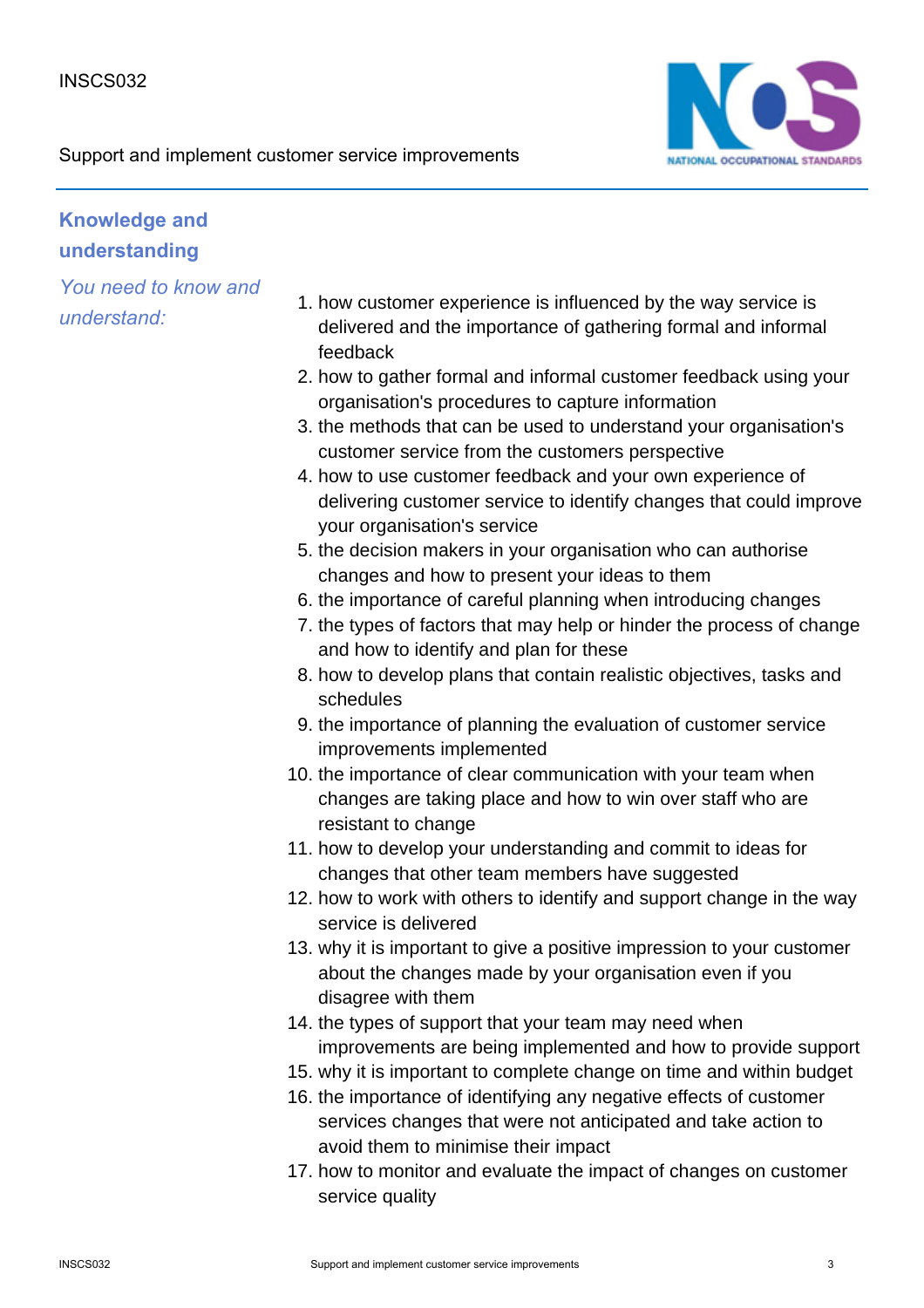## Knowledge and understanding

*You need to know and understand:*

1. how customer experience is influenced by the way service is delivered and the importance of gathering formal and informal feedback
2. how to gather formal and informal customer feedback using your organisation's procedures to capture information
3. the methods that can be used to understand your organisation's customer service from the customers perspective
4. how to use customer feedback and your own experience of delivering customer service to identify changes that could improve your organisation's service
5. the decision makers in your organisation who can authorise changes and how to present your ideas to them
6. the importance of careful planning when introducing changes
7. the types of factors that may help or hinder the process of change and how to identify and plan for these
8. how to develop plans that contain realistic objectives, tasks and schedules
9. the importance of planning the evaluation of customer service improvements implemented
10. the importance of clear communication with your team when changes are taking place and how to win over staff who are resistant to change
11. how to develop your understanding and commit to ideas for changes that other team members have suggested
12. how to work with others to identify and support change in the way service is delivered
13. why it is important to give a positive impression to your customer about the changes made by your organisation even if you disagree with them
14. the types of support that your team may need when improvements are being implemented and how to provide support
15. why it is important to complete change on time and within budget
16. the importance of identifying any negative effects of customer services changes that were not anticipated and take action to avoid them to minimise their impact
17. how to monitor and evaluate the impact of changes on customer service quality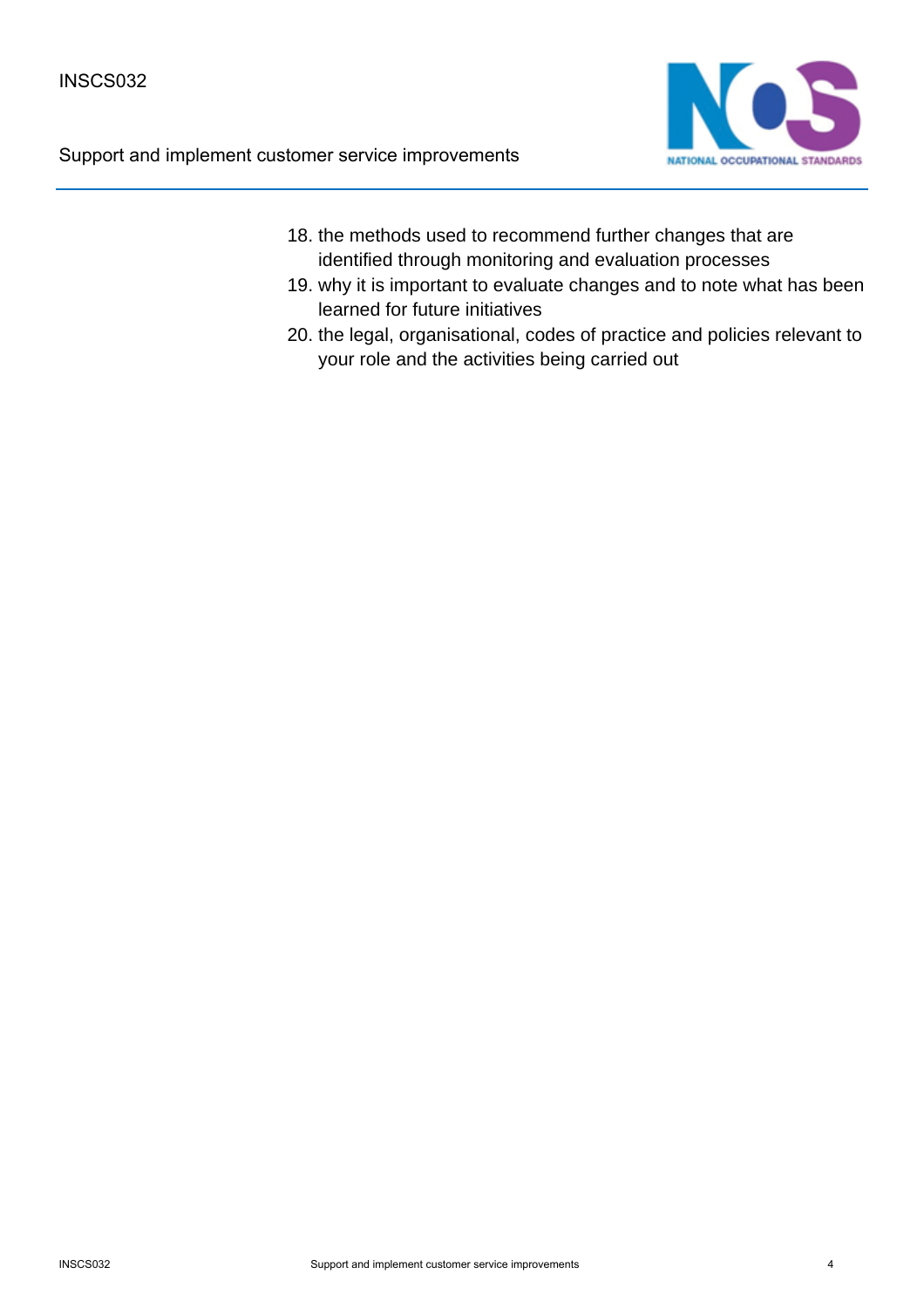18. the methods used to recommend further changes that are identified through monitoring and evaluation processes
19. why it is important to evaluate changes and to note what has been learned for future initiatives
20. the legal, organisational, codes of practice and policies relevant to your role and the activities being carried out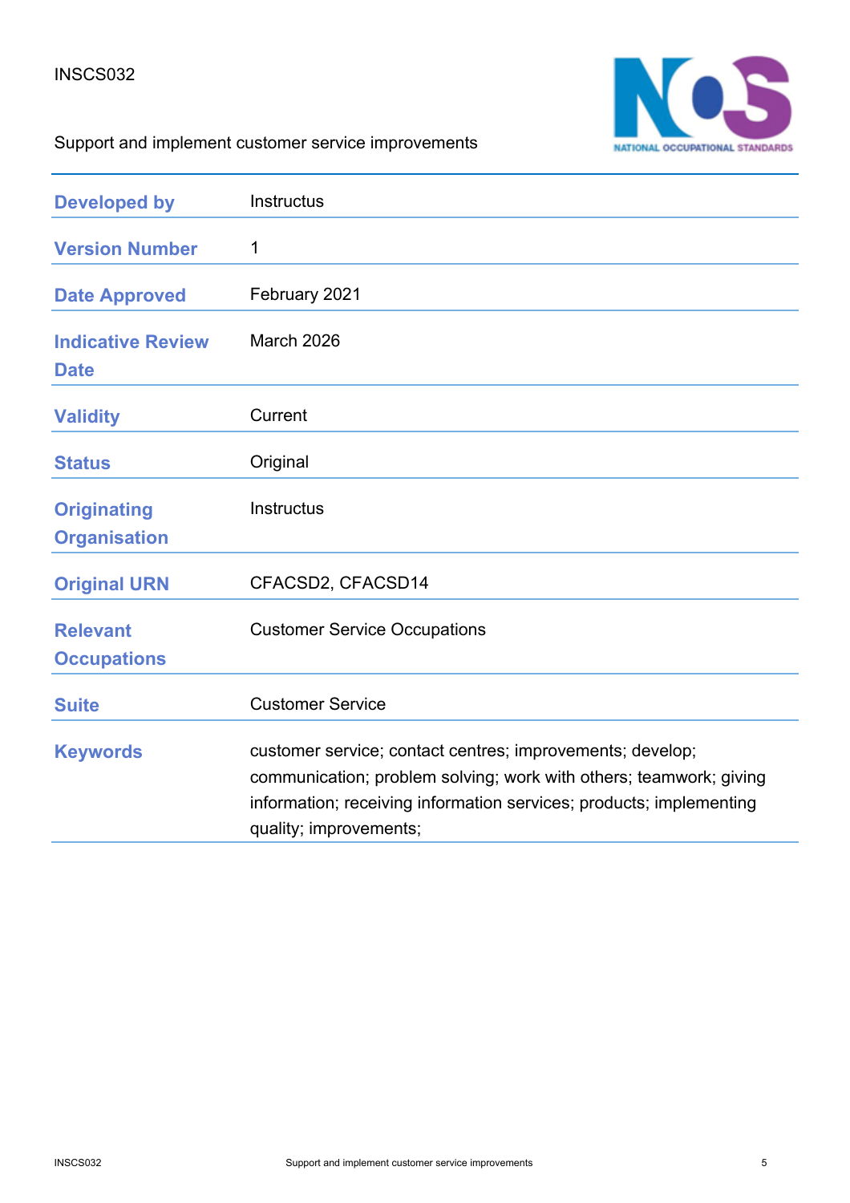INSCS032

Support and implement customer service improvements

| | |
|---|---|
| **Developed by** | Instructus |
| **Version Number** | 1 |
| **Date Approved** | February 2021 |
| **Indicative Review Date** | March 2026 |
| **Validity** | Current |
| **Status** | Original |
| **Originating Organisation** | Instructus |
| **Original URN** | CFACSD2, CFACSD14 |
| **Relevant Occupations** | Customer Service Occupations |
| **Suite** | Customer Service |
| **Keywords** | customer service; contact centres; improvements; develop; communication; problem solving; work with others; teamwork; giving information; receiving information services; products; implementing quality; improvements; |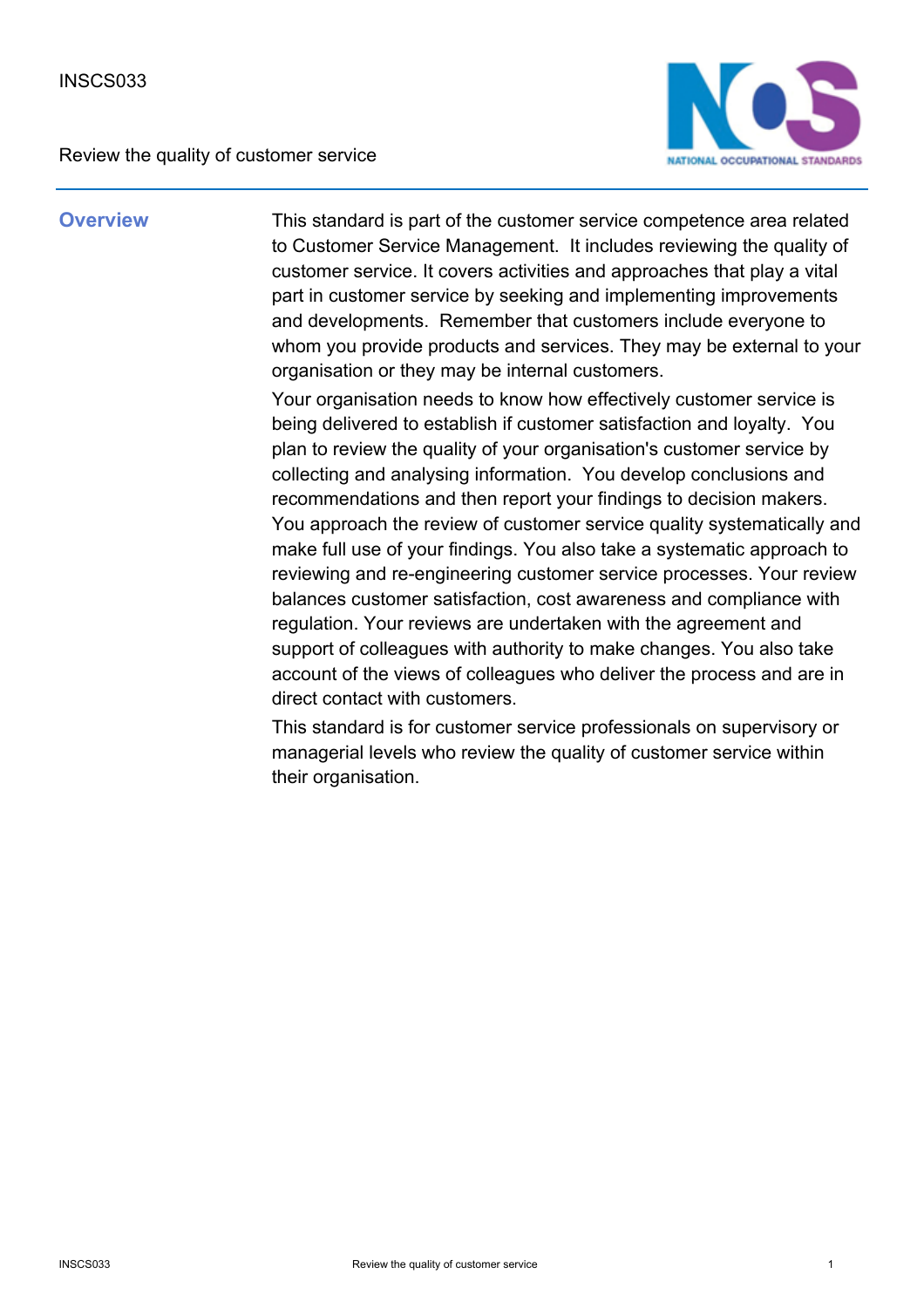INSCS033

Review the quality of customer service

## Overview

This standard is part of the customer service competence area related to Customer Service Management.  It includes reviewing the quality of customer service. It covers activities and approaches that play a vital part in customer service by seeking and implementing improvements and developments.  Remember that customers include everyone to whom you provide products and services. They may be external to your organisation or they may be internal customers.

Your organisation needs to know how effectively customer service is being delivered to establish if customer satisfaction and loyalty.  You plan to review the quality of your organisation's customer service by collecting and analysing information.  You develop conclusions and recommendations and then report your findings to decision makers. You approach the review of customer service quality systematically and make full use of your findings. You also take a systematic approach to reviewing and re-engineering customer service processes. Your review balances customer satisfaction, cost awareness and compliance with regulation. Your reviews are undertaken with the agreement and support of colleagues with authority to make changes. You also take account of the views of colleagues who deliver the process and are in direct contact with customers.

This standard is for customer service professionals on supervisory or managerial levels who review the quality of customer service within their organisation.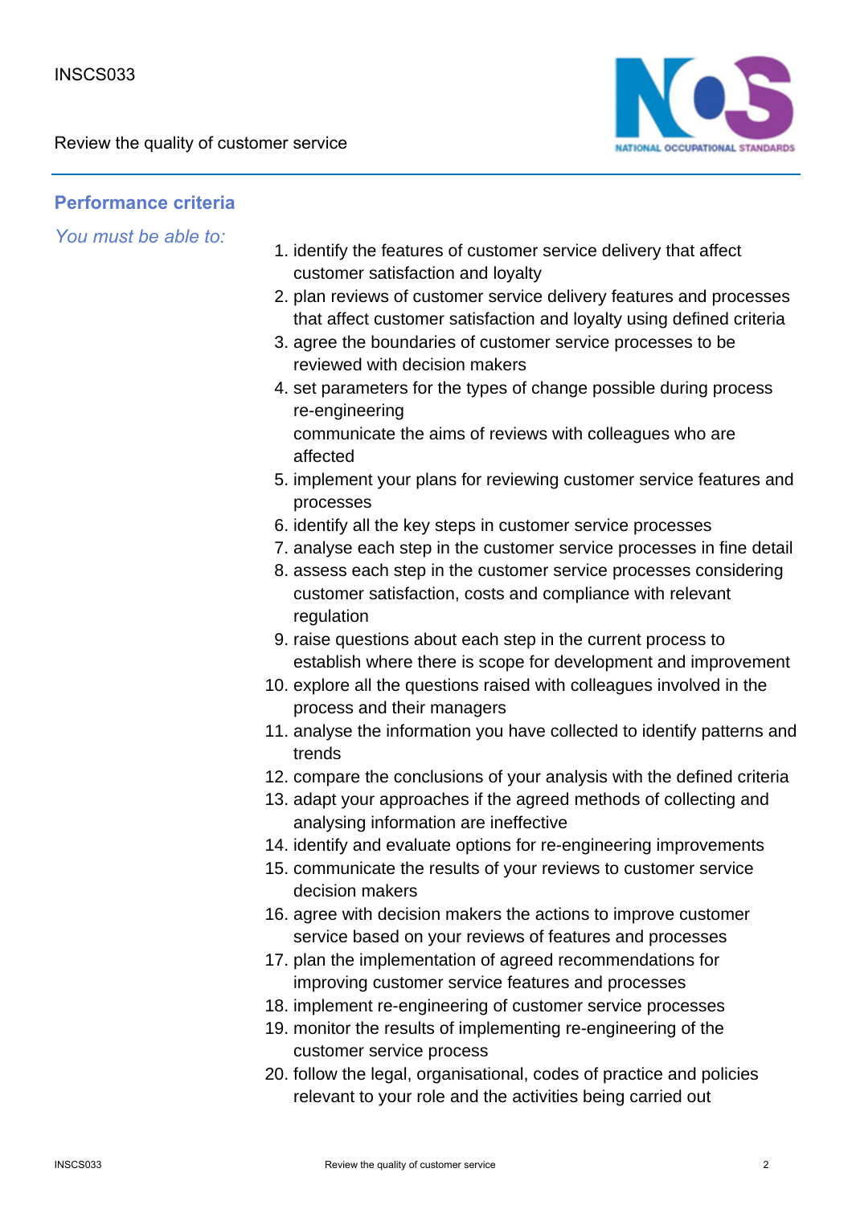## Performance criteria

*You must be able to:*

1. identify the features of customer service delivery that affect customer satisfaction and loyalty
2. plan reviews of customer service delivery features and processes that affect customer satisfaction and loyalty using defined criteria
3. agree the boundaries of customer service processes to be reviewed with decision makers
4. set parameters for the types of change possible during process re-engineering
   communicate the aims of reviews with colleagues who are affected
5. implement your plans for reviewing customer service features and processes
6. identify all the key steps in customer service processes
7. analyse each step in the customer service processes in fine detail
8. assess each step in the customer service processes considering customer satisfaction, costs and compliance with relevant regulation
9. raise questions about each step in the current process to establish where there is scope for development and improvement
10. explore all the questions raised with colleagues involved in the process and their managers
11. analyse the information you have collected to identify patterns and trends
12. compare the conclusions of your analysis with the defined criteria
13. adapt your approaches if the agreed methods of collecting and analysing information are ineffective
14. identify and evaluate options for re-engineering improvements
15. communicate the results of your reviews to customer service decision makers
16. agree with decision makers the actions to improve customer service based on your reviews of features and processes
17. plan the implementation of agreed recommendations for improving customer service features and processes
18. implement re-engineering of customer service processes
19. monitor the results of implementing re-engineering of the customer service process
20. follow the legal, organisational, codes of practice and policies relevant to your role and the activities being carried out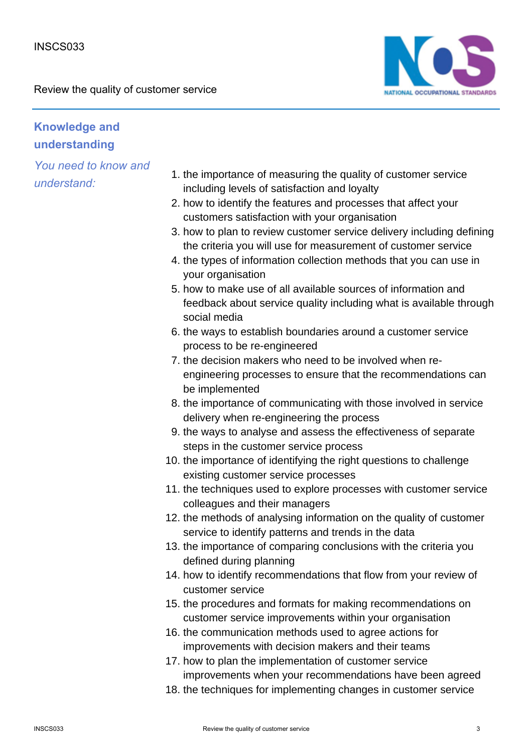## Knowledge and understanding

*You need to know and understand:*

1. the importance of measuring the quality of customer service including levels of satisfaction and loyalty
2. how to identify the features and processes that affect your customers satisfaction with your organisation
3. how to plan to review customer service delivery including defining the criteria you will use for measurement of customer service
4. the types of information collection methods that you can use in your organisation
5. how to make use of all available sources of information and feedback about service quality including what is available through social media
6. the ways to establish boundaries around a customer service process to be re-engineered
7. the decision makers who need to be involved when re-engineering processes to ensure that the recommendations can be implemented
8. the importance of communicating with those involved in service delivery when re-engineering the process
9. the ways to analyse and assess the effectiveness of separate steps in the customer service process
10. the importance of identifying the right questions to challenge existing customer service processes
11. the techniques used to explore processes with customer service colleagues and their managers
12. the methods of analysing information on the quality of customer service to identify patterns and trends in the data
13. the importance of comparing conclusions with the criteria you defined during planning
14. how to identify recommendations that flow from your review of customer service
15. the procedures and formats for making recommendations on customer service improvements within your organisation
16. the communication methods used to agree actions for improvements with decision makers and their teams
17. how to plan the implementation of customer service improvements when your recommendations have been agreed
18. the techniques for implementing changes in customer service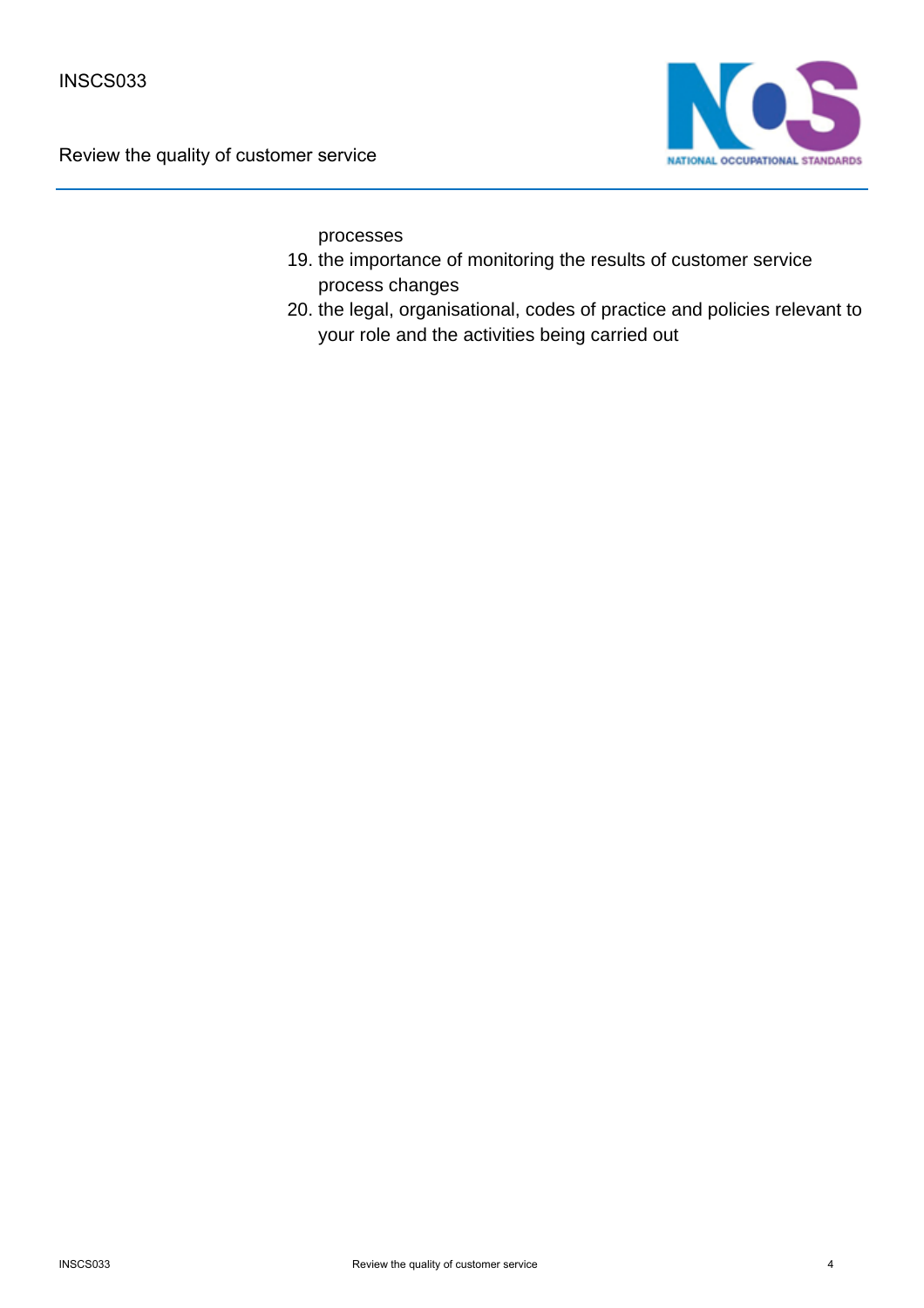processes

19. the importance of monitoring the results of customer service process changes
20. the legal, organisational, codes of practice and policies relevant to your role and the activities being carried out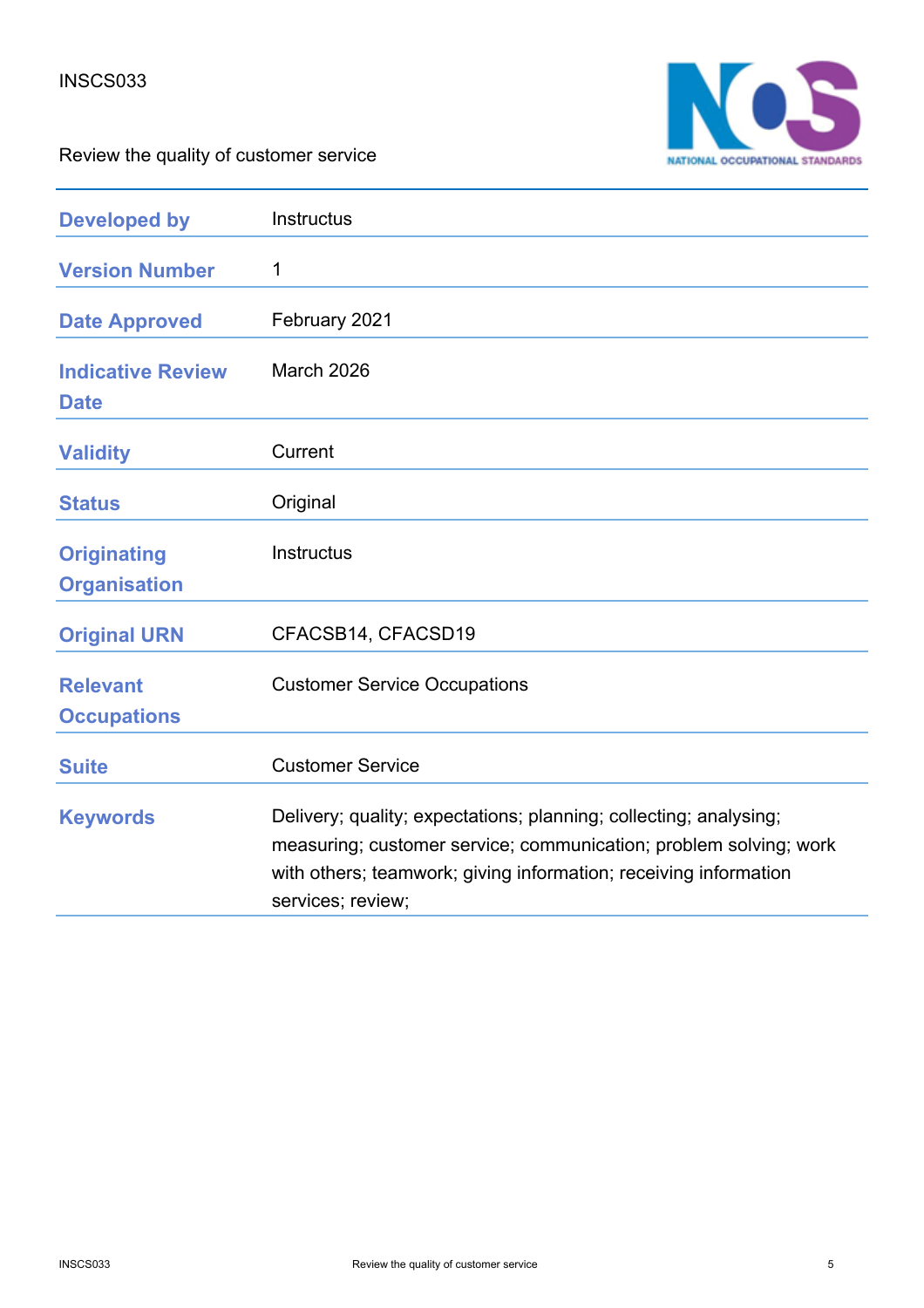INSCS033

Review the quality of customer service

| | |
|---|---|
| **Developed by** | Instructus |
| **Version Number** | 1 |
| **Date Approved** | February 2021 |
| **Indicative Review Date** | March 2026 |
| **Validity** | Current |
| **Status** | Original |
| **Originating Organisation** | Instructus |
| **Original URN** | CFACSB14, CFACSD19 |
| **Relevant Occupations** | Customer Service Occupations |
| **Suite** | Customer Service |
| **Keywords** | Delivery; quality; expectations; planning; collecting; analysing; measuring; customer service; communication; problem solving; work with others; teamwork; giving information; receiving information services; review; |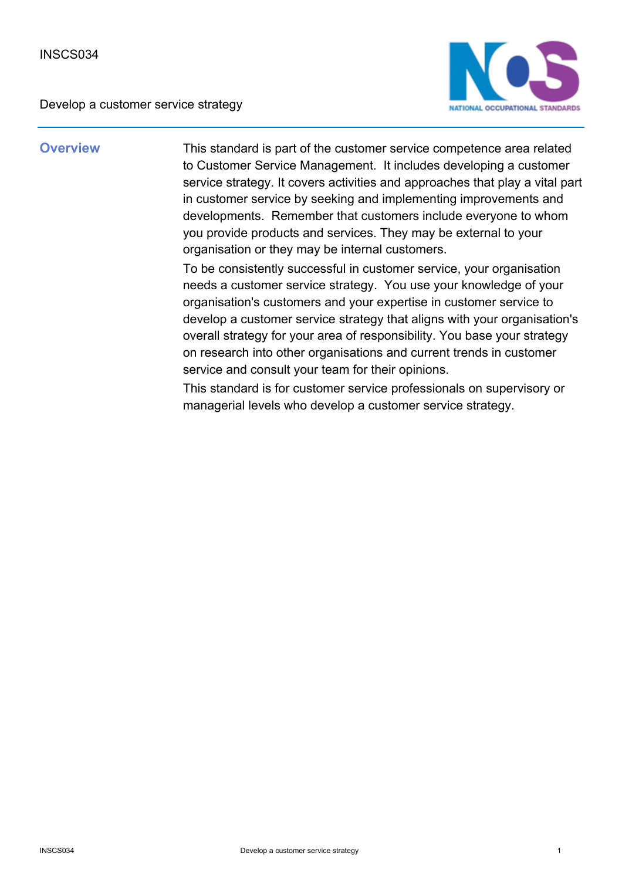INSCS034

Develop a customer service strategy

## Overview

This standard is part of the customer service competence area related to Customer Service Management. It includes developing a customer service strategy. It covers activities and approaches that play a vital part in customer service by seeking and implementing improvements and developments. Remember that customers include everyone to whom you provide products and services. They may be external to your organisation or they may be internal customers.

To be consistently successful in customer service, your organisation needs a customer service strategy. You use your knowledge of your organisation's customers and your expertise in customer service to develop a customer service strategy that aligns with your organisation's overall strategy for your area of responsibility. You base your strategy on research into other organisations and current trends in customer service and consult your team for their opinions.

This standard is for customer service professionals on supervisory or managerial levels who develop a customer service strategy.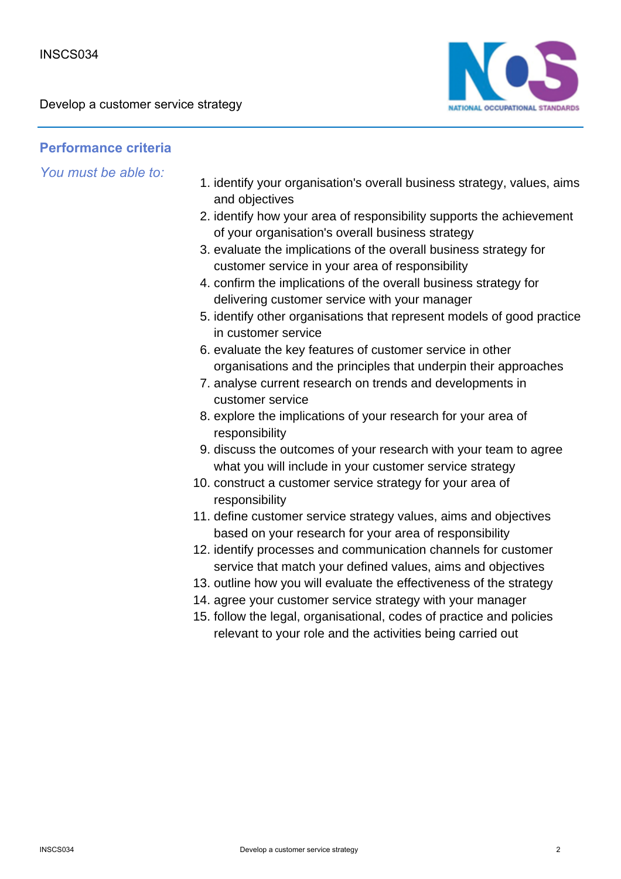## Performance criteria

*You must be able to:*

1. identify your organisation's overall business strategy, values, aims and objectives
2. identify how your area of responsibility supports the achievement of your organisation's overall business strategy
3. evaluate the implications of the overall business strategy for customer service in your area of responsibility
4. confirm the implications of the overall business strategy for delivering customer service with your manager
5. identify other organisations that represent models of good practice in customer service
6. evaluate the key features of customer service in other organisations and the principles that underpin their approaches
7. analyse current research on trends and developments in customer service
8. explore the implications of your research for your area of responsibility
9. discuss the outcomes of your research with your team to agree what you will include in your customer service strategy
10. construct a customer service strategy for your area of responsibility
11. define customer service strategy values, aims and objectives based on your research for your area of responsibility
12. identify processes and communication channels for customer service that match your defined values, aims and objectives
13. outline how you will evaluate the effectiveness of the strategy
14. agree your customer service strategy with your manager
15. follow the legal, organisational, codes of practice and policies relevant to your role and the activities being carried out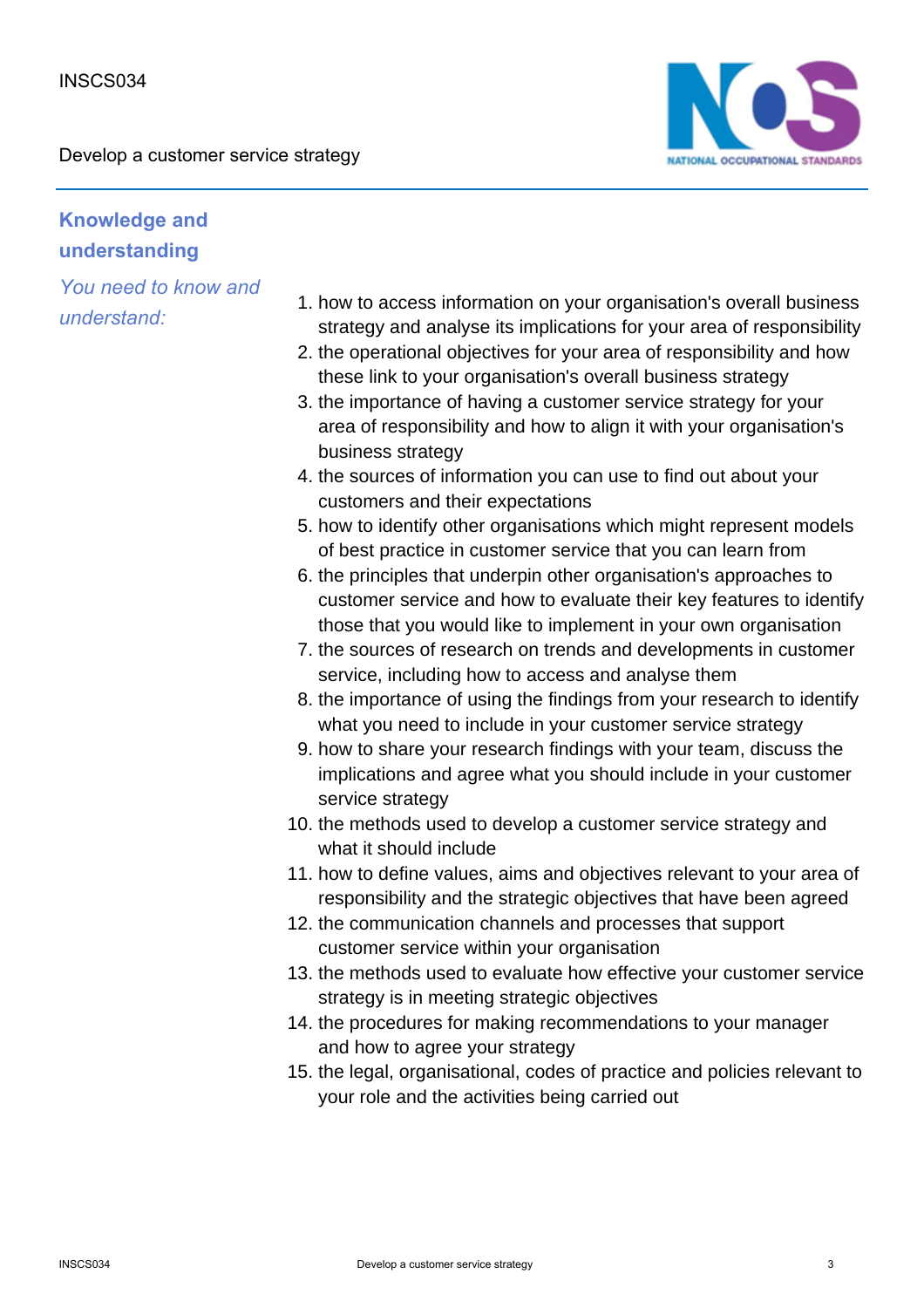## Knowledge and understanding

*You need to know and understand:*

1. how to access information on your organisation's overall business strategy and analyse its implications for your area of responsibility
2. the operational objectives for your area of responsibility and how these link to your organisation's overall business strategy
3. the importance of having a customer service strategy for your area of responsibility and how to align it with your organisation's business strategy
4. the sources of information you can use to find out about your customers and their expectations
5. how to identify other organisations which might represent models of best practice in customer service that you can learn from
6. the principles that underpin other organisation's approaches to customer service and how to evaluate their key features to identify those that you would like to implement in your own organisation
7. the sources of research on trends and developments in customer service, including how to access and analyse them
8. the importance of using the findings from your research to identify what you need to include in your customer service strategy
9. how to share your research findings with your team, discuss the implications and agree what you should include in your customer service strategy
10. the methods used to develop a customer service strategy and what it should include
11. how to define values, aims and objectives relevant to your area of responsibility and the strategic objectives that have been agreed
12. the communication channels and processes that support customer service within your organisation
13. the methods used to evaluate how effective your customer service strategy is in meeting strategic objectives
14. the procedures for making recommendations to your manager and how to agree your strategy
15. the legal, organisational, codes of practice and policies relevant to your role and the activities being carried out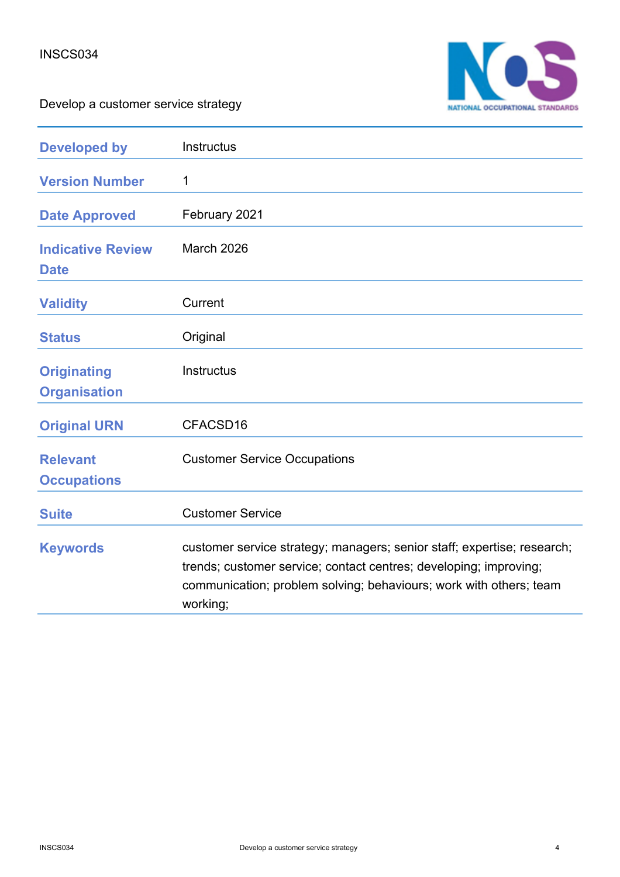INSCS034

Develop a customer service strategy

| | |
|---|---|
| **Developed by** | Instructus |
| **Version Number** | 1 |
| **Date Approved** | February 2021 |
| **Indicative Review Date** | March 2026 |
| **Validity** | Current |
| **Status** | Original |
| **Originating Organisation** | Instructus |
| **Original URN** | CFACSD16 |
| **Relevant Occupations** | Customer Service Occupations |
| **Suite** | Customer Service |
| **Keywords** | customer service strategy; managers; senior staff; expertise; research; trends; customer service; contact centres; developing; improving; communication; problem solving; behaviours; work with others; team working; |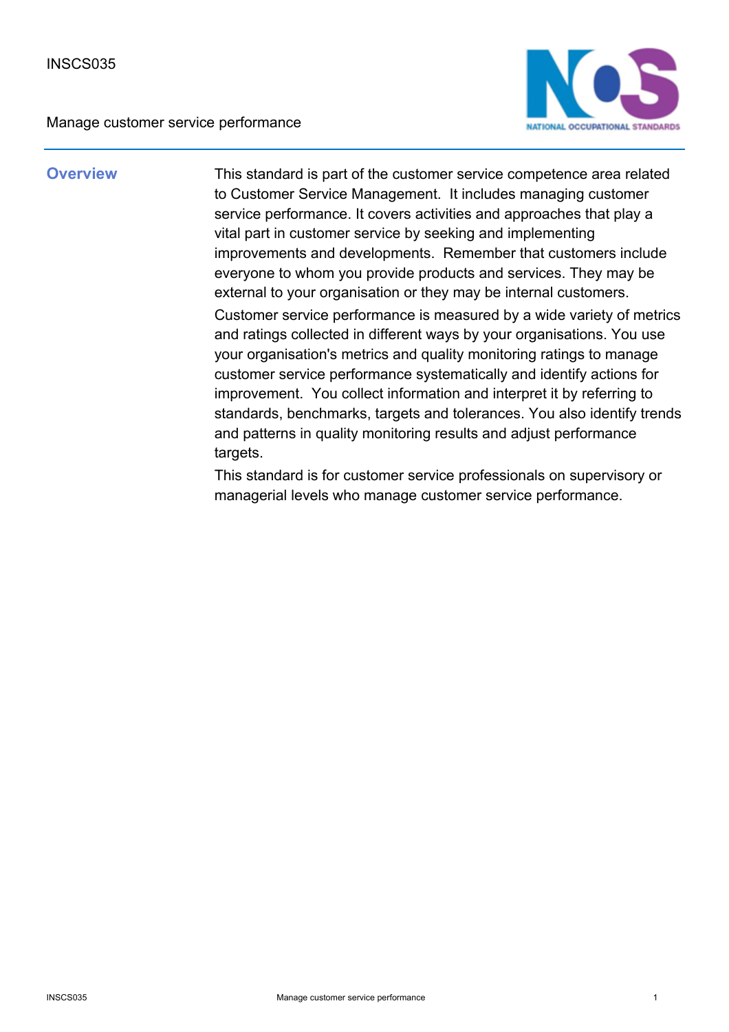INSCS035

Manage customer service performance

## Overview

This standard is part of the customer service competence area related to Customer Service Management.  It includes managing customer service performance. It covers activities and approaches that play a vital part in customer service by seeking and implementing improvements and developments.  Remember that customers include everyone to whom you provide products and services. They may be external to your organisation or they may be internal customers.

Customer service performance is measured by a wide variety of metrics and ratings collected in different ways by your organisations. You use your organisation's metrics and quality monitoring ratings to manage customer service performance systematically and identify actions for improvement.  You collect information and interpret it by referring to standards, benchmarks, targets and tolerances. You also identify trends and patterns in quality monitoring results and adjust performance targets.

This standard is for customer service professionals on supervisory or managerial levels who manage customer service performance.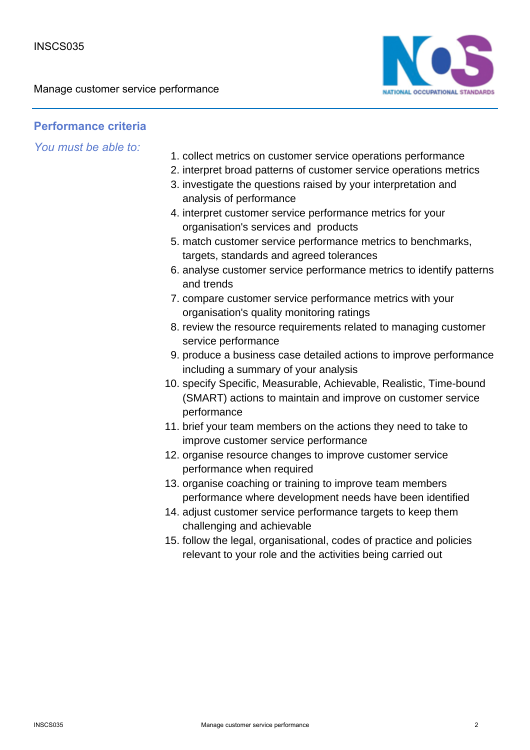## Performance criteria

*You must be able to:*

1. collect metrics on customer service operations performance
2. interpret broad patterns of customer service operations metrics
3. investigate the questions raised by your interpretation and analysis of performance
4. interpret customer service performance metrics for your organisation's services and products
5. match customer service performance metrics to benchmarks, targets, standards and agreed tolerances
6. analyse customer service performance metrics to identify patterns and trends
7. compare customer service performance metrics with your organisation's quality monitoring ratings
8. review the resource requirements related to managing customer service performance
9. produce a business case detailed actions to improve performance including a summary of your analysis
10. specify Specific, Measurable, Achievable, Realistic, Time-bound (SMART) actions to maintain and improve on customer service performance
11. brief your team members on the actions they need to take to improve customer service performance
12. organise resource changes to improve customer service performance when required
13. organise coaching or training to improve team members performance where development needs have been identified
14. adjust customer service performance targets to keep them challenging and achievable
15. follow the legal, organisational, codes of practice and policies relevant to your role and the activities being carried out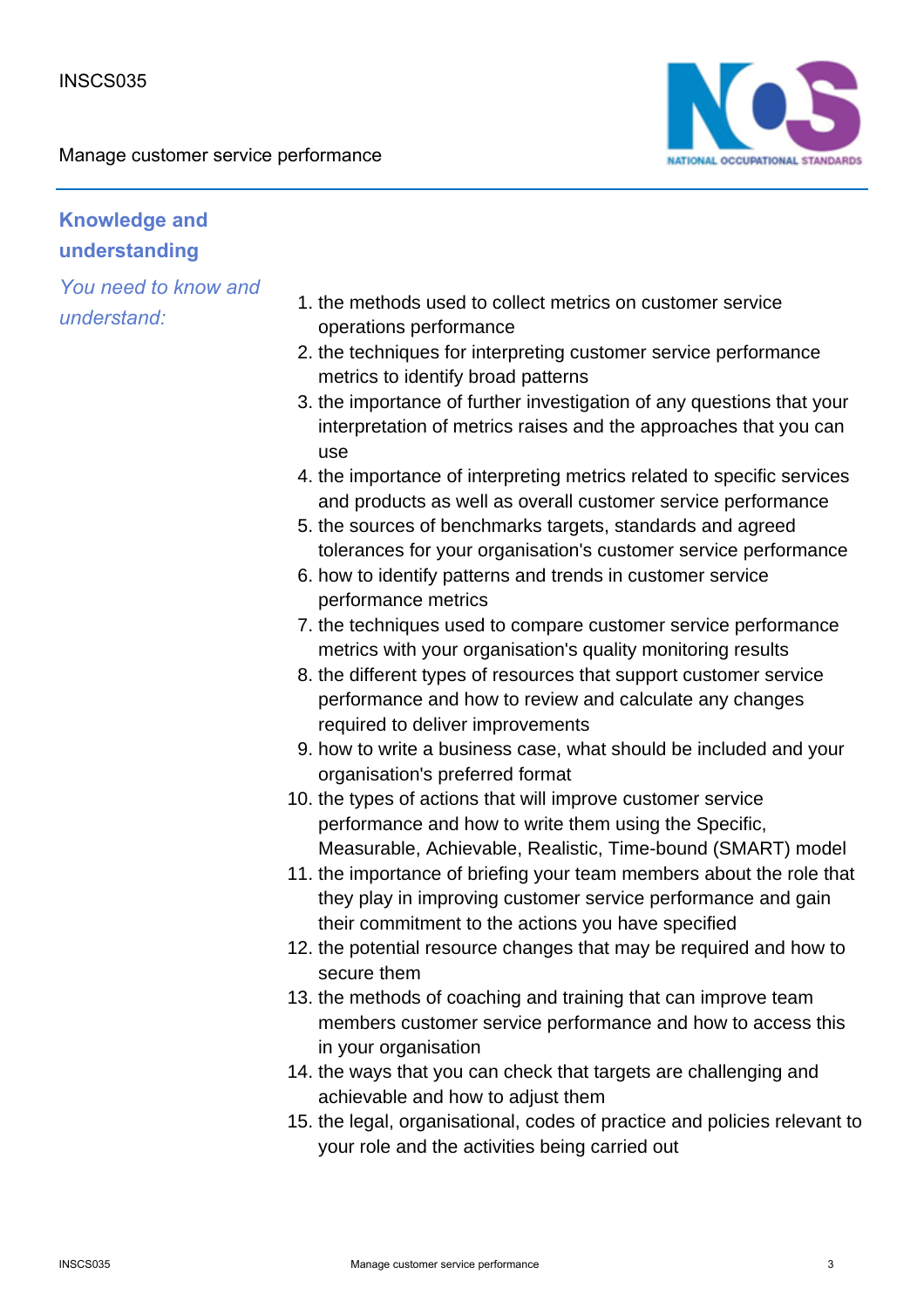## Knowledge and understanding

*You need to know and understand:*

1. the methods used to collect metrics on customer service operations performance
2. the techniques for interpreting customer service performance metrics to identify broad patterns
3. the importance of further investigation of any questions that your interpretation of metrics raises and the approaches that you can use
4. the importance of interpreting metrics related to specific services and products as well as overall customer service performance
5. the sources of benchmarks targets, standards and agreed tolerances for your organisation's customer service performance
6. how to identify patterns and trends in customer service performance metrics
7. the techniques used to compare customer service performance metrics with your organisation's quality monitoring results
8. the different types of resources that support customer service performance and how to review and calculate any changes required to deliver improvements
9. how to write a business case, what should be included and your organisation's preferred format
10. the types of actions that will improve customer service performance and how to write them using the Specific, Measurable, Achievable, Realistic, Time-bound (SMART) model
11. the importance of briefing your team members about the role that they play in improving customer service performance and gain their commitment to the actions you have specified
12. the potential resource changes that may be required and how to secure them
13. the methods of coaching and training that can improve team members customer service performance and how to access this in your organisation
14. the ways that you can check that targets are challenging and achievable and how to adjust them
15. the legal, organisational, codes of practice and policies relevant to your role and the activities being carried out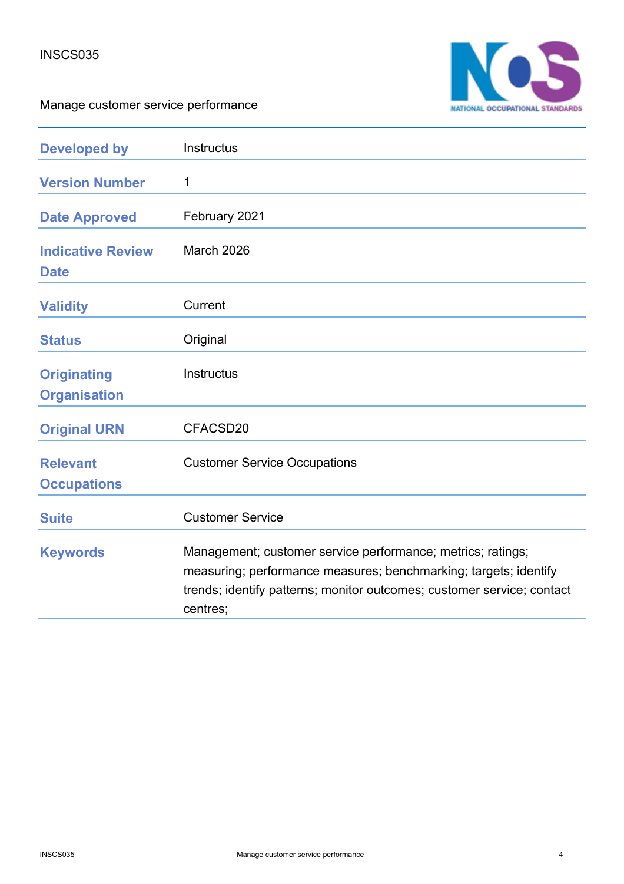INSCS035

Manage customer service performance

| | |
|---|---|
| **Developed by** | Instructus |
| **Version Number** | 1 |
| **Date Approved** | February 2021 |
| **Indicative Review Date** | March 2026 |
| **Validity** | Current |
| **Status** | Original |
| **Originating Organisation** | Instructus |
| **Original URN** | CFACSD20 |
| **Relevant Occupations** | Customer Service Occupations |
| **Suite** | Customer Service |
| **Keywords** | Management; customer service performance; metrics; ratings; measuring; performance measures; benchmarking; targets; identify trends; identify patterns; monitor outcomes; customer service; contact centres; |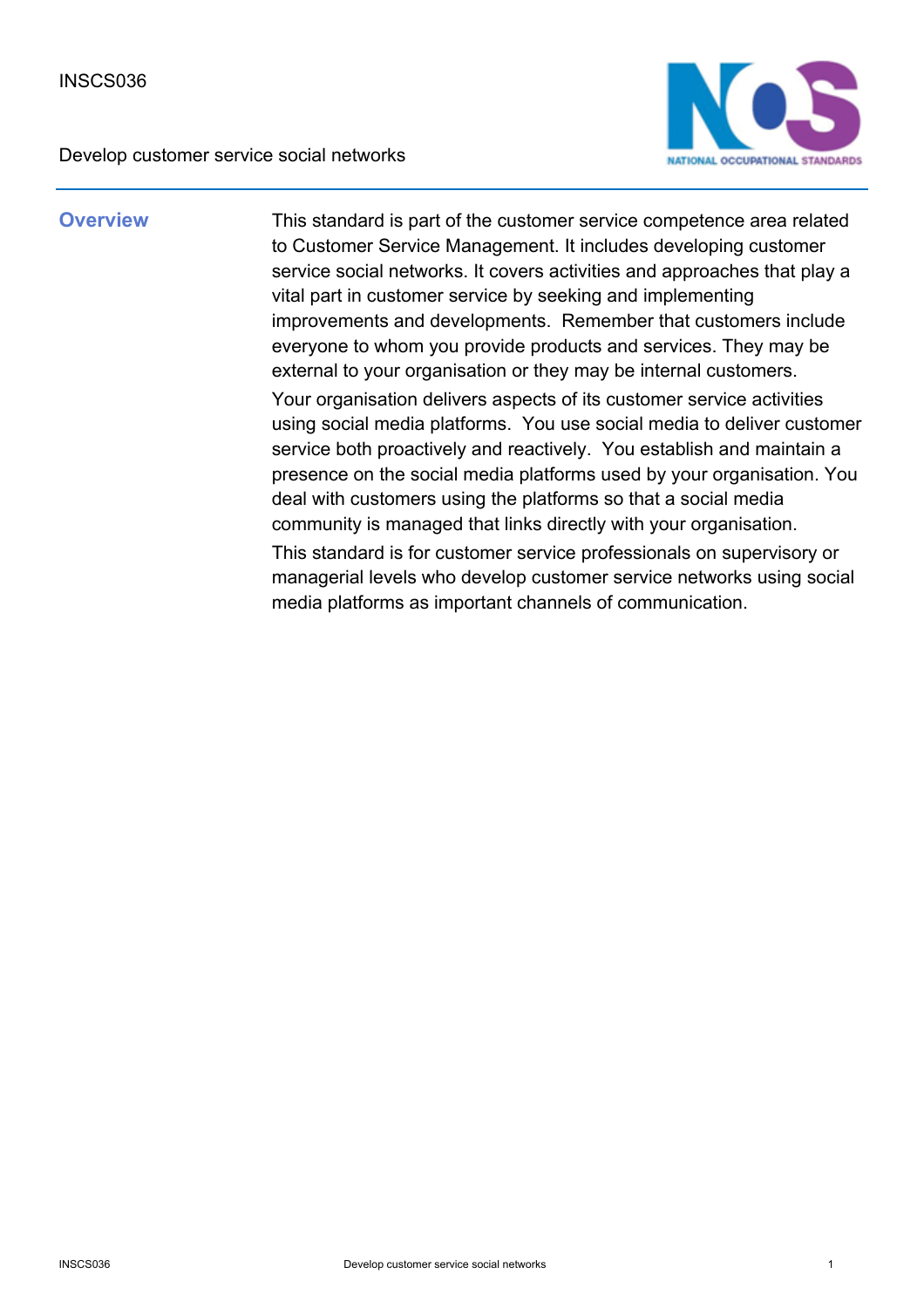INSCS036

Develop customer service social networks

## Overview

This standard is part of the customer service competence area related to Customer Service Management. It includes developing customer service social networks. It covers activities and approaches that play a vital part in customer service by seeking and implementing improvements and developments. Remember that customers include everyone to whom you provide products and services. They may be external to your organisation or they may be internal customers.

Your organisation delivers aspects of its customer service activities using social media platforms. You use social media to deliver customer service both proactively and reactively. You establish and maintain a presence on the social media platforms used by your organisation. You deal with customers using the platforms so that a social media community is managed that links directly with your organisation.

This standard is for customer service professionals on supervisory or managerial levels who develop customer service networks using social media platforms as important channels of communication.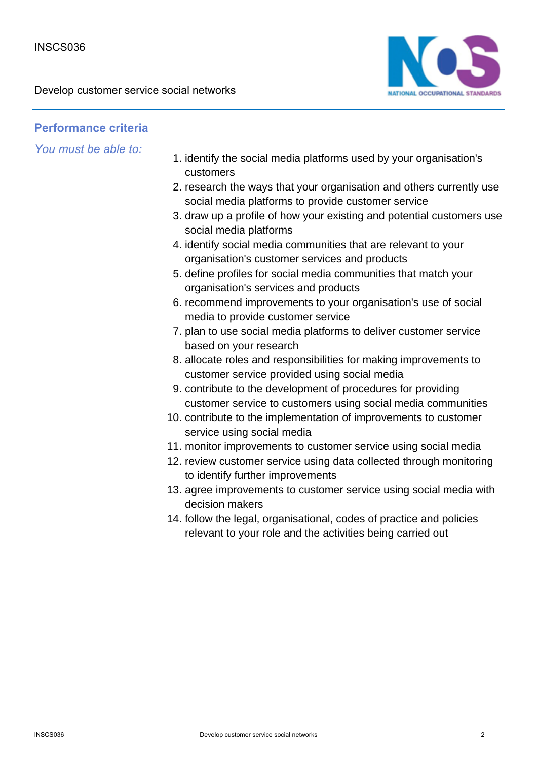## Performance criteria

*You must be able to:*

1. identify the social media platforms used by your organisation's customers
2. research the ways that your organisation and others currently use social media platforms to provide customer service
3. draw up a profile of how your existing and potential customers use social media platforms
4. identify social media communities that are relevant to your organisation's customer services and products
5. define profiles for social media communities that match your organisation's services and products
6. recommend improvements to your organisation's use of social media to provide customer service
7. plan to use social media platforms to deliver customer service based on your research
8. allocate roles and responsibilities for making improvements to customer service provided using social media
9. contribute to the development of procedures for providing customer service to customers using social media communities
10. contribute to the implementation of improvements to customer service using social media
11. monitor improvements to customer service using social media
12. review customer service using data collected through monitoring to identify further improvements
13. agree improvements to customer service using social media with decision makers
14. follow the legal, organisational, codes of practice and policies relevant to your role and the activities being carried out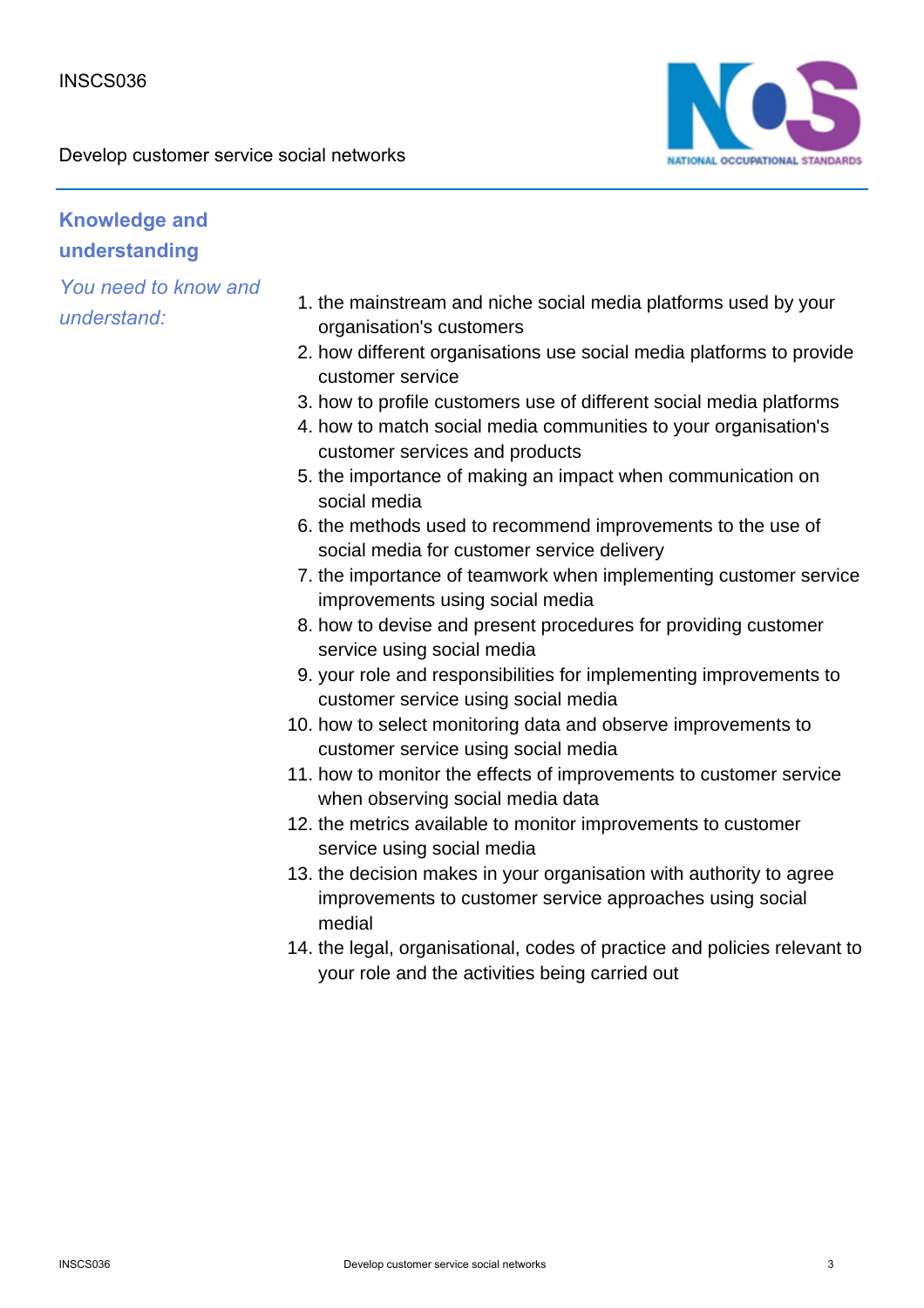## Knowledge and understanding

*You need to know and understand:*

1. the mainstream and niche social media platforms used by your organisation's customers
2. how different organisations use social media platforms to provide customer service
3. how to profile customers use of different social media platforms
4. how to match social media communities to your organisation's customer services and products
5. the importance of making an impact when communication on social media
6. the methods used to recommend improvements to the use of social media for customer service delivery
7. the importance of teamwork when implementing customer service improvements using social media
8. how to devise and present procedures for providing customer service using social media
9. your role and responsibilities for implementing improvements to customer service using social media
10. how to select monitoring data and observe improvements to customer service using social media
11. how to monitor the effects of improvements to customer service when observing social media data
12. the metrics available to monitor improvements to customer service using social media
13. the decision makes in your organisation with authority to agree improvements to customer service approaches using social medial
14. the legal, organisational, codes of practice and policies relevant to your role and the activities being carried out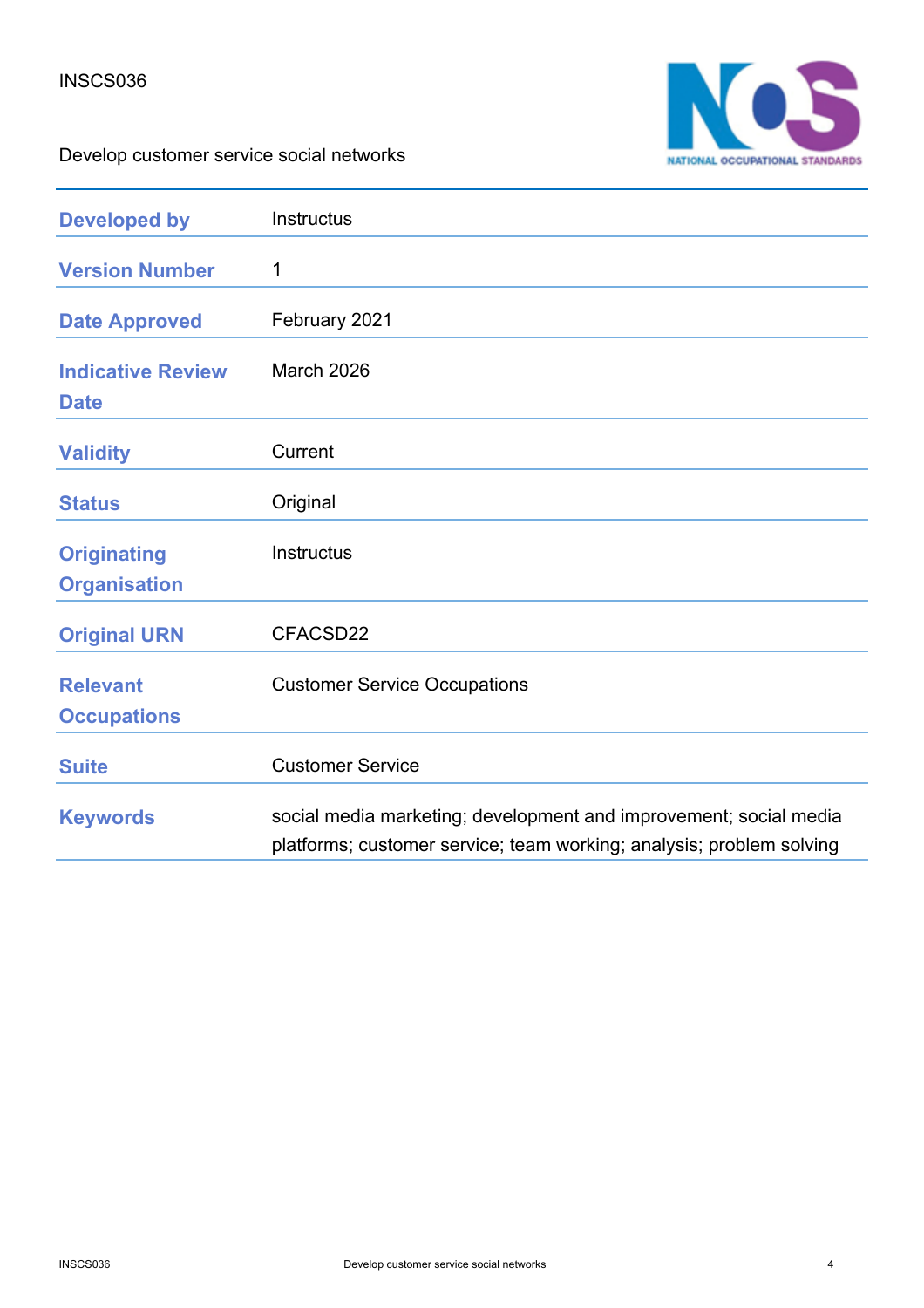INSCS036

Develop customer service social networks

| | |
|---|---|
| **Developed by** | Instructus |
| **Version Number** | 1 |
| **Date Approved** | February 2021 |
| **Indicative Review Date** | March 2026 |
| **Validity** | Current |
| **Status** | Original |
| **Originating Organisation** | Instructus |
| **Original URN** | CFACSD22 |
| **Relevant Occupations** | Customer Service Occupations |
| **Suite** | Customer Service |
| **Keywords** | social media marketing; development and improvement; social media platforms; customer service; team working; analysis; problem solving |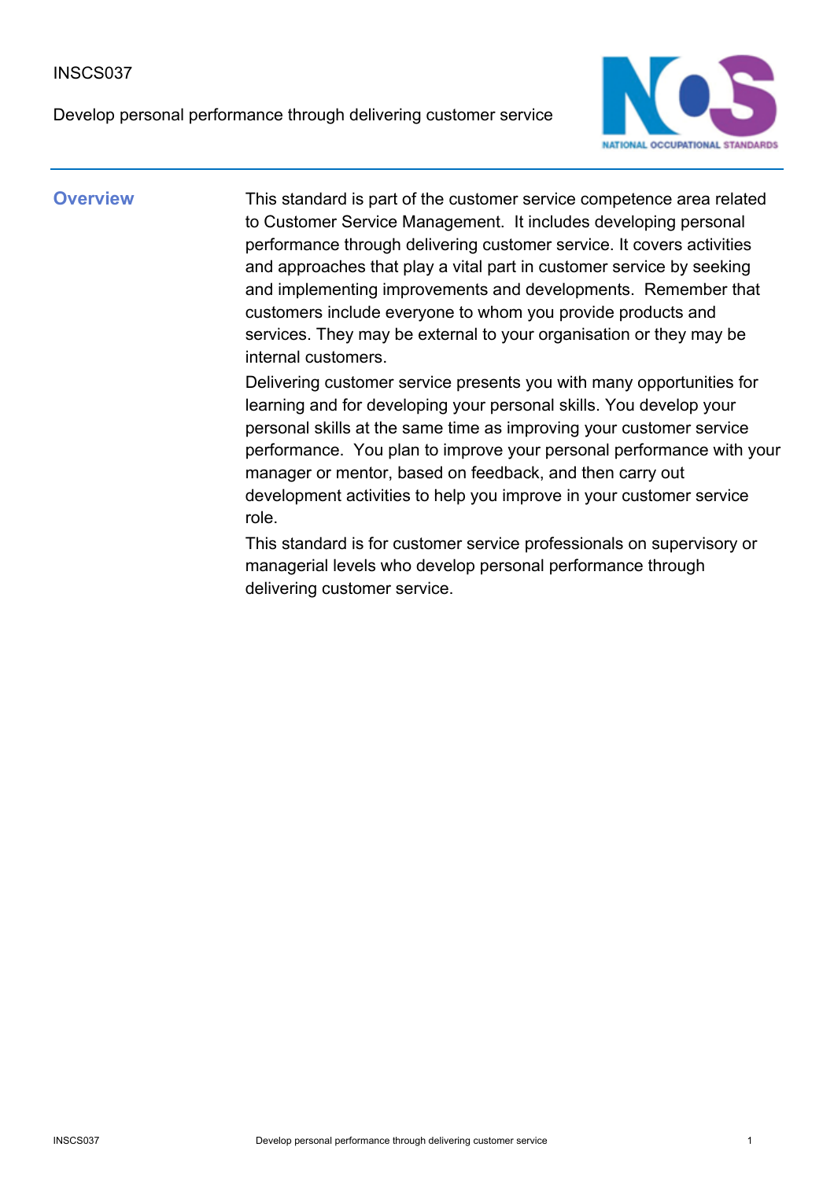INSCS037

Develop personal performance through delivering customer service

## Overview

This standard is part of the customer service competence area related to Customer Service Management. It includes developing personal performance through delivering customer service. It covers activities and approaches that play a vital part in customer service by seeking and implementing improvements and developments. Remember that customers include everyone to whom you provide products and services. They may be external to your organisation or they may be internal customers.

Delivering customer service presents you with many opportunities for learning and for developing your personal skills. You develop your personal skills at the same time as improving your customer service performance. You plan to improve your personal performance with your manager or mentor, based on feedback, and then carry out development activities to help you improve in your customer service role.

This standard is for customer service professionals on supervisory or managerial levels who develop personal performance through delivering customer service.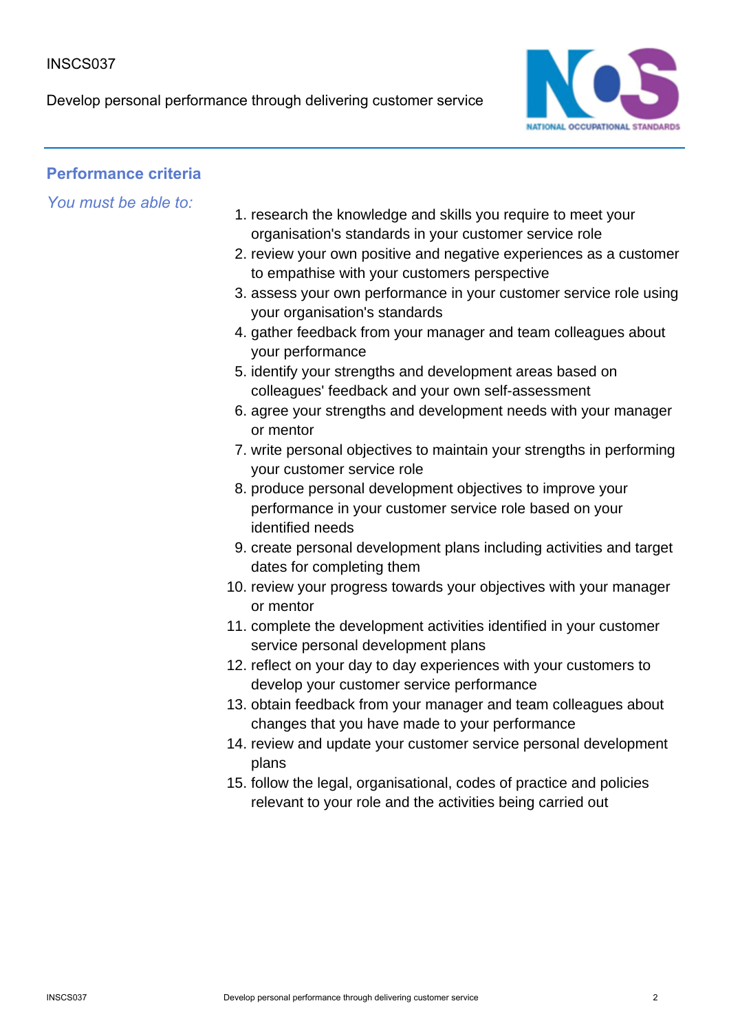## Performance criteria

*You must be able to:*

1. research the knowledge and skills you require to meet your organisation's standards in your customer service role
2. review your own positive and negative experiences as a customer to empathise with your customers perspective
3. assess your own performance in your customer service role using your organisation's standards
4. gather feedback from your manager and team colleagues about your performance
5. identify your strengths and development areas based on colleagues' feedback and your own self-assessment
6. agree your strengths and development needs with your manager or mentor
7. write personal objectives to maintain your strengths in performing your customer service role
8. produce personal development objectives to improve your performance in your customer service role based on your identified needs
9. create personal development plans including activities and target dates for completing them
10. review your progress towards your objectives with your manager or mentor
11. complete the development activities identified in your customer service personal development plans
12. reflect on your day to day experiences with your customers to develop your customer service performance
13. obtain feedback from your manager and team colleagues about changes that you have made to your performance
14. review and update your customer service personal development plans
15. follow the legal, organisational, codes of practice and policies relevant to your role and the activities being carried out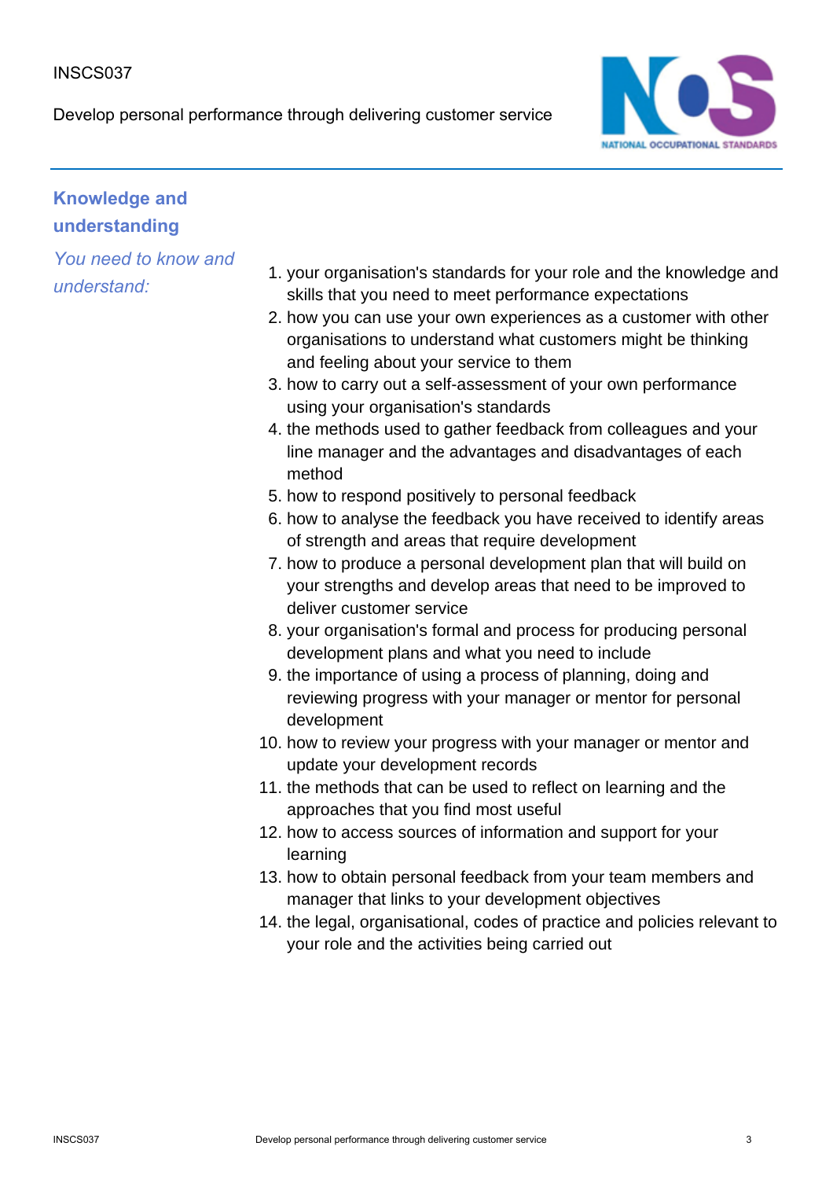## Knowledge and understanding

*You need to know and understand:*

1. your organisation's standards for your role and the knowledge and skills that you need to meet performance expectations
2. how you can use your own experiences as a customer with other organisations to understand what customers might be thinking and feeling about your service to them
3. how to carry out a self-assessment of your own performance using your organisation's standards
4. the methods used to gather feedback from colleagues and your line manager and the advantages and disadvantages of each method
5. how to respond positively to personal feedback
6. how to analyse the feedback you have received to identify areas of strength and areas that require development
7. how to produce a personal development plan that will build on your strengths and develop areas that need to be improved to deliver customer service
8. your organisation's formal and process for producing personal development plans and what you need to include
9. the importance of using a process of planning, doing and reviewing progress with your manager or mentor for personal development
10. how to review your progress with your manager or mentor and update your development records
11. the methods that can be used to reflect on learning and the approaches that you find most useful
12. how to access sources of information and support for your learning
13. how to obtain personal feedback from your team members and manager that links to your development objectives
14. the legal, organisational, codes of practice and policies relevant to your role and the activities being carried out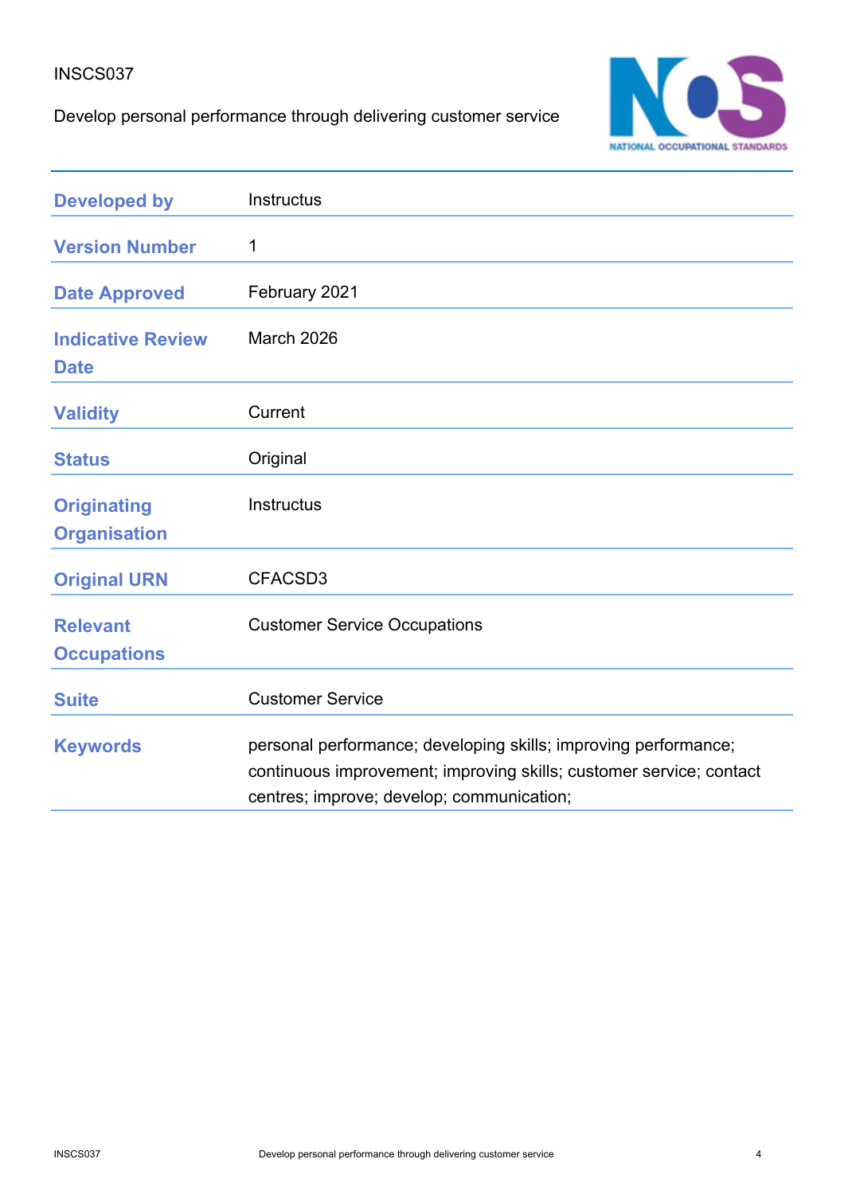INSCS037

Develop personal performance through delivering customer service

| | |
|---|---|
| **Developed by** | Instructus |
| **Version Number** | 1 |
| **Date Approved** | February 2021 |
| **Indicative Review Date** | March 2026 |
| **Validity** | Current |
| **Status** | Original |
| **Originating Organisation** | Instructus |
| **Original URN** | CFACSD3 |
| **Relevant Occupations** | Customer Service Occupations |
| **Suite** | Customer Service |
| **Keywords** | personal performance; developing skills; improving performance; continuous improvement; improving skills; customer service; contact centres; improve; develop; communication; |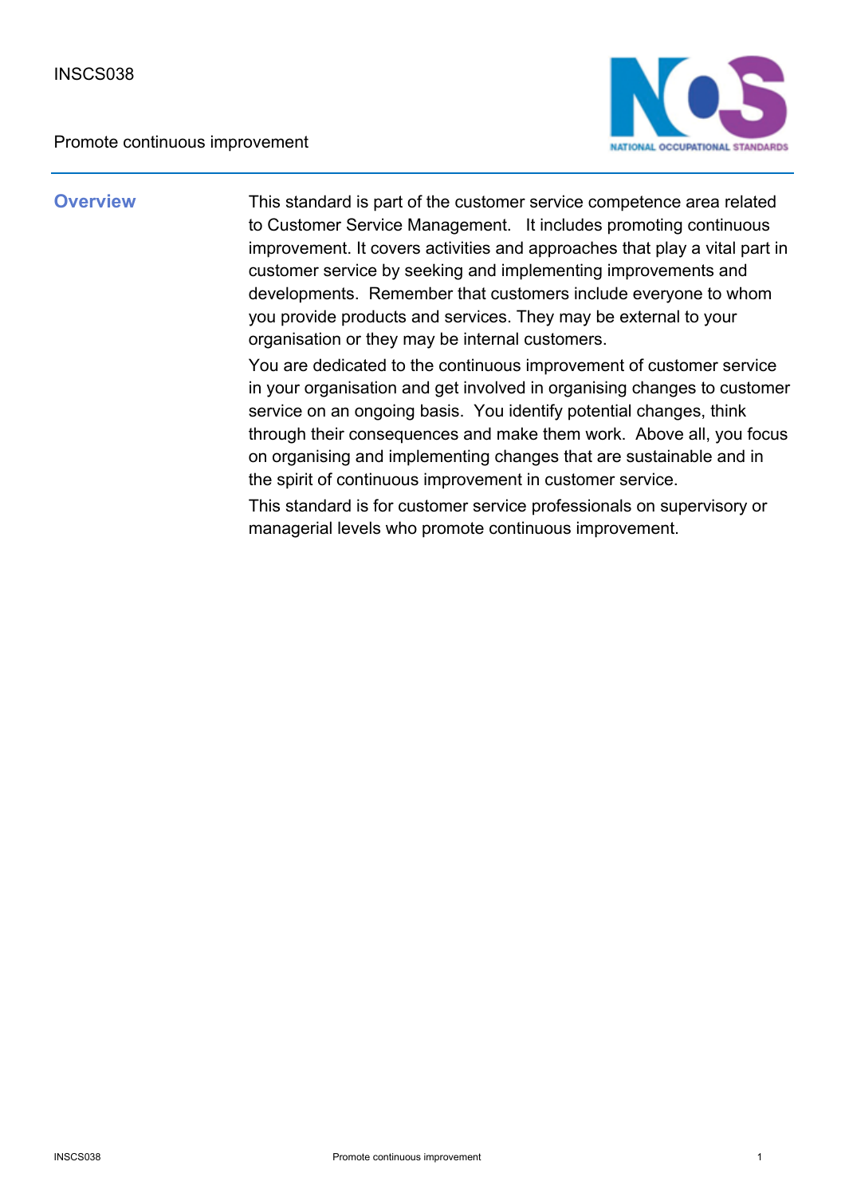INSCS038

Promote continuous improvement

## Overview

This standard is part of the customer service competence area related to Customer Service Management. It includes promoting continuous improvement. It covers activities and approaches that play a vital part in customer service by seeking and implementing improvements and developments. Remember that customers include everyone to whom you provide products and services. They may be external to your organisation or they may be internal customers.

You are dedicated to the continuous improvement of customer service in your organisation and get involved in organising changes to customer service on an ongoing basis. You identify potential changes, think through their consequences and make them work. Above all, you focus on organising and implementing changes that are sustainable and in the spirit of continuous improvement in customer service.

This standard is for customer service professionals on supervisory or managerial levels who promote continuous improvement.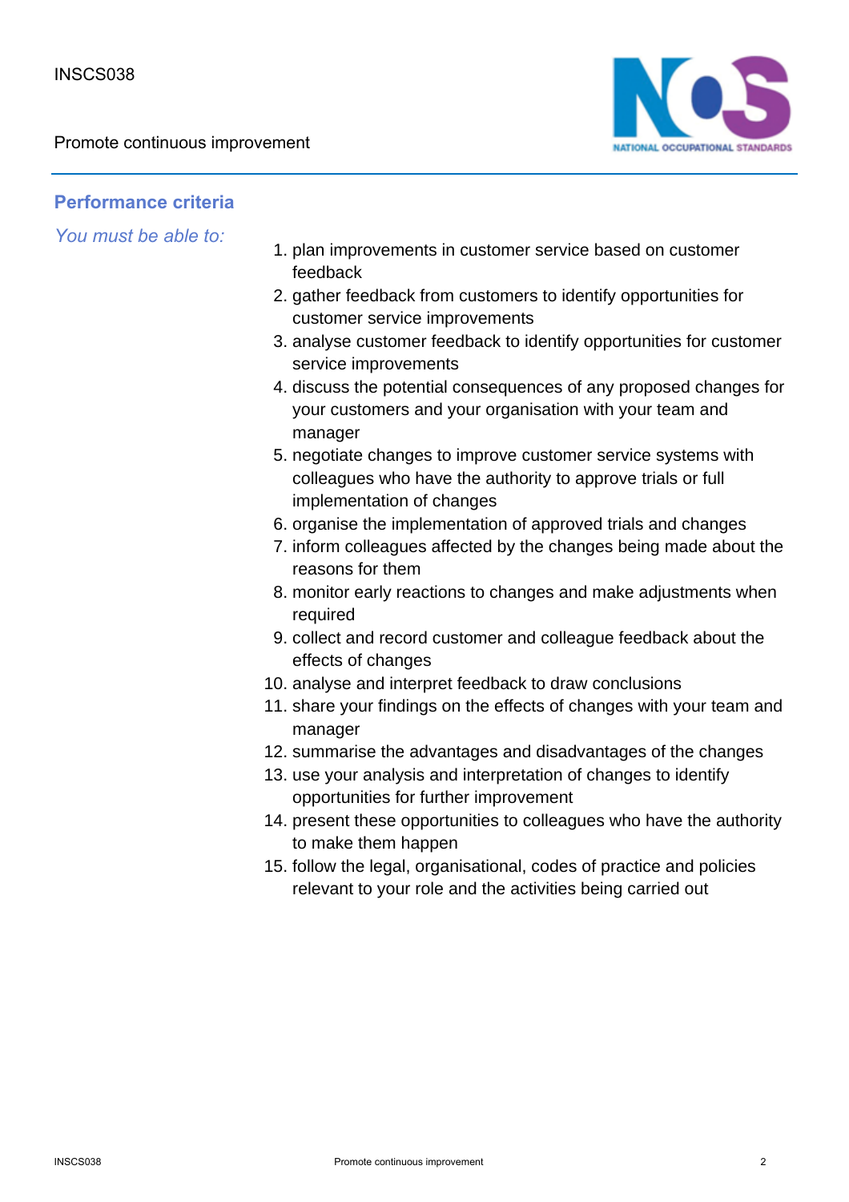## Performance criteria

*You must be able to:*

1. plan improvements in customer service based on customer feedback
2. gather feedback from customers to identify opportunities for customer service improvements
3. analyse customer feedback to identify opportunities for customer service improvements
4. discuss the potential consequences of any proposed changes for your customers and your organisation with your team and manager
5. negotiate changes to improve customer service systems with colleagues who have the authority to approve trials or full implementation of changes
6. organise the implementation of approved trials and changes
7. inform colleagues affected by the changes being made about the reasons for them
8. monitor early reactions to changes and make adjustments when required
9. collect and record customer and colleague feedback about the effects of changes
10. analyse and interpret feedback to draw conclusions
11. share your findings on the effects of changes with your team and manager
12. summarise the advantages and disadvantages of the changes
13. use your analysis and interpretation of changes to identify opportunities for further improvement
14. present these opportunities to colleagues who have the authority to make them happen
15. follow the legal, organisational, codes of practice and policies relevant to your role and the activities being carried out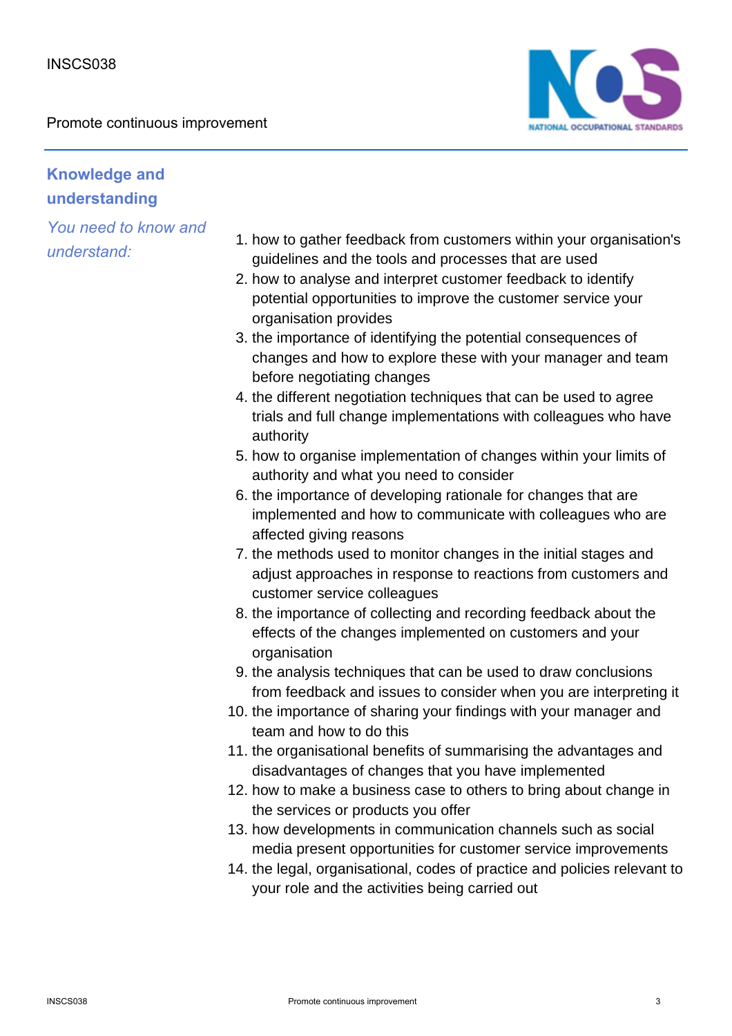## Knowledge and understanding

*You need to know and understand:*

1. how to gather feedback from customers within your organisation's guidelines and the tools and processes that are used
2. how to analyse and interpret customer feedback to identify potential opportunities to improve the customer service your organisation provides
3. the importance of identifying the potential consequences of changes and how to explore these with your manager and team before negotiating changes
4. the different negotiation techniques that can be used to agree trials and full change implementations with colleagues who have authority
5. how to organise implementation of changes within your limits of authority and what you need to consider
6. the importance of developing rationale for changes that are implemented and how to communicate with colleagues who are affected giving reasons
7. the methods used to monitor changes in the initial stages and adjust approaches in response to reactions from customers and customer service colleagues
8. the importance of collecting and recording feedback about the effects of the changes implemented on customers and your organisation
9. the analysis techniques that can be used to draw conclusions from feedback and issues to consider when you are interpreting it
10. the importance of sharing your findings with your manager and team and how to do this
11. the organisational benefits of summarising the advantages and disadvantages of changes that you have implemented
12. how to make a business case to others to bring about change in the services or products you offer
13. how developments in communication channels such as social media present opportunities for customer service improvements
14. the legal, organisational, codes of practice and policies relevant to your role and the activities being carried out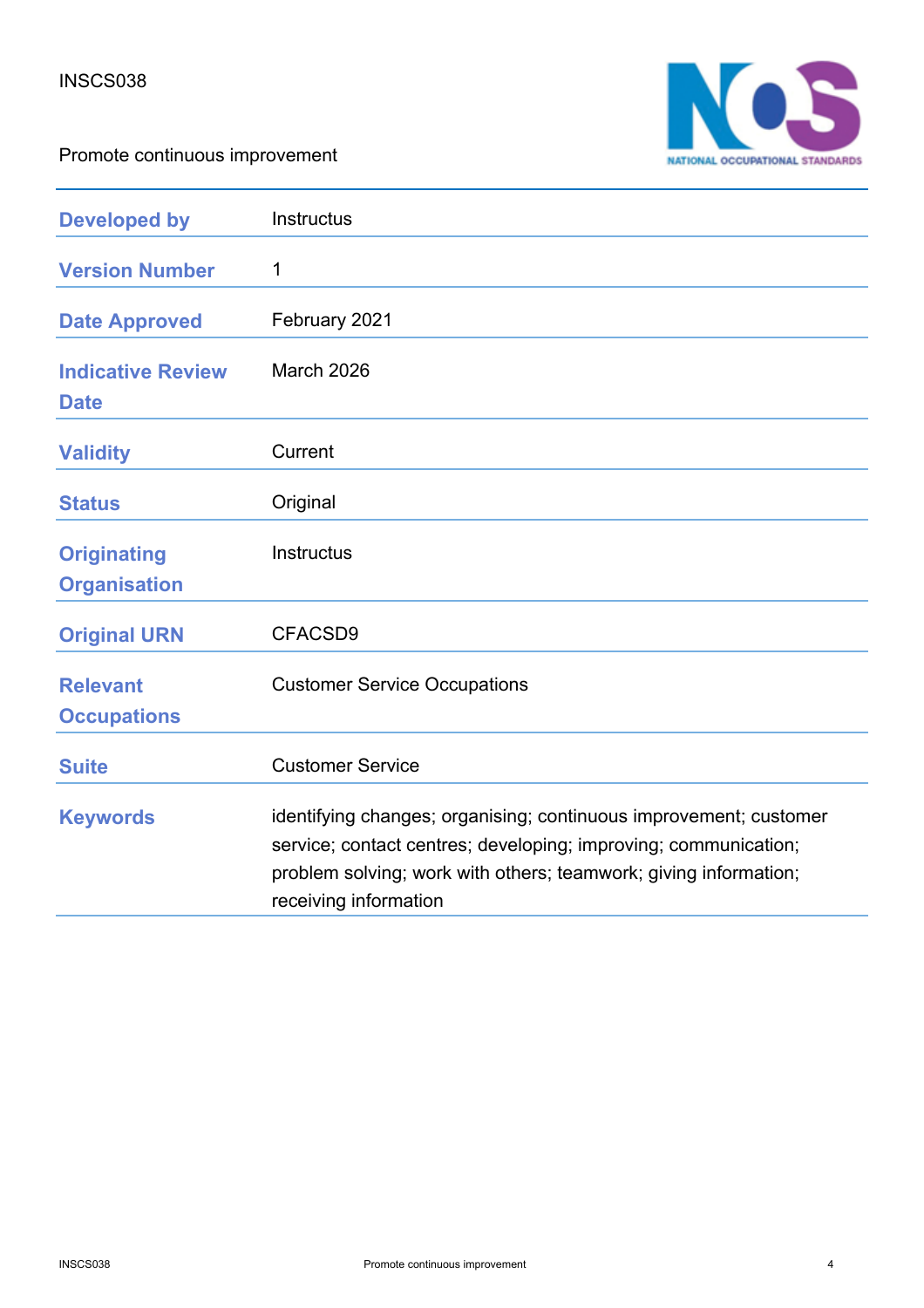INSCS038

Promote continuous improvement

| | |
|---|---|
| **Developed by** | Instructus |
| **Version Number** | 1 |
| **Date Approved** | February 2021 |
| **Indicative Review Date** | March 2026 |
| **Validity** | Current |
| **Status** | Original |
| **Originating Organisation** | Instructus |
| **Original URN** | CFACSD9 |
| **Relevant Occupations** | Customer Service Occupations |
| **Suite** | Customer Service |
| **Keywords** | identifying changes; organising; continuous improvement; customer service; contact centres; developing; improving; communication; problem solving; work with others; teamwork; giving information; receiving information |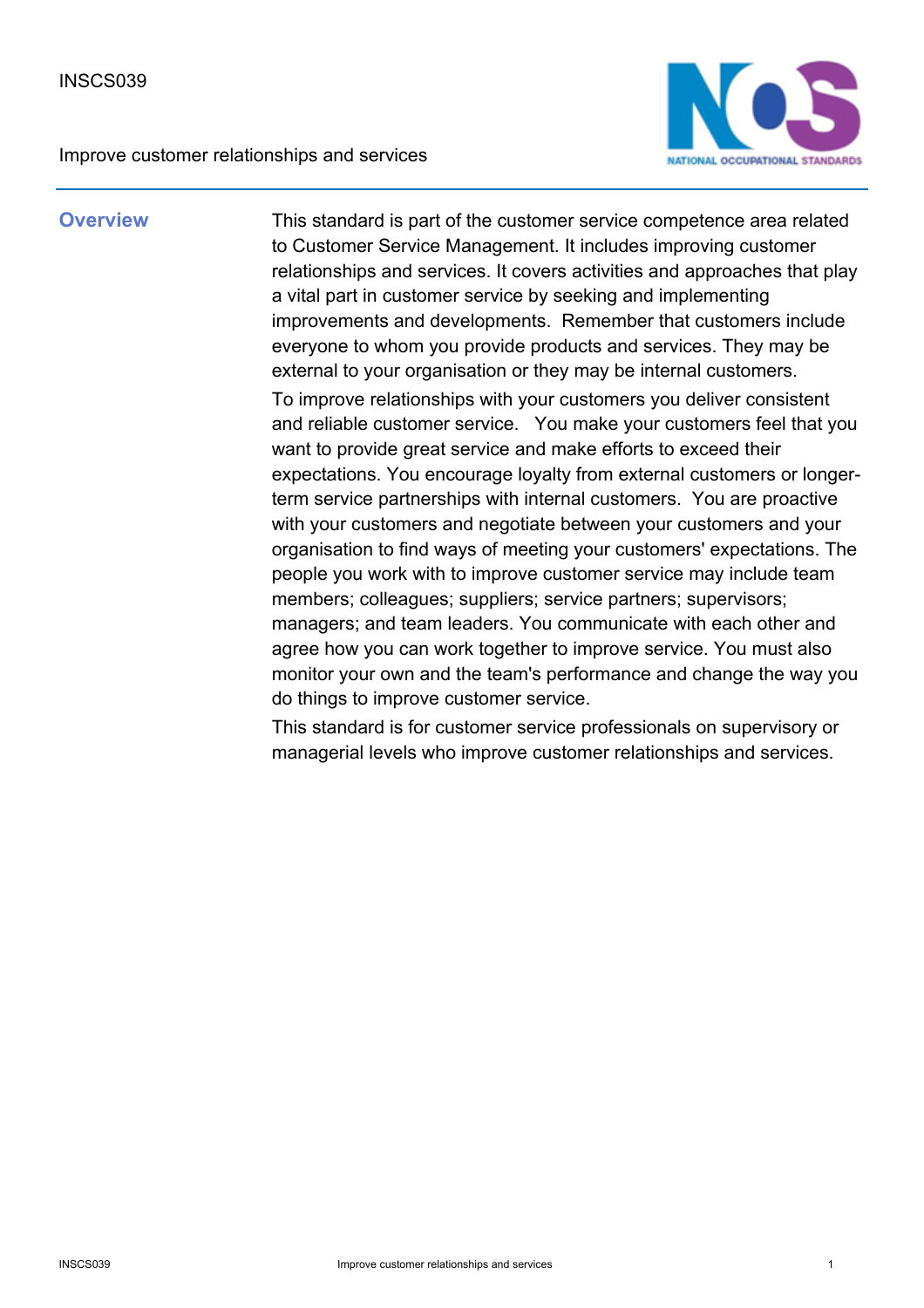INSCS039

Improve customer relationships and services

## Overview

This standard is part of the customer service competence area related to Customer Service Management. It includes improving customer relationships and services. It covers activities and approaches that play a vital part in customer service by seeking and implementing improvements and developments. Remember that customers include everyone to whom you provide products and services. They may be external to your organisation or they may be internal customers.

To improve relationships with your customers you deliver consistent and reliable customer service. You make your customers feel that you want to provide great service and make efforts to exceed their expectations. You encourage loyalty from external customers or longer-term service partnerships with internal customers. You are proactive with your customers and negotiate between your customers and your organisation to find ways of meeting your customers' expectations. The people you work with to improve customer service may include team members; colleagues; suppliers; service partners; supervisors; managers; and team leaders. You communicate with each other and agree how you can work together to improve service. You must also monitor your own and the team's performance and change the way you do things to improve customer service.

This standard is for customer service professionals on supervisory or managerial levels who improve customer relationships and services.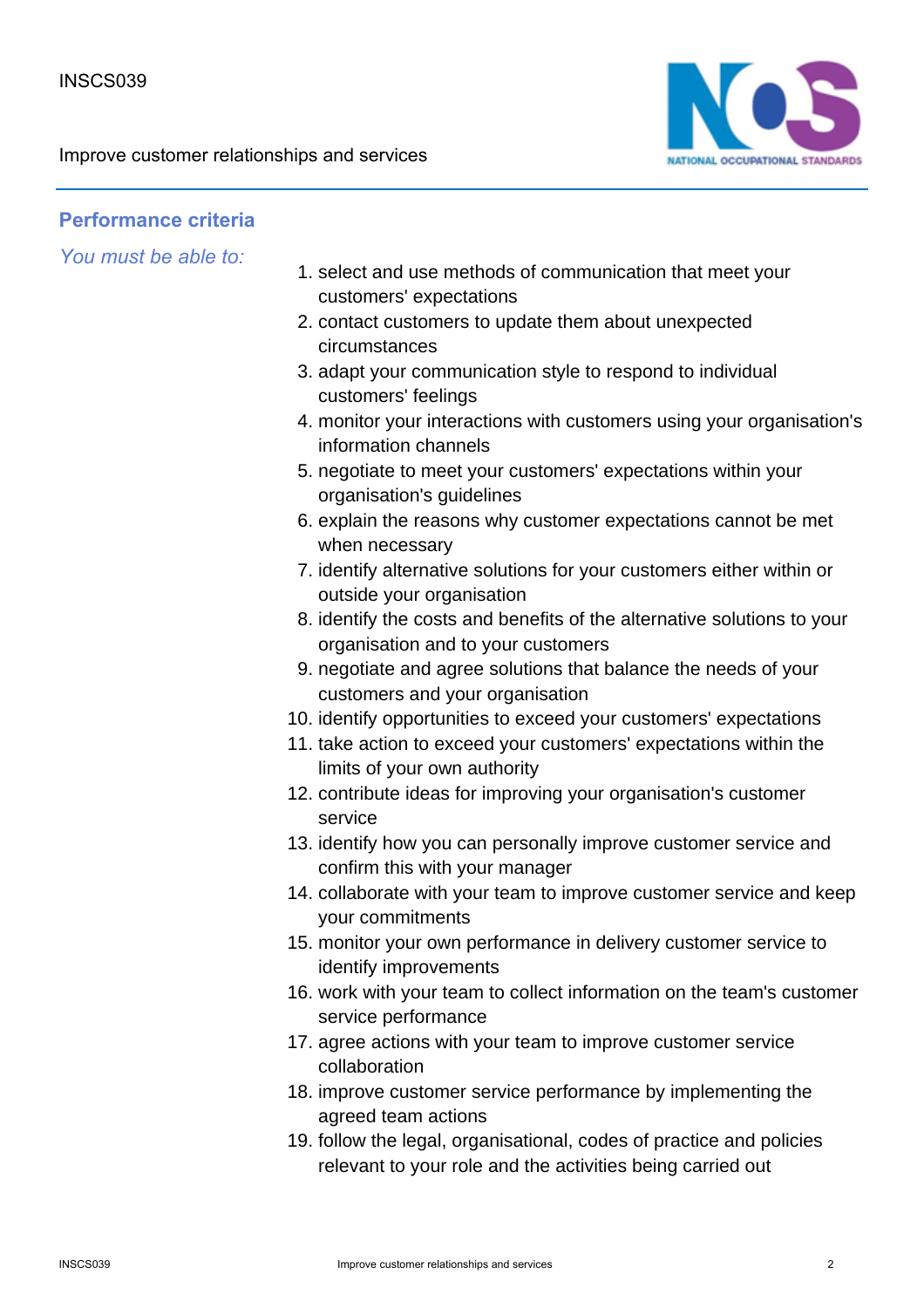## Performance criteria

*You must be able to:*

1. select and use methods of communication that meet your customers' expectations
2. contact customers to update them about unexpected circumstances
3. adapt your communication style to respond to individual customers' feelings
4. monitor your interactions with customers using your organisation's information channels
5. negotiate to meet your customers' expectations within your organisation's guidelines
6. explain the reasons why customer expectations cannot be met when necessary
7. identify alternative solutions for your customers either within or outside your organisation
8. identify the costs and benefits of the alternative solutions to your organisation and to your customers
9. negotiate and agree solutions that balance the needs of your customers and your organisation
10. identify opportunities to exceed your customers' expectations
11. take action to exceed your customers' expectations within the limits of your own authority
12. contribute ideas for improving your organisation's customer service
13. identify how you can personally improve customer service and confirm this with your manager
14. collaborate with your team to improve customer service and keep your commitments
15. monitor your own performance in delivery customer service to identify improvements
16. work with your team to collect information on the team's customer service performance
17. agree actions with your team to improve customer service collaboration
18. improve customer service performance by implementing the agreed team actions
19. follow the legal, organisational, codes of practice and policies relevant to your role and the activities being carried out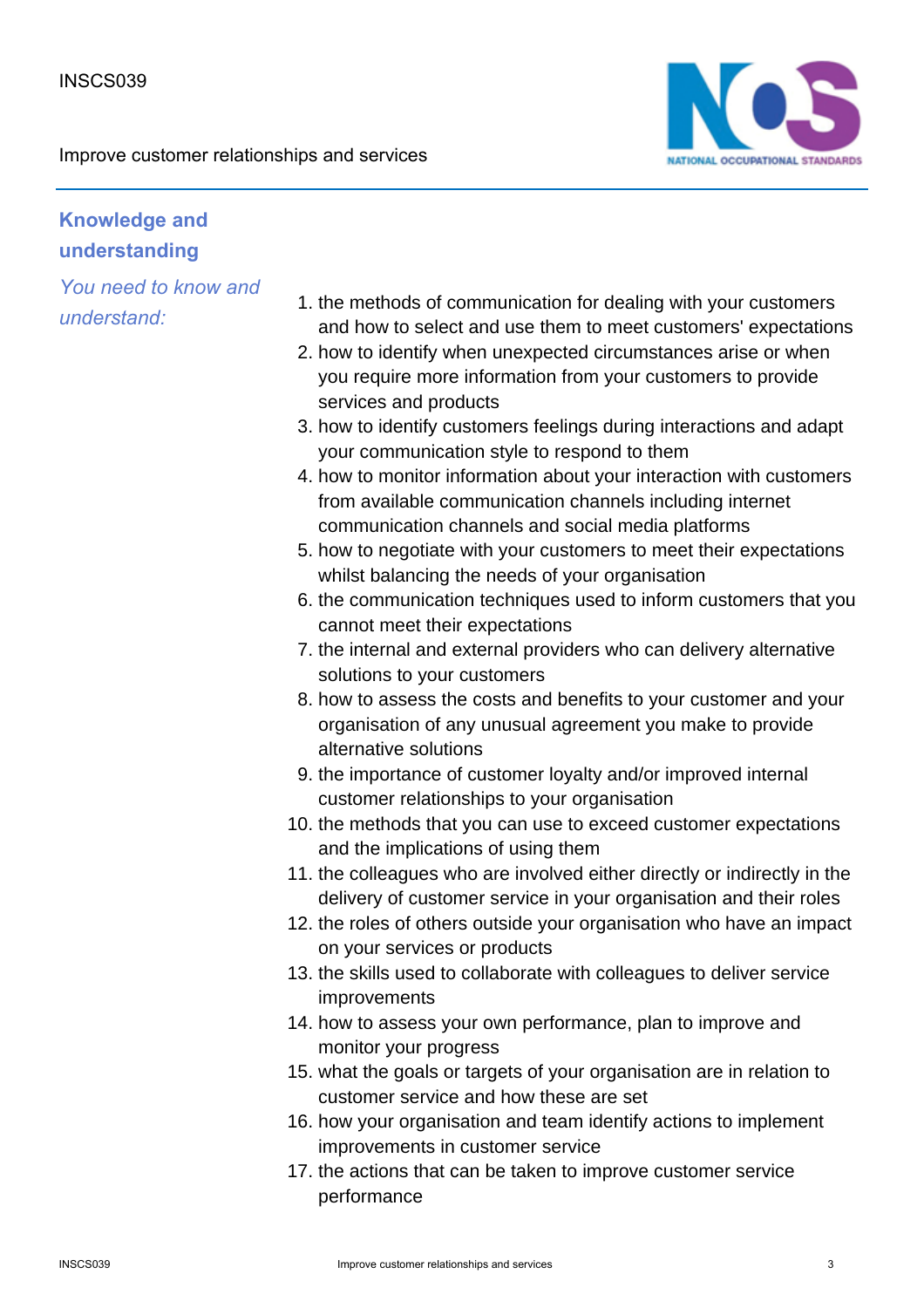## Knowledge and understanding

*You need to know and understand:*

1. the methods of communication for dealing with your customers and how to select and use them to meet customers' expectations
2. how to identify when unexpected circumstances arise or when you require more information from your customers to provide services and products
3. how to identify customers feelings during interactions and adapt your communication style to respond to them
4. how to monitor information about your interaction with customers from available communication channels including internet communication channels and social media platforms
5. how to negotiate with your customers to meet their expectations whilst balancing the needs of your organisation
6. the communication techniques used to inform customers that you cannot meet their expectations
7. the internal and external providers who can delivery alternative solutions to your customers
8. how to assess the costs and benefits to your customer and your organisation of any unusual agreement you make to provide alternative solutions
9. the importance of customer loyalty and/or improved internal customer relationships to your organisation
10. the methods that you can use to exceed customer expectations and the implications of using them
11. the colleagues who are involved either directly or indirectly in the delivery of customer service in your organisation and their roles
12. the roles of others outside your organisation who have an impact on your services or products
13. the skills used to collaborate with colleagues to deliver service improvements
14. how to assess your own performance, plan to improve and monitor your progress
15. what the goals or targets of your organisation are in relation to customer service and how these are set
16. how your organisation and team identify actions to implement improvements in customer service
17. the actions that can be taken to improve customer service performance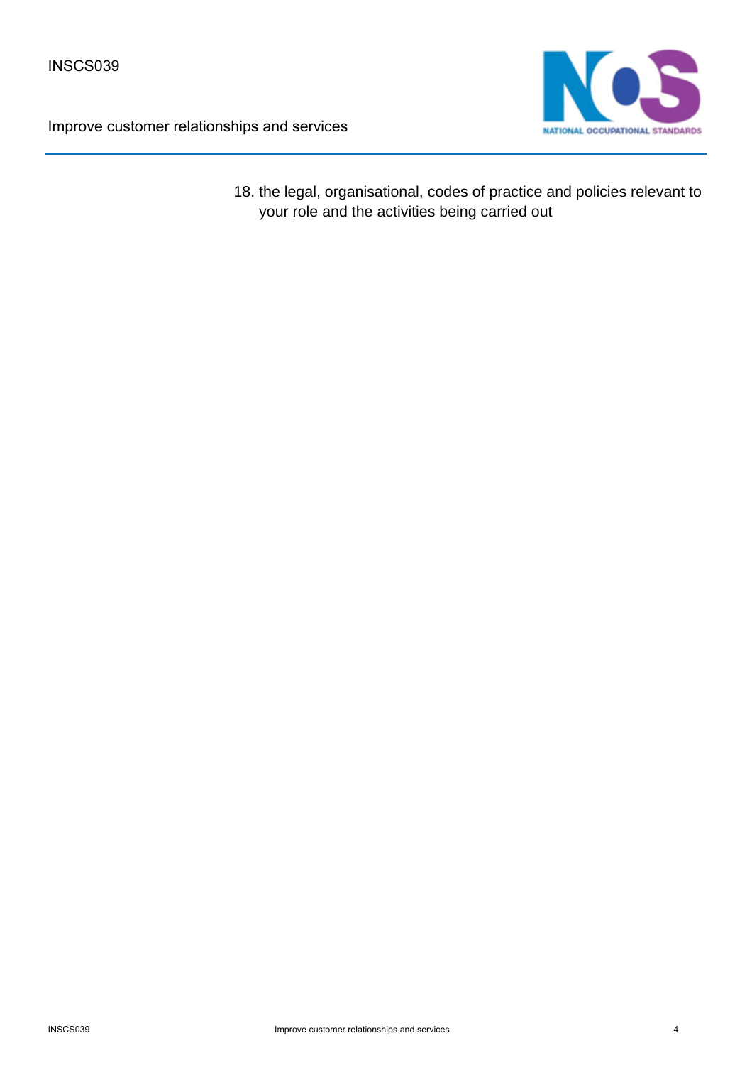18. the legal, organisational, codes of practice and policies relevant to your role and the activities being carried out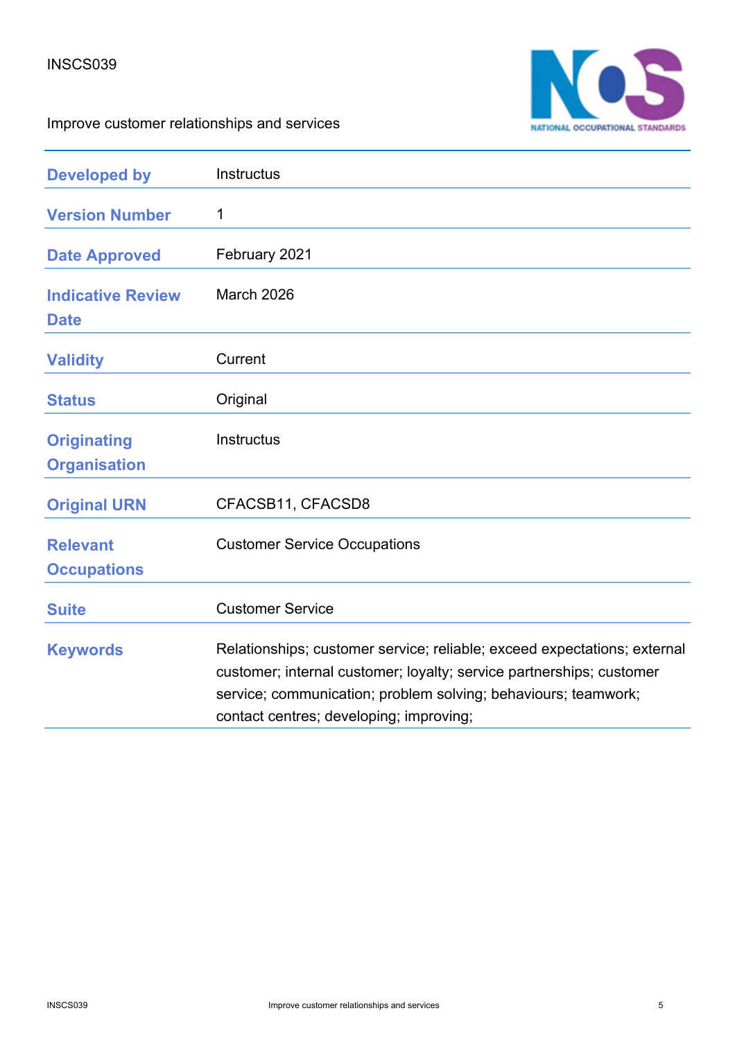INSCS039

Improve customer relationships and services

| | |
|---|---|
| **Developed by** | Instructus |
| **Version Number** | 1 |
| **Date Approved** | February 2021 |
| **Indicative Review Date** | March 2026 |
| **Validity** | Current |
| **Status** | Original |
| **Originating Organisation** | Instructus |
| **Original URN** | CFACSB11, CFACSD8 |
| **Relevant Occupations** | Customer Service Occupations |
| **Suite** | Customer Service |
| **Keywords** | Relationships; customer service; reliable; exceed expectations; external customer; internal customer; loyalty; service partnerships; customer service; communication; problem solving; behaviours; teamwork; contact centres; developing; improving; |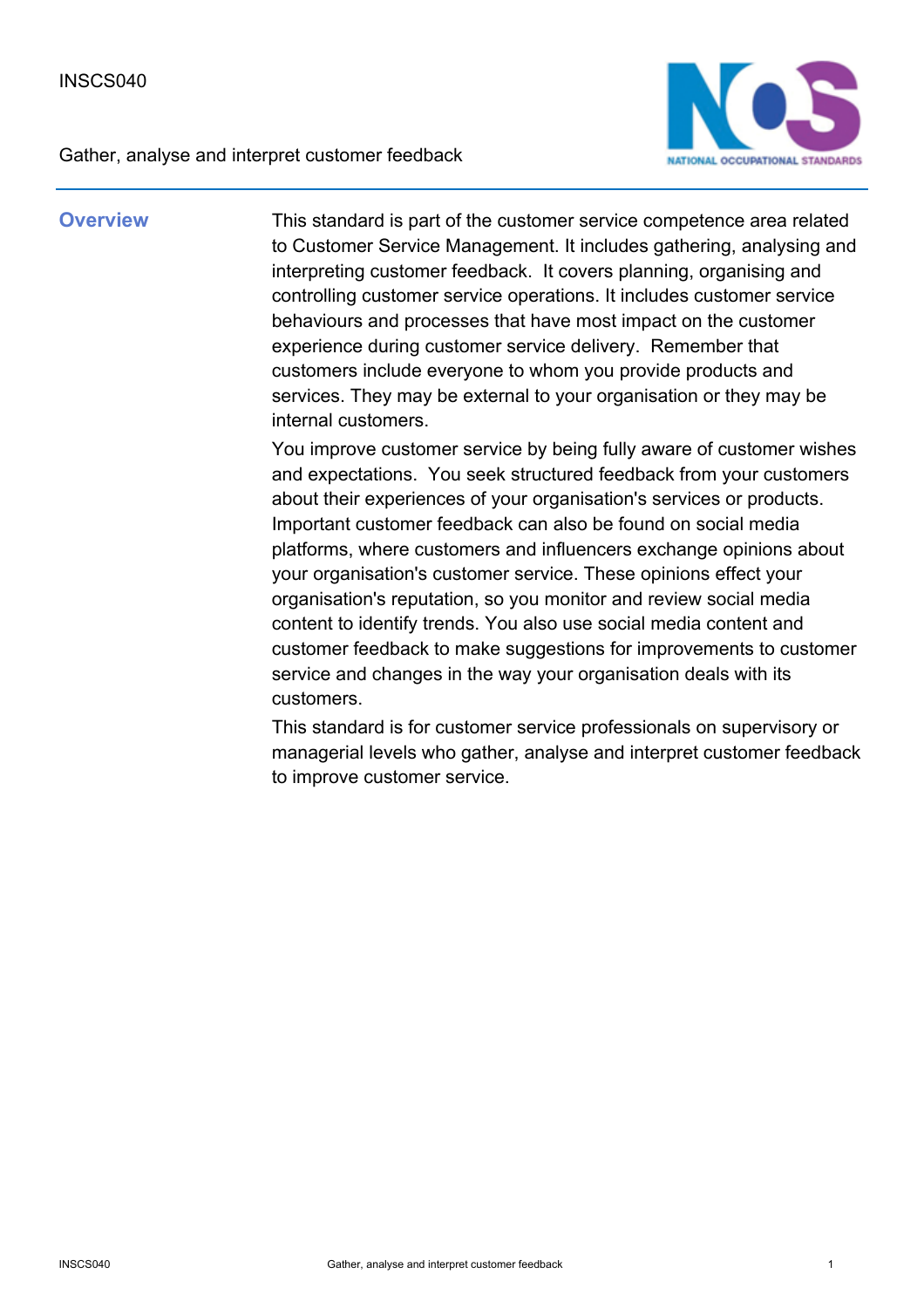INSCS040

Gather, analyse and interpret customer feedback

## Overview

This standard is part of the customer service competence area related to Customer Service Management. It includes gathering, analysing and interpreting customer feedback. It covers planning, organising and controlling customer service operations. It includes customer service behaviours and processes that have most impact on the customer experience during customer service delivery. Remember that customers include everyone to whom you provide products and services. They may be external to your organisation or they may be internal customers.

You improve customer service by being fully aware of customer wishes and expectations. You seek structured feedback from your customers about their experiences of your organisation's services or products. Important customer feedback can also be found on social media platforms, where customers and influencers exchange opinions about your organisation's customer service. These opinions effect your organisation's reputation, so you monitor and review social media content to identify trends. You also use social media content and customer feedback to make suggestions for improvements to customer service and changes in the way your organisation deals with its customers.

This standard is for customer service professionals on supervisory or managerial levels who gather, analyse and interpret customer feedback to improve customer service.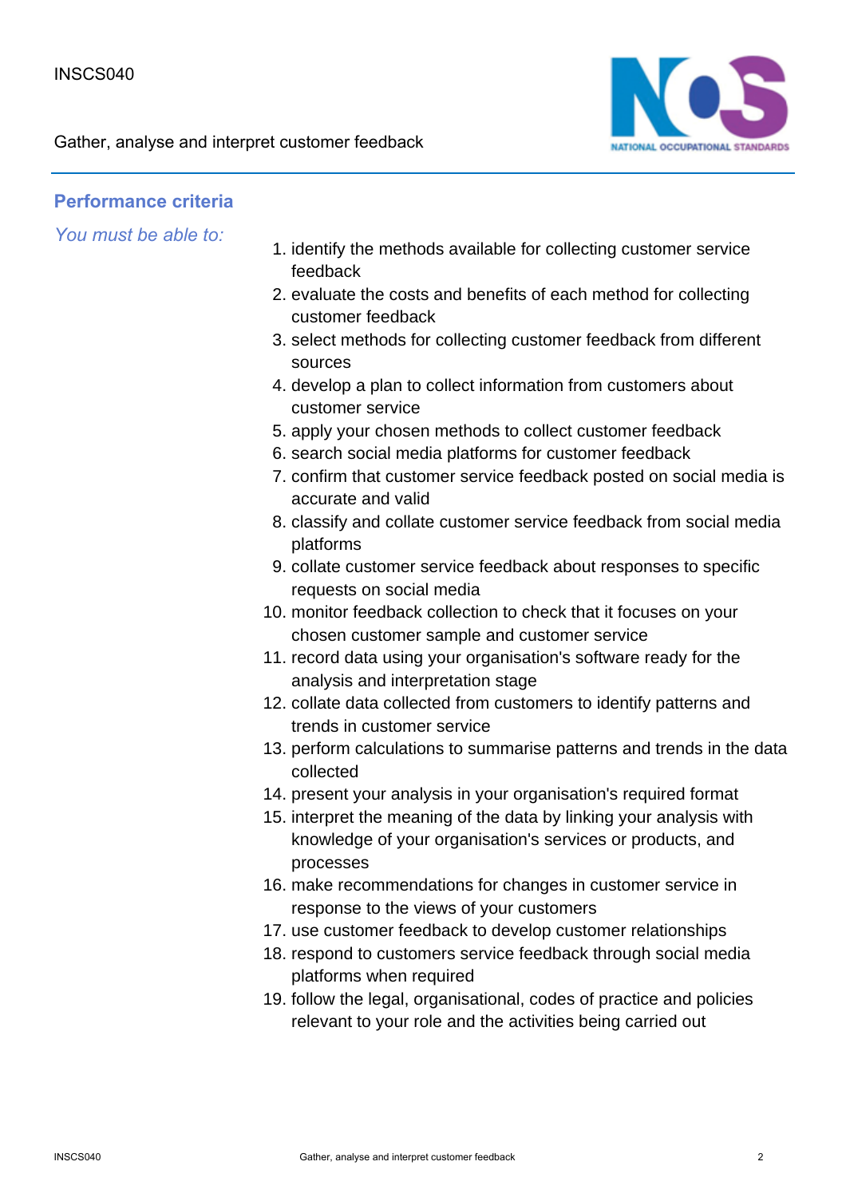## Performance criteria

*You must be able to:*

1. identify the methods available for collecting customer service feedback
2. evaluate the costs and benefits of each method for collecting customer feedback
3. select methods for collecting customer feedback from different sources
4. develop a plan to collect information from customers about customer service
5. apply your chosen methods to collect customer feedback
6. search social media platforms for customer feedback
7. confirm that customer service feedback posted on social media is accurate and valid
8. classify and collate customer service feedback from social media platforms
9. collate customer service feedback about responses to specific requests on social media
10. monitor feedback collection to check that it focuses on your chosen customer sample and customer service
11. record data using your organisation's software ready for the analysis and interpretation stage
12. collate data collected from customers to identify patterns and trends in customer service
13. perform calculations to summarise patterns and trends in the data collected
14. present your analysis in your organisation's required format
15. interpret the meaning of the data by linking your analysis with knowledge of your organisation's services or products, and processes
16. make recommendations for changes in customer service in response to the views of your customers
17. use customer feedback to develop customer relationships
18. respond to customers service feedback through social media platforms when required
19. follow the legal, organisational, codes of practice and policies relevant to your role and the activities being carried out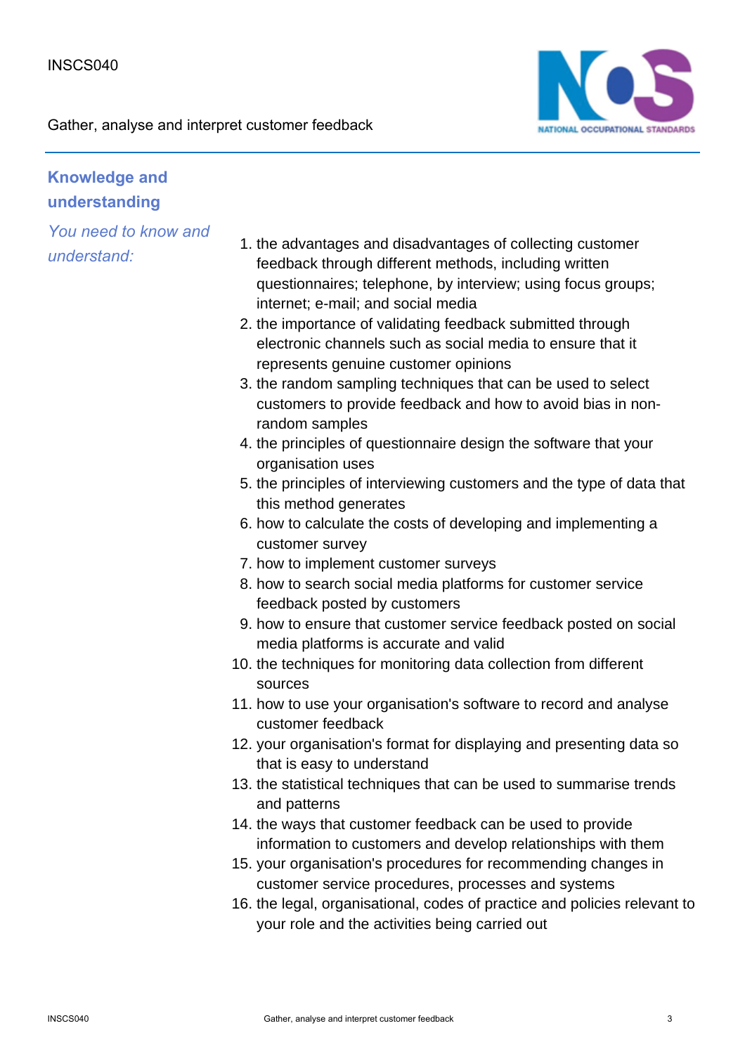## Knowledge and understanding

*You need to know and understand:*

1. the advantages and disadvantages of collecting customer feedback through different methods, including written questionnaires; telephone, by interview; using focus groups; internet; e-mail; and social media
2. the importance of validating feedback submitted through electronic channels such as social media to ensure that it represents genuine customer opinions
3. the random sampling techniques that can be used to select customers to provide feedback and how to avoid bias in non-random samples
4. the principles of questionnaire design the software that your organisation uses
5. the principles of interviewing customers and the type of data that this method generates
6. how to calculate the costs of developing and implementing a customer survey
7. how to implement customer surveys
8. how to search social media platforms for customer service feedback posted by customers
9. how to ensure that customer service feedback posted on social media platforms is accurate and valid
10. the techniques for monitoring data collection from different sources
11. how to use your organisation's software to record and analyse customer feedback
12. your organisation's format for displaying and presenting data so that is easy to understand
13. the statistical techniques that can be used to summarise trends and patterns
14. the ways that customer feedback can be used to provide information to customers and develop relationships with them
15. your organisation's procedures for recommending changes in customer service procedures, processes and systems
16. the legal, organisational, codes of practice and policies relevant to your role and the activities being carried out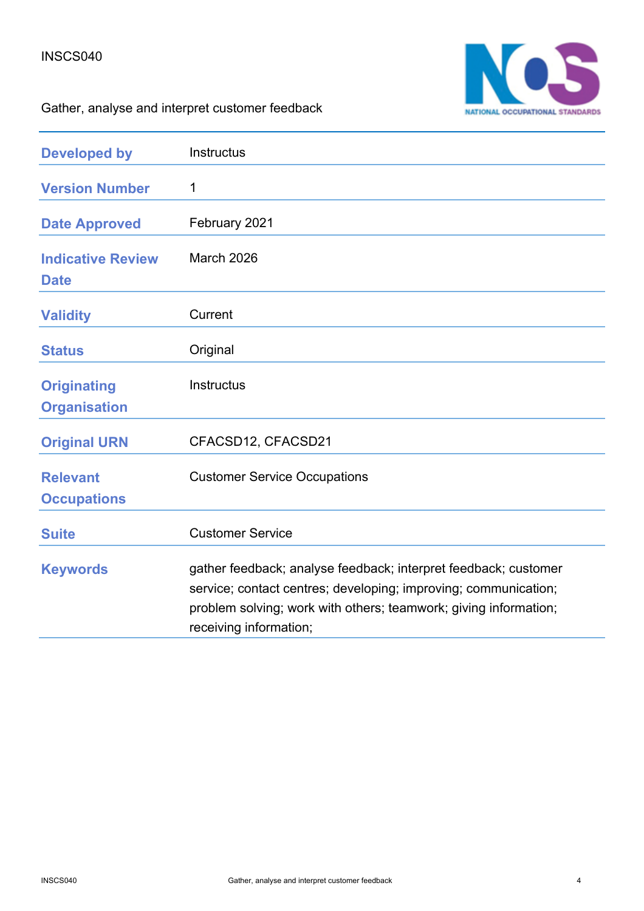INSCS040

Gather, analyse and interpret customer feedback

| | |
|---|---|
| **Developed by** | Instructus |
| **Version Number** | 1 |
| **Date Approved** | February 2021 |
| **Indicative Review Date** | March 2026 |
| **Validity** | Current |
| **Status** | Original |
| **Originating Organisation** | Instructus |
| **Original URN** | CFACSD12, CFACSD21 |
| **Relevant Occupations** | Customer Service Occupations |
| **Suite** | Customer Service |
| **Keywords** | gather feedback; analyse feedback; interpret feedback; customer service; contact centres; developing; improving; communication; problem solving; work with others; teamwork; giving information; receiving information; |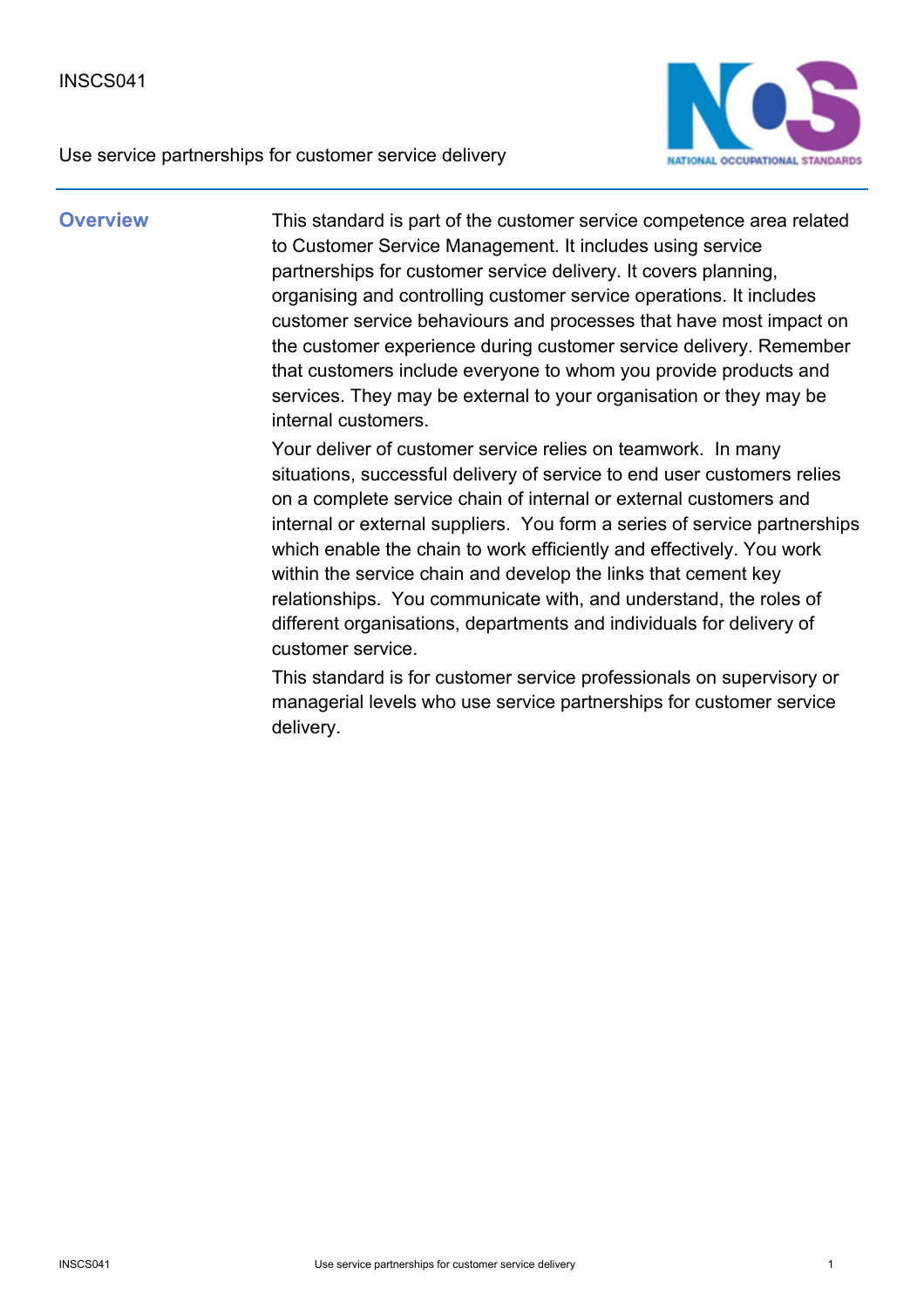INSCS041

Use service partnerships for customer service delivery

## Overview

This standard is part of the customer service competence area related to Customer Service Management. It includes using service partnerships for customer service delivery. It covers planning, organising and controlling customer service operations. It includes customer service behaviours and processes that have most impact on the customer experience during customer service delivery. Remember that customers include everyone to whom you provide products and services. They may be external to your organisation or they may be internal customers.

Your deliver of customer service relies on teamwork. In many situations, successful delivery of service to end user customers relies on a complete service chain of internal or external customers and internal or external suppliers. You form a series of service partnerships which enable the chain to work efficiently and effectively. You work within the service chain and develop the links that cement key relationships. You communicate with, and understand, the roles of different organisations, departments and individuals for delivery of customer service.

This standard is for customer service professionals on supervisory or managerial levels who use service partnerships for customer service delivery.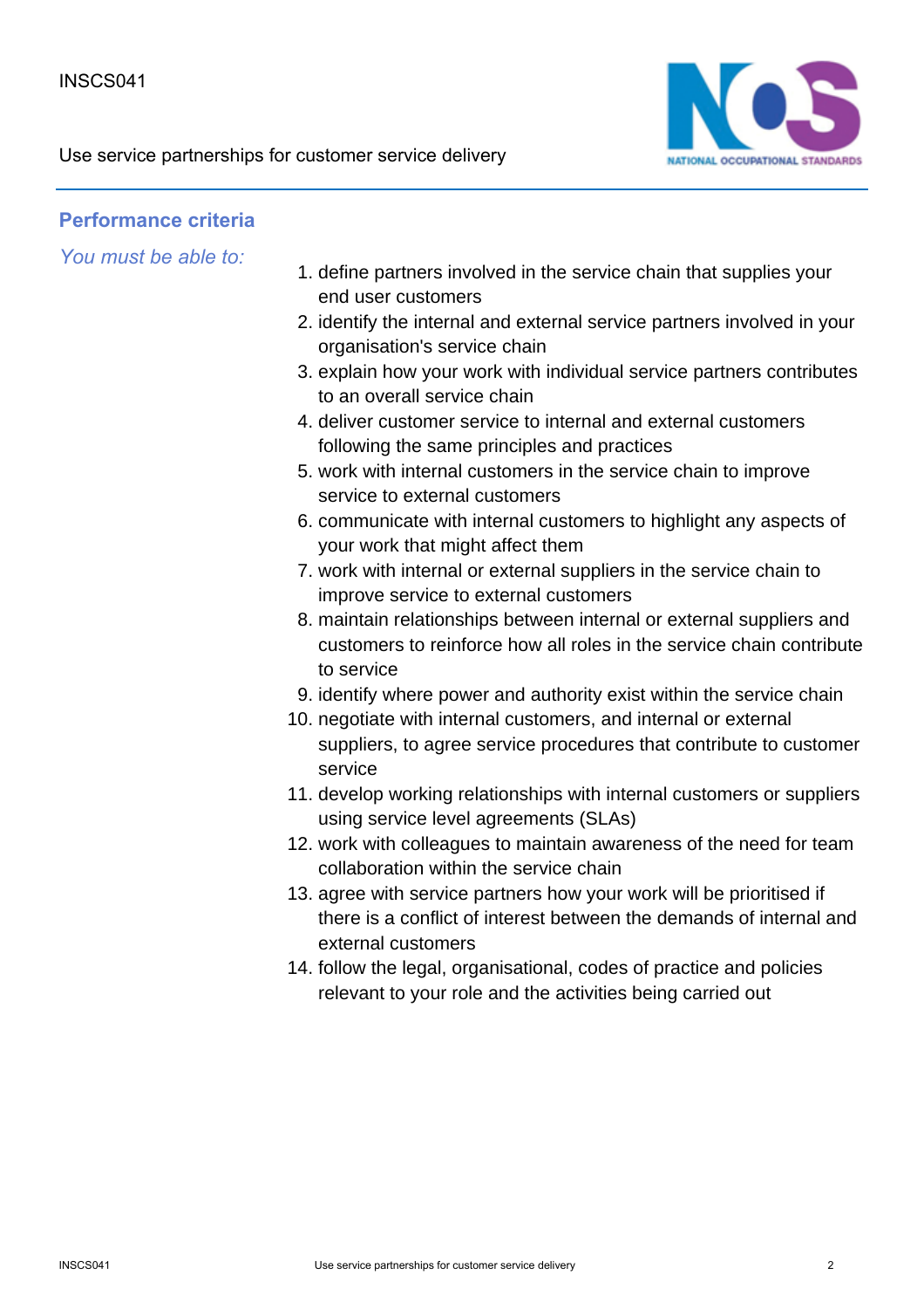## Performance criteria

*You must be able to:*

1. define partners involved in the service chain that supplies your end user customers
2. identify the internal and external service partners involved in your organisation's service chain
3. explain how your work with individual service partners contributes to an overall service chain
4. deliver customer service to internal and external customers following the same principles and practices
5. work with internal customers in the service chain to improve service to external customers
6. communicate with internal customers to highlight any aspects of your work that might affect them
7. work with internal or external suppliers in the service chain to improve service to external customers
8. maintain relationships between internal or external suppliers and customers to reinforce how all roles in the service chain contribute to service
9. identify where power and authority exist within the service chain
10. negotiate with internal customers, and internal or external suppliers, to agree service procedures that contribute to customer service
11. develop working relationships with internal customers or suppliers using service level agreements (SLAs)
12. work with colleagues to maintain awareness of the need for team collaboration within the service chain
13. agree with service partners how your work will be prioritised if there is a conflict of interest between the demands of internal and external customers
14. follow the legal, organisational, codes of practice and policies relevant to your role and the activities being carried out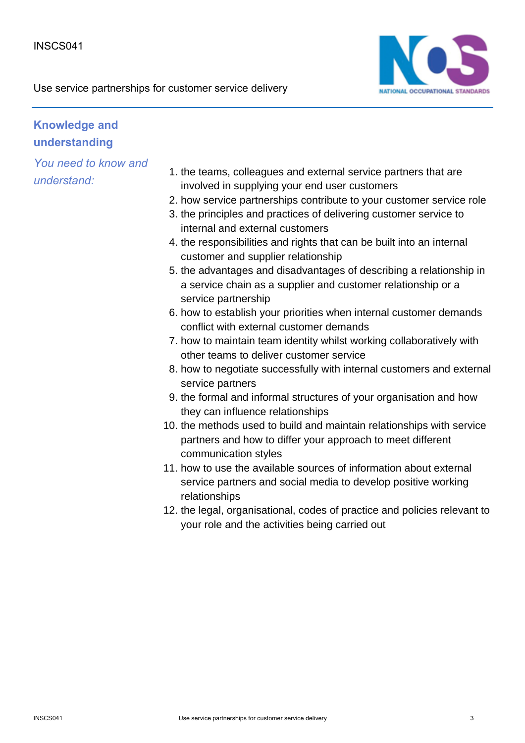## Knowledge and understanding

*You need to know and understand:*

1. the teams, colleagues and external service partners that are involved in supplying your end user customers
2. how service partnerships contribute to your customer service role
3. the principles and practices of delivering customer service to internal and external customers
4. the responsibilities and rights that can be built into an internal customer and supplier relationship
5. the advantages and disadvantages of describing a relationship in a service chain as a supplier and customer relationship or a service partnership
6. how to establish your priorities when internal customer demands conflict with external customer demands
7. how to maintain team identity whilst working collaboratively with other teams to deliver customer service
8. how to negotiate successfully with internal customers and external service partners
9. the formal and informal structures of your organisation and how they can influence relationships
10. the methods used to build and maintain relationships with service partners and how to differ your approach to meet different communication styles
11. how to use the available sources of information about external service partners and social media to develop positive working relationships
12. the legal, organisational, codes of practice and policies relevant to your role and the activities being carried out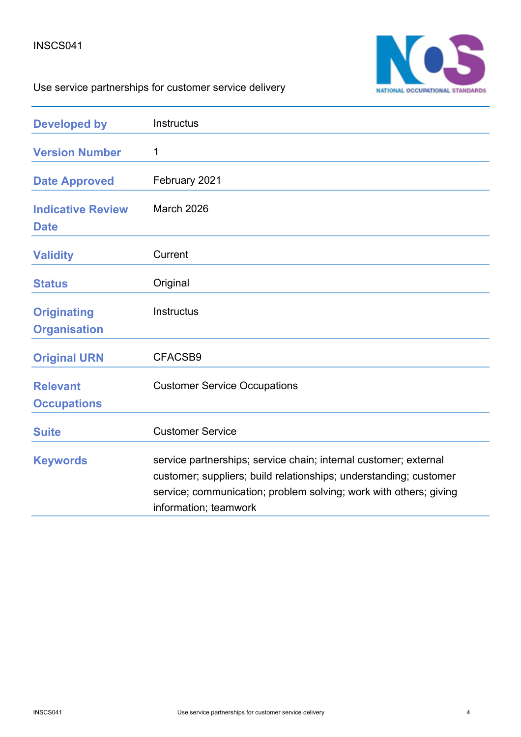INSCS041

Use service partnerships for customer service delivery

| | |
|---|---|
| **Developed by** | Instructus |
| **Version Number** | 1 |
| **Date Approved** | February 2021 |
| **Indicative Review Date** | March 2026 |
| **Validity** | Current |
| **Status** | Original |
| **Originating Organisation** | Instructus |
| **Original URN** | CFACSB9 |
| **Relevant Occupations** | Customer Service Occupations |
| **Suite** | Customer Service |
| **Keywords** | service partnerships; service chain; internal customer; external customer; suppliers; build relationships; understanding; customer service; communication; problem solving; work with others; giving information; teamwork |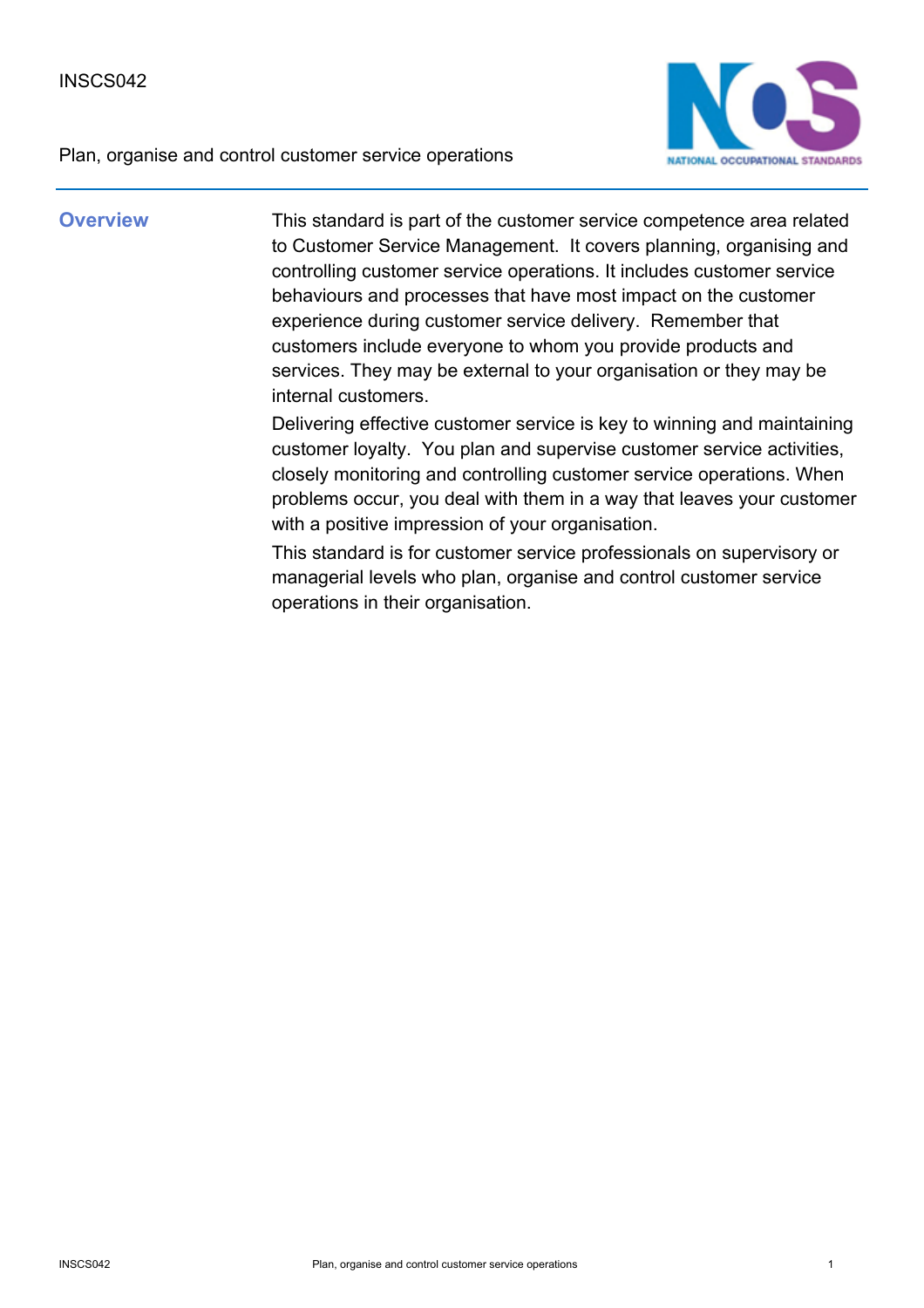INSCS042

Plan, organise and control customer service operations

## Overview

This standard is part of the customer service competence area related to Customer Service Management. It covers planning, organising and controlling customer service operations. It includes customer service behaviours and processes that have most impact on the customer experience during customer service delivery. Remember that customers include everyone to whom you provide products and services. They may be external to your organisation or they may be internal customers.

Delivering effective customer service is key to winning and maintaining customer loyalty. You plan and supervise customer service activities, closely monitoring and controlling customer service operations. When problems occur, you deal with them in a way that leaves your customer with a positive impression of your organisation.

This standard is for customer service professionals on supervisory or managerial levels who plan, organise and control customer service operations in their organisation.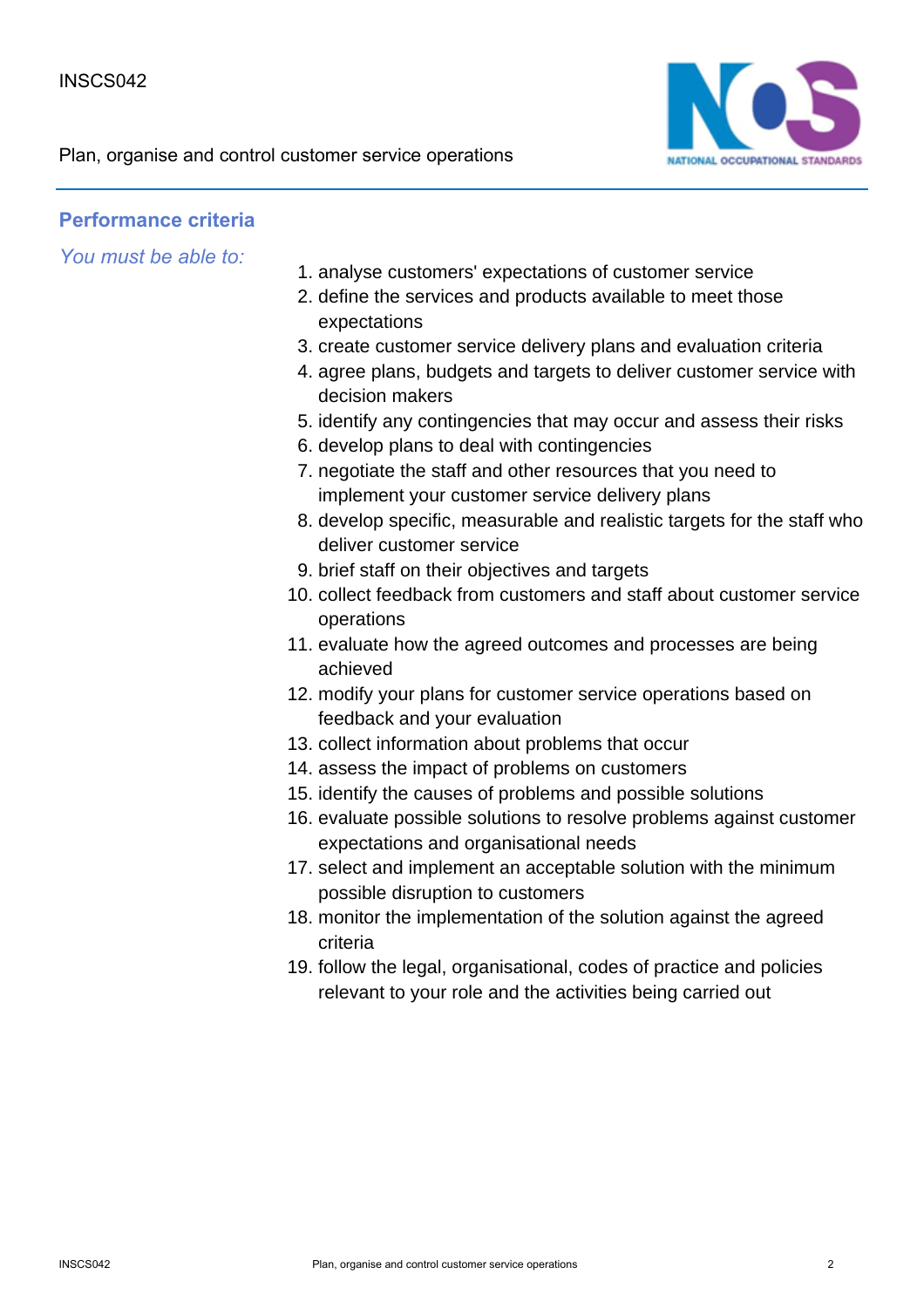## Performance criteria

*You must be able to:*

1. analyse customers' expectations of customer service
2. define the services and products available to meet those expectations
3. create customer service delivery plans and evaluation criteria
4. agree plans, budgets and targets to deliver customer service with decision makers
5. identify any contingencies that may occur and assess their risks
6. develop plans to deal with contingencies
7. negotiate the staff and other resources that you need to implement your customer service delivery plans
8. develop specific, measurable and realistic targets for the staff who deliver customer service
9. brief staff on their objectives and targets
10. collect feedback from customers and staff about customer service operations
11. evaluate how the agreed outcomes and processes are being achieved
12. modify your plans for customer service operations based on feedback and your evaluation
13. collect information about problems that occur
14. assess the impact of problems on customers
15. identify the causes of problems and possible solutions
16. evaluate possible solutions to resolve problems against customer expectations and organisational needs
17. select and implement an acceptable solution with the minimum possible disruption to customers
18. monitor the implementation of the solution against the agreed criteria
19. follow the legal, organisational, codes of practice and policies relevant to your role and the activities being carried out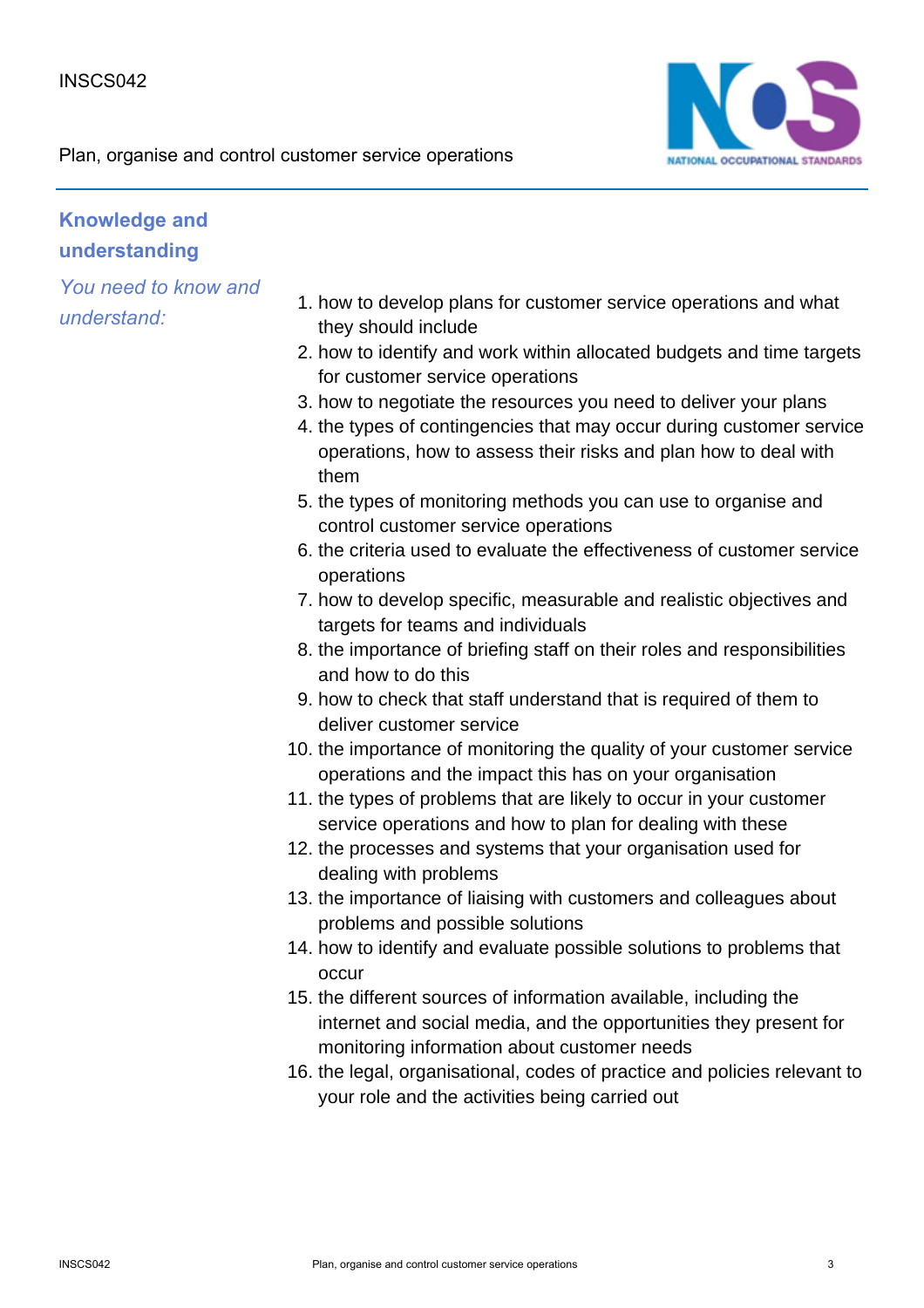## Knowledge and understanding

*You need to know and understand:*

1. how to develop plans for customer service operations and what they should include
2. how to identify and work within allocated budgets and time targets for customer service operations
3. how to negotiate the resources you need to deliver your plans
4. the types of contingencies that may occur during customer service operations, how to assess their risks and plan how to deal with them
5. the types of monitoring methods you can use to organise and control customer service operations
6. the criteria used to evaluate the effectiveness of customer service operations
7. how to develop specific, measurable and realistic objectives and targets for teams and individuals
8. the importance of briefing staff on their roles and responsibilities and how to do this
9. how to check that staff understand that is required of them to deliver customer service
10. the importance of monitoring the quality of your customer service operations and the impact this has on your organisation
11. the types of problems that are likely to occur in your customer service operations and how to plan for dealing with these
12. the processes and systems that your organisation used for dealing with problems
13. the importance of liaising with customers and colleagues about problems and possible solutions
14. how to identify and evaluate possible solutions to problems that occur
15. the different sources of information available, including the internet and social media, and the opportunities they present for monitoring information about customer needs
16. the legal, organisational, codes of practice and policies relevant to your role and the activities being carried out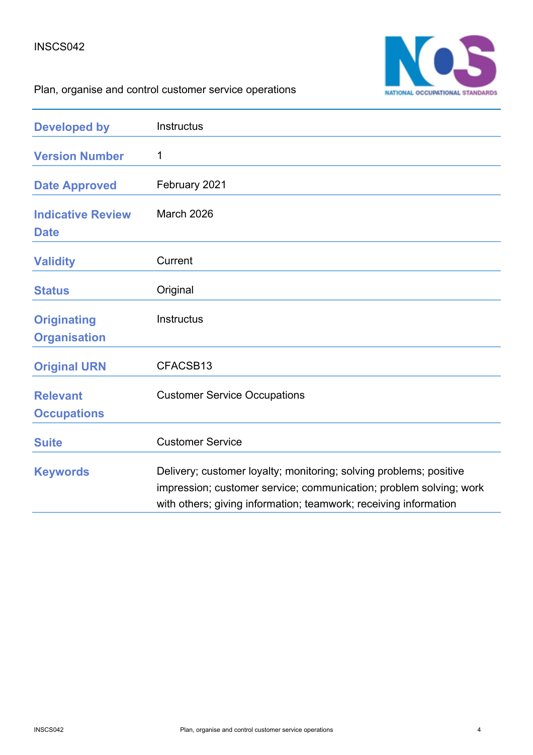INSCS042

Plan, organise and control customer service operations

| Developed by | Instructus |
|---|---|
| Version Number | 1 |
| Date Approved | February 2021 |
| Indicative Review Date | March 2026 |
| Validity | Current |
| Status | Original |
| Originating Organisation | Instructus |
| Original URN | CFACSB13 |
| Relevant Occupations | Customer Service Occupations |
| Suite | Customer Service |
| Keywords | Delivery; customer loyalty; monitoring; solving problems; positive impression; customer service; communication; problem solving; work with others; giving information; teamwork; receiving information |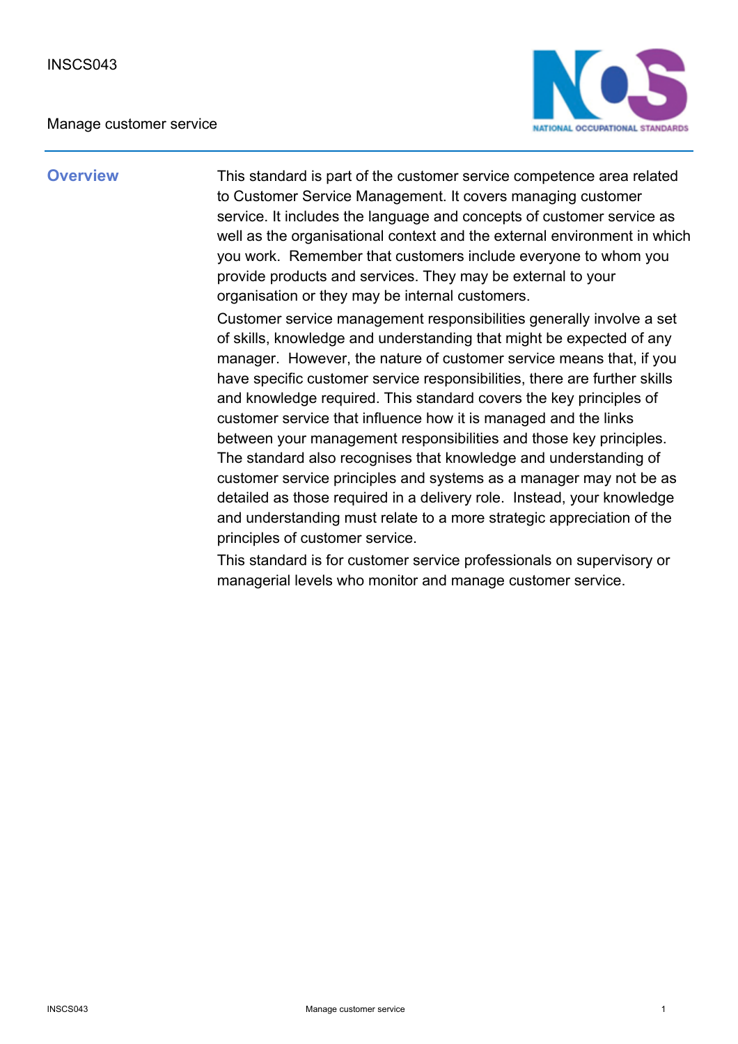INSCS043

Manage customer service

## Overview

This standard is part of the customer service competence area related to Customer Service Management. It covers managing customer service. It includes the language and concepts of customer service as well as the organisational context and the external environment in which you work. Remember that customers include everyone to whom you provide products and services. They may be external to your organisation or they may be internal customers.

Customer service management responsibilities generally involve a set of skills, knowledge and understanding that might be expected of any manager. However, the nature of customer service means that, if you have specific customer service responsibilities, there are further skills and knowledge required. This standard covers the key principles of customer service that influence how it is managed and the links between your management responsibilities and those key principles. The standard also recognises that knowledge and understanding of customer service principles and systems as a manager may not be as detailed as those required in a delivery role. Instead, your knowledge and understanding must relate to a more strategic appreciation of the principles of customer service.

This standard is for customer service professionals on supervisory or managerial levels who monitor and manage customer service.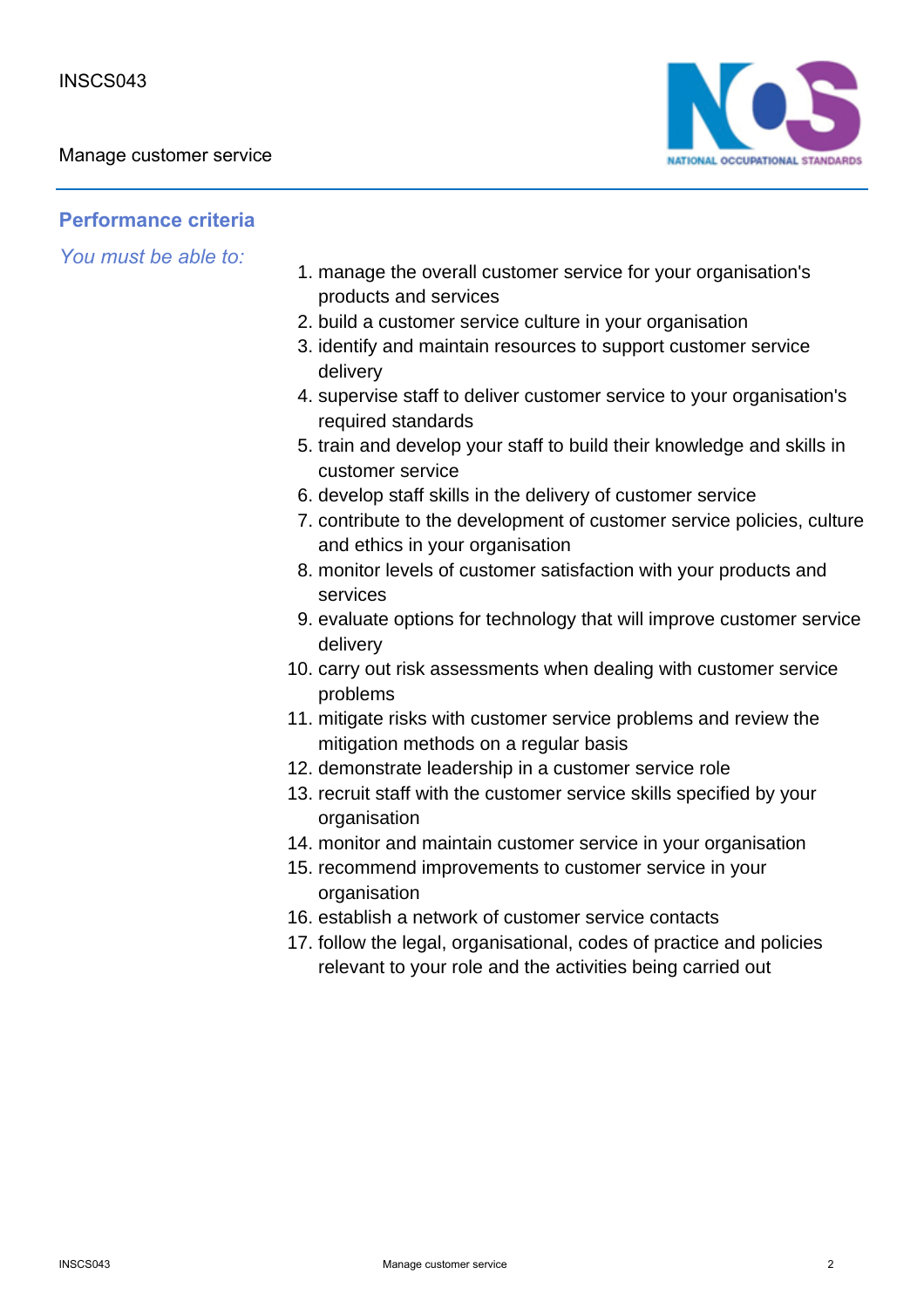## Performance criteria

*You must be able to:*

1. manage the overall customer service for your organisation's products and services
2. build a customer service culture in your organisation
3. identify and maintain resources to support customer service delivery
4. supervise staff to deliver customer service to your organisation's required standards
5. train and develop your staff to build their knowledge and skills in customer service
6. develop staff skills in the delivery of customer service
7. contribute to the development of customer service policies, culture and ethics in your organisation
8. monitor levels of customer satisfaction with your products and services
9. evaluate options for technology that will improve customer service delivery
10. carry out risk assessments when dealing with customer service problems
11. mitigate risks with customer service problems and review the mitigation methods on a regular basis
12. demonstrate leadership in a customer service role
13. recruit staff with the customer service skills specified by your organisation
14. monitor and maintain customer service in your organisation
15. recommend improvements to customer service in your organisation
16. establish a network of customer service contacts
17. follow the legal, organisational, codes of practice and policies relevant to your role and the activities being carried out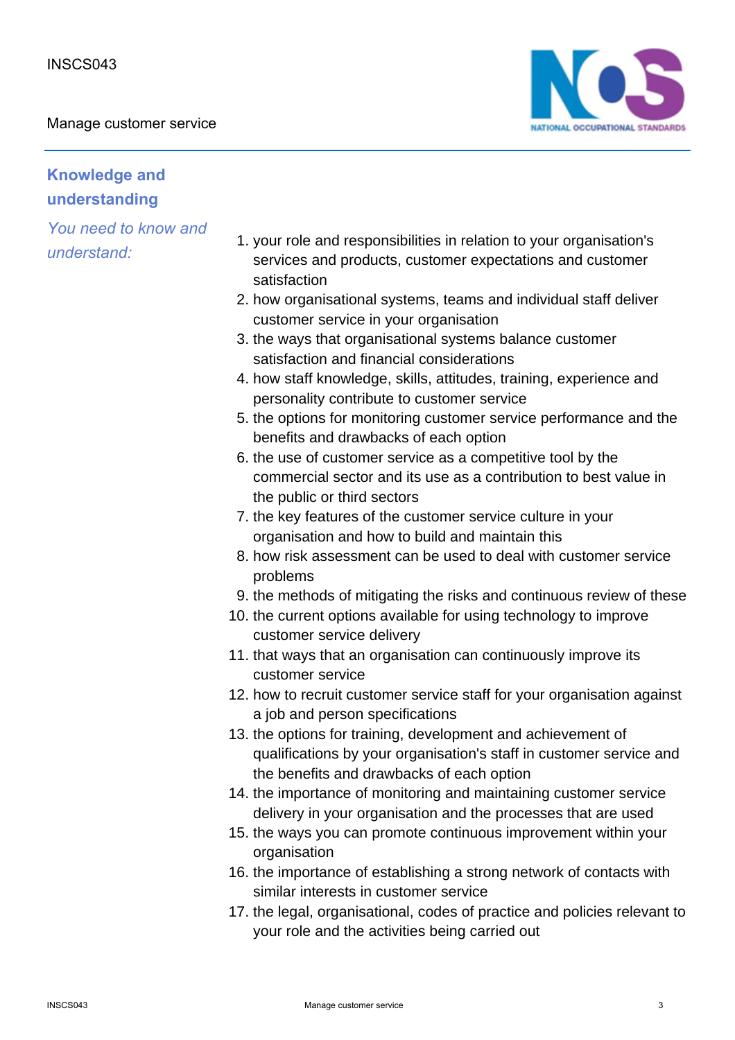## Knowledge and understanding

*You need to know and understand:*

1. your role and responsibilities in relation to your organisation's services and products, customer expectations and customer satisfaction
2. how organisational systems, teams and individual staff deliver customer service in your organisation
3. the ways that organisational systems balance customer satisfaction and financial considerations
4. how staff knowledge, skills, attitudes, training, experience and personality contribute to customer service
5. the options for monitoring customer service performance and the benefits and drawbacks of each option
6. the use of customer service as a competitive tool by the commercial sector and its use as a contribution to best value in the public or third sectors
7. the key features of the customer service culture in your organisation and how to build and maintain this
8. how risk assessment can be used to deal with customer service problems
9. the methods of mitigating the risks and continuous review of these
10. the current options available for using technology to improve customer service delivery
11. that ways that an organisation can continuously improve its customer service
12. how to recruit customer service staff for your organisation against a job and person specifications
13. the options for training, development and achievement of qualifications by your organisation's staff in customer service and the benefits and drawbacks of each option
14. the importance of monitoring and maintaining customer service delivery in your organisation and the processes that are used
15. the ways you can promote continuous improvement within your organisation
16. the importance of establishing a strong network of contacts with similar interests in customer service
17. the legal, organisational, codes of practice and policies relevant to your role and the activities being carried out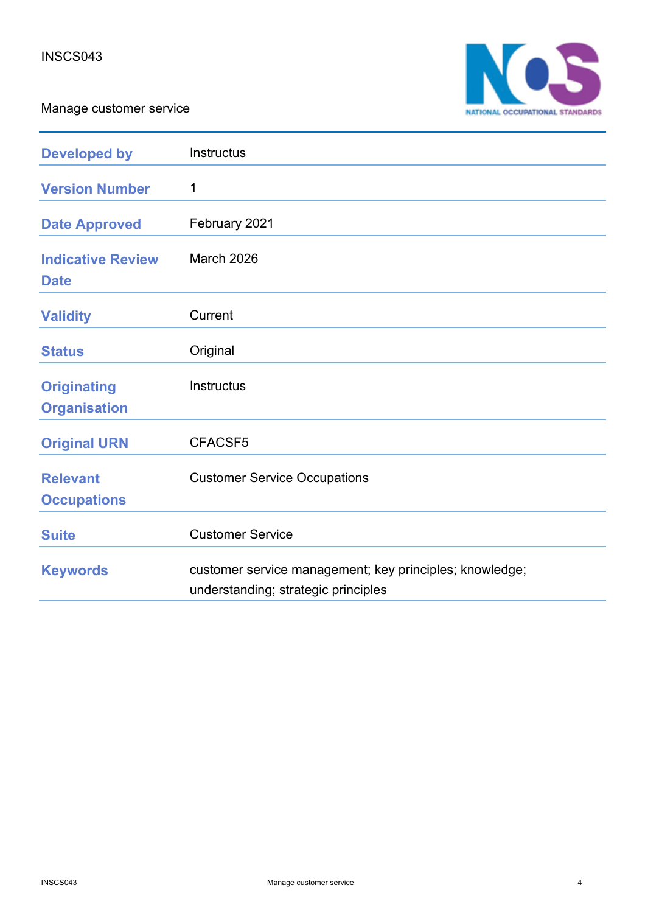INSCS043

Manage customer service

| | |
|---|---|
| **Developed by** | Instructus |
| **Version Number** | 1 |
| **Date Approved** | February 2021 |
| **Indicative Review Date** | March 2026 |
| **Validity** | Current |
| **Status** | Original |
| **Originating Organisation** | Instructus |
| **Original URN** | CFACSF5 |
| **Relevant Occupations** | Customer Service Occupations |
| **Suite** | Customer Service |
| **Keywords** | customer service management; key principles; knowledge; understanding; strategic principles |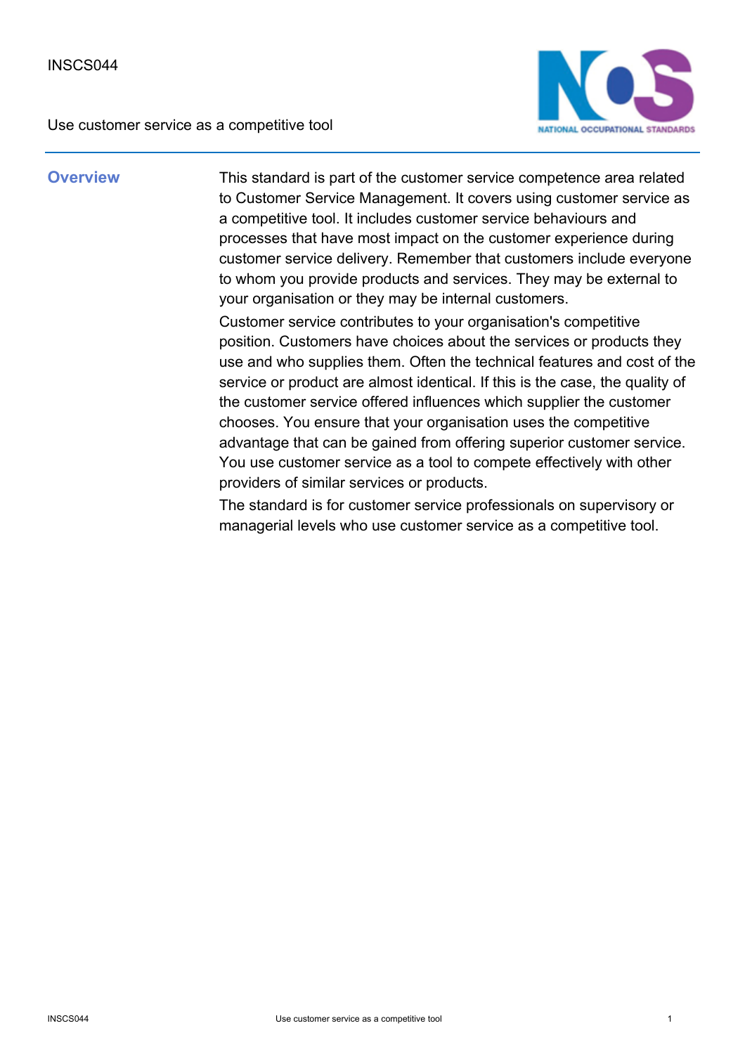INSCS044

Use customer service as a competitive tool

## Overview

This standard is part of the customer service competence area related to Customer Service Management. It covers using customer service as a competitive tool. It includes customer service behaviours and processes that have most impact on the customer experience during customer service delivery. Remember that customers include everyone to whom you provide products and services. They may be external to your organisation or they may be internal customers.

Customer service contributes to your organisation's competitive position. Customers have choices about the services or products they use and who supplies them. Often the technical features and cost of the service or product are almost identical. If this is the case, the quality of the customer service offered influences which supplier the customer chooses. You ensure that your organisation uses the competitive advantage that can be gained from offering superior customer service. You use customer service as a tool to compete effectively with other providers of similar services or products.

The standard is for customer service professionals on supervisory or managerial levels who use customer service as a competitive tool.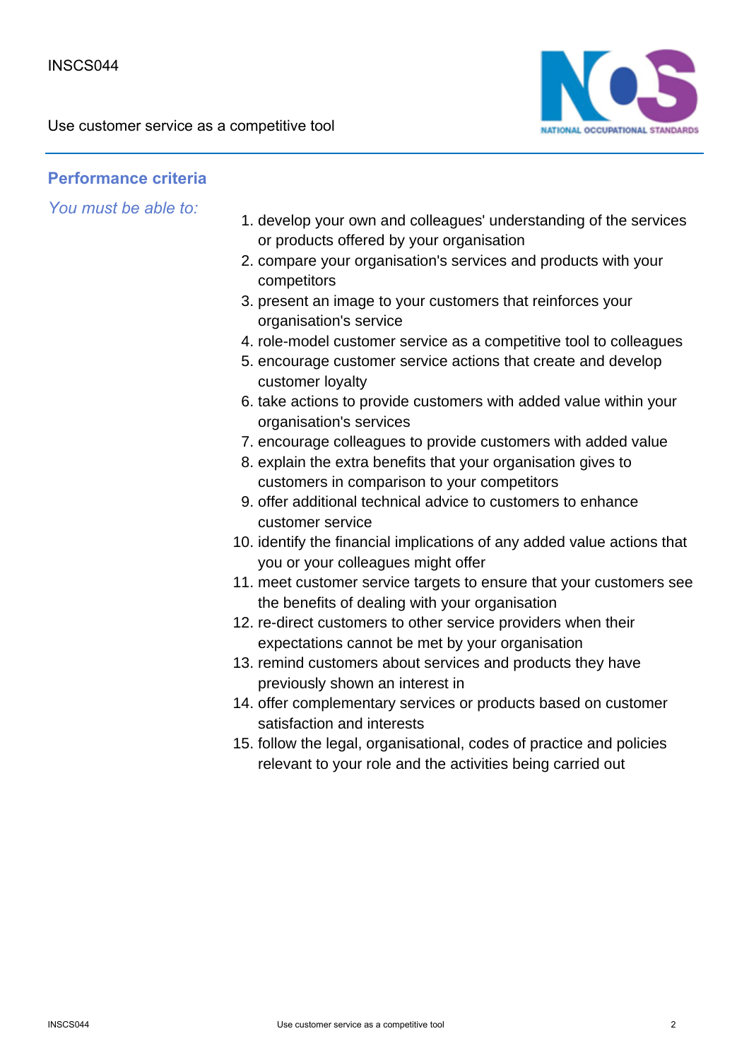## Performance criteria

*You must be able to:*

1. develop your own and colleagues' understanding of the services or products offered by your organisation
2. compare your organisation's services and products with your competitors
3. present an image to your customers that reinforces your organisation's service
4. role-model customer service as a competitive tool to colleagues
5. encourage customer service actions that create and develop customer loyalty
6. take actions to provide customers with added value within your organisation's services
7. encourage colleagues to provide customers with added value
8. explain the extra benefits that your organisation gives to customers in comparison to your competitors
9. offer additional technical advice to customers to enhance customer service
10. identify the financial implications of any added value actions that you or your colleagues might offer
11. meet customer service targets to ensure that your customers see the benefits of dealing with your organisation
12. re-direct customers to other service providers when their expectations cannot be met by your organisation
13. remind customers about services and products they have previously shown an interest in
14. offer complementary services or products based on customer satisfaction and interests
15. follow the legal, organisational, codes of practice and policies relevant to your role and the activities being carried out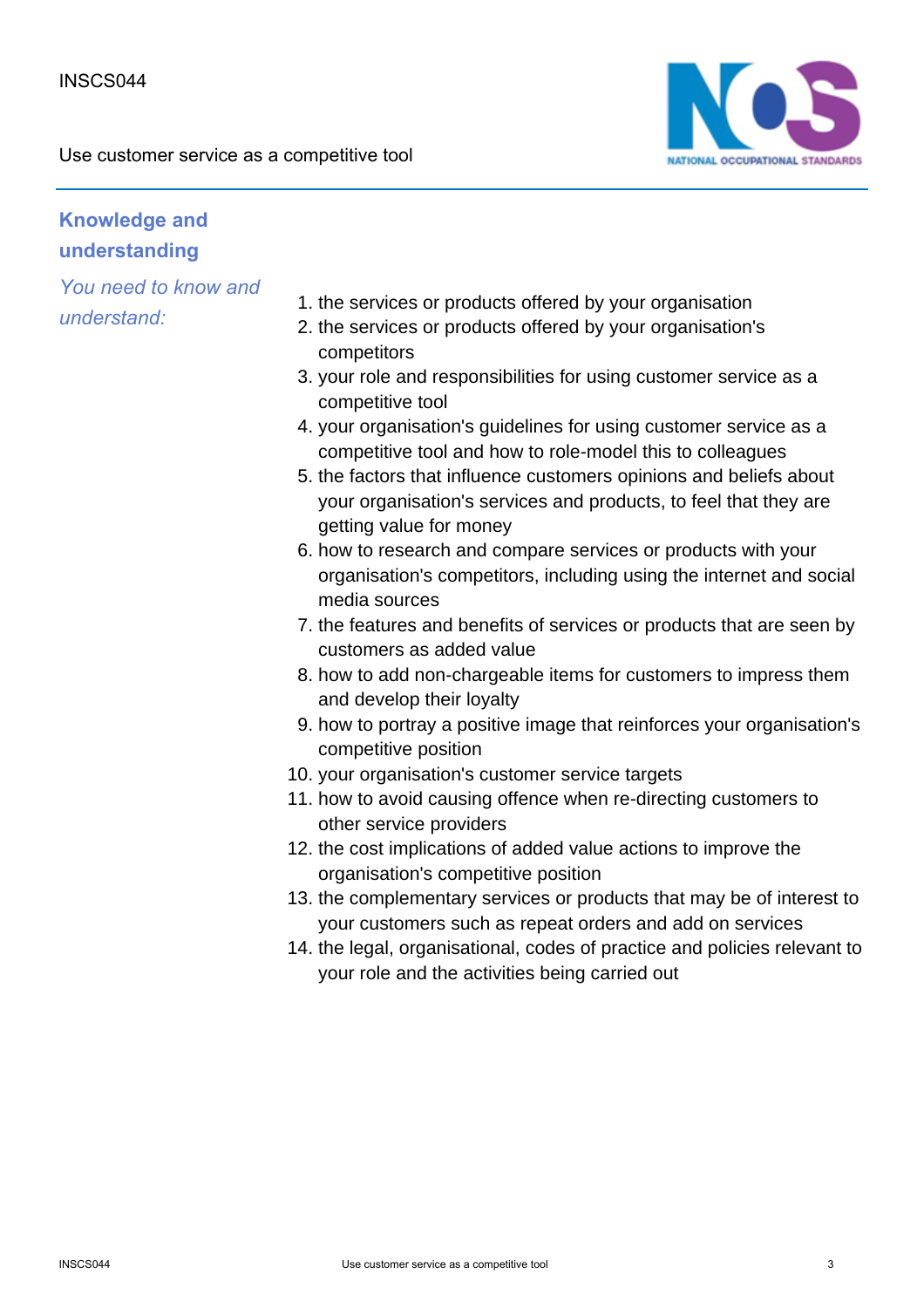## Knowledge and understanding

*You need to know and understand:*

1. the services or products offered by your organisation
2. the services or products offered by your organisation's competitors
3. your role and responsibilities for using customer service as a competitive tool
4. your organisation's guidelines for using customer service as a competitive tool and how to role-model this to colleagues
5. the factors that influence customers opinions and beliefs about your organisation's services and products, to feel that they are getting value for money
6. how to research and compare services or products with your organisation's competitors, including using the internet and social media sources
7. the features and benefits of services or products that are seen by customers as added value
8. how to add non-chargeable items for customers to impress them and develop their loyalty
9. how to portray a positive image that reinforces your organisation's competitive position
10. your organisation's customer service targets
11. how to avoid causing offence when re-directing customers to other service providers
12. the cost implications of added value actions to improve the organisation's competitive position
13. the complementary services or products that may be of interest to your customers such as repeat orders and add on services
14. the legal, organisational, codes of practice and policies relevant to your role and the activities being carried out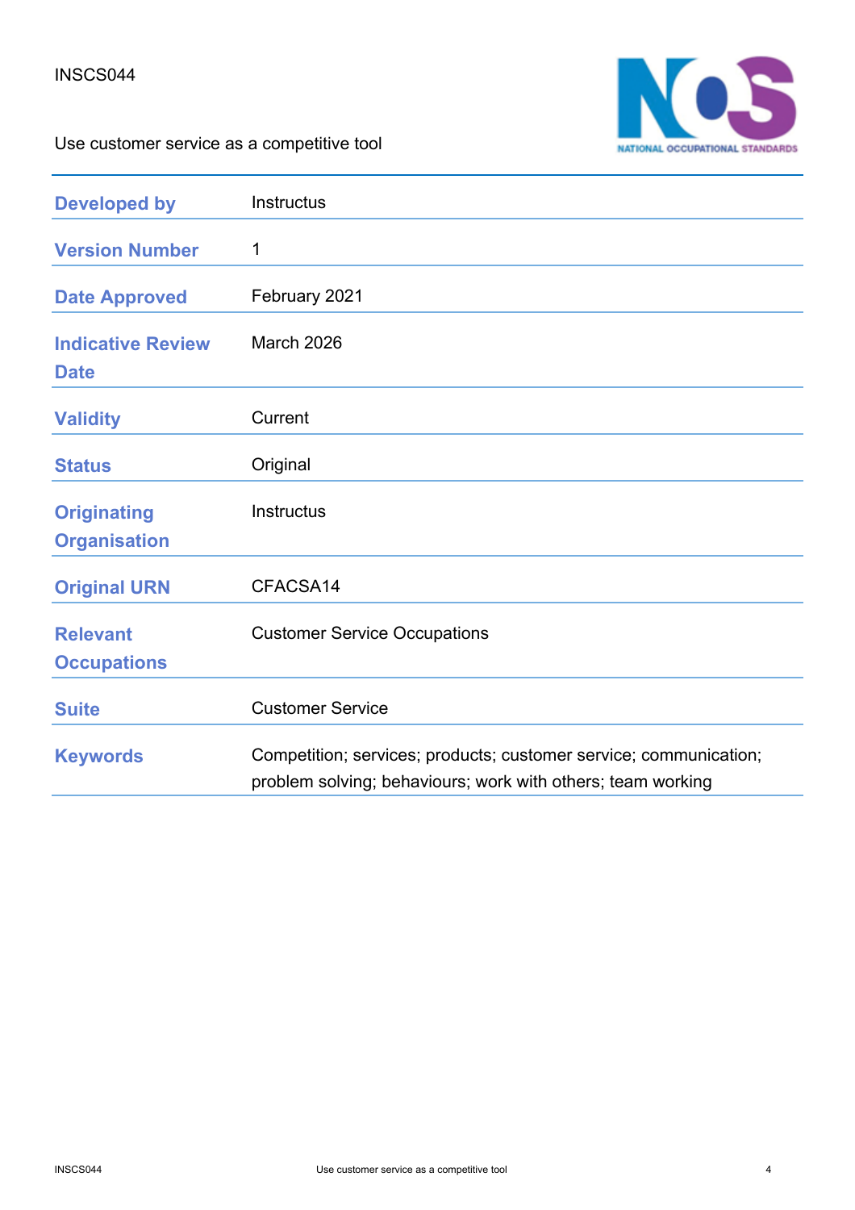INSCS044

Use customer service as a competitive tool

| | |
|---|---|
| **Developed by** | Instructus |
| **Version Number** | 1 |
| **Date Approved** | February 2021 |
| **Indicative Review Date** | March 2026 |
| **Validity** | Current |
| **Status** | Original |
| **Originating Organisation** | Instructus |
| **Original URN** | CFACSA14 |
| **Relevant Occupations** | Customer Service Occupations |
| **Suite** | Customer Service |
| **Keywords** | Competition; services; products; customer service; communication; problem solving; behaviours; work with others; team working |